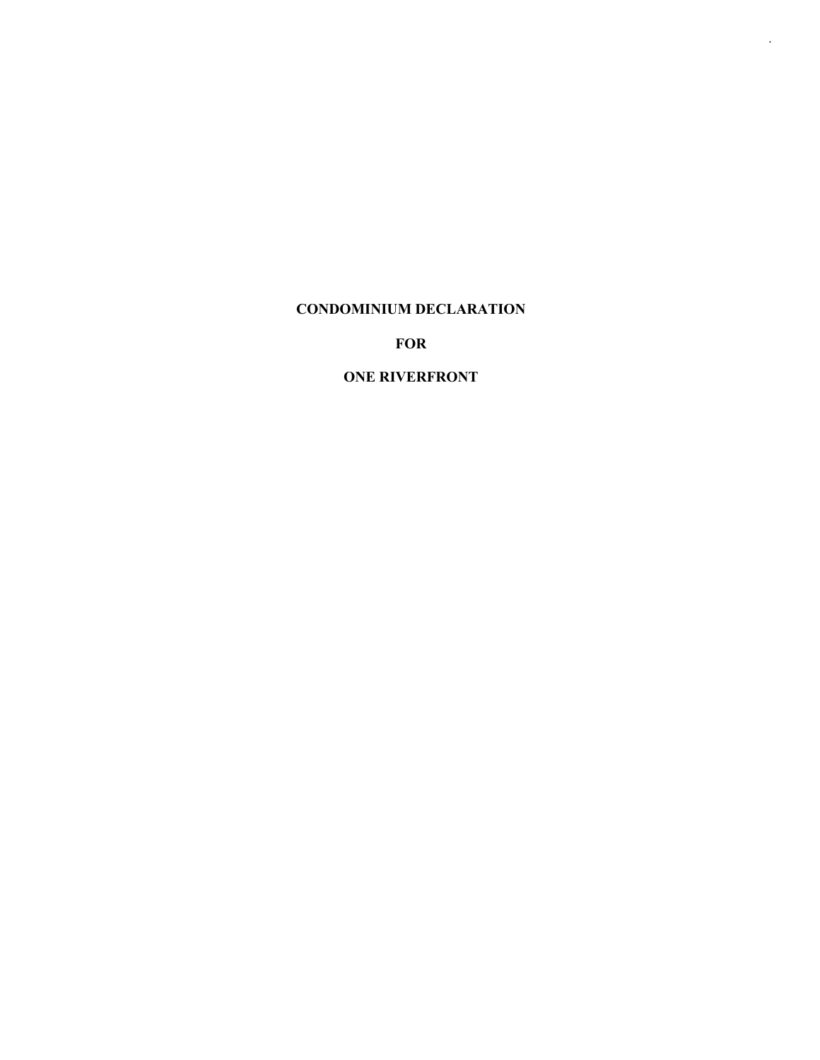# CONDOMINIUM DECLARATION

# FOR

# ONE RIVERFRONT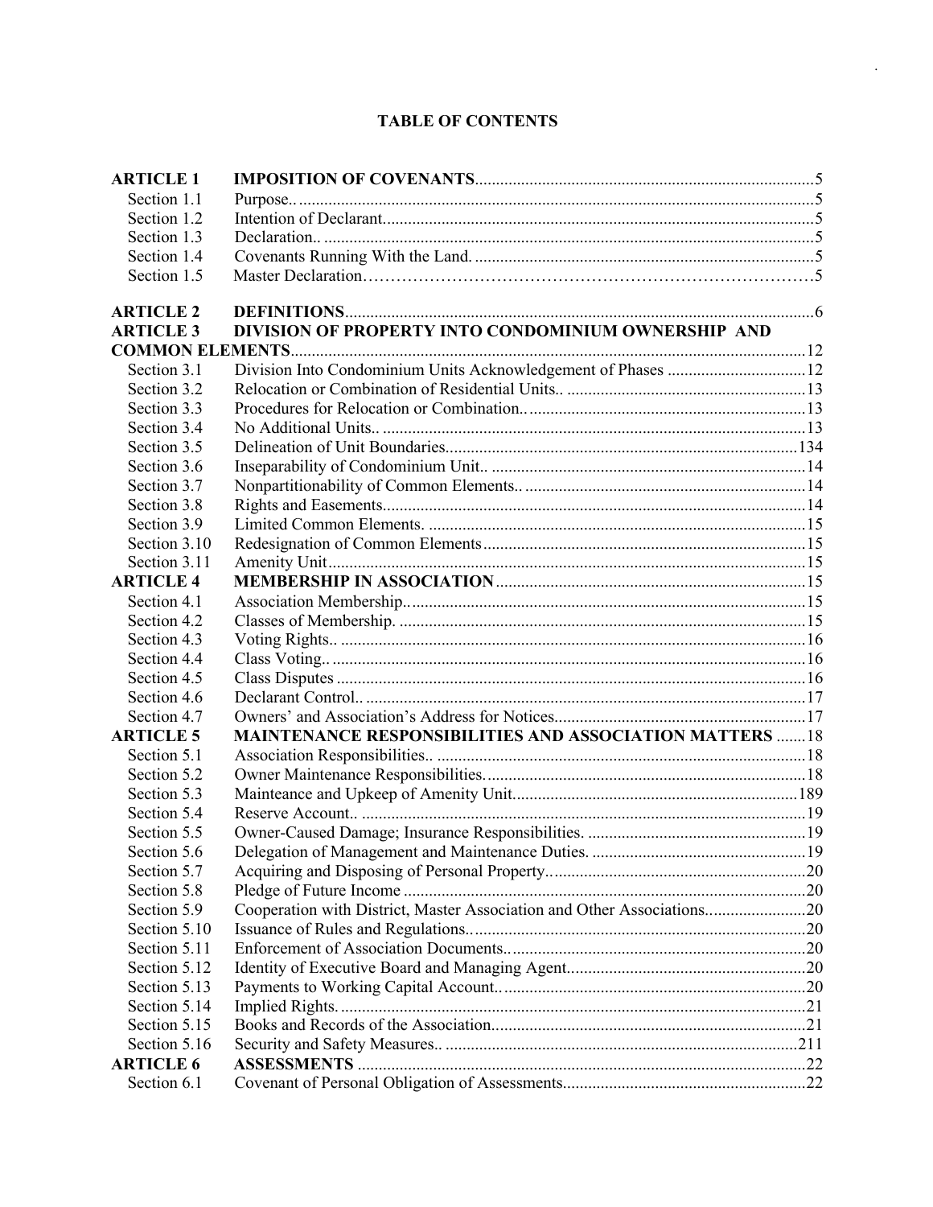# TABLE OF CONTENTS

| | | |
|---|---|---|
| **ARTICLE 1** | **IMPOSITION OF COVENANTS** | 5 |
| Section 1.1 | Purpose.. | 5 |
| Section 1.2 | Intention of Declarant | 5 |
| Section 1.3 | Declaration.. | 5 |
| Section 1.4 | Covenants Running With the Land. | 5 |
| Section 1.5 | Master Declaration | 5 |
| **ARTICLE 2** | **DEFINITIONS** | 6 |
| **ARTICLE 3** | **DIVISION OF PROPERTY INTO CONDOMINIUM OWNERSHIP AND COMMON ELEMENTS** | 12 |
| Section 3.1 | Division Into Condominium Units Acknowledgement of Phases | 12 |
| Section 3.2 | Relocation or Combination of Residential Units.. | 13 |
| Section 3.3 | Procedures for Relocation or Combination.. | 13 |
| Section 3.4 | No Additional Units.. | 13 |
| Section 3.5 | Delineation of Unit Boundaries | 134 |
| Section 3.6 | Inseparability of Condominium Unit.. | 14 |
| Section 3.7 | Nonpartitionability of Common Elements.. | 14 |
| Section 3.8 | Rights and Easements | 14 |
| Section 3.9 | Limited Common Elements. | 15 |
| Section 3.10 | Redesignation of Common Elements | 15 |
| Section 3.11 | Amenity Unit | 15 |
| **ARTICLE 4** | **MEMBERSHIP IN ASSOCIATION** | 15 |
| Section 4.1 | Association Membership.. | 15 |
| Section 4.2 | Classes of Membership. | 15 |
| Section 4.3 | Voting Rights.. | 16 |
| Section 4.4 | Class Voting.. | 16 |
| Section 4.5 | Class Disputes | 16 |
| Section 4.6 | Declarant Control.. | 17 |
| Section 4.7 | Owners' and Association's Address for Notices | 17 |
| **ARTICLE 5** | **MAINTENANCE RESPONSIBILITIES AND ASSOCIATION MATTERS** | 18 |
| Section 5.1 | Association Responsibilities.. | 18 |
| Section 5.2 | Owner Maintenance Responsibilities. | 18 |
| Section 5.3 | Mainteance and Upkeep of Amenity Unit | 189 |
| Section 5.4 | Reserve Account.. | 19 |
| Section 5.5 | Owner-Caused Damage; Insurance Responsibilities. | 19 |
| Section 5.6 | Delegation of Management and Maintenance Duties. | 19 |
| Section 5.7 | Acquiring and Disposing of Personal Property.. | 20 |
| Section 5.8 | Pledge of Future Income | 20 |
| Section 5.9 | Cooperation with District, Master Association and Other Associations | 20 |
| Section 5.10 | Issuance of Rules and Regulations.. | 20 |
| Section 5.11 | Enforcement of Association Documents.. | 20 |
| Section 5.12 | Identity of Executive Board and Managing Agent | 20 |
| Section 5.13 | Payments to Working Capital Account.. | 20 |
| Section 5.14 | Implied Rights. | 21 |
| Section 5.15 | Books and Records of the Association | 21 |
| Section 5.16 | Security and Safety Measures.. | 211 |
| **ARTICLE 6** | **ASSESSMENTS** | 22 |
| Section 6.1 | Covenant of Personal Obligation of Assessments | 22 |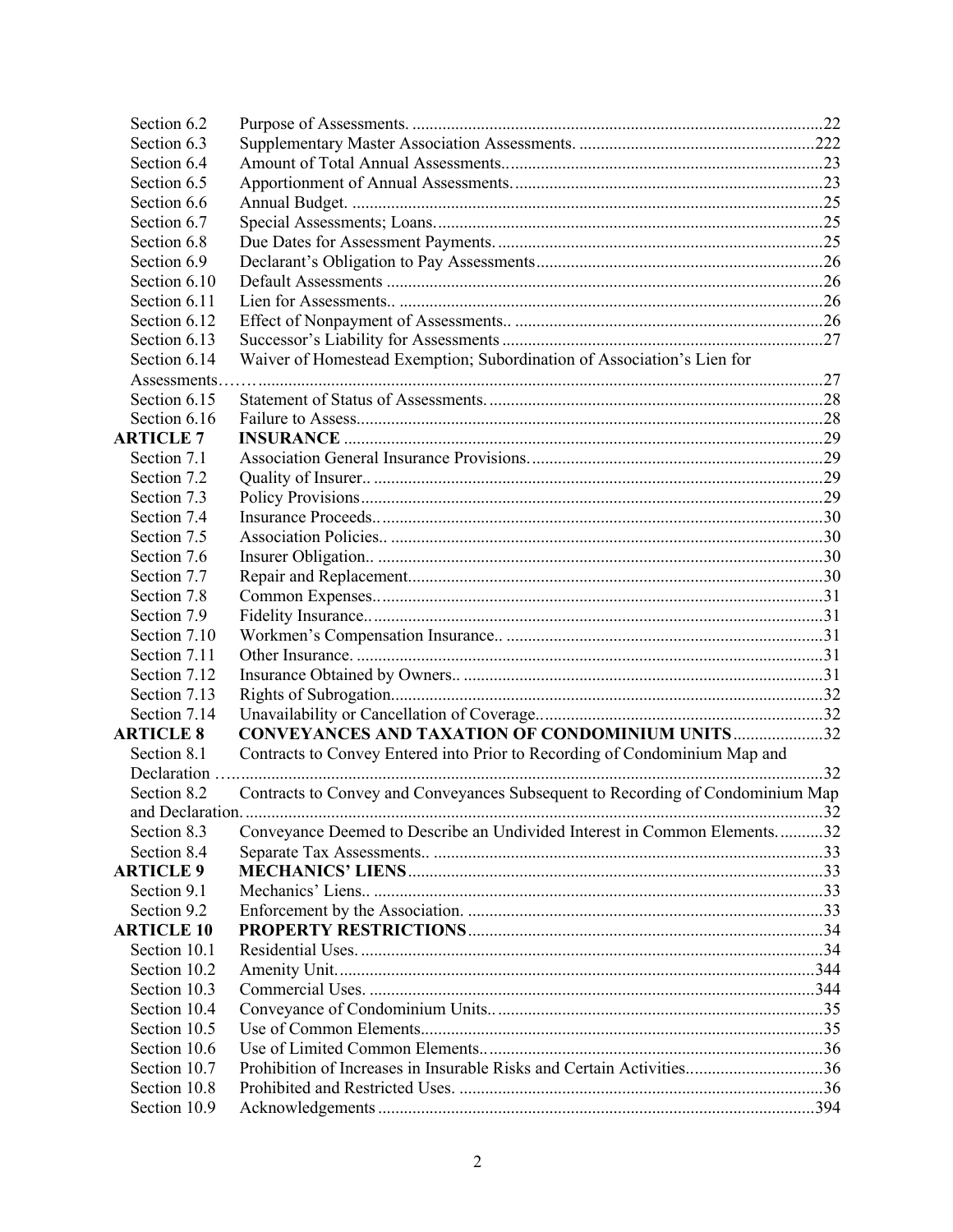| | | |
|---|---|---|
| Section 6.2 | Purpose of Assessments. | 22 |
| Section 6.3 | Supplementary Master Association Assessments. | 222 |
| Section 6.4 | Amount of Total Annual Assessments.. | 23 |
| Section 6.5 | Apportionment of Annual Assessments. | 23 |
| Section 6.6 | Annual Budget. | 25 |
| Section 6.7 | Special Assessments; Loans. | 25 |
| Section 6.8 | Due Dates for Assessment Payments. | 25 |
| Section 6.9 | Declarant's Obligation to Pay Assessments | 26 |
| Section 6.10 | Default Assessments | 26 |
| Section 6.11 | Lien for Assessments.. | 26 |
| Section 6.12 | Effect of Nonpayment of Assessments.. | 26 |
| Section 6.13 | Successor's Liability for Assessments | 27 |
| Section 6.14 | Waiver of Homestead Exemption; Subordination of Association's Lien for Assessments…… | 27 |
| Section 6.15 | Statement of Status of Assessments. | 28 |
| Section 6.16 | Failure to Assess. | 28 |
| **ARTICLE 7** | **INSURANCE** | 29 |
| Section 7.1 | Association General Insurance Provisions. | 29 |
| Section 7.2 | Quality of Insurer.. | 29 |
| Section 7.3 | Policy Provisions | 29 |
| Section 7.4 | Insurance Proceeds.. | 30 |
| Section 7.5 | Association Policies.. | 30 |
| Section 7.6 | Insurer Obligation.. | 30 |
| Section 7.7 | Repair and Replacement. | 30 |
| Section 7.8 | Common Expenses.. | 31 |
| Section 7.9 | Fidelity Insurance.. | 31 |
| Section 7.10 | Workmen's Compensation Insurance.. | 31 |
| Section 7.11 | Other Insurance. | 31 |
| Section 7.12 | Insurance Obtained by Owners.. | 31 |
| Section 7.13 | Rights of Subrogation. | 32 |
| Section 7.14 | Unavailability or Cancellation of Coverage.. | 32 |
| **ARTICLE 8** | **CONVEYANCES AND TAXATION OF CONDOMINIUM UNITS** | 32 |
| Section 8.1 | Contracts to Convey Entered into Prior to Recording of Condominium Map and Declaration … | 32 |
| Section 8.2 | Contracts to Convey and Conveyances Subsequent to Recording of Condominium Map and Declaration. | 32 |
| Section 8.3 | Conveyance Deemed to Describe an Undivided Interest in Common Elements. | 32 |
| Section 8.4 | Separate Tax Assessments.. | 33 |
| **ARTICLE 9** | **MECHANICS' LIENS** | 33 |
| Section 9.1 | Mechanics' Liens.. | 33 |
| Section 9.2 | Enforcement by the Association. | 33 |
| **ARTICLE 10** | **PROPERTY RESTRICTIONS** | 34 |
| Section 10.1 | Residential Uses. | 34 |
| Section 10.2 | Amenity Unit. | 344 |
| Section 10.3 | Commercial Uses. | 344 |
| Section 10.4 | Conveyance of Condominium Units.. | 35 |
| Section 10.5 | Use of Common Elements | 35 |
| Section 10.6 | Use of Limited Common Elements.. | 36 |
| Section 10.7 | Prohibition of Increases in Insurable Risks and Certain Activities. | 36 |
| Section 10.8 | Prohibited and Restricted Uses. | 36 |
| Section 10.9 | Acknowledgements | 394 |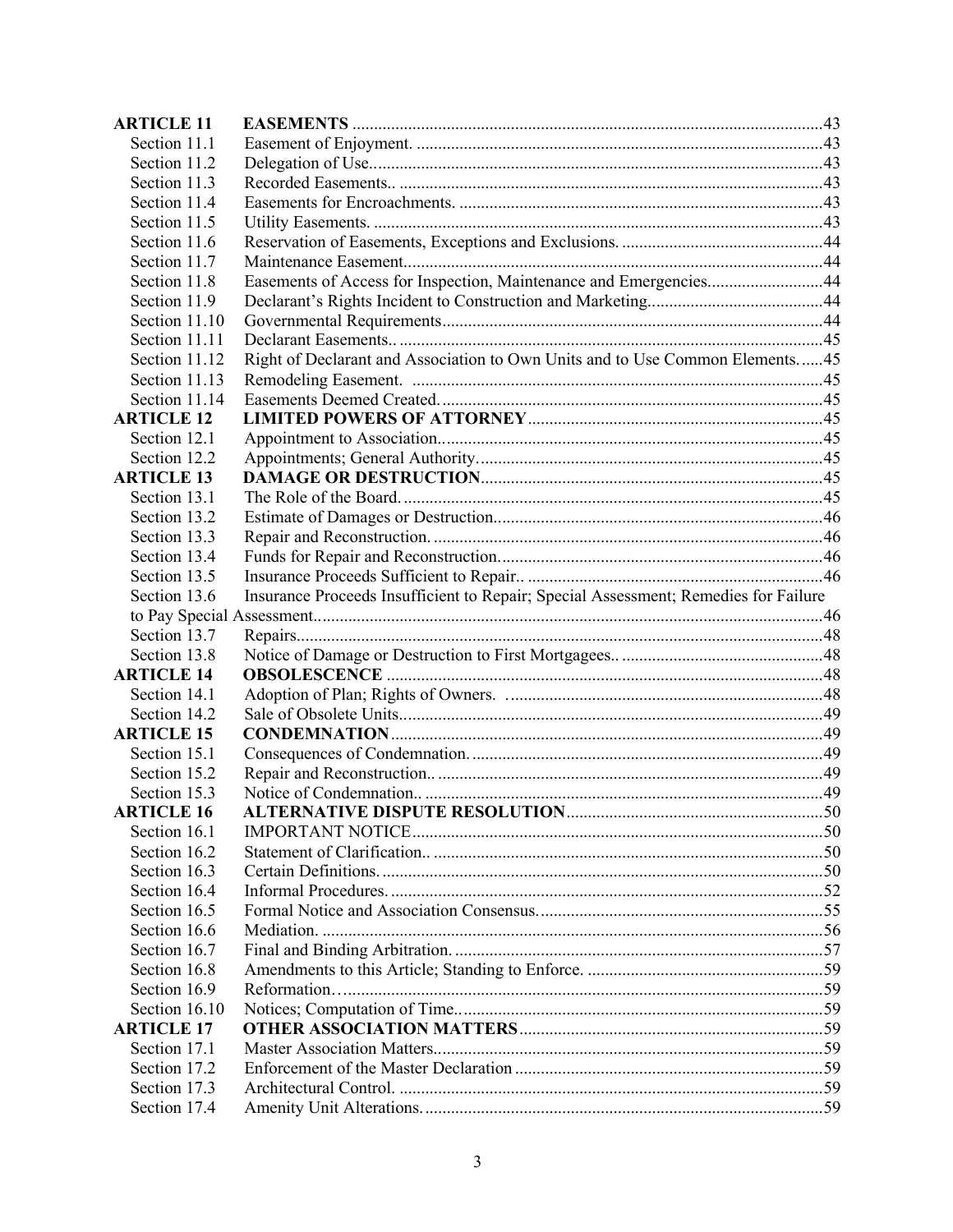| | | |
|---|---|---|
| **ARTICLE 11** | **EASEMENTS** | 43 |
| Section 11.1 | Easement of Enjoyment. | 43 |
| Section 11.2 | Delegation of Use. | 43 |
| Section 11.3 | Recorded Easements.. | 43 |
| Section 11.4 | Easements for Encroachments. | 43 |
| Section 11.5 | Utility Easements. | 43 |
| Section 11.6 | Reservation of Easements, Exceptions and Exclusions. | 44 |
| Section 11.7 | Maintenance Easement. | 44 |
| Section 11.8 | Easements of Access for Inspection, Maintenance and Emergencies. | 44 |
| Section 11.9 | Declarant's Rights Incident to Construction and Marketing. | 44 |
| Section 11.10 | Governmental Requirements | 44 |
| Section 11.11 | Declarant Easements.. | 45 |
| Section 11.12 | Right of Declarant and Association to Own Units and to Use Common Elements. | 45 |
| Section 11.13 | Remodeling Easement. | 45 |
| Section 11.14 | Easements Deemed Created. | 45 |
| **ARTICLE 12** | **LIMITED POWERS OF ATTORNEY** | 45 |
| Section 12.1 | Appointment to Association. | 45 |
| Section 12.2 | Appointments; General Authority. | 45 |
| **ARTICLE 13** | **DAMAGE OR DESTRUCTION** | 45 |
| Section 13.1 | The Role of the Board. | 45 |
| Section 13.2 | Estimate of Damages or Destruction. | 46 |
| Section 13.3 | Repair and Reconstruction. | 46 |
| Section 13.4 | Funds for Repair and Reconstruction. | 46 |
| Section 13.5 | Insurance Proceeds Sufficient to Repair.. | 46 |
| Section 13.6 | Insurance Proceeds Insufficient to Repair; Special Assessment; Remedies for Failure to Pay Special Assessment. | 46 |
| Section 13.7 | Repairs. | 48 |
| Section 13.8 | Notice of Damage or Destruction to First Mortgagees.. | 48 |
| **ARTICLE 14** | **OBSOLESCENCE** | 48 |
| Section 14.1 | Adoption of Plan; Rights of Owners. | 48 |
| Section 14.2 | Sale of Obsolete Units. | 49 |
| **ARTICLE 15** | **CONDEMNATION** | 49 |
| Section 15.1 | Consequences of Condemnation. | 49 |
| Section 15.2 | Repair and Reconstruction.. | 49 |
| Section 15.3 | Notice of Condemnation.. | 49 |
| **ARTICLE 16** | **ALTERNATIVE DISPUTE RESOLUTION** | 50 |
| Section 16.1 | IMPORTANT NOTICE | 50 |
| Section 16.2 | Statement of Clarification.. | 50 |
| Section 16.3 | Certain Definitions. | 50 |
| Section 16.4 | Informal Procedures. | 52 |
| Section 16.5 | Formal Notice and Association Consensus. | 55 |
| Section 16.6 | Mediation. | 56 |
| Section 16.7 | Final and Binding Arbitration. | 57 |
| Section 16.8 | Amendments to this Article; Standing to Enforce. | 59 |
| Section 16.9 | Reformation… | 59 |
| Section 16.10 | Notices; Computation of Time.. | 59 |
| **ARTICLE 17** | **OTHER ASSOCIATION MATTERS** | 59 |
| Section 17.1 | Master Association Matters. | 59 |
| Section 17.2 | Enforcement of the Master Declaration | 59 |
| Section 17.3 | Architectural Control. | 59 |
| Section 17.4 | Amenity Unit Alterations. | 59 |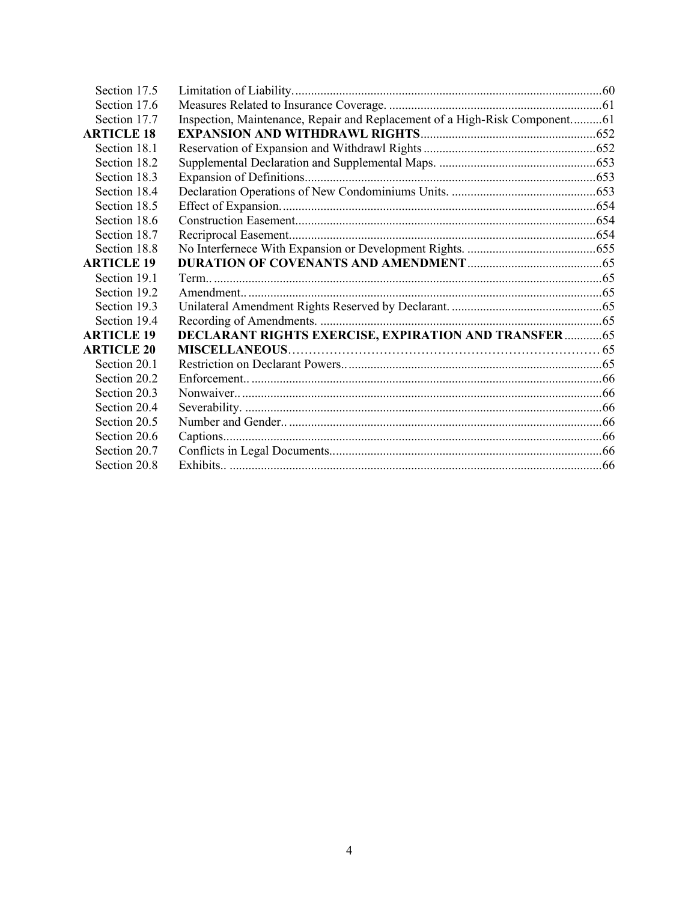| | | |
|---|---|---|
| Section 17.5 | Limitation of Liability. | 60 |
| Section 17.6 | Measures Related to Insurance Coverage. | 61 |
| Section 17.7 | Inspection, Maintenance, Repair and Replacement of a High-Risk Component. | 61 |
| **ARTICLE 18** | **EXPANSION AND WITHDRAWL RIGHTS** | 652 |
| Section 18.1 | Reservation of Expansion and Withdrawl Rights | 652 |
| Section 18.2 | Supplemental Declaration and Supplemental Maps. | 653 |
| Section 18.3 | Expansion of Definitions | 653 |
| Section 18.4 | Declaration Operations of New Condominiums Units. | 653 |
| Section 18.5 | Effect of Expansion. | 654 |
| Section 18.6 | Construction Easement. | 654 |
| Section 18.7 | Recriprocal Easement. | 654 |
| Section 18.8 | No Interfernece With Expansion or Development Rights. | 655 |
| **ARTICLE 19** | **DURATION OF COVENANTS AND AMENDMENT** | 65 |
| Section 19.1 | Term.. | 65 |
| Section 19.2 | Amendment.. | 65 |
| Section 19.3 | Unilateral Amendment Rights Reserved by Declarant. | 65 |
| Section 19.4 | Recording of Amendments. | 65 |
| **ARTICLE 19** | **DECLARANT RIGHTS EXERCISE, EXPIRATION AND TRANSFER** | 65 |
| **ARTICLE 20** | **MISCELLANEOUS** | 65 |
| Section 20.1 | Restriction on Declarant Powers.. | 65 |
| Section 20.2 | Enforcement.. | 66 |
| Section 20.3 | Nonwaiver.. | 66 |
| Section 20.4 | Severability. | 66 |
| Section 20.5 | Number and Gender.. | 66 |
| Section 20.6 | Captions. | 66 |
| Section 20.7 | Conflicts in Legal Documents. | 66 |
| Section 20.8 | Exhibits.. | 66 |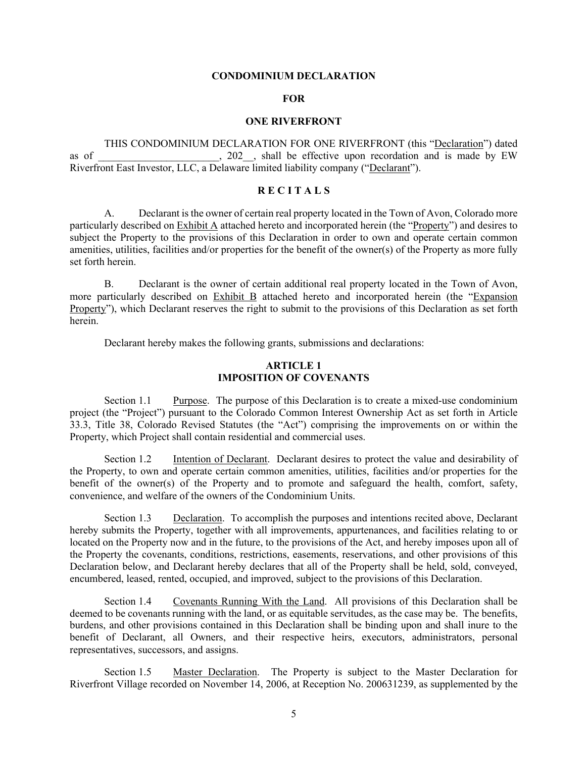# CONDOMINIUM DECLARATION

# FOR

# ONE RIVERFRONT

THIS CONDOMINIUM DECLARATION FOR ONE RIVERFRONT (this "Declaration") dated as of _______________________, 202__, shall be effective upon recordation and is made by EW Riverfront East Investor, LLC, a Delaware limited liability company ("Declarant").

## R E C I T A L S

A. Declarant is the owner of certain real property located in the Town of Avon, Colorado more particularly described on Exhibit A attached hereto and incorporated herein (the "Property") and desires to subject the Property to the provisions of this Declaration in order to own and operate certain common amenities, utilities, facilities and/or properties for the benefit of the owner(s) of the Property as more fully set forth herein.

B. Declarant is the owner of certain additional real property located in the Town of Avon, more particularly described on Exhibit B attached hereto and incorporated herein (the "Expansion Property"), which Declarant reserves the right to submit to the provisions of this Declaration as set forth herein.

Declarant hereby makes the following grants, submissions and declarations:

## ARTICLE 1
## IMPOSITION OF COVENANTS

Section 1.1 Purpose. The purpose of this Declaration is to create a mixed-use condominium project (the "Project") pursuant to the Colorado Common Interest Ownership Act as set forth in Article 33.3, Title 38, Colorado Revised Statutes (the "Act") comprising the improvements on or within the Property, which Project shall contain residential and commercial uses.

Section 1.2 Intention of Declarant. Declarant desires to protect the value and desirability of the Property, to own and operate certain common amenities, utilities, facilities and/or properties for the benefit of the owner(s) of the Property and to promote and safeguard the health, comfort, safety, convenience, and welfare of the owners of the Condominium Units.

Section 1.3 Declaration. To accomplish the purposes and intentions recited above, Declarant hereby submits the Property, together with all improvements, appurtenances, and facilities relating to or located on the Property now and in the future, to the provisions of the Act, and hereby imposes upon all of the Property the covenants, conditions, restrictions, easements, reservations, and other provisions of this Declaration below, and Declarant hereby declares that all of the Property shall be held, sold, conveyed, encumbered, leased, rented, occupied, and improved, subject to the provisions of this Declaration.

Section 1.4 Covenants Running With the Land. All provisions of this Declaration shall be deemed to be covenants running with the land, or as equitable servitudes, as the case may be. The benefits, burdens, and other provisions contained in this Declaration shall be binding upon and shall inure to the benefit of Declarant, all Owners, and their respective heirs, executors, administrators, personal representatives, successors, and assigns.

Section 1.5 Master Declaration. The Property is subject to the Master Declaration for Riverfront Village recorded on November 14, 2006, at Reception No. 200631239, as supplemented by the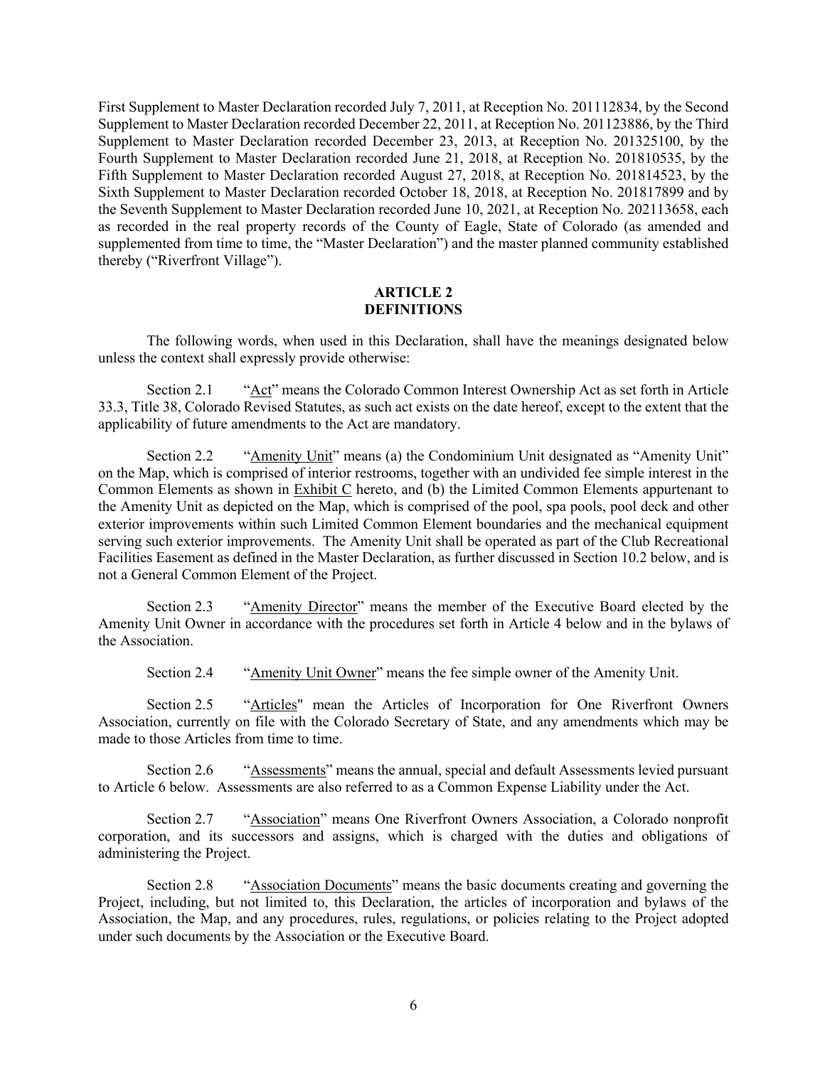First Supplement to Master Declaration recorded July 7, 2011, at Reception No. 201112834, by the Second Supplement to Master Declaration recorded December 22, 2011, at Reception No. 201123886, by the Third Supplement to Master Declaration recorded December 23, 2013, at Reception No. 201325100, by the Fourth Supplement to Master Declaration recorded June 21, 2018, at Reception No. 201810535, by the Fifth Supplement to Master Declaration recorded August 27, 2018, at Reception No. 201814523, by the Sixth Supplement to Master Declaration recorded October 18, 2018, at Reception No. 201817899 and by the Seventh Supplement to Master Declaration recorded June 10, 2021, at Reception No. 202113658, each as recorded in the real property records of the County of Eagle, State of Colorado (as amended and supplemented from time to time, the "Master Declaration") and the master planned community established thereby ("Riverfront Village").

## ARTICLE 2
## DEFINITIONS

The following words, when used in this Declaration, shall have the meanings designated below unless the context shall expressly provide otherwise:

Section 2.1 "Act" means the Colorado Common Interest Ownership Act as set forth in Article 33.3, Title 38, Colorado Revised Statutes, as such act exists on the date hereof, except to the extent that the applicability of future amendments to the Act are mandatory.

Section 2.2 "Amenity Unit" means (a) the Condominium Unit designated as "Amenity Unit" on the Map, which is comprised of interior restrooms, together with an undivided fee simple interest in the Common Elements as shown in Exhibit C hereto, and (b) the Limited Common Elements appurtenant to the Amenity Unit as depicted on the Map, which is comprised of the pool, spa pools, pool deck and other exterior improvements within such Limited Common Element boundaries and the mechanical equipment serving such exterior improvements. The Amenity Unit shall be operated as part of the Club Recreational Facilities Easement as defined in the Master Declaration, as further discussed in Section 10.2 below, and is not a General Common Element of the Project.

Section 2.3 "Amenity Director" means the member of the Executive Board elected by the Amenity Unit Owner in accordance with the procedures set forth in Article 4 below and in the bylaws of the Association.

Section 2.4 "Amenity Unit Owner" means the fee simple owner of the Amenity Unit.

Section 2.5 "Articles" mean the Articles of Incorporation for One Riverfront Owners Association, currently on file with the Colorado Secretary of State, and any amendments which may be made to those Articles from time to time.

Section 2.6 "Assessments" means the annual, special and default Assessments levied pursuant to Article 6 below. Assessments are also referred to as a Common Expense Liability under the Act.

Section 2.7 "Association" means One Riverfront Owners Association, a Colorado nonprofit corporation, and its successors and assigns, which is charged with the duties and obligations of administering the Project.

Section 2.8 "Association Documents" means the basic documents creating and governing the Project, including, but not limited to, this Declaration, the articles of incorporation and bylaws of the Association, the Map, and any procedures, rules, regulations, or policies relating to the Project adopted under such documents by the Association or the Executive Board.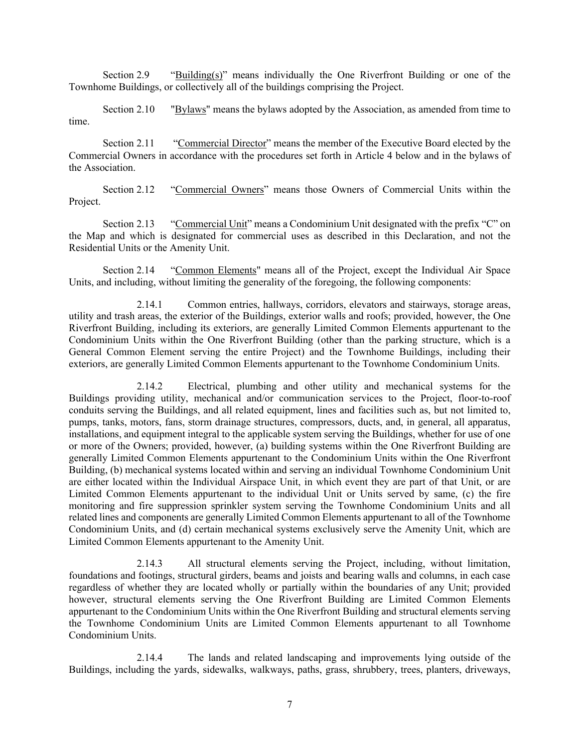Section 2.9 "Building(s)" means individually the One Riverfront Building or one of the Townhome Buildings, or collectively all of the buildings comprising the Project.

Section 2.10 "Bylaws" means the bylaws adopted by the Association, as amended from time to time.

Section 2.11 "Commercial Director" means the member of the Executive Board elected by the Commercial Owners in accordance with the procedures set forth in Article 4 below and in the bylaws of the Association.

Section 2.12 "Commercial Owners" means those Owners of Commercial Units within the Project.

Section 2.13 "Commercial Unit" means a Condominium Unit designated with the prefix "C" on the Map and which is designated for commercial uses as described in this Declaration, and not the Residential Units or the Amenity Unit.

Section 2.14 "Common Elements" means all of the Project, except the Individual Air Space Units, and including, without limiting the generality of the foregoing, the following components:

2.14.1 Common entries, hallways, corridors, elevators and stairways, storage areas, utility and trash areas, the exterior of the Buildings, exterior walls and roofs; provided, however, the One Riverfront Building, including its exteriors, are generally Limited Common Elements appurtenant to the Condominium Units within the One Riverfront Building (other than the parking structure, which is a General Common Element serving the entire Project) and the Townhome Buildings, including their exteriors, are generally Limited Common Elements appurtenant to the Townhome Condominium Units.

2.14.2 Electrical, plumbing and other utility and mechanical systems for the Buildings providing utility, mechanical and/or communication services to the Project, floor-to-roof conduits serving the Buildings, and all related equipment, lines and facilities such as, but not limited to, pumps, tanks, motors, fans, storm drainage structures, compressors, ducts, and, in general, all apparatus, installations, and equipment integral to the applicable system serving the Buildings, whether for use of one or more of the Owners; provided, however, (a) building systems within the One Riverfront Building are generally Limited Common Elements appurtenant to the Condominium Units within the One Riverfront Building, (b) mechanical systems located within and serving an individual Townhome Condominium Unit are either located within the Individual Airspace Unit, in which event they are part of that Unit, or are Limited Common Elements appurtenant to the individual Unit or Units served by same, (c) the fire monitoring and fire suppression sprinkler system serving the Townhome Condominium Units and all related lines and components are generally Limited Common Elements appurtenant to all of the Townhome Condominium Units, and (d) certain mechanical systems exclusively serve the Amenity Unit, which are Limited Common Elements appurtenant to the Amenity Unit.

2.14.3 All structural elements serving the Project, including, without limitation, foundations and footings, structural girders, beams and joists and bearing walls and columns, in each case regardless of whether they are located wholly or partially within the boundaries of any Unit; provided however, structural elements serving the One Riverfront Building are Limited Common Elements appurtenant to the Condominium Units within the One Riverfront Building and structural elements serving the Townhome Condominium Units are Limited Common Elements appurtenant to all Townhome Condominium Units.

2.14.4 The lands and related landscaping and improvements lying outside of the Buildings, including the yards, sidewalks, walkways, paths, grass, shrubbery, trees, planters, driveways,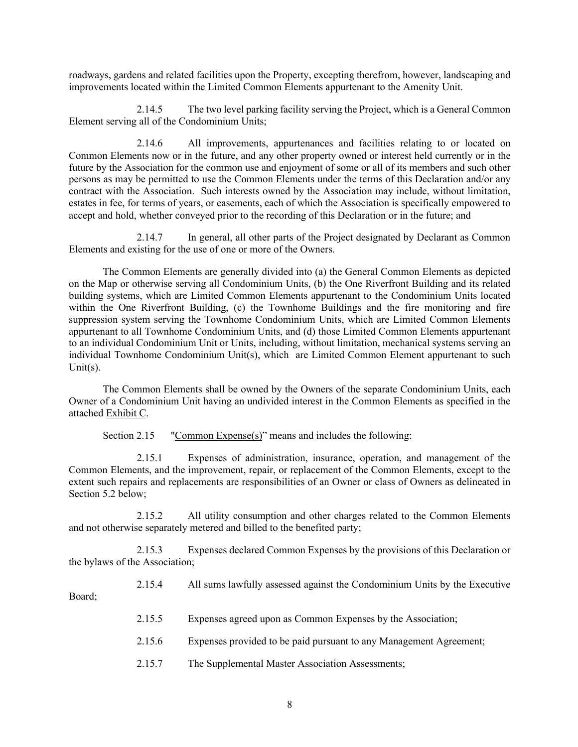roadways, gardens and related facilities upon the Property, excepting therefrom, however, landscaping and improvements located within the Limited Common Elements appurtenant to the Amenity Unit.

2.14.5 The two level parking facility serving the Project, which is a General Common Element serving all of the Condominium Units;

2.14.6 All improvements, appurtenances and facilities relating to or located on Common Elements now or in the future, and any other property owned or interest held currently or in the future by the Association for the common use and enjoyment of some or all of its members and such other persons as may be permitted to use the Common Elements under the terms of this Declaration and/or any contract with the Association. Such interests owned by the Association may include, without limitation, estates in fee, for terms of years, or easements, each of which the Association is specifically empowered to accept and hold, whether conveyed prior to the recording of this Declaration or in the future; and

2.14.7 In general, all other parts of the Project designated by Declarant as Common Elements and existing for the use of one or more of the Owners.

The Common Elements are generally divided into (a) the General Common Elements as depicted on the Map or otherwise serving all Condominium Units, (b) the One Riverfront Building and its related building systems, which are Limited Common Elements appurtenant to the Condominium Units located within the One Riverfront Building, (c) the Townhome Buildings and the fire monitoring and fire suppression system serving the Townhome Condominium Units, which are Limited Common Elements appurtenant to all Townhome Condominium Units, and (d) those Limited Common Elements appurtenant to an individual Condominium Unit or Units, including, without limitation, mechanical systems serving an individual Townhome Condominium Unit(s), which are Limited Common Element appurtenant to such Unit(s).

The Common Elements shall be owned by the Owners of the separate Condominium Units, each Owner of a Condominium Unit having an undivided interest in the Common Elements as specified in the attached Exhibit C.

Section 2.15 "Common Expense(s)" means and includes the following:

2.15.1 Expenses of administration, insurance, operation, and management of the Common Elements, and the improvement, repair, or replacement of the Common Elements, except to the extent such repairs and replacements are responsibilities of an Owner or class of Owners as delineated in Section 5.2 below;

2.15.2 All utility consumption and other charges related to the Common Elements and not otherwise separately metered and billed to the benefited party;

2.15.3 Expenses declared Common Expenses by the provisions of this Declaration or the bylaws of the Association;

2.15.4 All sums lawfully assessed against the Condominium Units by the Executive Board;

2.15.5 Expenses agreed upon as Common Expenses by the Association;

2.15.6 Expenses provided to be paid pursuant to any Management Agreement;

2.15.7 The Supplemental Master Association Assessments;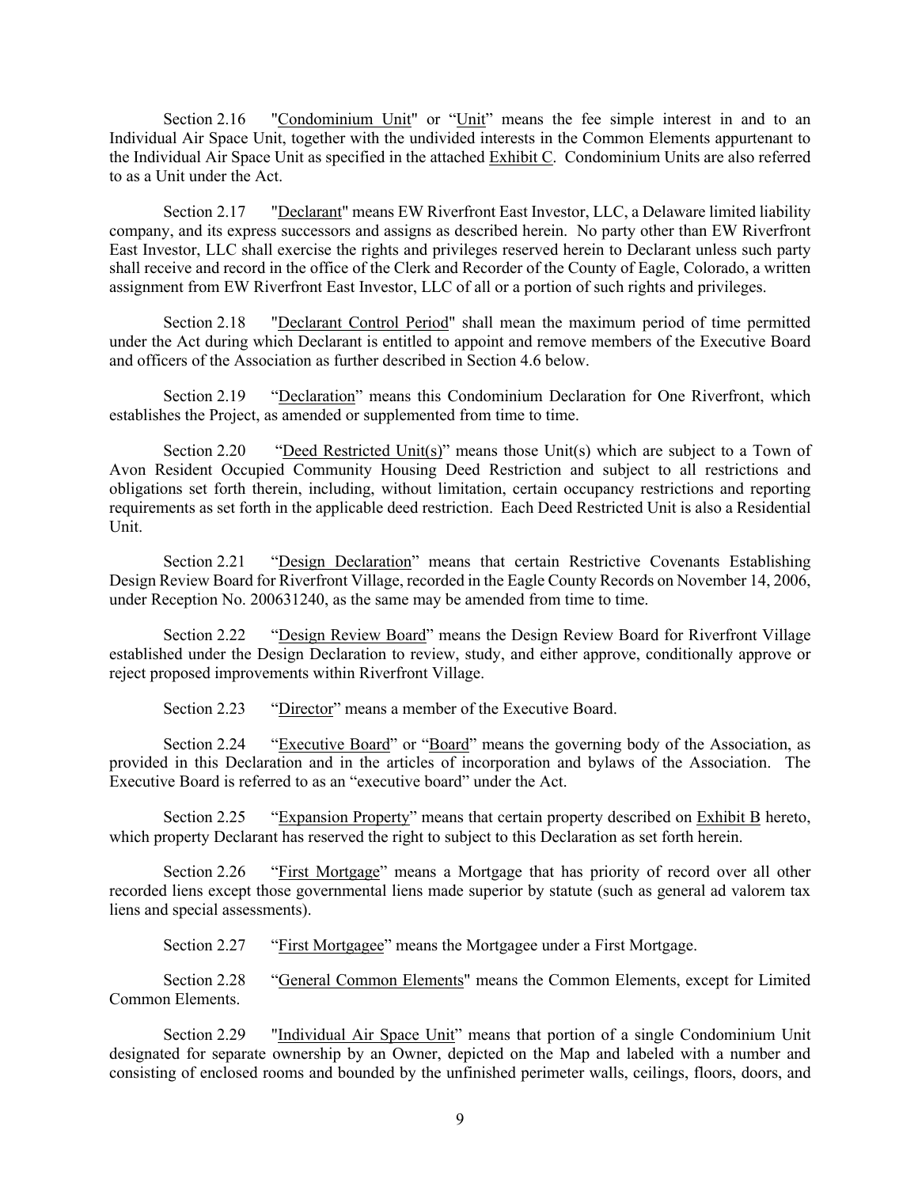Section 2.16 "Condominium Unit" or "Unit" means the fee simple interest in and to an Individual Air Space Unit, together with the undivided interests in the Common Elements appurtenant to the Individual Air Space Unit as specified in the attached Exhibit C. Condominium Units are also referred to as a Unit under the Act.

Section 2.17 "Declarant" means EW Riverfront East Investor, LLC, a Delaware limited liability company, and its express successors and assigns as described herein. No party other than EW Riverfront East Investor, LLC shall exercise the rights and privileges reserved herein to Declarant unless such party shall receive and record in the office of the Clerk and Recorder of the County of Eagle, Colorado, a written assignment from EW Riverfront East Investor, LLC of all or a portion of such rights and privileges.

Section 2.18 "Declarant Control Period" shall mean the maximum period of time permitted under the Act during which Declarant is entitled to appoint and remove members of the Executive Board and officers of the Association as further described in Section 4.6 below.

Section 2.19 "Declaration" means this Condominium Declaration for One Riverfront, which establishes the Project, as amended or supplemented from time to time.

Section 2.20 "Deed Restricted Unit(s)" means those Unit(s) which are subject to a Town of Avon Resident Occupied Community Housing Deed Restriction and subject to all restrictions and obligations set forth therein, including, without limitation, certain occupancy restrictions and reporting requirements as set forth in the applicable deed restriction. Each Deed Restricted Unit is also a Residential Unit.

Section 2.21 "Design Declaration" means that certain Restrictive Covenants Establishing Design Review Board for Riverfront Village, recorded in the Eagle County Records on November 14, 2006, under Reception No. 200631240, as the same may be amended from time to time.

Section 2.22 "Design Review Board" means the Design Review Board for Riverfront Village established under the Design Declaration to review, study, and either approve, conditionally approve or reject proposed improvements within Riverfront Village.

Section 2.23 "Director" means a member of the Executive Board.

Section 2.24 "Executive Board" or "Board" means the governing body of the Association, as provided in this Declaration and in the articles of incorporation and bylaws of the Association. The Executive Board is referred to as an "executive board" under the Act.

Section 2.25 "Expansion Property" means that certain property described on Exhibit B hereto, which property Declarant has reserved the right to subject to this Declaration as set forth herein.

Section 2.26 "First Mortgage" means a Mortgage that has priority of record over all other recorded liens except those governmental liens made superior by statute (such as general ad valorem tax liens and special assessments).

Section 2.27 "First Mortgagee" means the Mortgagee under a First Mortgage.

Section 2.28 "General Common Elements" means the Common Elements, except for Limited Common Elements.

Section 2.29 "Individual Air Space Unit" means that portion of a single Condominium Unit designated for separate ownership by an Owner, depicted on the Map and labeled with a number and consisting of enclosed rooms and bounded by the unfinished perimeter walls, ceilings, floors, doors, and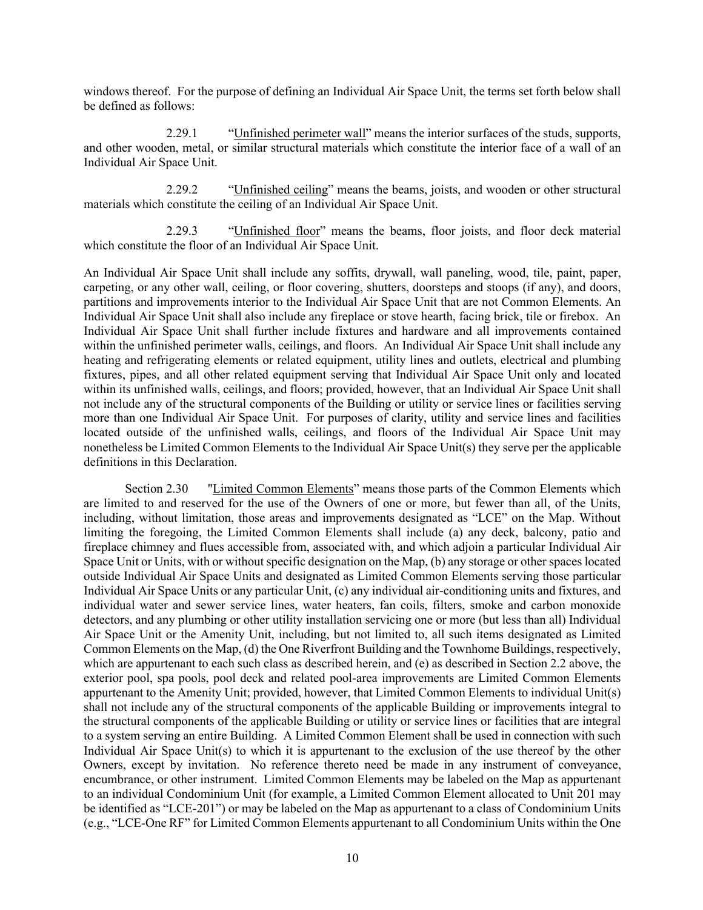windows thereof. For the purpose of defining an Individual Air Space Unit, the terms set forth below shall be defined as follows:

2.29.1 "Unfinished perimeter wall" means the interior surfaces of the studs, supports, and other wooden, metal, or similar structural materials which constitute the interior face of a wall of an Individual Air Space Unit.

2.29.2 "Unfinished ceiling" means the beams, joists, and wooden or other structural materials which constitute the ceiling of an Individual Air Space Unit.

2.29.3 "Unfinished floor" means the beams, floor joists, and floor deck material which constitute the floor of an Individual Air Space Unit.

An Individual Air Space Unit shall include any soffits, drywall, wall paneling, wood, tile, paint, paper, carpeting, or any other wall, ceiling, or floor covering, shutters, doorsteps and stoops (if any), and doors, partitions and improvements interior to the Individual Air Space Unit that are not Common Elements. An Individual Air Space Unit shall also include any fireplace or stove hearth, facing brick, tile or firebox. An Individual Air Space Unit shall further include fixtures and hardware and all improvements contained within the unfinished perimeter walls, ceilings, and floors. An Individual Air Space Unit shall include any heating and refrigerating elements or related equipment, utility lines and outlets, electrical and plumbing fixtures, pipes, and all other related equipment serving that Individual Air Space Unit only and located within its unfinished walls, ceilings, and floors; provided, however, that an Individual Air Space Unit shall not include any of the structural components of the Building or utility or service lines or facilities serving more than one Individual Air Space Unit. For purposes of clarity, utility and service lines and facilities located outside of the unfinished walls, ceilings, and floors of the Individual Air Space Unit may nonetheless be Limited Common Elements to the Individual Air Space Unit(s) they serve per the applicable definitions in this Declaration.

Section 2.30 "Limited Common Elements" means those parts of the Common Elements which are limited to and reserved for the use of the Owners of one or more, but fewer than all, of the Units, including, without limitation, those areas and improvements designated as "LCE" on the Map. Without limiting the foregoing, the Limited Common Elements shall include (a) any deck, balcony, patio and fireplace chimney and flues accessible from, associated with, and which adjoin a particular Individual Air Space Unit or Units, with or without specific designation on the Map, (b) any storage or other spaces located outside Individual Air Space Units and designated as Limited Common Elements serving those particular Individual Air Space Units or any particular Unit, (c) any individual air-conditioning units and fixtures, and individual water and sewer service lines, water heaters, fan coils, filters, smoke and carbon monoxide detectors, and any plumbing or other utility installation servicing one or more (but less than all) Individual Air Space Unit or the Amenity Unit, including, but not limited to, all such items designated as Limited Common Elements on the Map, (d) the One Riverfront Building and the Townhome Buildings, respectively, which are appurtenant to each such class as described herein, and (e) as described in Section 2.2 above, the exterior pool, spa pools, pool deck and related pool-area improvements are Limited Common Elements appurtenant to the Amenity Unit; provided, however, that Limited Common Elements to individual Unit(s) shall not include any of the structural components of the applicable Building or improvements integral to the structural components of the applicable Building or utility or service lines or facilities that are integral to a system serving an entire Building. A Limited Common Element shall be used in connection with such Individual Air Space Unit(s) to which it is appurtenant to the exclusion of the use thereof by the other Owners, except by invitation. No reference thereto need be made in any instrument of conveyance, encumbrance, or other instrument. Limited Common Elements may be labeled on the Map as appurtenant to an individual Condominium Unit (for example, a Limited Common Element allocated to Unit 201 may be identified as "LCE-201") or may be labeled on the Map as appurtenant to a class of Condominium Units (e.g., "LCE-One RF" for Limited Common Elements appurtenant to all Condominium Units within the One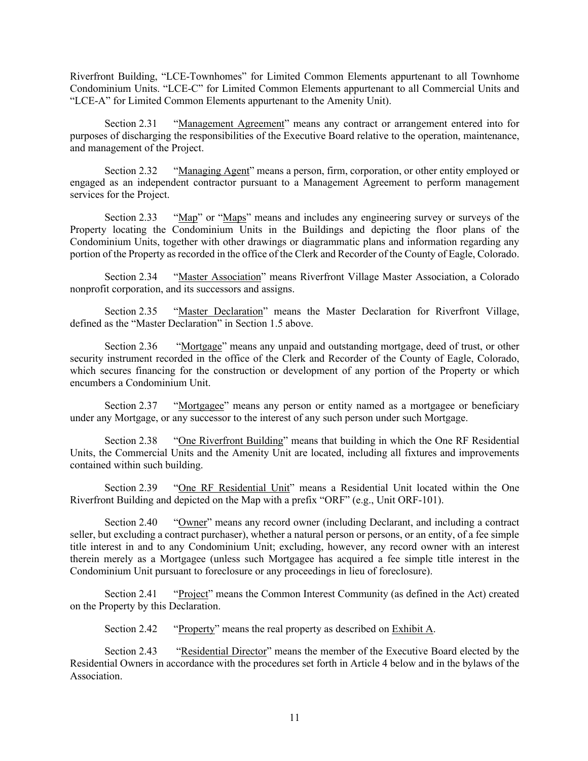Riverfront Building, "LCE-Townhomes" for Limited Common Elements appurtenant to all Townhome Condominium Units. "LCE-C" for Limited Common Elements appurtenant to all Commercial Units and "LCE-A" for Limited Common Elements appurtenant to the Amenity Unit).

Section 2.31 "Management Agreement" means any contract or arrangement entered into for purposes of discharging the responsibilities of the Executive Board relative to the operation, maintenance, and management of the Project.

Section 2.32 "Managing Agent" means a person, firm, corporation, or other entity employed or engaged as an independent contractor pursuant to a Management Agreement to perform management services for the Project.

Section 2.33 "Map" or "Maps" means and includes any engineering survey or surveys of the Property locating the Condominium Units in the Buildings and depicting the floor plans of the Condominium Units, together with other drawings or diagrammatic plans and information regarding any portion of the Property as recorded in the office of the Clerk and Recorder of the County of Eagle, Colorado.

Section 2.34 "Master Association" means Riverfront Village Master Association, a Colorado nonprofit corporation, and its successors and assigns.

Section 2.35 "Master Declaration" means the Master Declaration for Riverfront Village, defined as the "Master Declaration" in Section 1.5 above.

Section 2.36 "Mortgage" means any unpaid and outstanding mortgage, deed of trust, or other security instrument recorded in the office of the Clerk and Recorder of the County of Eagle, Colorado, which secures financing for the construction or development of any portion of the Property or which encumbers a Condominium Unit.

Section 2.37 "Mortgagee" means any person or entity named as a mortgagee or beneficiary under any Mortgage, or any successor to the interest of any such person under such Mortgage.

Section 2.38 "One Riverfront Building" means that building in which the One RF Residential Units, the Commercial Units and the Amenity Unit are located, including all fixtures and improvements contained within such building.

Section 2.39 "One RF Residential Unit" means a Residential Unit located within the One Riverfront Building and depicted on the Map with a prefix "ORF" (e.g., Unit ORF-101).

Section 2.40 "Owner" means any record owner (including Declarant, and including a contract seller, but excluding a contract purchaser), whether a natural person or persons, or an entity, of a fee simple title interest in and to any Condominium Unit; excluding, however, any record owner with an interest therein merely as a Mortgagee (unless such Mortgagee has acquired a fee simple title interest in the Condominium Unit pursuant to foreclosure or any proceedings in lieu of foreclosure).

Section 2.41 "Project" means the Common Interest Community (as defined in the Act) created on the Property by this Declaration.

Section 2.42 "Property" means the real property as described on Exhibit A.

Section 2.43 "Residential Director" means the member of the Executive Board elected by the Residential Owners in accordance with the procedures set forth in Article 4 below and in the bylaws of the Association.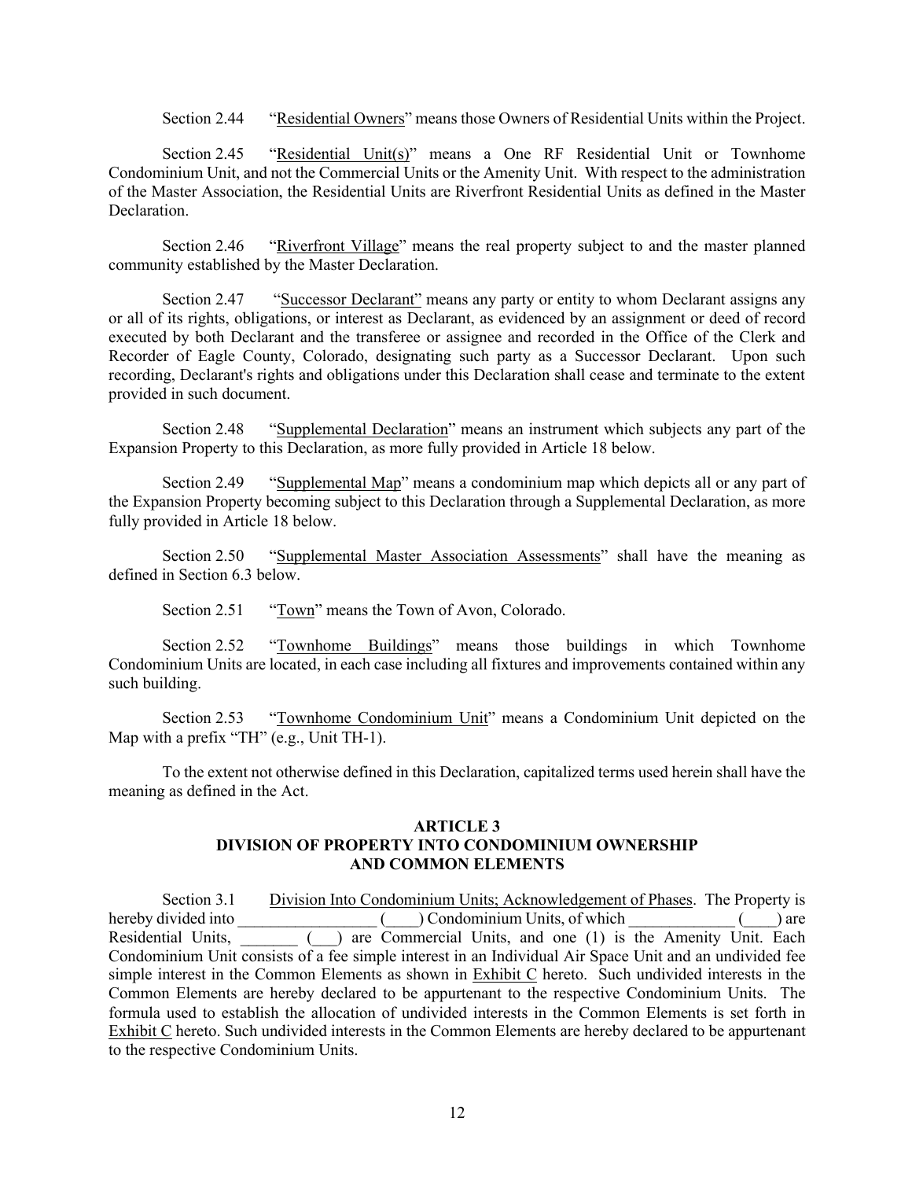Section 2.44 "Residential Owners" means those Owners of Residential Units within the Project.

Section 2.45 "Residential Unit(s)" means a One RF Residential Unit or Townhome Condominium Unit, and not the Commercial Units or the Amenity Unit. With respect to the administration of the Master Association, the Residential Units are Riverfront Residential Units as defined in the Master Declaration.

Section 2.46 "Riverfront Village" means the real property subject to and the master planned community established by the Master Declaration.

Section 2.47 "Successor Declarant" means any party or entity to whom Declarant assigns any or all of its rights, obligations, or interest as Declarant, as evidenced by an assignment or deed of record executed by both Declarant and the transferee or assignee and recorded in the Office of the Clerk and Recorder of Eagle County, Colorado, designating such party as a Successor Declarant. Upon such recording, Declarant's rights and obligations under this Declaration shall cease and terminate to the extent provided in such document.

Section 2.48 "Supplemental Declaration" means an instrument which subjects any part of the Expansion Property to this Declaration, as more fully provided in Article 18 below.

Section 2.49 "Supplemental Map" means a condominium map which depicts all or any part of the Expansion Property becoming subject to this Declaration through a Supplemental Declaration, as more fully provided in Article 18 below.

Section 2.50 "Supplemental Master Association Assessments" shall have the meaning as defined in Section 6.3 below.

Section 2.51 "Town" means the Town of Avon, Colorado.

Section 2.52 "Townhome Buildings" means those buildings in which Townhome Condominium Units are located, in each case including all fixtures and improvements contained within any such building.

Section 2.53 "Townhome Condominium Unit" means a Condominium Unit depicted on the Map with a prefix "TH" (e.g., Unit TH-1).

To the extent not otherwise defined in this Declaration, capitalized terms used herein shall have the meaning as defined in the Act.

## ARTICLE 3
## DIVISION OF PROPERTY INTO CONDOMINIUM OWNERSHIP AND COMMON ELEMENTS

Section 3.1 Division Into Condominium Units; Acknowledgement of Phases. The Property is hereby divided into _________________ (____) Condominium Units, of which _____________ (____) are Residential Units, _______ (___) are Commercial Units, and one (1) is the Amenity Unit. Each Condominium Unit consists of a fee simple interest in an Individual Air Space Unit and an undivided fee simple interest in the Common Elements as shown in Exhibit C hereto. Such undivided interests in the Common Elements are hereby declared to be appurtenant to the respective Condominium Units. The formula used to establish the allocation of undivided interests in the Common Elements is set forth in Exhibit C hereto. Such undivided interests in the Common Elements are hereby declared to be appurtenant to the respective Condominium Units.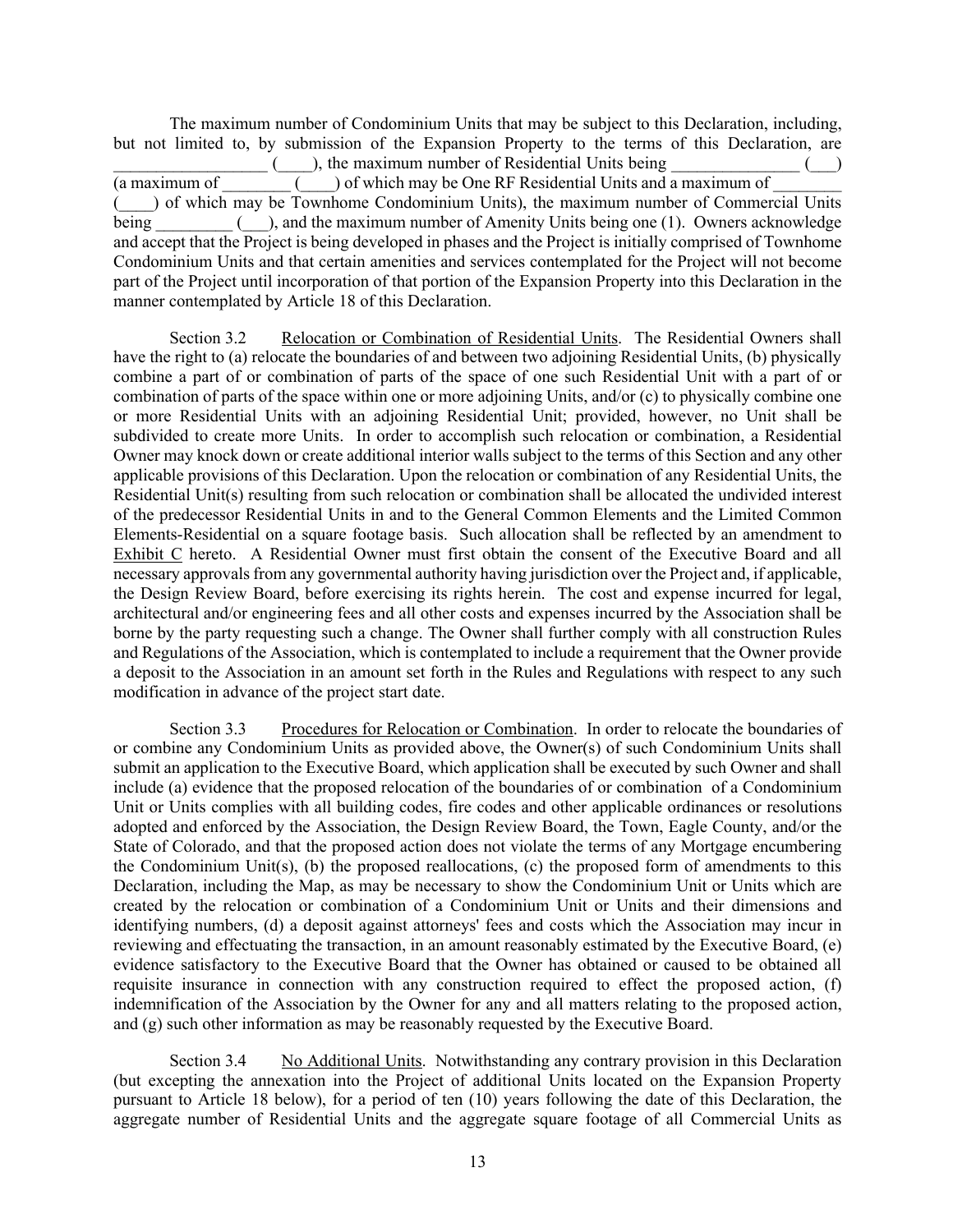The maximum number of Condominium Units that may be subject to this Declaration, including, but not limited to, by submission of the Expansion Property to the terms of this Declaration, are ________________ (____), the maximum number of Residential Units being _______________ (___) (a maximum of ________ (____) of which may be One RF Residential Units and a maximum of ________ (____) of which may be Townhome Condominium Units), the maximum number of Commercial Units being _________ (___), and the maximum number of Amenity Units being one (1). Owners acknowledge and accept that the Project is being developed in phases and the Project is initially comprised of Townhome Condominium Units and that certain amenities and services contemplated for the Project will not become part of the Project until incorporation of that portion of the Expansion Property into this Declaration in the manner contemplated by Article 18 of this Declaration.

Section 3.2 Relocation or Combination of Residential Units. The Residential Owners shall have the right to (a) relocate the boundaries of and between two adjoining Residential Units, (b) physically combine a part of or combination of parts of the space of one such Residential Unit with a part of or combination of parts of the space within one or more adjoining Units, and/or (c) to physically combine one or more Residential Units with an adjoining Residential Unit; provided, however, no Unit shall be subdivided to create more Units. In order to accomplish such relocation or combination, a Residential Owner may knock down or create additional interior walls subject to the terms of this Section and any other applicable provisions of this Declaration. Upon the relocation or combination of any Residential Units, the Residential Unit(s) resulting from such relocation or combination shall be allocated the undivided interest of the predecessor Residential Units in and to the General Common Elements and the Limited Common Elements-Residential on a square footage basis. Such allocation shall be reflected by an amendment to Exhibit C hereto. A Residential Owner must first obtain the consent of the Executive Board and all necessary approvals from any governmental authority having jurisdiction over the Project and, if applicable, the Design Review Board, before exercising its rights herein. The cost and expense incurred for legal, architectural and/or engineering fees and all other costs and expenses incurred by the Association shall be borne by the party requesting such a change. The Owner shall further comply with all construction Rules and Regulations of the Association, which is contemplated to include a requirement that the Owner provide a deposit to the Association in an amount set forth in the Rules and Regulations with respect to any such modification in advance of the project start date.

Section 3.3 Procedures for Relocation or Combination. In order to relocate the boundaries of or combine any Condominium Units as provided above, the Owner(s) of such Condominium Units shall submit an application to the Executive Board, which application shall be executed by such Owner and shall include (a) evidence that the proposed relocation of the boundaries of or combination of a Condominium Unit or Units complies with all building codes, fire codes and other applicable ordinances or resolutions adopted and enforced by the Association, the Design Review Board, the Town, Eagle County, and/or the State of Colorado, and that the proposed action does not violate the terms of any Mortgage encumbering the Condominium Unit(s), (b) the proposed reallocations, (c) the proposed form of amendments to this Declaration, including the Map, as may be necessary to show the Condominium Unit or Units which are created by the relocation or combination of a Condominium Unit or Units and their dimensions and identifying numbers, (d) a deposit against attorneys' fees and costs which the Association may incur in reviewing and effectuating the transaction, in an amount reasonably estimated by the Executive Board, (e) evidence satisfactory to the Executive Board that the Owner has obtained or caused to be obtained all requisite insurance in connection with any construction required to effect the proposed action, (f) indemnification of the Association by the Owner for any and all matters relating to the proposed action, and (g) such other information as may be reasonably requested by the Executive Board.

Section 3.4 No Additional Units. Notwithstanding any contrary provision in this Declaration (but excepting the annexation into the Project of additional Units located on the Expansion Property pursuant to Article 18 below), for a period of ten (10) years following the date of this Declaration, the aggregate number of Residential Units and the aggregate square footage of all Commercial Units as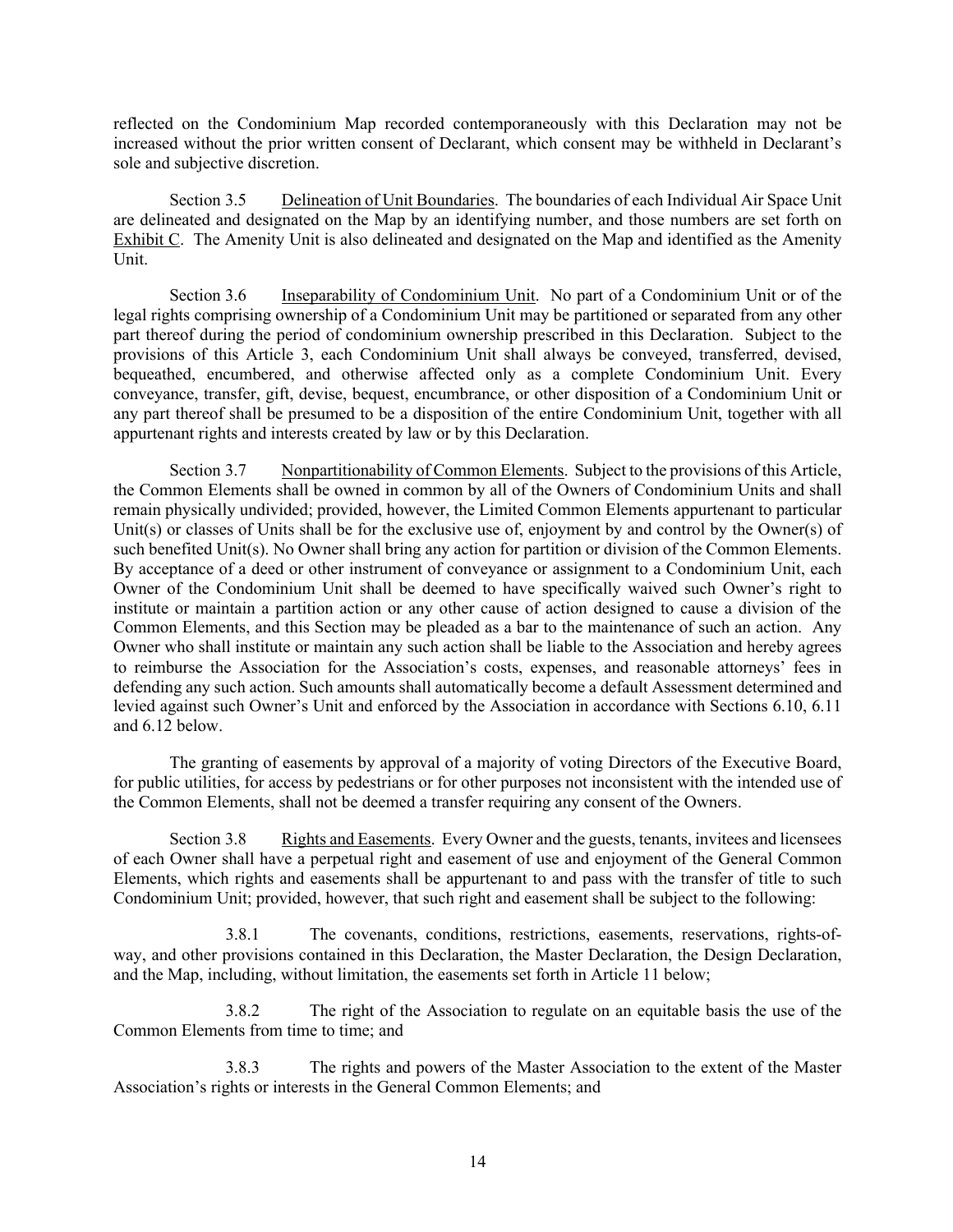reflected on the Condominium Map recorded contemporaneously with this Declaration may not be increased without the prior written consent of Declarant, which consent may be withheld in Declarant's sole and subjective discretion.

Section 3.5 Delineation of Unit Boundaries. The boundaries of each Individual Air Space Unit are delineated and designated on the Map by an identifying number, and those numbers are set forth on Exhibit C. The Amenity Unit is also delineated and designated on the Map and identified as the Amenity Unit.

Section 3.6 Inseparability of Condominium Unit. No part of a Condominium Unit or of the legal rights comprising ownership of a Condominium Unit may be partitioned or separated from any other part thereof during the period of condominium ownership prescribed in this Declaration. Subject to the provisions of this Article 3, each Condominium Unit shall always be conveyed, transferred, devised, bequeathed, encumbered, and otherwise affected only as a complete Condominium Unit. Every conveyance, transfer, gift, devise, bequest, encumbrance, or other disposition of a Condominium Unit or any part thereof shall be presumed to be a disposition of the entire Condominium Unit, together with all appurtenant rights and interests created by law or by this Declaration.

Section 3.7 Nonpartitionability of Common Elements. Subject to the provisions of this Article, the Common Elements shall be owned in common by all of the Owners of Condominium Units and shall remain physically undivided; provided, however, the Limited Common Elements appurtenant to particular Unit(s) or classes of Units shall be for the exclusive use of, enjoyment by and control by the Owner(s) of such benefited Unit(s). No Owner shall bring any action for partition or division of the Common Elements. By acceptance of a deed or other instrument of conveyance or assignment to a Condominium Unit, each Owner of the Condominium Unit shall be deemed to have specifically waived such Owner's right to institute or maintain a partition action or any other cause of action designed to cause a division of the Common Elements, and this Section may be pleaded as a bar to the maintenance of such an action. Any Owner who shall institute or maintain any such action shall be liable to the Association and hereby agrees to reimburse the Association for the Association's costs, expenses, and reasonable attorneys' fees in defending any such action. Such amounts shall automatically become a default Assessment determined and levied against such Owner's Unit and enforced by the Association in accordance with Sections 6.10, 6.11 and 6.12 below.

The granting of easements by approval of a majority of voting Directors of the Executive Board, for public utilities, for access by pedestrians or for other purposes not inconsistent with the intended use of the Common Elements, shall not be deemed a transfer requiring any consent of the Owners.

Section 3.8 Rights and Easements. Every Owner and the guests, tenants, invitees and licensees of each Owner shall have a perpetual right and easement of use and enjoyment of the General Common Elements, which rights and easements shall be appurtenant to and pass with the transfer of title to such Condominium Unit; provided, however, that such right and easement shall be subject to the following:

3.8.1 The covenants, conditions, restrictions, easements, reservations, rights-of-way, and other provisions contained in this Declaration, the Master Declaration, the Design Declaration, and the Map, including, without limitation, the easements set forth in Article 11 below;

3.8.2 The right of the Association to regulate on an equitable basis the use of the Common Elements from time to time; and

3.8.3 The rights and powers of the Master Association to the extent of the Master Association's rights or interests in the General Common Elements; and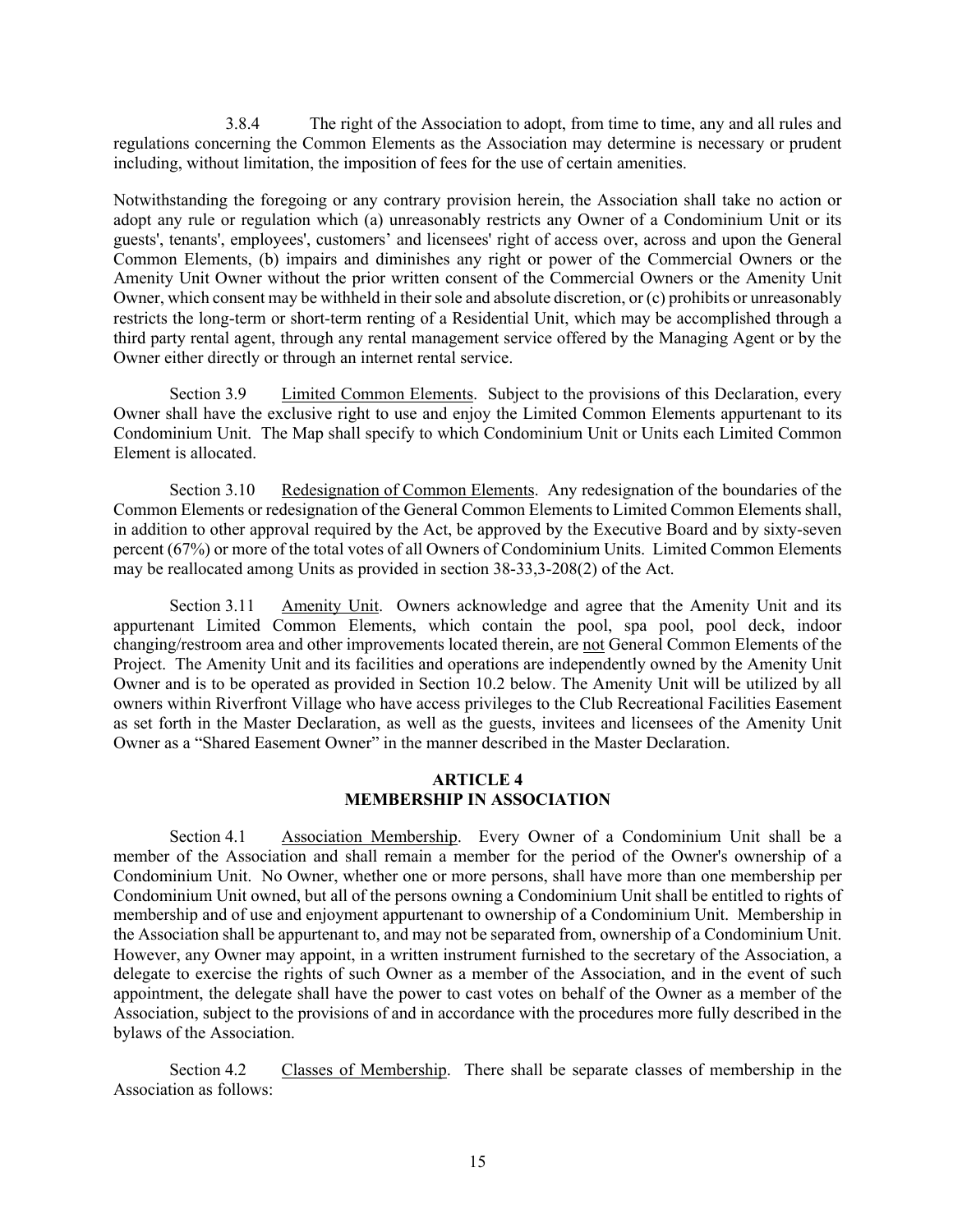3.8.4 The right of the Association to adopt, from time to time, any and all rules and regulations concerning the Common Elements as the Association may determine is necessary or prudent including, without limitation, the imposition of fees for the use of certain amenities.

Notwithstanding the foregoing or any contrary provision herein, the Association shall take no action or adopt any rule or regulation which (a) unreasonably restricts any Owner of a Condominium Unit or its guests', tenants', employees', customers' and licensees' right of access over, across and upon the General Common Elements, (b) impairs and diminishes any right or power of the Commercial Owners or the Amenity Unit Owner without the prior written consent of the Commercial Owners or the Amenity Unit Owner, which consent may be withheld in their sole and absolute discretion, or (c) prohibits or unreasonably restricts the long-term or short-term renting of a Residential Unit, which may be accomplished through a third party rental agent, through any rental management service offered by the Managing Agent or by the Owner either directly or through an internet rental service.

Section 3.9 Limited Common Elements. Subject to the provisions of this Declaration, every Owner shall have the exclusive right to use and enjoy the Limited Common Elements appurtenant to its Condominium Unit. The Map shall specify to which Condominium Unit or Units each Limited Common Element is allocated.

Section 3.10 Redesignation of Common Elements. Any redesignation of the boundaries of the Common Elements or redesignation of the General Common Elements to Limited Common Elements shall, in addition to other approval required by the Act, be approved by the Executive Board and by sixty-seven percent (67%) or more of the total votes of all Owners of Condominium Units. Limited Common Elements may be reallocated among Units as provided in section 38-33,3-208(2) of the Act.

Section 3.11 Amenity Unit. Owners acknowledge and agree that the Amenity Unit and its appurtenant Limited Common Elements, which contain the pool, spa pool, pool deck, indoor changing/restroom area and other improvements located therein, are not General Common Elements of the Project. The Amenity Unit and its facilities and operations are independently owned by the Amenity Unit Owner and is to be operated as provided in Section 10.2 below. The Amenity Unit will be utilized by all owners within Riverfront Village who have access privileges to the Club Recreational Facilities Easement as set forth in the Master Declaration, as well as the guests, invitees and licensees of the Amenity Unit Owner as a "Shared Easement Owner" in the manner described in the Master Declaration.

## ARTICLE 4
## MEMBERSHIP IN ASSOCIATION

Section 4.1 Association Membership. Every Owner of a Condominium Unit shall be a member of the Association and shall remain a member for the period of the Owner's ownership of a Condominium Unit. No Owner, whether one or more persons, shall have more than one membership per Condominium Unit owned, but all of the persons owning a Condominium Unit shall be entitled to rights of membership and of use and enjoyment appurtenant to ownership of a Condominium Unit. Membership in the Association shall be appurtenant to, and may not be separated from, ownership of a Condominium Unit. However, any Owner may appoint, in a written instrument furnished to the secretary of the Association, a delegate to exercise the rights of such Owner as a member of the Association, and in the event of such appointment, the delegate shall have the power to cast votes on behalf of the Owner as a member of the Association, subject to the provisions of and in accordance with the procedures more fully described in the bylaws of the Association.

Section 4.2 Classes of Membership. There shall be separate classes of membership in the Association as follows: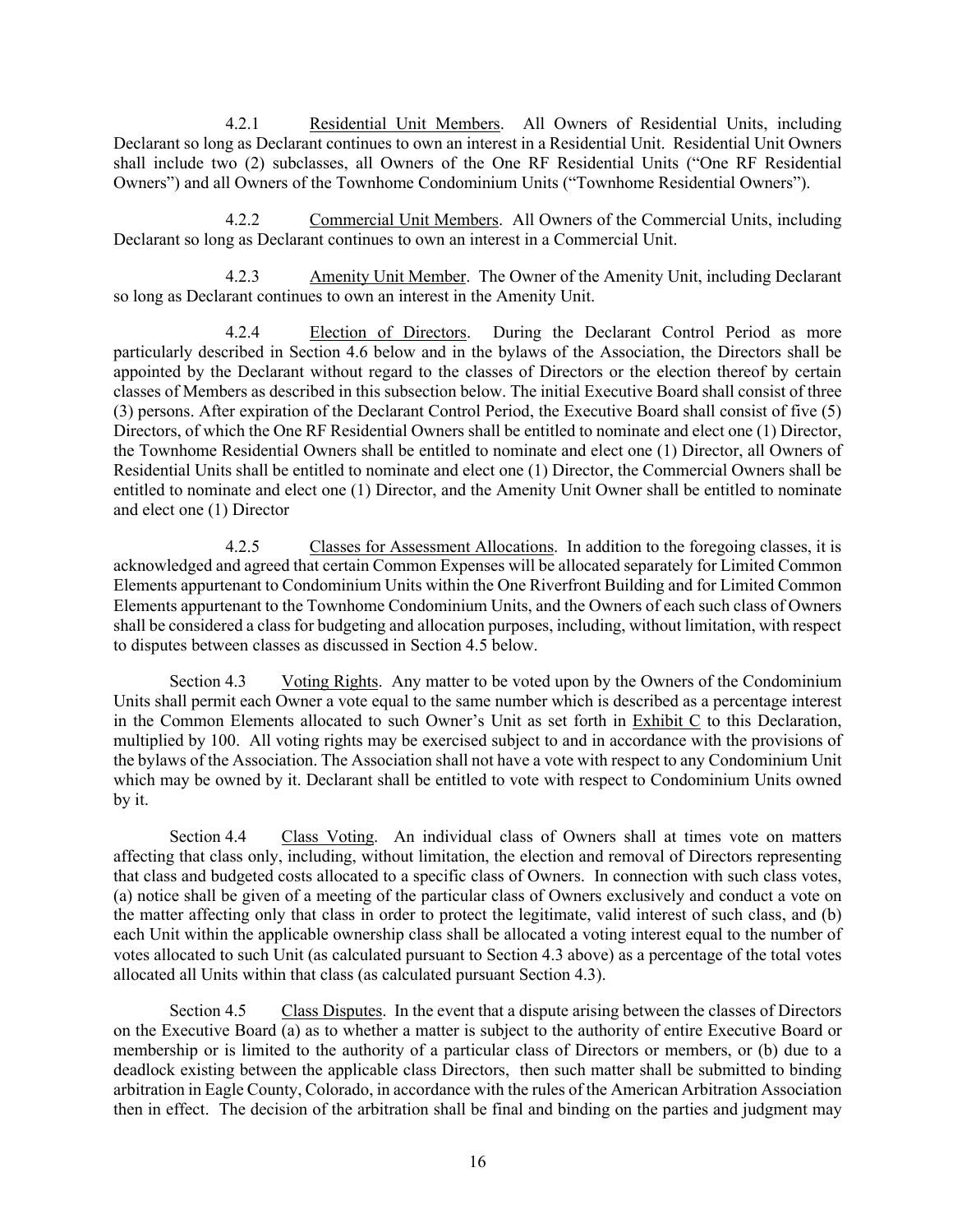4.2.1 Residential Unit Members. All Owners of Residential Units, including Declarant so long as Declarant continues to own an interest in a Residential Unit. Residential Unit Owners shall include two (2) subclasses, all Owners of the One RF Residential Units ("One RF Residential Owners") and all Owners of the Townhome Condominium Units ("Townhome Residential Owners").

4.2.2 Commercial Unit Members. All Owners of the Commercial Units, including Declarant so long as Declarant continues to own an interest in a Commercial Unit.

4.2.3 Amenity Unit Member. The Owner of the Amenity Unit, including Declarant so long as Declarant continues to own an interest in the Amenity Unit.

4.2.4 Election of Directors. During the Declarant Control Period as more particularly described in Section 4.6 below and in the bylaws of the Association, the Directors shall be appointed by the Declarant without regard to the classes of Directors or the election thereof by certain classes of Members as described in this subsection below. The initial Executive Board shall consist of three (3) persons. After expiration of the Declarant Control Period, the Executive Board shall consist of five (5) Directors, of which the One RF Residential Owners shall be entitled to nominate and elect one (1) Director, the Townhome Residential Owners shall be entitled to nominate and elect one (1) Director, all Owners of Residential Units shall be entitled to nominate and elect one (1) Director, the Commercial Owners shall be entitled to nominate and elect one (1) Director, and the Amenity Unit Owner shall be entitled to nominate and elect one (1) Director

4.2.5 Classes for Assessment Allocations. In addition to the foregoing classes, it is acknowledged and agreed that certain Common Expenses will be allocated separately for Limited Common Elements appurtenant to Condominium Units within the One Riverfront Building and for Limited Common Elements appurtenant to the Townhome Condominium Units, and the Owners of each such class of Owners shall be considered a class for budgeting and allocation purposes, including, without limitation, with respect to disputes between classes as discussed in Section 4.5 below.

Section 4.3 Voting Rights. Any matter to be voted upon by the Owners of the Condominium Units shall permit each Owner a vote equal to the same number which is described as a percentage interest in the Common Elements allocated to such Owner's Unit as set forth in Exhibit C to this Declaration, multiplied by 100. All voting rights may be exercised subject to and in accordance with the provisions of the bylaws of the Association. The Association shall not have a vote with respect to any Condominium Unit which may be owned by it. Declarant shall be entitled to vote with respect to Condominium Units owned by it.

Section 4.4 Class Voting. An individual class of Owners shall at times vote on matters affecting that class only, including, without limitation, the election and removal of Directors representing that class and budgeted costs allocated to a specific class of Owners. In connection with such class votes, (a) notice shall be given of a meeting of the particular class of Owners exclusively and conduct a vote on the matter affecting only that class in order to protect the legitimate, valid interest of such class, and (b) each Unit within the applicable ownership class shall be allocated a voting interest equal to the number of votes allocated to such Unit (as calculated pursuant to Section 4.3 above) as a percentage of the total votes allocated all Units within that class (as calculated pursuant Section 4.3).

Section 4.5 Class Disputes. In the event that a dispute arising between the classes of Directors on the Executive Board (a) as to whether a matter is subject to the authority of entire Executive Board or membership or is limited to the authority of a particular class of Directors or members, or (b) due to a deadlock existing between the applicable class Directors, then such matter shall be submitted to binding arbitration in Eagle County, Colorado, in accordance with the rules of the American Arbitration Association then in effect. The decision of the arbitration shall be final and binding on the parties and judgment may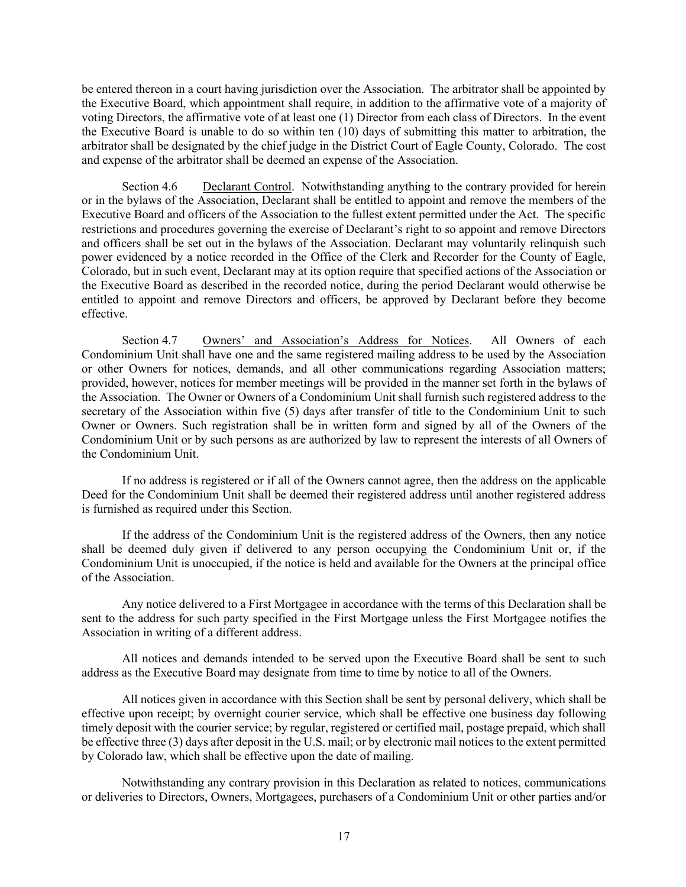be entered thereon in a court having jurisdiction over the Association. The arbitrator shall be appointed by the Executive Board, which appointment shall require, in addition to the affirmative vote of a majority of voting Directors, the affirmative vote of at least one (1) Director from each class of Directors. In the event the Executive Board is unable to do so within ten (10) days of submitting this matter to arbitration, the arbitrator shall be designated by the chief judge in the District Court of Eagle County, Colorado. The cost and expense of the arbitrator shall be deemed an expense of the Association.

Section 4.6 Declarant Control. Notwithstanding anything to the contrary provided for herein or in the bylaws of the Association, Declarant shall be entitled to appoint and remove the members of the Executive Board and officers of the Association to the fullest extent permitted under the Act. The specific restrictions and procedures governing the exercise of Declarant's right to so appoint and remove Directors and officers shall be set out in the bylaws of the Association. Declarant may voluntarily relinquish such power evidenced by a notice recorded in the Office of the Clerk and Recorder for the County of Eagle, Colorado, but in such event, Declarant may at its option require that specified actions of the Association or the Executive Board as described in the recorded notice, during the period Declarant would otherwise be entitled to appoint and remove Directors and officers, be approved by Declarant before they become effective.

Section 4.7 Owners' and Association's Address for Notices. All Owners of each Condominium Unit shall have one and the same registered mailing address to be used by the Association or other Owners for notices, demands, and all other communications regarding Association matters; provided, however, notices for member meetings will be provided in the manner set forth in the bylaws of the Association. The Owner or Owners of a Condominium Unit shall furnish such registered address to the secretary of the Association within five (5) days after transfer of title to the Condominium Unit to such Owner or Owners. Such registration shall be in written form and signed by all of the Owners of the Condominium Unit or by such persons as are authorized by law to represent the interests of all Owners of the Condominium Unit.

If no address is registered or if all of the Owners cannot agree, then the address on the applicable Deed for the Condominium Unit shall be deemed their registered address until another registered address is furnished as required under this Section.

If the address of the Condominium Unit is the registered address of the Owners, then any notice shall be deemed duly given if delivered to any person occupying the Condominium Unit or, if the Condominium Unit is unoccupied, if the notice is held and available for the Owners at the principal office of the Association.

Any notice delivered to a First Mortgagee in accordance with the terms of this Declaration shall be sent to the address for such party specified in the First Mortgage unless the First Mortgagee notifies the Association in writing of a different address.

All notices and demands intended to be served upon the Executive Board shall be sent to such address as the Executive Board may designate from time to time by notice to all of the Owners.

All notices given in accordance with this Section shall be sent by personal delivery, which shall be effective upon receipt; by overnight courier service, which shall be effective one business day following timely deposit with the courier service; by regular, registered or certified mail, postage prepaid, which shall be effective three (3) days after deposit in the U.S. mail; or by electronic mail notices to the extent permitted by Colorado law, which shall be effective upon the date of mailing.

Notwithstanding any contrary provision in this Declaration as related to notices, communications or deliveries to Directors, Owners, Mortgagees, purchasers of a Condominium Unit or other parties and/or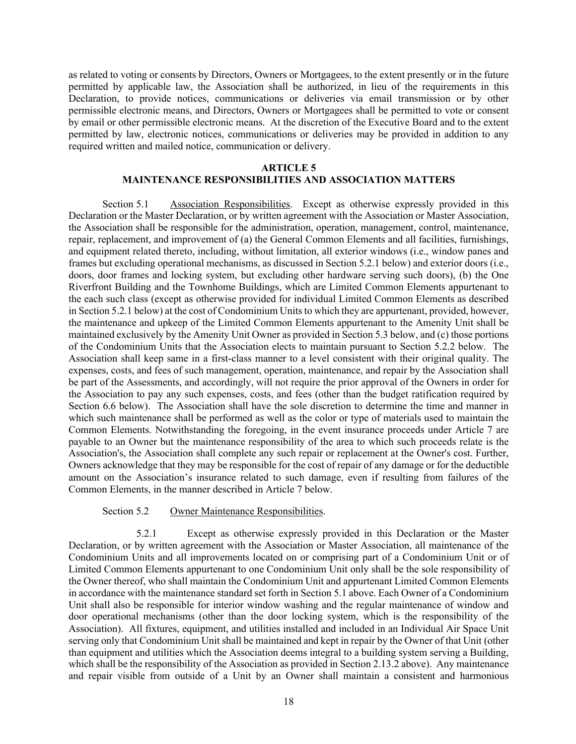as related to voting or consents by Directors, Owners or Mortgagees, to the extent presently or in the future permitted by applicable law, the Association shall be authorized, in lieu of the requirements in this Declaration, to provide notices, communications or deliveries via email transmission or by other permissible electronic means, and Directors, Owners or Mortgagees shall be permitted to vote or consent by email or other permissible electronic means. At the discretion of the Executive Board and to the extent permitted by law, electronic notices, communications or deliveries may be provided in addition to any required written and mailed notice, communication or delivery.

## ARTICLE 5
## MAINTENANCE RESPONSIBILITIES AND ASSOCIATION MATTERS

Section 5.1 Association Responsibilities. Except as otherwise expressly provided in this Declaration or the Master Declaration, or by written agreement with the Association or Master Association, the Association shall be responsible for the administration, operation, management, control, maintenance, repair, replacement, and improvement of (a) the General Common Elements and all facilities, furnishings, and equipment related thereto, including, without limitation, all exterior windows (i.e., window panes and frames but excluding operational mechanisms, as discussed in Section 5.2.1 below) and exterior doors (i.e., doors, door frames and locking system, but excluding other hardware serving such doors), (b) the One Riverfront Building and the Townhome Buildings, which are Limited Common Elements appurtenant to the each such class (except as otherwise provided for individual Limited Common Elements as described in Section 5.2.1 below) at the cost of Condominium Units to which they are appurtenant, provided, however, the maintenance and upkeep of the Limited Common Elements appurtenant to the Amenity Unit shall be maintained exclusively by the Amenity Unit Owner as provided in Section 5.3 below, and (c) those portions of the Condominium Units that the Association elects to maintain pursuant to Section 5.2.2 below. The Association shall keep same in a first-class manner to a level consistent with their original quality. The expenses, costs, and fees of such management, operation, maintenance, and repair by the Association shall be part of the Assessments, and accordingly, will not require the prior approval of the Owners in order for the Association to pay any such expenses, costs, and fees (other than the budget ratification required by Section 6.6 below). The Association shall have the sole discretion to determine the time and manner in which such maintenance shall be performed as well as the color or type of materials used to maintain the Common Elements. Notwithstanding the foregoing, in the event insurance proceeds under Article 7 are payable to an Owner but the maintenance responsibility of the area to which such proceeds relate is the Association's, the Association shall complete any such repair or replacement at the Owner's cost. Further, Owners acknowledge that they may be responsible for the cost of repair of any damage or for the deductible amount on the Association's insurance related to such damage, even if resulting from failures of the Common Elements, in the manner described in Article 7 below.

Section 5.2 Owner Maintenance Responsibilities.

5.2.1 Except as otherwise expressly provided in this Declaration or the Master Declaration, or by written agreement with the Association or Master Association, all maintenance of the Condominium Units and all improvements located on or comprising part of a Condominium Unit or of Limited Common Elements appurtenant to one Condominium Unit only shall be the sole responsibility of the Owner thereof, who shall maintain the Condominium Unit and appurtenant Limited Common Elements in accordance with the maintenance standard set forth in Section 5.1 above. Each Owner of a Condominium Unit shall also be responsible for interior window washing and the regular maintenance of window and door operational mechanisms (other than the door locking system, which is the responsibility of the Association). All fixtures, equipment, and utilities installed and included in an Individual Air Space Unit serving only that Condominium Unit shall be maintained and kept in repair by the Owner of that Unit (other than equipment and utilities which the Association deems integral to a building system serving a Building, which shall be the responsibility of the Association as provided in Section 2.13.2 above). Any maintenance and repair visible from outside of a Unit by an Owner shall maintain a consistent and harmonious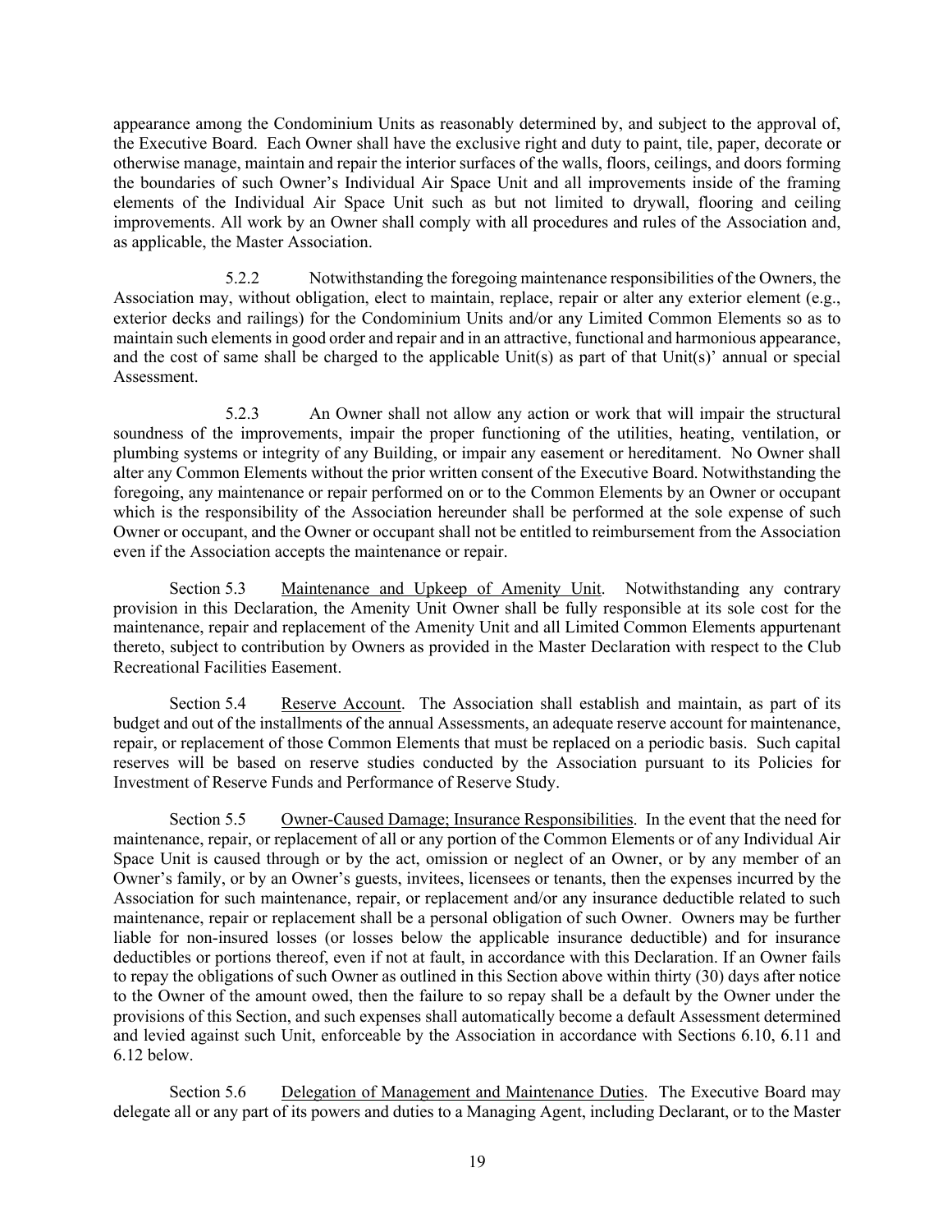appearance among the Condominium Units as reasonably determined by, and subject to the approval of, the Executive Board. Each Owner shall have the exclusive right and duty to paint, tile, paper, decorate or otherwise manage, maintain and repair the interior surfaces of the walls, floors, ceilings, and doors forming the boundaries of such Owner's Individual Air Space Unit and all improvements inside of the framing elements of the Individual Air Space Unit such as but not limited to drywall, flooring and ceiling improvements. All work by an Owner shall comply with all procedures and rules of the Association and, as applicable, the Master Association.

5.2.2 Notwithstanding the foregoing maintenance responsibilities of the Owners, the Association may, without obligation, elect to maintain, replace, repair or alter any exterior element (e.g., exterior decks and railings) for the Condominium Units and/or any Limited Common Elements so as to maintain such elements in good order and repair and in an attractive, functional and harmonious appearance, and the cost of same shall be charged to the applicable Unit(s) as part of that Unit(s)' annual or special Assessment.

5.2.3 An Owner shall not allow any action or work that will impair the structural soundness of the improvements, impair the proper functioning of the utilities, heating, ventilation, or plumbing systems or integrity of any Building, or impair any easement or hereditament. No Owner shall alter any Common Elements without the prior written consent of the Executive Board. Notwithstanding the foregoing, any maintenance or repair performed on or to the Common Elements by an Owner or occupant which is the responsibility of the Association hereunder shall be performed at the sole expense of such Owner or occupant, and the Owner or occupant shall not be entitled to reimbursement from the Association even if the Association accepts the maintenance or repair.

Section 5.3 Maintenance and Upkeep of Amenity Unit. Notwithstanding any contrary provision in this Declaration, the Amenity Unit Owner shall be fully responsible at its sole cost for the maintenance, repair and replacement of the Amenity Unit and all Limited Common Elements appurtenant thereto, subject to contribution by Owners as provided in the Master Declaration with respect to the Club Recreational Facilities Easement.

Section 5.4 Reserve Account. The Association shall establish and maintain, as part of its budget and out of the installments of the annual Assessments, an adequate reserve account for maintenance, repair, or replacement of those Common Elements that must be replaced on a periodic basis. Such capital reserves will be based on reserve studies conducted by the Association pursuant to its Policies for Investment of Reserve Funds and Performance of Reserve Study.

Section 5.5 Owner-Caused Damage; Insurance Responsibilities. In the event that the need for maintenance, repair, or replacement of all or any portion of the Common Elements or of any Individual Air Space Unit is caused through or by the act, omission or neglect of an Owner, or by any member of an Owner's family, or by an Owner's guests, invitees, licensees or tenants, then the expenses incurred by the Association for such maintenance, repair, or replacement and/or any insurance deductible related to such maintenance, repair or replacement shall be a personal obligation of such Owner. Owners may be further liable for non-insured losses (or losses below the applicable insurance deductible) and for insurance deductibles or portions thereof, even if not at fault, in accordance with this Declaration. If an Owner fails to repay the obligations of such Owner as outlined in this Section above within thirty (30) days after notice to the Owner of the amount owed, then the failure to so repay shall be a default by the Owner under the provisions of this Section, and such expenses shall automatically become a default Assessment determined and levied against such Unit, enforceable by the Association in accordance with Sections 6.10, 6.11 and 6.12 below.

Section 5.6 Delegation of Management and Maintenance Duties. The Executive Board may delegate all or any part of its powers and duties to a Managing Agent, including Declarant, or to the Master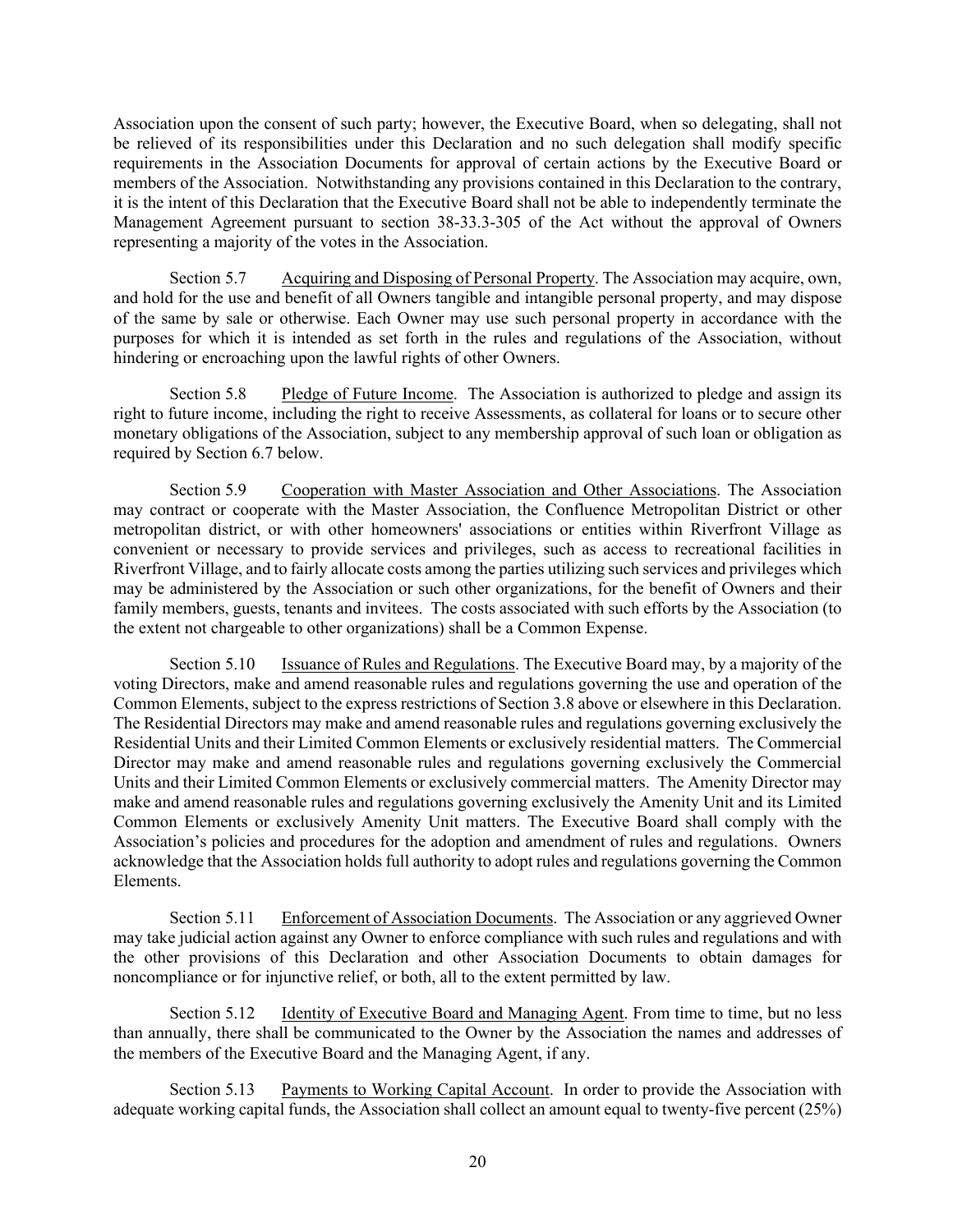Association upon the consent of such party; however, the Executive Board, when so delegating, shall not be relieved of its responsibilities under this Declaration and no such delegation shall modify specific requirements in the Association Documents for approval of certain actions by the Executive Board or members of the Association. Notwithstanding any provisions contained in this Declaration to the contrary, it is the intent of this Declaration that the Executive Board shall not be able to independently terminate the Management Agreement pursuant to section 38-33.3-305 of the Act without the approval of Owners representing a majority of the votes in the Association.

Section 5.7 Acquiring and Disposing of Personal Property. The Association may acquire, own, and hold for the use and benefit of all Owners tangible and intangible personal property, and may dispose of the same by sale or otherwise. Each Owner may use such personal property in accordance with the purposes for which it is intended as set forth in the rules and regulations of the Association, without hindering or encroaching upon the lawful rights of other Owners.

Section 5.8 Pledge of Future Income. The Association is authorized to pledge and assign its right to future income, including the right to receive Assessments, as collateral for loans or to secure other monetary obligations of the Association, subject to any membership approval of such loan or obligation as required by Section 6.7 below.

Section 5.9 Cooperation with Master Association and Other Associations. The Association may contract or cooperate with the Master Association, the Confluence Metropolitan District or other metropolitan district, or with other homeowners' associations or entities within Riverfront Village as convenient or necessary to provide services and privileges, such as access to recreational facilities in Riverfront Village, and to fairly allocate costs among the parties utilizing such services and privileges which may be administered by the Association or such other organizations, for the benefit of Owners and their family members, guests, tenants and invitees. The costs associated with such efforts by the Association (to the extent not chargeable to other organizations) shall be a Common Expense.

Section 5.10 Issuance of Rules and Regulations. The Executive Board may, by a majority of the voting Directors, make and amend reasonable rules and regulations governing the use and operation of the Common Elements, subject to the express restrictions of Section 3.8 above or elsewhere in this Declaration. The Residential Directors may make and amend reasonable rules and regulations governing exclusively the Residential Units and their Limited Common Elements or exclusively residential matters. The Commercial Director may make and amend reasonable rules and regulations governing exclusively the Commercial Units and their Limited Common Elements or exclusively commercial matters. The Amenity Director may make and amend reasonable rules and regulations governing exclusively the Amenity Unit and its Limited Common Elements or exclusively Amenity Unit matters. The Executive Board shall comply with the Association's policies and procedures for the adoption and amendment of rules and regulations. Owners acknowledge that the Association holds full authority to adopt rules and regulations governing the Common Elements.

Section 5.11 Enforcement of Association Documents. The Association or any aggrieved Owner may take judicial action against any Owner to enforce compliance with such rules and regulations and with the other provisions of this Declaration and other Association Documents to obtain damages for noncompliance or for injunctive relief, or both, all to the extent permitted by law.

Section 5.12 Identity of Executive Board and Managing Agent. From time to time, but no less than annually, there shall be communicated to the Owner by the Association the names and addresses of the members of the Executive Board and the Managing Agent, if any.

Section 5.13 Payments to Working Capital Account. In order to provide the Association with adequate working capital funds, the Association shall collect an amount equal to twenty-five percent (25%)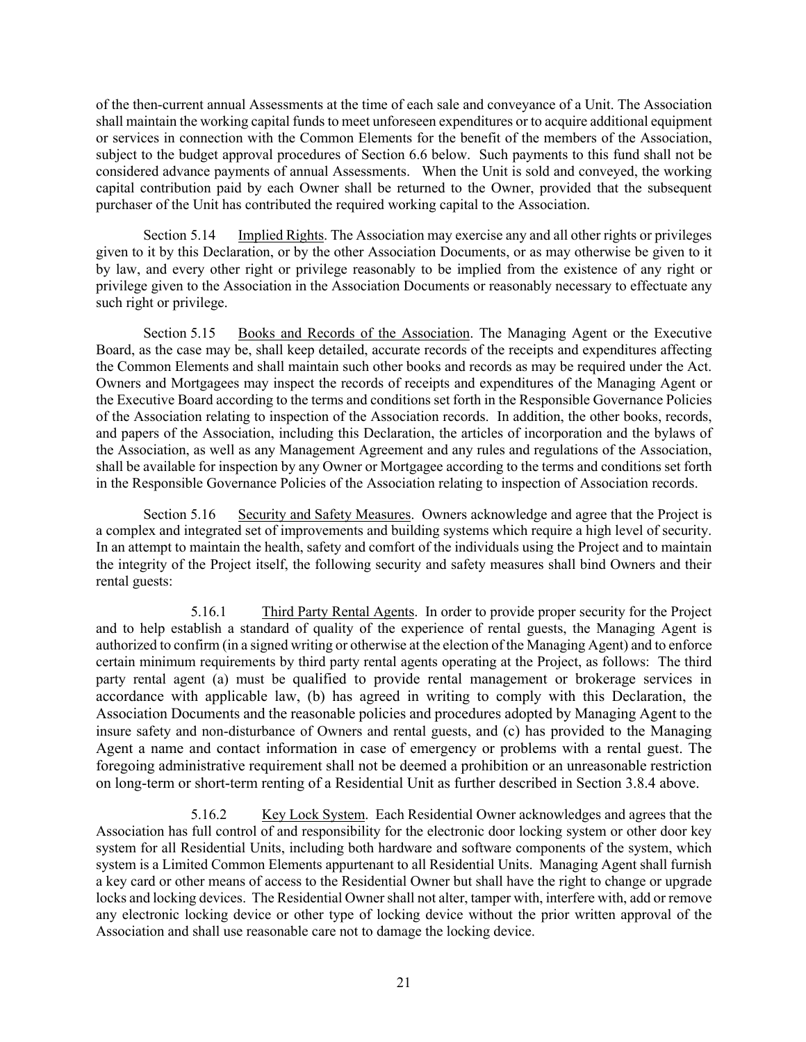of the then-current annual Assessments at the time of each sale and conveyance of a Unit. The Association shall maintain the working capital funds to meet unforeseen expenditures or to acquire additional equipment or services in connection with the Common Elements for the benefit of the members of the Association, subject to the budget approval procedures of Section 6.6 below. Such payments to this fund shall not be considered advance payments of annual Assessments. When the Unit is sold and conveyed, the working capital contribution paid by each Owner shall be returned to the Owner, provided that the subsequent purchaser of the Unit has contributed the required working capital to the Association.

Section 5.14 Implied Rights. The Association may exercise any and all other rights or privileges given to it by this Declaration, or by the other Association Documents, or as may otherwise be given to it by law, and every other right or privilege reasonably to be implied from the existence of any right or privilege given to the Association in the Association Documents or reasonably necessary to effectuate any such right or privilege.

Section 5.15 Books and Records of the Association. The Managing Agent or the Executive Board, as the case may be, shall keep detailed, accurate records of the receipts and expenditures affecting the Common Elements and shall maintain such other books and records as may be required under the Act. Owners and Mortgagees may inspect the records of receipts and expenditures of the Managing Agent or the Executive Board according to the terms and conditions set forth in the Responsible Governance Policies of the Association relating to inspection of the Association records. In addition, the other books, records, and papers of the Association, including this Declaration, the articles of incorporation and the bylaws of the Association, as well as any Management Agreement and any rules and regulations of the Association, shall be available for inspection by any Owner or Mortgagee according to the terms and conditions set forth in the Responsible Governance Policies of the Association relating to inspection of Association records.

Section 5.16 Security and Safety Measures. Owners acknowledge and agree that the Project is a complex and integrated set of improvements and building systems which require a high level of security. In an attempt to maintain the health, safety and comfort of the individuals using the Project and to maintain the integrity of the Project itself, the following security and safety measures shall bind Owners and their rental guests:

5.16.1 Third Party Rental Agents. In order to provide proper security for the Project and to help establish a standard of quality of the experience of rental guests, the Managing Agent is authorized to confirm (in a signed writing or otherwise at the election of the Managing Agent) and to enforce certain minimum requirements by third party rental agents operating at the Project, as follows: The third party rental agent (a) must be qualified to provide rental management or brokerage services in accordance with applicable law, (b) has agreed in writing to comply with this Declaration, the Association Documents and the reasonable policies and procedures adopted by Managing Agent to the insure safety and non-disturbance of Owners and rental guests, and (c) has provided to the Managing Agent a name and contact information in case of emergency or problems with a rental guest. The foregoing administrative requirement shall not be deemed a prohibition or an unreasonable restriction on long-term or short-term renting of a Residential Unit as further described in Section 3.8.4 above.

5.16.2 Key Lock System. Each Residential Owner acknowledges and agrees that the Association has full control of and responsibility for the electronic door locking system or other door key system for all Residential Units, including both hardware and software components of the system, which system is a Limited Common Elements appurtenant to all Residential Units. Managing Agent shall furnish a key card or other means of access to the Residential Owner but shall have the right to change or upgrade locks and locking devices. The Residential Owner shall not alter, tamper with, interfere with, add or remove any electronic locking device or other type of locking device without the prior written approval of the Association and shall use reasonable care not to damage the locking device.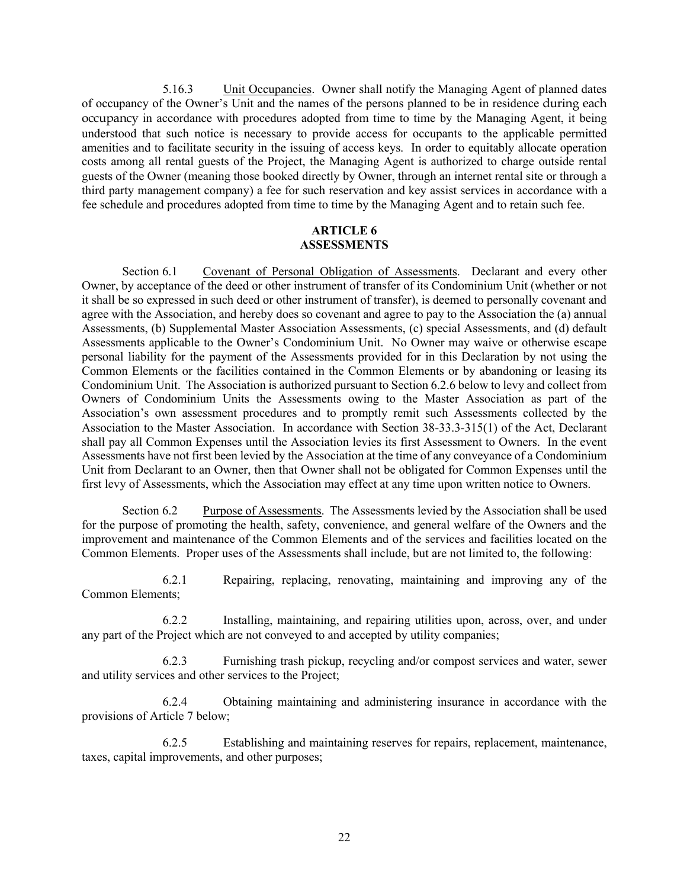5.16.3 Unit Occupancies. Owner shall notify the Managing Agent of planned dates of occupancy of the Owner's Unit and the names of the persons planned to be in residence during each occupancy in accordance with procedures adopted from time to time by the Managing Agent, it being understood that such notice is necessary to provide access for occupants to the applicable permitted amenities and to facilitate security in the issuing of access keys. In order to equitably allocate operation costs among all rental guests of the Project, the Managing Agent is authorized to charge outside rental guests of the Owner (meaning those booked directly by Owner, through an internet rental site or through a third party management company) a fee for such reservation and key assist services in accordance with a fee schedule and procedures adopted from time to time by the Managing Agent and to retain such fee.

## ARTICLE 6
## ASSESSMENTS

Section 6.1 Covenant of Personal Obligation of Assessments. Declarant and every other Owner, by acceptance of the deed or other instrument of transfer of its Condominium Unit (whether or not it shall be so expressed in such deed or other instrument of transfer), is deemed to personally covenant and agree with the Association, and hereby does so covenant and agree to pay to the Association the (a) annual Assessments, (b) Supplemental Master Association Assessments, (c) special Assessments, and (d) default Assessments applicable to the Owner's Condominium Unit. No Owner may waive or otherwise escape personal liability for the payment of the Assessments provided for in this Declaration by not using the Common Elements or the facilities contained in the Common Elements or by abandoning or leasing its Condominium Unit. The Association is authorized pursuant to Section 6.2.6 below to levy and collect from Owners of Condominium Units the Assessments owing to the Master Association as part of the Association's own assessment procedures and to promptly remit such Assessments collected by the Association to the Master Association. In accordance with Section 38-33.3-315(1) of the Act, Declarant shall pay all Common Expenses until the Association levies its first Assessment to Owners. In the event Assessments have not first been levied by the Association at the time of any conveyance of a Condominium Unit from Declarant to an Owner, then that Owner shall not be obligated for Common Expenses until the first levy of Assessments, which the Association may effect at any time upon written notice to Owners.

Section 6.2 Purpose of Assessments. The Assessments levied by the Association shall be used for the purpose of promoting the health, safety, convenience, and general welfare of the Owners and the improvement and maintenance of the Common Elements and of the services and facilities located on the Common Elements. Proper uses of the Assessments shall include, but are not limited to, the following:

6.2.1 Repairing, replacing, renovating, maintaining and improving any of the Common Elements;

6.2.2 Installing, maintaining, and repairing utilities upon, across, over, and under any part of the Project which are not conveyed to and accepted by utility companies;

6.2.3 Furnishing trash pickup, recycling and/or compost services and water, sewer and utility services and other services to the Project;

6.2.4 Obtaining maintaining and administering insurance in accordance with the provisions of Article 7 below;

6.2.5 Establishing and maintaining reserves for repairs, replacement, maintenance, taxes, capital improvements, and other purposes;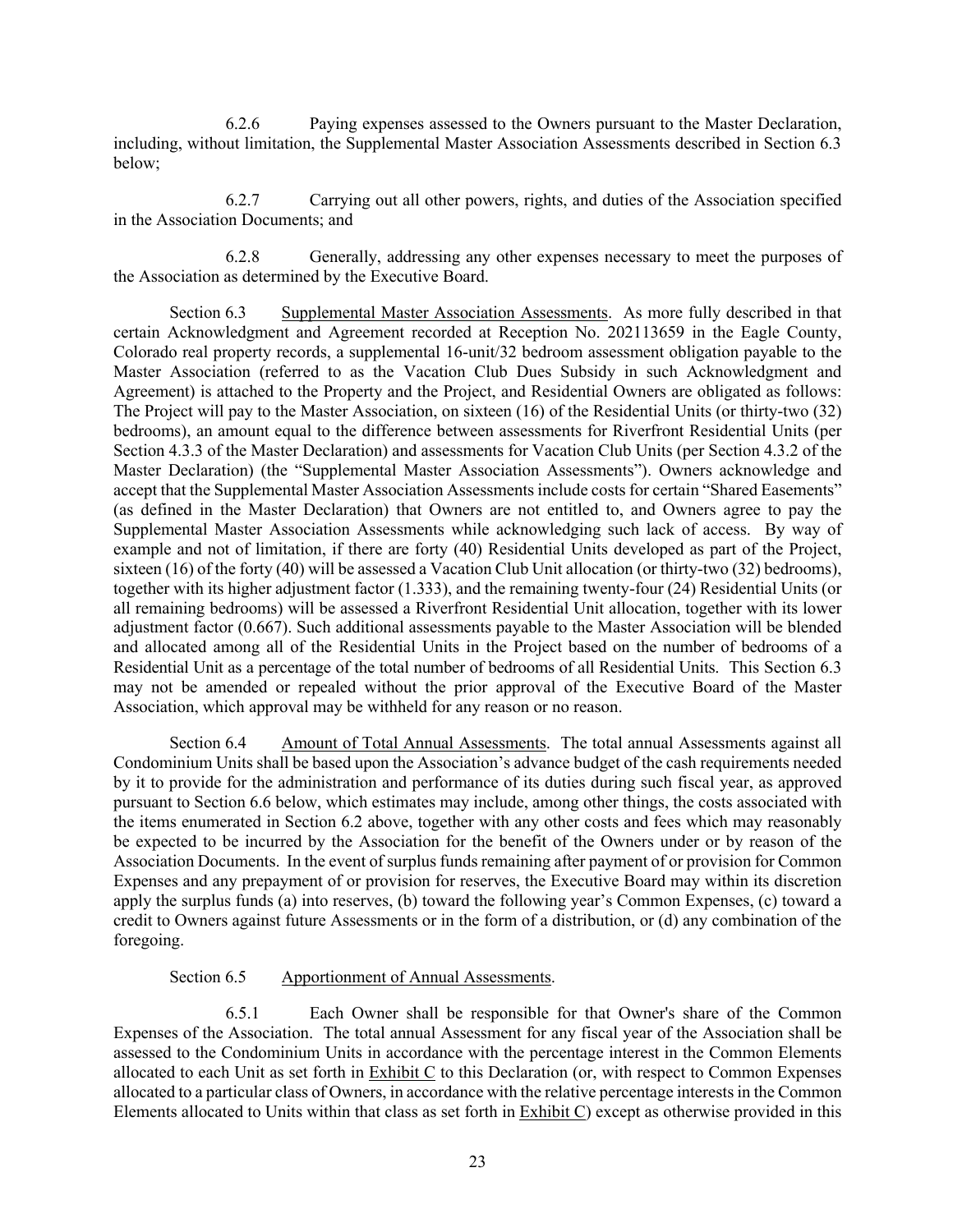6.2.6 Paying expenses assessed to the Owners pursuant to the Master Declaration, including, without limitation, the Supplemental Master Association Assessments described in Section 6.3 below;

6.2.7 Carrying out all other powers, rights, and duties of the Association specified in the Association Documents; and

6.2.8 Generally, addressing any other expenses necessary to meet the purposes of the Association as determined by the Executive Board.

Section 6.3 Supplemental Master Association Assessments. As more fully described in that certain Acknowledgment and Agreement recorded at Reception No. 202113659 in the Eagle County, Colorado real property records, a supplemental 16-unit/32 bedroom assessment obligation payable to the Master Association (referred to as the Vacation Club Dues Subsidy in such Acknowledgment and Agreement) is attached to the Property and the Project, and Residential Owners are obligated as follows: The Project will pay to the Master Association, on sixteen (16) of the Residential Units (or thirty-two (32) bedrooms), an amount equal to the difference between assessments for Riverfront Residential Units (per Section 4.3.3 of the Master Declaration) and assessments for Vacation Club Units (per Section 4.3.2 of the Master Declaration) (the "Supplemental Master Association Assessments"). Owners acknowledge and accept that the Supplemental Master Association Assessments include costs for certain "Shared Easements" (as defined in the Master Declaration) that Owners are not entitled to, and Owners agree to pay the Supplemental Master Association Assessments while acknowledging such lack of access. By way of example and not of limitation, if there are forty (40) Residential Units developed as part of the Project, sixteen (16) of the forty (40) will be assessed a Vacation Club Unit allocation (or thirty-two (32) bedrooms), together with its higher adjustment factor (1.333), and the remaining twenty-four (24) Residential Units (or all remaining bedrooms) will be assessed a Riverfront Residential Unit allocation, together with its lower adjustment factor (0.667). Such additional assessments payable to the Master Association will be blended and allocated among all of the Residential Units in the Project based on the number of bedrooms of a Residential Unit as a percentage of the total number of bedrooms of all Residential Units. This Section 6.3 may not be amended or repealed without the prior approval of the Executive Board of the Master Association, which approval may be withheld for any reason or no reason.

Section 6.4 Amount of Total Annual Assessments. The total annual Assessments against all Condominium Units shall be based upon the Association's advance budget of the cash requirements needed by it to provide for the administration and performance of its duties during such fiscal year, as approved pursuant to Section 6.6 below, which estimates may include, among other things, the costs associated with the items enumerated in Section 6.2 above, together with any other costs and fees which may reasonably be expected to be incurred by the Association for the benefit of the Owners under or by reason of the Association Documents. In the event of surplus funds remaining after payment of or provision for Common Expenses and any prepayment of or provision for reserves, the Executive Board may within its discretion apply the surplus funds (a) into reserves, (b) toward the following year's Common Expenses, (c) toward a credit to Owners against future Assessments or in the form of a distribution, or (d) any combination of the foregoing.

Section 6.5 Apportionment of Annual Assessments.

6.5.1 Each Owner shall be responsible for that Owner's share of the Common Expenses of the Association. The total annual Assessment for any fiscal year of the Association shall be assessed to the Condominium Units in accordance with the percentage interest in the Common Elements allocated to each Unit as set forth in Exhibit C to this Declaration (or, with respect to Common Expenses allocated to a particular class of Owners, in accordance with the relative percentage interests in the Common Elements allocated to Units within that class as set forth in Exhibit C) except as otherwise provided in this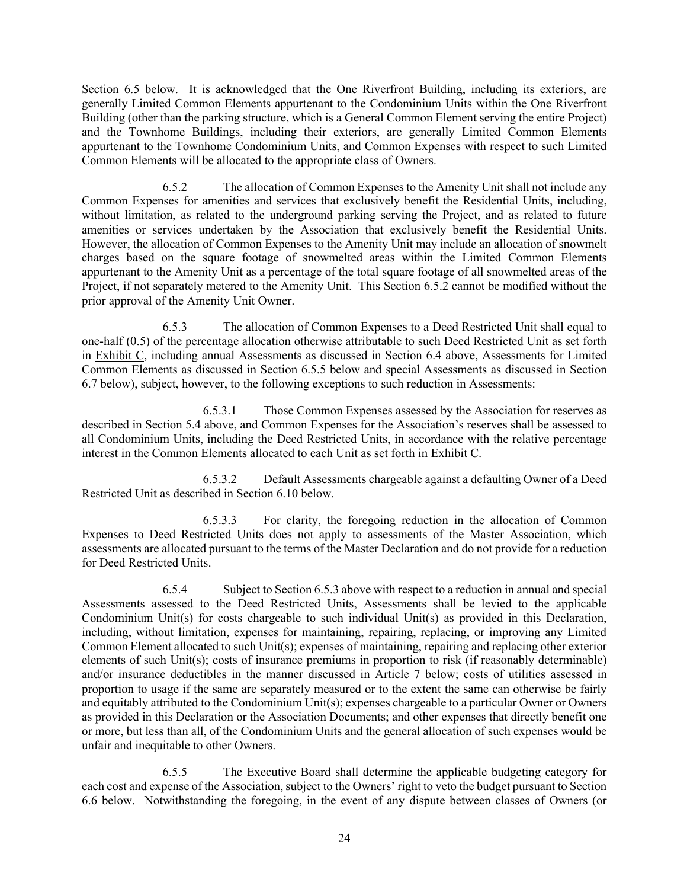Section 6.5 below. It is acknowledged that the One Riverfront Building, including its exteriors, are generally Limited Common Elements appurtenant to the Condominium Units within the One Riverfront Building (other than the parking structure, which is a General Common Element serving the entire Project) and the Townhome Buildings, including their exteriors, are generally Limited Common Elements appurtenant to the Townhome Condominium Units, and Common Expenses with respect to such Limited Common Elements will be allocated to the appropriate class of Owners.

6.5.2 The allocation of Common Expenses to the Amenity Unit shall not include any Common Expenses for amenities and services that exclusively benefit the Residential Units, including, without limitation, as related to the underground parking serving the Project, and as related to future amenities or services undertaken by the Association that exclusively benefit the Residential Units. However, the allocation of Common Expenses to the Amenity Unit may include an allocation of snowmelt charges based on the square footage of snowmelted areas within the Limited Common Elements appurtenant to the Amenity Unit as a percentage of the total square footage of all snowmelted areas of the Project, if not separately metered to the Amenity Unit. This Section 6.5.2 cannot be modified without the prior approval of the Amenity Unit Owner.

6.5.3 The allocation of Common Expenses to a Deed Restricted Unit shall equal to one-half (0.5) of the percentage allocation otherwise attributable to such Deed Restricted Unit as set forth in Exhibit C, including annual Assessments as discussed in Section 6.4 above, Assessments for Limited Common Elements as discussed in Section 6.5.5 below and special Assessments as discussed in Section 6.7 below), subject, however, to the following exceptions to such reduction in Assessments:

6.5.3.1 Those Common Expenses assessed by the Association for reserves as described in Section 5.4 above, and Common Expenses for the Association's reserves shall be assessed to all Condominium Units, including the Deed Restricted Units, in accordance with the relative percentage interest in the Common Elements allocated to each Unit as set forth in Exhibit C.

6.5.3.2 Default Assessments chargeable against a defaulting Owner of a Deed Restricted Unit as described in Section 6.10 below.

6.5.3.3 For clarity, the foregoing reduction in the allocation of Common Expenses to Deed Restricted Units does not apply to assessments of the Master Association, which assessments are allocated pursuant to the terms of the Master Declaration and do not provide for a reduction for Deed Restricted Units.

6.5.4 Subject to Section 6.5.3 above with respect to a reduction in annual and special Assessments assessed to the Deed Restricted Units, Assessments shall be levied to the applicable Condominium Unit(s) for costs chargeable to such individual Unit(s) as provided in this Declaration, including, without limitation, expenses for maintaining, repairing, replacing, or improving any Limited Common Element allocated to such Unit(s); expenses of maintaining, repairing and replacing other exterior elements of such Unit(s); costs of insurance premiums in proportion to risk (if reasonably determinable) and/or insurance deductibles in the manner discussed in Article 7 below; costs of utilities assessed in proportion to usage if the same are separately measured or to the extent the same can otherwise be fairly and equitably attributed to the Condominium Unit(s); expenses chargeable to a particular Owner or Owners as provided in this Declaration or the Association Documents; and other expenses that directly benefit one or more, but less than all, of the Condominium Units and the general allocation of such expenses would be unfair and inequitable to other Owners.

6.5.5 The Executive Board shall determine the applicable budgeting category for each cost and expense of the Association, subject to the Owners' right to veto the budget pursuant to Section 6.6 below. Notwithstanding the foregoing, in the event of any dispute between classes of Owners (or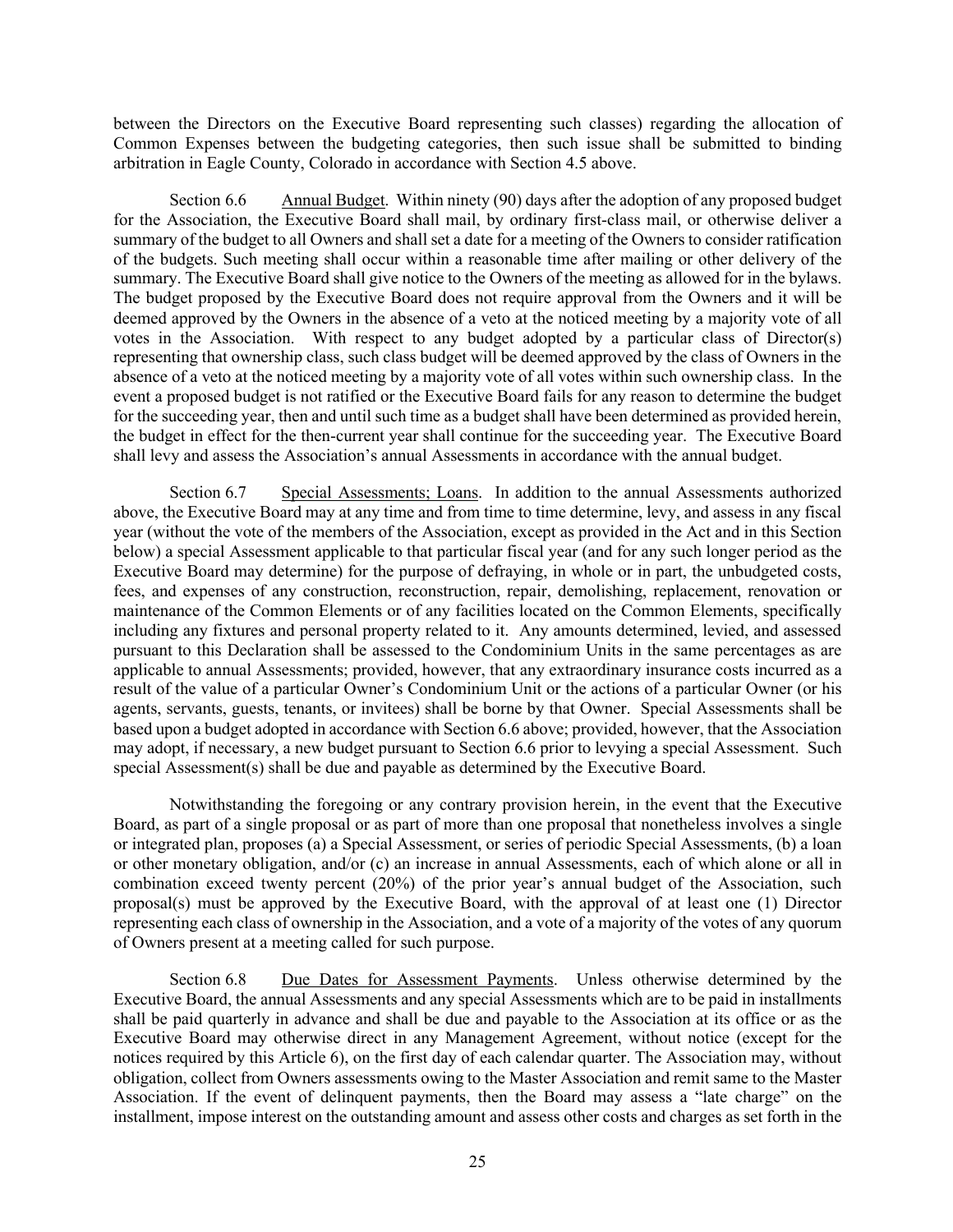between the Directors on the Executive Board representing such classes) regarding the allocation of Common Expenses between the budgeting categories, then such issue shall be submitted to binding arbitration in Eagle County, Colorado in accordance with Section 4.5 above.

Section 6.6 Annual Budget. Within ninety (90) days after the adoption of any proposed budget for the Association, the Executive Board shall mail, by ordinary first-class mail, or otherwise deliver a summary of the budget to all Owners and shall set a date for a meeting of the Owners to consider ratification of the budgets. Such meeting shall occur within a reasonable time after mailing or other delivery of the summary. The Executive Board shall give notice to the Owners of the meeting as allowed for in the bylaws. The budget proposed by the Executive Board does not require approval from the Owners and it will be deemed approved by the Owners in the absence of a veto at the noticed meeting by a majority vote of all votes in the Association. With respect to any budget adopted by a particular class of Director(s) representing that ownership class, such class budget will be deemed approved by the class of Owners in the absence of a veto at the noticed meeting by a majority vote of all votes within such ownership class. In the event a proposed budget is not ratified or the Executive Board fails for any reason to determine the budget for the succeeding year, then and until such time as a budget shall have been determined as provided herein, the budget in effect for the then-current year shall continue for the succeeding year. The Executive Board shall levy and assess the Association's annual Assessments in accordance with the annual budget.

Section 6.7 Special Assessments; Loans. In addition to the annual Assessments authorized above, the Executive Board may at any time and from time to time determine, levy, and assess in any fiscal year (without the vote of the members of the Association, except as provided in the Act and in this Section below) a special Assessment applicable to that particular fiscal year (and for any such longer period as the Executive Board may determine) for the purpose of defraying, in whole or in part, the unbudgeted costs, fees, and expenses of any construction, reconstruction, repair, demolishing, replacement, renovation or maintenance of the Common Elements or of any facilities located on the Common Elements, specifically including any fixtures and personal property related to it. Any amounts determined, levied, and assessed pursuant to this Declaration shall be assessed to the Condominium Units in the same percentages as are applicable to annual Assessments; provided, however, that any extraordinary insurance costs incurred as a result of the value of a particular Owner's Condominium Unit or the actions of a particular Owner (or his agents, servants, guests, tenants, or invitees) shall be borne by that Owner. Special Assessments shall be based upon a budget adopted in accordance with Section 6.6 above; provided, however, that the Association may adopt, if necessary, a new budget pursuant to Section 6.6 prior to levying a special Assessment. Such special Assessment(s) shall be due and payable as determined by the Executive Board.

Notwithstanding the foregoing or any contrary provision herein, in the event that the Executive Board, as part of a single proposal or as part of more than one proposal that nonetheless involves a single or integrated plan, proposes (a) a Special Assessment, or series of periodic Special Assessments, (b) a loan or other monetary obligation, and/or (c) an increase in annual Assessments, each of which alone or all in combination exceed twenty percent (20%) of the prior year's annual budget of the Association, such proposal(s) must be approved by the Executive Board, with the approval of at least one (1) Director representing each class of ownership in the Association, and a vote of a majority of the votes of any quorum of Owners present at a meeting called for such purpose.

Section 6.8 Due Dates for Assessment Payments. Unless otherwise determined by the Executive Board, the annual Assessments and any special Assessments which are to be paid in installments shall be paid quarterly in advance and shall be due and payable to the Association at its office or as the Executive Board may otherwise direct in any Management Agreement, without notice (except for the notices required by this Article 6), on the first day of each calendar quarter. The Association may, without obligation, collect from Owners assessments owing to the Master Association and remit same to the Master Association. If the event of delinquent payments, then the Board may assess a "late charge" on the installment, impose interest on the outstanding amount and assess other costs and charges as set forth in the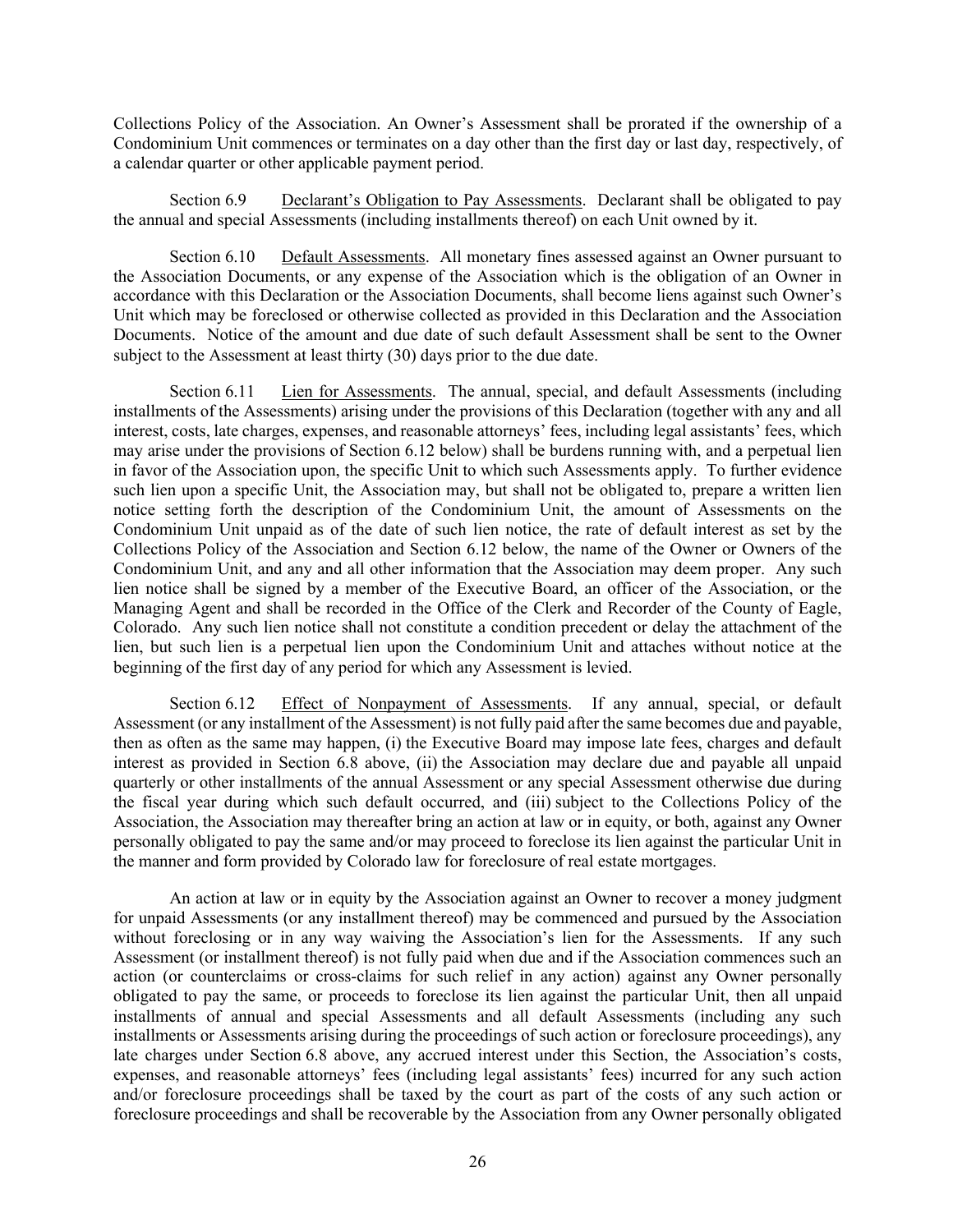Collections Policy of the Association. An Owner's Assessment shall be prorated if the ownership of a Condominium Unit commences or terminates on a day other than the first day or last day, respectively, of a calendar quarter or other applicable payment period.

Section 6.9 Declarant's Obligation to Pay Assessments. Declarant shall be obligated to pay the annual and special Assessments (including installments thereof) on each Unit owned by it.

Section 6.10 Default Assessments. All monetary fines assessed against an Owner pursuant to the Association Documents, or any expense of the Association which is the obligation of an Owner in accordance with this Declaration or the Association Documents, shall become liens against such Owner's Unit which may be foreclosed or otherwise collected as provided in this Declaration and the Association Documents. Notice of the amount and due date of such default Assessment shall be sent to the Owner subject to the Assessment at least thirty (30) days prior to the due date.

Section 6.11 Lien for Assessments. The annual, special, and default Assessments (including installments of the Assessments) arising under the provisions of this Declaration (together with any and all interest, costs, late charges, expenses, and reasonable attorneys' fees, including legal assistants' fees, which may arise under the provisions of Section 6.12 below) shall be burdens running with, and a perpetual lien in favor of the Association upon, the specific Unit to which such Assessments apply. To further evidence such lien upon a specific Unit, the Association may, but shall not be obligated to, prepare a written lien notice setting forth the description of the Condominium Unit, the amount of Assessments on the Condominium Unit unpaid as of the date of such lien notice, the rate of default interest as set by the Collections Policy of the Association and Section 6.12 below, the name of the Owner or Owners of the Condominium Unit, and any and all other information that the Association may deem proper. Any such lien notice shall be signed by a member of the Executive Board, an officer of the Association, or the Managing Agent and shall be recorded in the Office of the Clerk and Recorder of the County of Eagle, Colorado. Any such lien notice shall not constitute a condition precedent or delay the attachment of the lien, but such lien is a perpetual lien upon the Condominium Unit and attaches without notice at the beginning of the first day of any period for which any Assessment is levied.

Section 6.12 Effect of Nonpayment of Assessments. If any annual, special, or default Assessment (or any installment of the Assessment) is not fully paid after the same becomes due and payable, then as often as the same may happen, (i) the Executive Board may impose late fees, charges and default interest as provided in Section 6.8 above, (ii) the Association may declare due and payable all unpaid quarterly or other installments of the annual Assessment or any special Assessment otherwise due during the fiscal year during which such default occurred, and (iii) subject to the Collections Policy of the Association, the Association may thereafter bring an action at law or in equity, or both, against any Owner personally obligated to pay the same and/or may proceed to foreclose its lien against the particular Unit in the manner and form provided by Colorado law for foreclosure of real estate mortgages.

An action at law or in equity by the Association against an Owner to recover a money judgment for unpaid Assessments (or any installment thereof) may be commenced and pursued by the Association without foreclosing or in any way waiving the Association's lien for the Assessments. If any such Assessment (or installment thereof) is not fully paid when due and if the Association commences such an action (or counterclaims or cross-claims for such relief in any action) against any Owner personally obligated to pay the same, or proceeds to foreclose its lien against the particular Unit, then all unpaid installments of annual and special Assessments and all default Assessments (including any such installments or Assessments arising during the proceedings of such action or foreclosure proceedings), any late charges under Section 6.8 above, any accrued interest under this Section, the Association's costs, expenses, and reasonable attorneys' fees (including legal assistants' fees) incurred for any such action and/or foreclosure proceedings shall be taxed by the court as part of the costs of any such action or foreclosure proceedings and shall be recoverable by the Association from any Owner personally obligated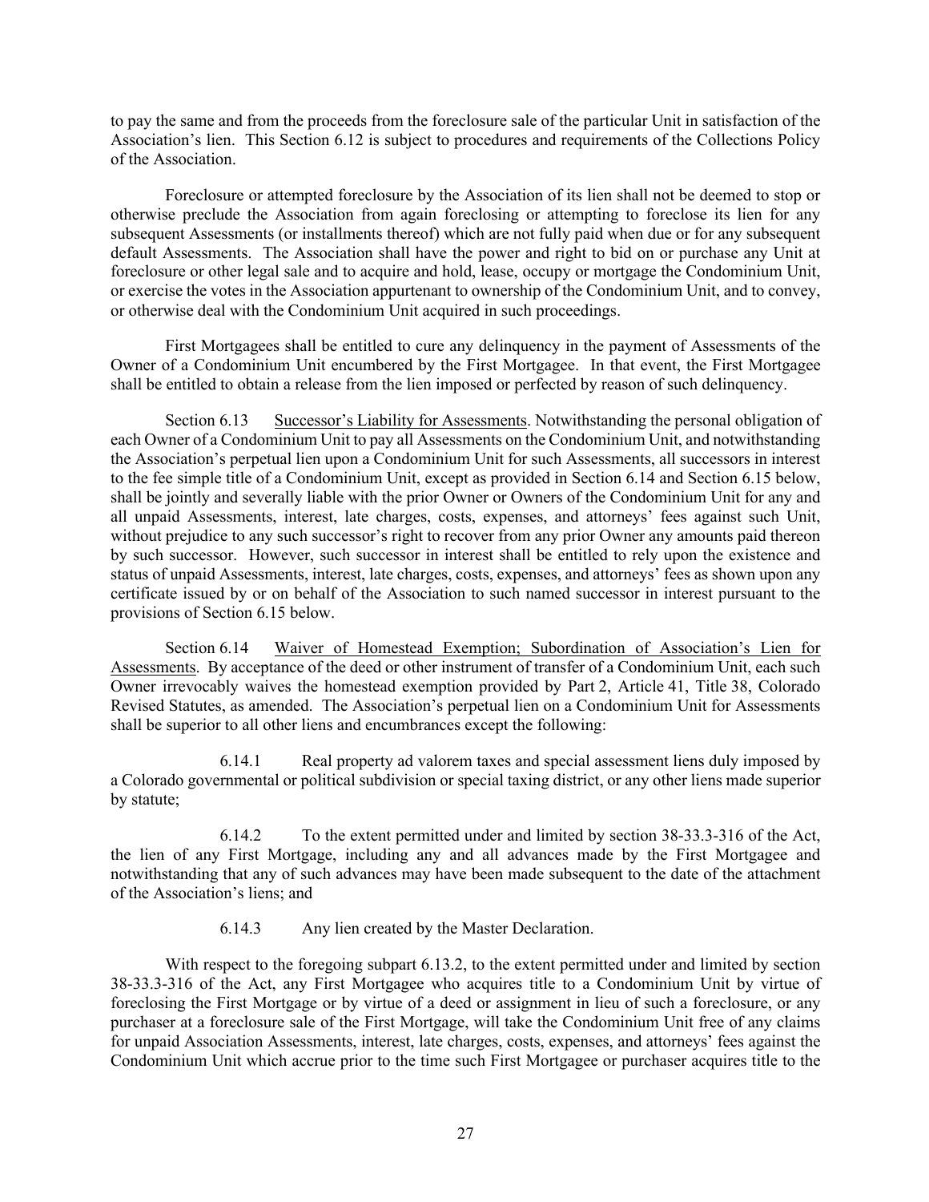to pay the same and from the proceeds from the foreclosure sale of the particular Unit in satisfaction of the Association's lien. This Section 6.12 is subject to procedures and requirements of the Collections Policy of the Association.

Foreclosure or attempted foreclosure by the Association of its lien shall not be deemed to stop or otherwise preclude the Association from again foreclosing or attempting to foreclose its lien for any subsequent Assessments (or installments thereof) which are not fully paid when due or for any subsequent default Assessments. The Association shall have the power and right to bid on or purchase any Unit at foreclosure or other legal sale and to acquire and hold, lease, occupy or mortgage the Condominium Unit, or exercise the votes in the Association appurtenant to ownership of the Condominium Unit, and to convey, or otherwise deal with the Condominium Unit acquired in such proceedings.

First Mortgagees shall be entitled to cure any delinquency in the payment of Assessments of the Owner of a Condominium Unit encumbered by the First Mortgagee. In that event, the First Mortgagee shall be entitled to obtain a release from the lien imposed or perfected by reason of such delinquency.

Section 6.13 Successor's Liability for Assessments. Notwithstanding the personal obligation of each Owner of a Condominium Unit to pay all Assessments on the Condominium Unit, and notwithstanding the Association's perpetual lien upon a Condominium Unit for such Assessments, all successors in interest to the fee simple title of a Condominium Unit, except as provided in Section 6.14 and Section 6.15 below, shall be jointly and severally liable with the prior Owner or Owners of the Condominium Unit for any and all unpaid Assessments, interest, late charges, costs, expenses, and attorneys' fees against such Unit, without prejudice to any such successor's right to recover from any prior Owner any amounts paid thereon by such successor. However, such successor in interest shall be entitled to rely upon the existence and status of unpaid Assessments, interest, late charges, costs, expenses, and attorneys' fees as shown upon any certificate issued by or on behalf of the Association to such named successor in interest pursuant to the provisions of Section 6.15 below.

Section 6.14 Waiver of Homestead Exemption; Subordination of Association's Lien for Assessments. By acceptance of the deed or other instrument of transfer of a Condominium Unit, each such Owner irrevocably waives the homestead exemption provided by Part 2, Article 41, Title 38, Colorado Revised Statutes, as amended. The Association's perpetual lien on a Condominium Unit for Assessments shall be superior to all other liens and encumbrances except the following:

6.14.1 Real property ad valorem taxes and special assessment liens duly imposed by a Colorado governmental or political subdivision or special taxing district, or any other liens made superior by statute;

6.14.2 To the extent permitted under and limited by section 38-33.3-316 of the Act, the lien of any First Mortgage, including any and all advances made by the First Mortgagee and notwithstanding that any of such advances may have been made subsequent to the date of the attachment of the Association's liens; and

6.14.3 Any lien created by the Master Declaration.

With respect to the foregoing subpart 6.13.2, to the extent permitted under and limited by section 38-33.3-316 of the Act, any First Mortgagee who acquires title to a Condominium Unit by virtue of foreclosing the First Mortgage or by virtue of a deed or assignment in lieu of such a foreclosure, or any purchaser at a foreclosure sale of the First Mortgage, will take the Condominium Unit free of any claims for unpaid Association Assessments, interest, late charges, costs, expenses, and attorneys' fees against the Condominium Unit which accrue prior to the time such First Mortgagee or purchaser acquires title to the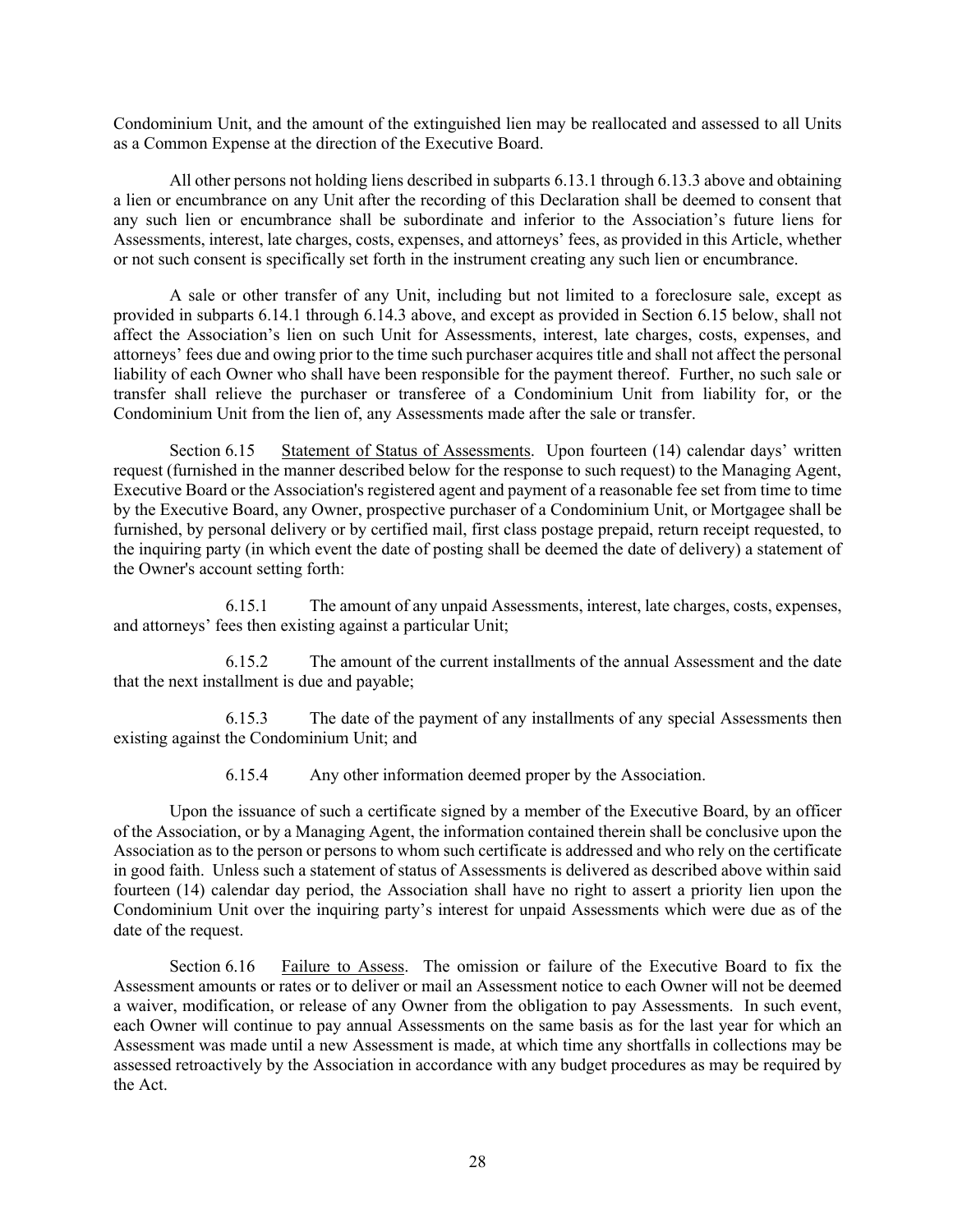Condominium Unit, and the amount of the extinguished lien may be reallocated and assessed to all Units as a Common Expense at the direction of the Executive Board.

All other persons not holding liens described in subparts 6.13.1 through 6.13.3 above and obtaining a lien or encumbrance on any Unit after the recording of this Declaration shall be deemed to consent that any such lien or encumbrance shall be subordinate and inferior to the Association's future liens for Assessments, interest, late charges, costs, expenses, and attorneys' fees, as provided in this Article, whether or not such consent is specifically set forth in the instrument creating any such lien or encumbrance.

A sale or other transfer of any Unit, including but not limited to a foreclosure sale, except as provided in subparts 6.14.1 through 6.14.3 above, and except as provided in Section 6.15 below, shall not affect the Association's lien on such Unit for Assessments, interest, late charges, costs, expenses, and attorneys' fees due and owing prior to the time such purchaser acquires title and shall not affect the personal liability of each Owner who shall have been responsible for the payment thereof. Further, no such sale or transfer shall relieve the purchaser or transferee of a Condominium Unit from liability for, or the Condominium Unit from the lien of, any Assessments made after the sale or transfer.

Section 6.15 Statement of Status of Assessments. Upon fourteen (14) calendar days' written request (furnished in the manner described below for the response to such request) to the Managing Agent, Executive Board or the Association's registered agent and payment of a reasonable fee set from time to time by the Executive Board, any Owner, prospective purchaser of a Condominium Unit, or Mortgagee shall be furnished, by personal delivery or by certified mail, first class postage prepaid, return receipt requested, to the inquiring party (in which event the date of posting shall be deemed the date of delivery) a statement of the Owner's account setting forth:

6.15.1 The amount of any unpaid Assessments, interest, late charges, costs, expenses, and attorneys' fees then existing against a particular Unit;

6.15.2 The amount of the current installments of the annual Assessment and the date that the next installment is due and payable;

6.15.3 The date of the payment of any installments of any special Assessments then existing against the Condominium Unit; and

6.15.4 Any other information deemed proper by the Association.

Upon the issuance of such a certificate signed by a member of the Executive Board, by an officer of the Association, or by a Managing Agent, the information contained therein shall be conclusive upon the Association as to the person or persons to whom such certificate is addressed and who rely on the certificate in good faith. Unless such a statement of status of Assessments is delivered as described above within said fourteen (14) calendar day period, the Association shall have no right to assert a priority lien upon the Condominium Unit over the inquiring party's interest for unpaid Assessments which were due as of the date of the request.

Section 6.16 Failure to Assess. The omission or failure of the Executive Board to fix the Assessment amounts or rates or to deliver or mail an Assessment notice to each Owner will not be deemed a waiver, modification, or release of any Owner from the obligation to pay Assessments. In such event, each Owner will continue to pay annual Assessments on the same basis as for the last year for which an Assessment was made until a new Assessment is made, at which time any shortfalls in collections may be assessed retroactively by the Association in accordance with any budget procedures as may be required by the Act.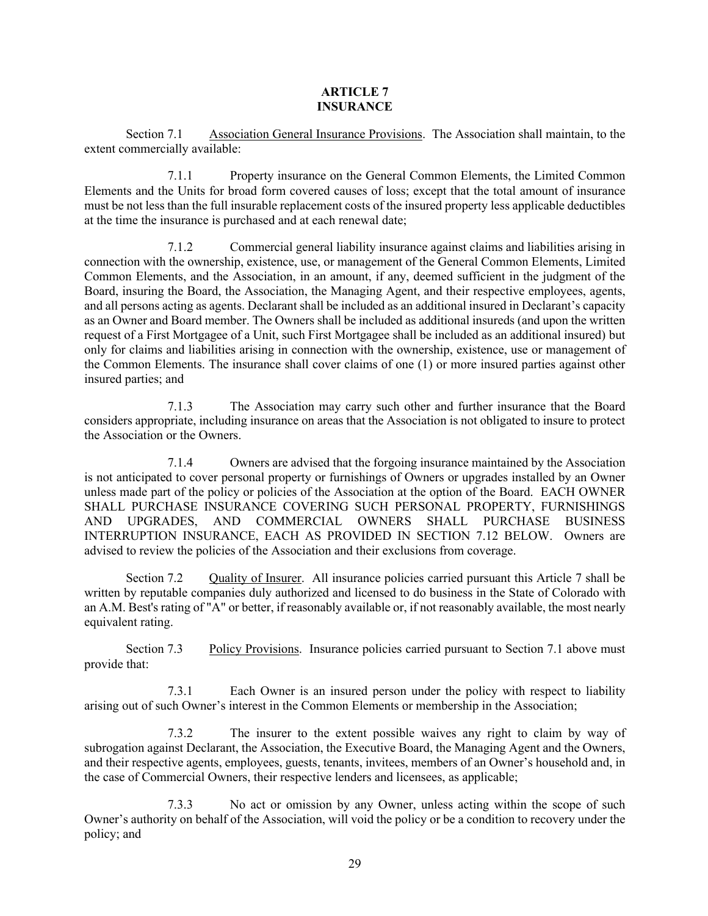# ARTICLE 7
# INSURANCE

Section 7.1 Association General Insurance Provisions. The Association shall maintain, to the extent commercially available:

7.1.1 Property insurance on the General Common Elements, the Limited Common Elements and the Units for broad form covered causes of loss; except that the total amount of insurance must be not less than the full insurable replacement costs of the insured property less applicable deductibles at the time the insurance is purchased and at each renewal date;

7.1.2 Commercial general liability insurance against claims and liabilities arising in connection with the ownership, existence, use, or management of the General Common Elements, Limited Common Elements, and the Association, in an amount, if any, deemed sufficient in the judgment of the Board, insuring the Board, the Association, the Managing Agent, and their respective employees, agents, and all persons acting as agents. Declarant shall be included as an additional insured in Declarant's capacity as an Owner and Board member. The Owners shall be included as additional insureds (and upon the written request of a First Mortgagee of a Unit, such First Mortgagee shall be included as an additional insured) but only for claims and liabilities arising in connection with the ownership, existence, use or management of the Common Elements. The insurance shall cover claims of one (1) or more insured parties against other insured parties; and

7.1.3 The Association may carry such other and further insurance that the Board considers appropriate, including insurance on areas that the Association is not obligated to insure to protect the Association or the Owners.

7.1.4 Owners are advised that the forgoing insurance maintained by the Association is not anticipated to cover personal property or furnishings of Owners or upgrades installed by an Owner unless made part of the policy or policies of the Association at the option of the Board. EACH OWNER SHALL PURCHASE INSURANCE COVERING SUCH PERSONAL PROPERTY, FURNISHINGS AND UPGRADES, AND COMMERCIAL OWNERS SHALL PURCHASE BUSINESS INTERRUPTION INSURANCE, EACH AS PROVIDED IN SECTION 7.12 BELOW. Owners are advised to review the policies of the Association and their exclusions from coverage.

Section 7.2 Quality of Insurer. All insurance policies carried pursuant this Article 7 shall be written by reputable companies duly authorized and licensed to do business in the State of Colorado with an A.M. Best's rating of "A" or better, if reasonably available or, if not reasonably available, the most nearly equivalent rating.

Section 7.3 Policy Provisions. Insurance policies carried pursuant to Section 7.1 above must provide that:

7.3.1 Each Owner is an insured person under the policy with respect to liability arising out of such Owner's interest in the Common Elements or membership in the Association;

7.3.2 The insurer to the extent possible waives any right to claim by way of subrogation against Declarant, the Association, the Executive Board, the Managing Agent and the Owners, and their respective agents, employees, guests, tenants, invitees, members of an Owner's household and, in the case of Commercial Owners, their respective lenders and licensees, as applicable;

7.3.3 No act or omission by any Owner, unless acting within the scope of such Owner's authority on behalf of the Association, will void the policy or be a condition to recovery under the policy; and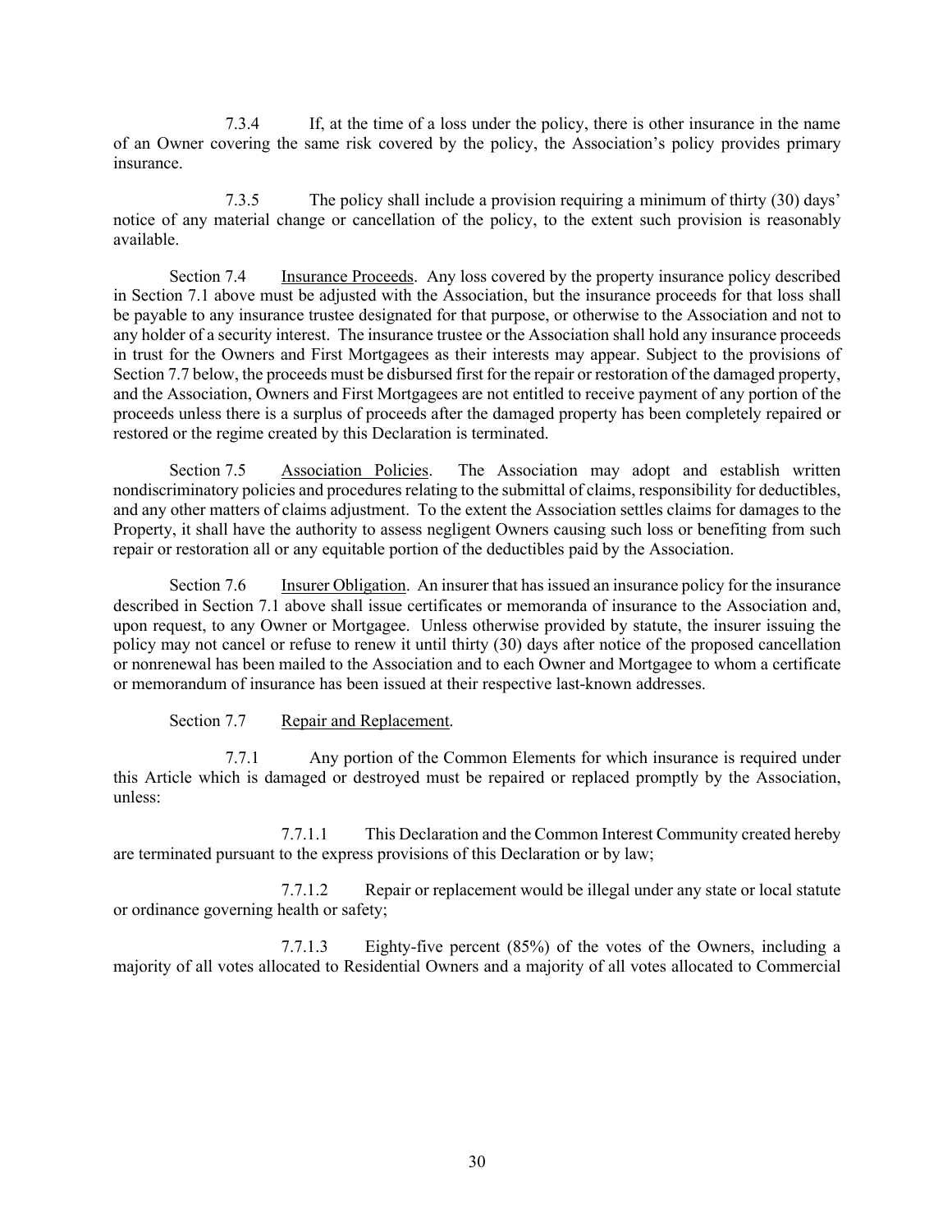7.3.4 If, at the time of a loss under the policy, there is other insurance in the name of an Owner covering the same risk covered by the policy, the Association's policy provides primary insurance.

7.3.5 The policy shall include a provision requiring a minimum of thirty (30) days' notice of any material change or cancellation of the policy, to the extent such provision is reasonably available.

Section 7.4 Insurance Proceeds. Any loss covered by the property insurance policy described in Section 7.1 above must be adjusted with the Association, but the insurance proceeds for that loss shall be payable to any insurance trustee designated for that purpose, or otherwise to the Association and not to any holder of a security interest. The insurance trustee or the Association shall hold any insurance proceeds in trust for the Owners and First Mortgagees as their interests may appear. Subject to the provisions of Section 7.7 below, the proceeds must be disbursed first for the repair or restoration of the damaged property, and the Association, Owners and First Mortgagees are not entitled to receive payment of any portion of the proceeds unless there is a surplus of proceeds after the damaged property has been completely repaired or restored or the regime created by this Declaration is terminated.

Section 7.5 Association Policies. The Association may adopt and establish written nondiscriminatory policies and procedures relating to the submittal of claims, responsibility for deductibles, and any other matters of claims adjustment. To the extent the Association settles claims for damages to the Property, it shall have the authority to assess negligent Owners causing such loss or benefiting from such repair or restoration all or any equitable portion of the deductibles paid by the Association.

Section 7.6 Insurer Obligation. An insurer that has issued an insurance policy for the insurance described in Section 7.1 above shall issue certificates or memoranda of insurance to the Association and, upon request, to any Owner or Mortgagee. Unless otherwise provided by statute, the insurer issuing the policy may not cancel or refuse to renew it until thirty (30) days after notice of the proposed cancellation or nonrenewal has been mailed to the Association and to each Owner and Mortgagee to whom a certificate or memorandum of insurance has been issued at their respective last-known addresses.

Section 7.7 Repair and Replacement.

7.7.1 Any portion of the Common Elements for which insurance is required under this Article which is damaged or destroyed must be repaired or replaced promptly by the Association, unless:

7.7.1.1 This Declaration and the Common Interest Community created hereby are terminated pursuant to the express provisions of this Declaration or by law;

7.7.1.2 Repair or replacement would be illegal under any state or local statute or ordinance governing health or safety;

7.7.1.3 Eighty-five percent (85%) of the votes of the Owners, including a majority of all votes allocated to Residential Owners and a majority of all votes allocated to Commercial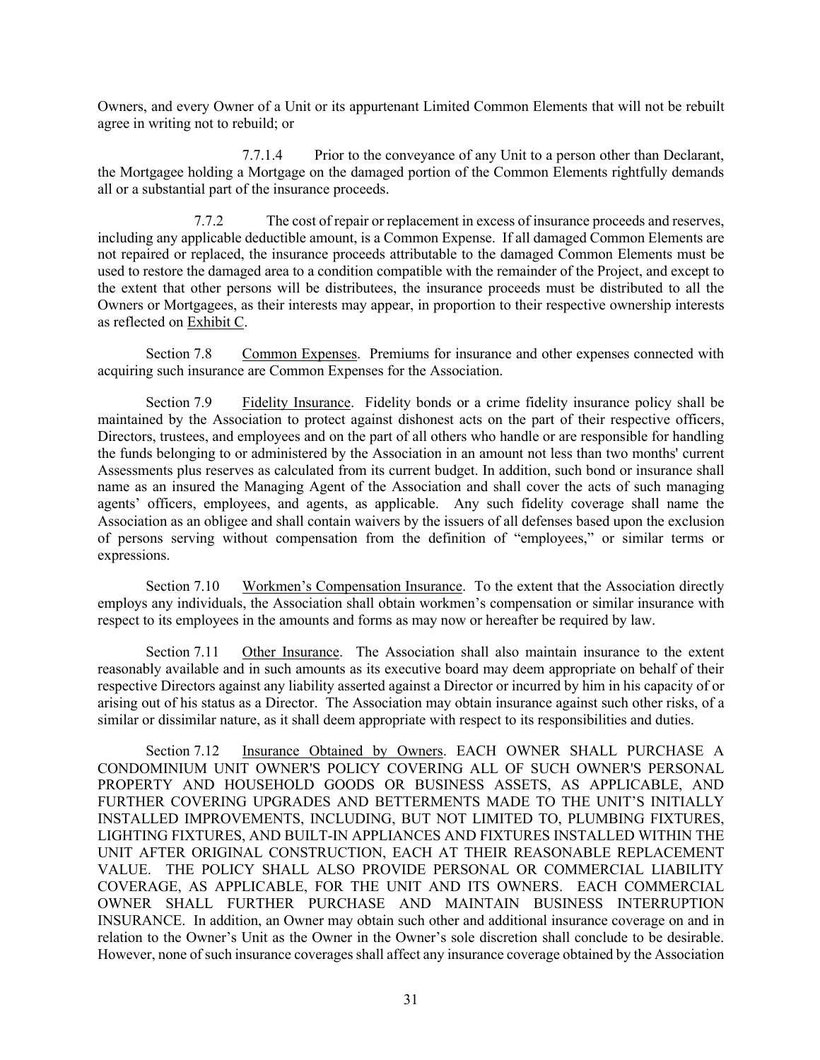Owners, and every Owner of a Unit or its appurtenant Limited Common Elements that will not be rebuilt agree in writing not to rebuild; or

7.7.1.4 Prior to the conveyance of any Unit to a person other than Declarant, the Mortgagee holding a Mortgage on the damaged portion of the Common Elements rightfully demands all or a substantial part of the insurance proceeds.

7.7.2 The cost of repair or replacement in excess of insurance proceeds and reserves, including any applicable deductible amount, is a Common Expense. If all damaged Common Elements are not repaired or replaced, the insurance proceeds attributable to the damaged Common Elements must be used to restore the damaged area to a condition compatible with the remainder of the Project, and except to the extent that other persons will be distributees, the insurance proceeds must be distributed to all the Owners or Mortgagees, as their interests may appear, in proportion to their respective ownership interests as reflected on Exhibit C.

Section 7.8 Common Expenses. Premiums for insurance and other expenses connected with acquiring such insurance are Common Expenses for the Association.

Section 7.9 Fidelity Insurance. Fidelity bonds or a crime fidelity insurance policy shall be maintained by the Association to protect against dishonest acts on the part of their respective officers, Directors, trustees, and employees and on the part of all others who handle or are responsible for handling the funds belonging to or administered by the Association in an amount not less than two months' current Assessments plus reserves as calculated from its current budget. In addition, such bond or insurance shall name as an insured the Managing Agent of the Association and shall cover the acts of such managing agents' officers, employees, and agents, as applicable. Any such fidelity coverage shall name the Association as an obligee and shall contain waivers by the issuers of all defenses based upon the exclusion of persons serving without compensation from the definition of "employees," or similar terms or expressions.

Section 7.10 Workmen's Compensation Insurance. To the extent that the Association directly employs any individuals, the Association shall obtain workmen's compensation or similar insurance with respect to its employees in the amounts and forms as may now or hereafter be required by law.

Section 7.11 Other Insurance. The Association shall also maintain insurance to the extent reasonably available and in such amounts as its executive board may deem appropriate on behalf of their respective Directors against any liability asserted against a Director or incurred by him in his capacity of or arising out of his status as a Director. The Association may obtain insurance against such other risks, of a similar or dissimilar nature, as it shall deem appropriate with respect to its responsibilities and duties.

Section 7.12 Insurance Obtained by Owners. EACH OWNER SHALL PURCHASE A CONDOMINIUM UNIT OWNER'S POLICY COVERING ALL OF SUCH OWNER'S PERSONAL PROPERTY AND HOUSEHOLD GOODS OR BUSINESS ASSETS, AS APPLICABLE, AND FURTHER COVERING UPGRADES AND BETTERMENTS MADE TO THE UNIT'S INITIALLY INSTALLED IMPROVEMENTS, INCLUDING, BUT NOT LIMITED TO, PLUMBING FIXTURES, LIGHTING FIXTURES, AND BUILT-IN APPLIANCES AND FIXTURES INSTALLED WITHIN THE UNIT AFTER ORIGINAL CONSTRUCTION, EACH AT THEIR REASONABLE REPLACEMENT VALUE. THE POLICY SHALL ALSO PROVIDE PERSONAL OR COMMERCIAL LIABILITY COVERAGE, AS APPLICABLE, FOR THE UNIT AND ITS OWNERS. EACH COMMERCIAL OWNER SHALL FURTHER PURCHASE AND MAINTAIN BUSINESS INTERRUPTION INSURANCE. In addition, an Owner may obtain such other and additional insurance coverage on and in relation to the Owner's Unit as the Owner in the Owner's sole discretion shall conclude to be desirable. However, none of such insurance coverages shall affect any insurance coverage obtained by the Association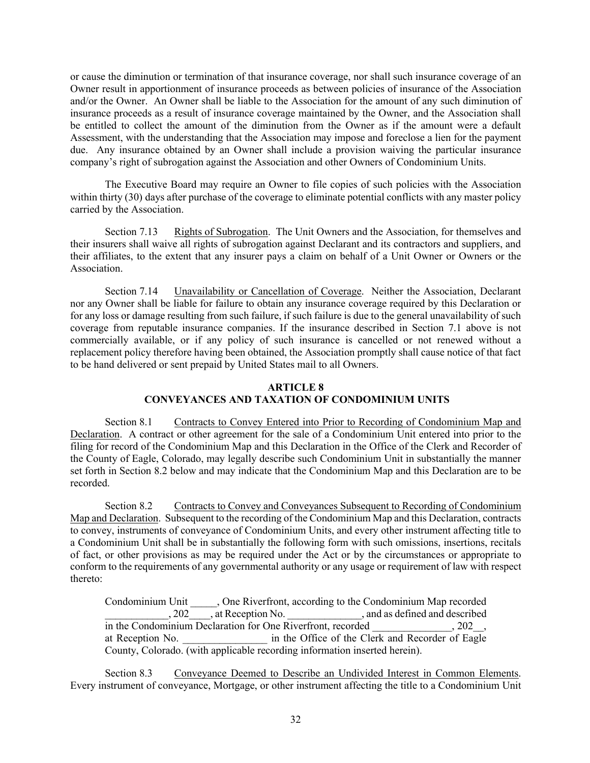or cause the diminution or termination of that insurance coverage, nor shall such insurance coverage of an Owner result in apportionment of insurance proceeds as between policies of insurance of the Association and/or the Owner. An Owner shall be liable to the Association for the amount of any such diminution of insurance proceeds as a result of insurance coverage maintained by the Owner, and the Association shall be entitled to collect the amount of the diminution from the Owner as if the amount were a default Assessment, with the understanding that the Association may impose and foreclose a lien for the payment due. Any insurance obtained by an Owner shall include a provision waiving the particular insurance company's right of subrogation against the Association and other Owners of Condominium Units.

The Executive Board may require an Owner to file copies of such policies with the Association within thirty (30) days after purchase of the coverage to eliminate potential conflicts with any master policy carried by the Association.

Section 7.13 Rights of Subrogation. The Unit Owners and the Association, for themselves and their insurers shall waive all rights of subrogation against Declarant and its contractors and suppliers, and their affiliates, to the extent that any insurer pays a claim on behalf of a Unit Owner or Owners or the Association.

Section 7.14 Unavailability or Cancellation of Coverage. Neither the Association, Declarant nor any Owner shall be liable for failure to obtain any insurance coverage required by this Declaration or for any loss or damage resulting from such failure, if such failure is due to the general unavailability of such coverage from reputable insurance companies. If the insurance described in Section 7.1 above is not commercially available, or if any policy of such insurance is cancelled or not renewed without a replacement policy therefore having been obtained, the Association promptly shall cause notice of that fact to be hand delivered or sent prepaid by United States mail to all Owners.

## ARTICLE 8
## CONVEYANCES AND TAXATION OF CONDOMINIUM UNITS

Section 8.1 Contracts to Convey Entered into Prior to Recording of Condominium Map and Declaration. A contract or other agreement for the sale of a Condominium Unit entered into prior to the filing for record of the Condominium Map and this Declaration in the Office of the Clerk and Recorder of the County of Eagle, Colorado, may legally describe such Condominium Unit in substantially the manner set forth in Section 8.2 below and may indicate that the Condominium Map and this Declaration are to be recorded.

Section 8.2 Contracts to Convey and Conveyances Subsequent to Recording of Condominium Map and Declaration. Subsequent to the recording of the Condominium Map and this Declaration, contracts to convey, instruments of conveyance of Condominium Units, and every other instrument affecting title to a Condominium Unit shall be in substantially the following form with such omissions, insertions, recitals of fact, or other provisions as may be required under the Act or by the circumstances or appropriate to conform to the requirements of any governmental authority or any usage or requirement of law with respect thereto:

> Condominium Unit _____, One Riverfront, according to the Condominium Map recorded ____________, 202____, at Reception No. ______________, and as defined and described in the Condominium Declaration for One Riverfront, recorded _______________, 202__, at Reception No. ________________ in the Office of the Clerk and Recorder of Eagle County, Colorado. (with applicable recording information inserted herein).

Section 8.3 Conveyance Deemed to Describe an Undivided Interest in Common Elements. Every instrument of conveyance, Mortgage, or other instrument affecting the title to a Condominium Unit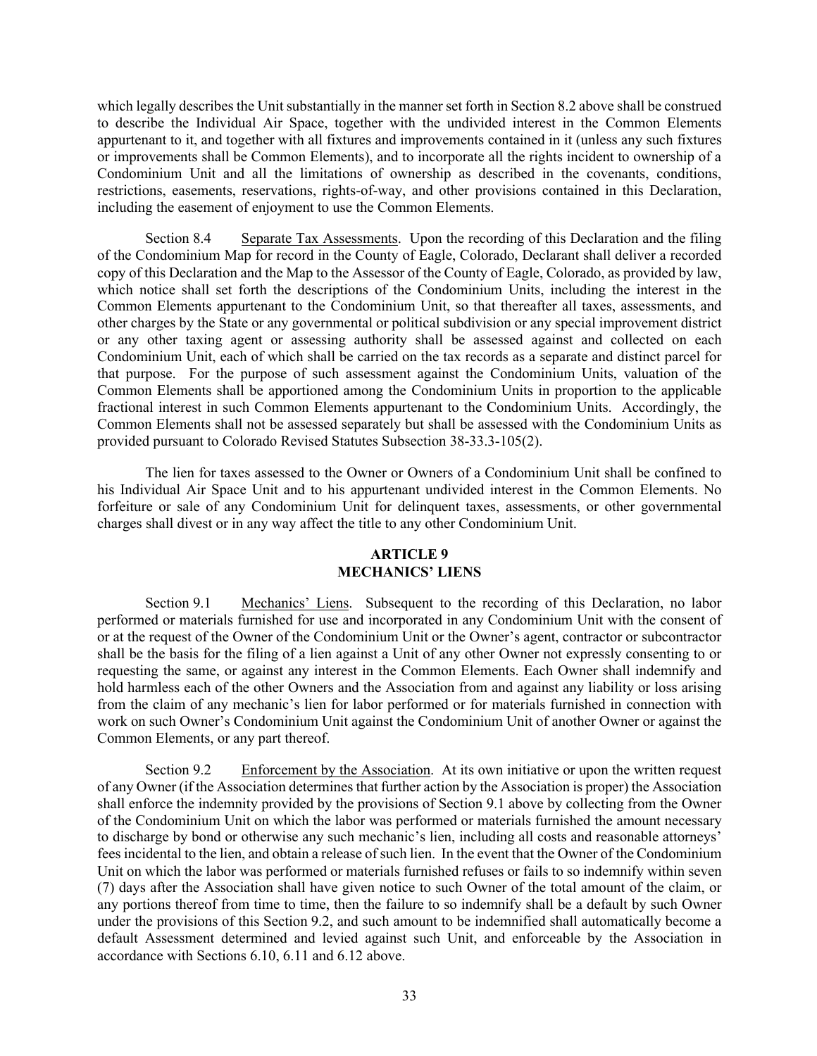which legally describes the Unit substantially in the manner set forth in Section 8.2 above shall be construed to describe the Individual Air Space, together with the undivided interest in the Common Elements appurtenant to it, and together with all fixtures and improvements contained in it (unless any such fixtures or improvements shall be Common Elements), and to incorporate all the rights incident to ownership of a Condominium Unit and all the limitations of ownership as described in the covenants, conditions, restrictions, easements, reservations, rights-of-way, and other provisions contained in this Declaration, including the easement of enjoyment to use the Common Elements.

Section 8.4 Separate Tax Assessments. Upon the recording of this Declaration and the filing of the Condominium Map for record in the County of Eagle, Colorado, Declarant shall deliver a recorded copy of this Declaration and the Map to the Assessor of the County of Eagle, Colorado, as provided by law, which notice shall set forth the descriptions of the Condominium Units, including the interest in the Common Elements appurtenant to the Condominium Unit, so that thereafter all taxes, assessments, and other charges by the State or any governmental or political subdivision or any special improvement district or any other taxing agent or assessing authority shall be assessed against and collected on each Condominium Unit, each of which shall be carried on the tax records as a separate and distinct parcel for that purpose. For the purpose of such assessment against the Condominium Units, valuation of the Common Elements shall be apportioned among the Condominium Units in proportion to the applicable fractional interest in such Common Elements appurtenant to the Condominium Units. Accordingly, the Common Elements shall not be assessed separately but shall be assessed with the Condominium Units as provided pursuant to Colorado Revised Statutes Subsection 38-33.3-105(2).

The lien for taxes assessed to the Owner or Owners of a Condominium Unit shall be confined to his Individual Air Space Unit and to his appurtenant undivided interest in the Common Elements. No forfeiture or sale of any Condominium Unit for delinquent taxes, assessments, or other governmental charges shall divest or in any way affect the title to any other Condominium Unit.

## ARTICLE 9
## MECHANICS' LIENS

Section 9.1 Mechanics' Liens. Subsequent to the recording of this Declaration, no labor performed or materials furnished for use and incorporated in any Condominium Unit with the consent of or at the request of the Owner of the Condominium Unit or the Owner's agent, contractor or subcontractor shall be the basis for the filing of a lien against a Unit of any other Owner not expressly consenting to or requesting the same, or against any interest in the Common Elements. Each Owner shall indemnify and hold harmless each of the other Owners and the Association from and against any liability or loss arising from the claim of any mechanic's lien for labor performed or for materials furnished in connection with work on such Owner's Condominium Unit against the Condominium Unit of another Owner or against the Common Elements, or any part thereof.

Section 9.2 Enforcement by the Association. At its own initiative or upon the written request of any Owner (if the Association determines that further action by the Association is proper) the Association shall enforce the indemnity provided by the provisions of Section 9.1 above by collecting from the Owner of the Condominium Unit on which the labor was performed or materials furnished the amount necessary to discharge by bond or otherwise any such mechanic's lien, including all costs and reasonable attorneys' fees incidental to the lien, and obtain a release of such lien. In the event that the Owner of the Condominium Unit on which the labor was performed or materials furnished refuses or fails to so indemnify within seven (7) days after the Association shall have given notice to such Owner of the total amount of the claim, or any portions thereof from time to time, then the failure to so indemnify shall be a default by such Owner under the provisions of this Section 9.2, and such amount to be indemnified shall automatically become a default Assessment determined and levied against such Unit, and enforceable by the Association in accordance with Sections 6.10, 6.11 and 6.12 above.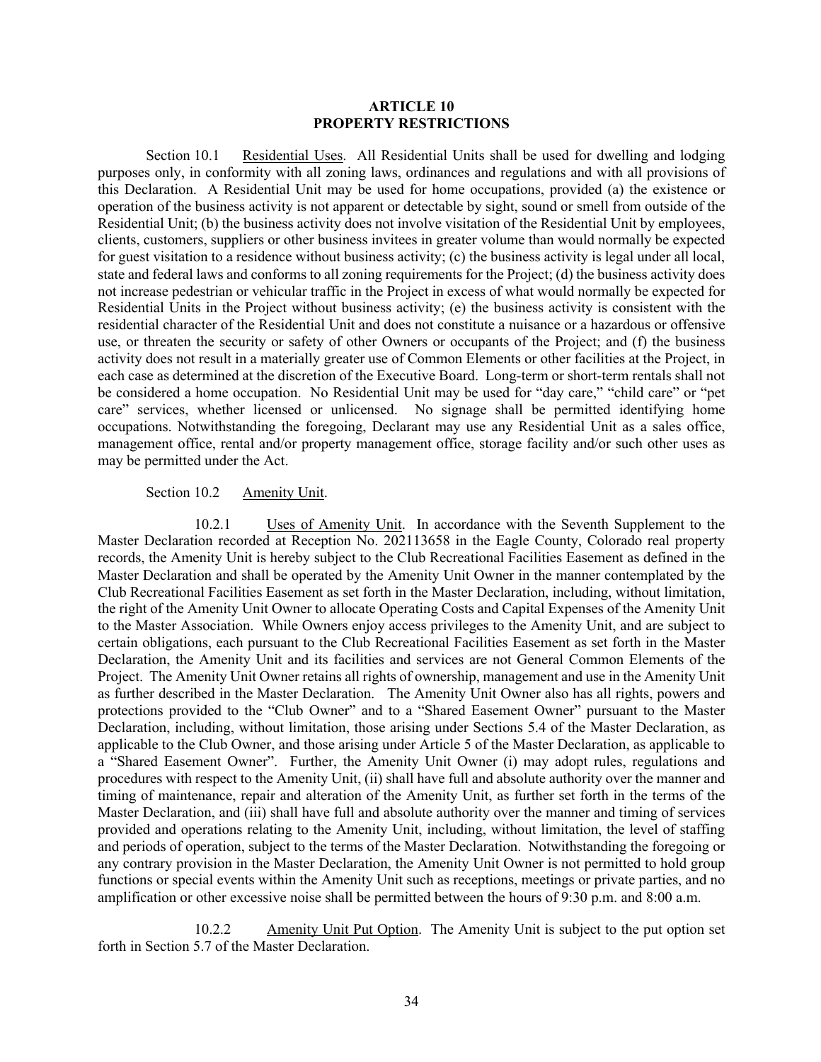## ARTICLE 10
## PROPERTY RESTRICTIONS

Section 10.1 Residential Uses. All Residential Units shall be used for dwelling and lodging purposes only, in conformity with all zoning laws, ordinances and regulations and with all provisions of this Declaration. A Residential Unit may be used for home occupations, provided (a) the existence or operation of the business activity is not apparent or detectable by sight, sound or smell from outside of the Residential Unit; (b) the business activity does not involve visitation of the Residential Unit by employees, clients, customers, suppliers or other business invitees in greater volume than would normally be expected for guest visitation to a residence without business activity; (c) the business activity is legal under all local, state and federal laws and conforms to all zoning requirements for the Project; (d) the business activity does not increase pedestrian or vehicular traffic in the Project in excess of what would normally be expected for Residential Units in the Project without business activity; (e) the business activity is consistent with the residential character of the Residential Unit and does not constitute a nuisance or a hazardous or offensive use, or threaten the security or safety of other Owners or occupants of the Project; and (f) the business activity does not result in a materially greater use of Common Elements or other facilities at the Project, in each case as determined at the discretion of the Executive Board. Long-term or short-term rentals shall not be considered a home occupation. No Residential Unit may be used for "day care," "child care" or "pet care" services, whether licensed or unlicensed. No signage shall be permitted identifying home occupations. Notwithstanding the foregoing, Declarant may use any Residential Unit as a sales office, management office, rental and/or property management office, storage facility and/or such other uses as may be permitted under the Act.

Section 10.2 Amenity Unit.

10.2.1 Uses of Amenity Unit. In accordance with the Seventh Supplement to the Master Declaration recorded at Reception No. 202113658 in the Eagle County, Colorado real property records, the Amenity Unit is hereby subject to the Club Recreational Facilities Easement as defined in the Master Declaration and shall be operated by the Amenity Unit Owner in the manner contemplated by the Club Recreational Facilities Easement as set forth in the Master Declaration, including, without limitation, the right of the Amenity Unit Owner to allocate Operating Costs and Capital Expenses of the Amenity Unit to the Master Association. While Owners enjoy access privileges to the Amenity Unit, and are subject to certain obligations, each pursuant to the Club Recreational Facilities Easement as set forth in the Master Declaration, the Amenity Unit and its facilities and services are not General Common Elements of the Project. The Amenity Unit Owner retains all rights of ownership, management and use in the Amenity Unit as further described in the Master Declaration. The Amenity Unit Owner also has all rights, powers and protections provided to the "Club Owner" and to a "Shared Easement Owner" pursuant to the Master Declaration, including, without limitation, those arising under Sections 5.4 of the Master Declaration, as applicable to the Club Owner, and those arising under Article 5 of the Master Declaration, as applicable to a "Shared Easement Owner". Further, the Amenity Unit Owner (i) may adopt rules, regulations and procedures with respect to the Amenity Unit, (ii) shall have full and absolute authority over the manner and timing of maintenance, repair and alteration of the Amenity Unit, as further set forth in the terms of the Master Declaration, and (iii) shall have full and absolute authority over the manner and timing of services provided and operations relating to the Amenity Unit, including, without limitation, the level of staffing and periods of operation, subject to the terms of the Master Declaration. Notwithstanding the foregoing or any contrary provision in the Master Declaration, the Amenity Unit Owner is not permitted to hold group functions or special events within the Amenity Unit such as receptions, meetings or private parties, and no amplification or other excessive noise shall be permitted between the hours of 9:30 p.m. and 8:00 a.m.

10.2.2 Amenity Unit Put Option. The Amenity Unit is subject to the put option set forth in Section 5.7 of the Master Declaration.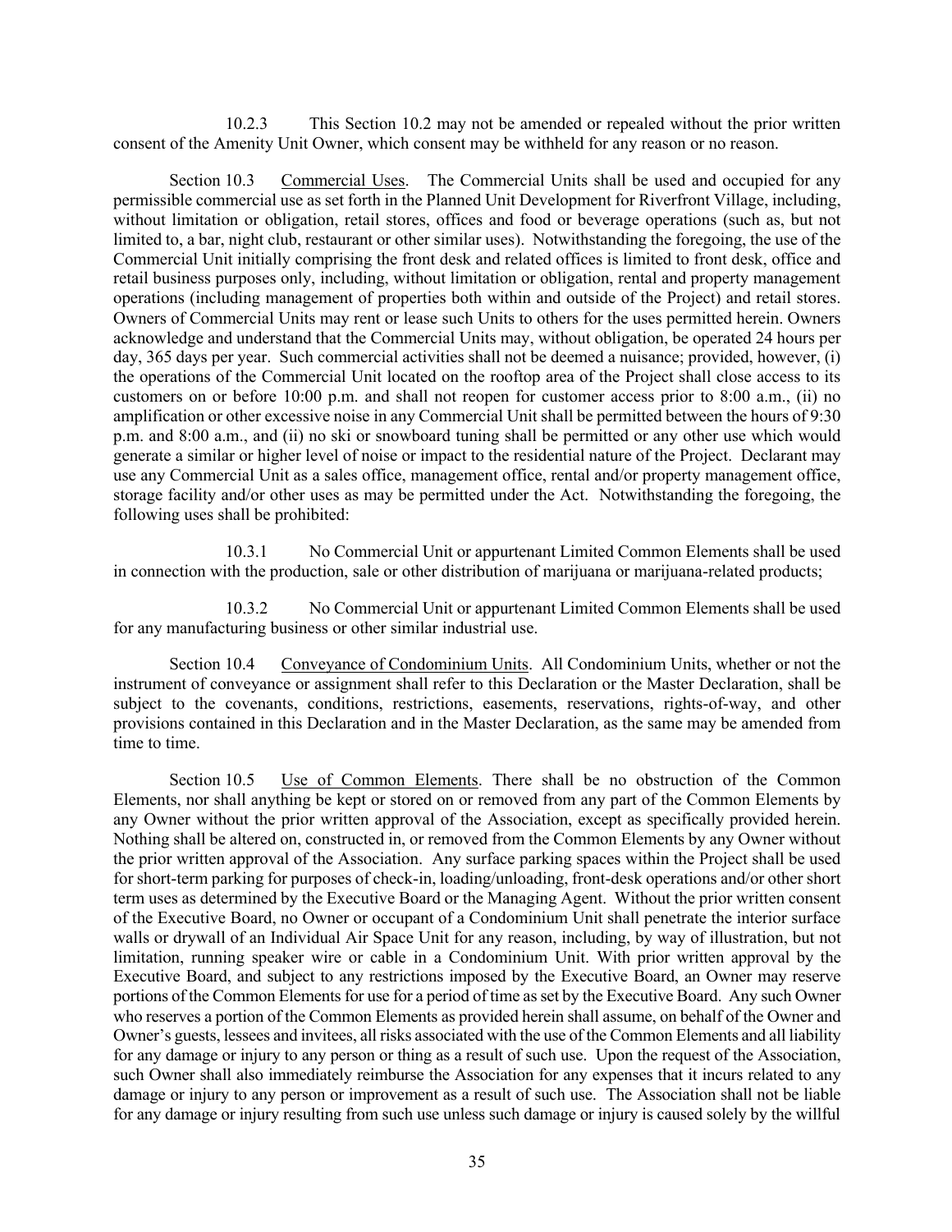10.2.3 This Section 10.2 may not be amended or repealed without the prior written consent of the Amenity Unit Owner, which consent may be withheld for any reason or no reason.

Section 10.3 Commercial Uses. The Commercial Units shall be used and occupied for any permissible commercial use as set forth in the Planned Unit Development for Riverfront Village, including, without limitation or obligation, retail stores, offices and food or beverage operations (such as, but not limited to, a bar, night club, restaurant or other similar uses). Notwithstanding the foregoing, the use of the Commercial Unit initially comprising the front desk and related offices is limited to front desk, office and retail business purposes only, including, without limitation or obligation, rental and property management operations (including management of properties both within and outside of the Project) and retail stores. Owners of Commercial Units may rent or lease such Units to others for the uses permitted herein. Owners acknowledge and understand that the Commercial Units may, without obligation, be operated 24 hours per day, 365 days per year. Such commercial activities shall not be deemed a nuisance; provided, however, (i) the operations of the Commercial Unit located on the rooftop area of the Project shall close access to its customers on or before 10:00 p.m. and shall not reopen for customer access prior to 8:00 a.m., (ii) no amplification or other excessive noise in any Commercial Unit shall be permitted between the hours of 9:30 p.m. and 8:00 a.m., and (ii) no ski or snowboard tuning shall be permitted or any other use which would generate a similar or higher level of noise or impact to the residential nature of the Project. Declarant may use any Commercial Unit as a sales office, management office, rental and/or property management office, storage facility and/or other uses as may be permitted under the Act. Notwithstanding the foregoing, the following uses shall be prohibited:

10.3.1 No Commercial Unit or appurtenant Limited Common Elements shall be used in connection with the production, sale or other distribution of marijuana or marijuana-related products;

10.3.2 No Commercial Unit or appurtenant Limited Common Elements shall be used for any manufacturing business or other similar industrial use.

Section 10.4 Conveyance of Condominium Units. All Condominium Units, whether or not the instrument of conveyance or assignment shall refer to this Declaration or the Master Declaration, shall be subject to the covenants, conditions, restrictions, easements, reservations, rights-of-way, and other provisions contained in this Declaration and in the Master Declaration, as the same may be amended from time to time.

Section 10.5 Use of Common Elements. There shall be no obstruction of the Common Elements, nor shall anything be kept or stored on or removed from any part of the Common Elements by any Owner without the prior written approval of the Association, except as specifically provided herein. Nothing shall be altered on, constructed in, or removed from the Common Elements by any Owner without the prior written approval of the Association. Any surface parking spaces within the Project shall be used for short-term parking for purposes of check-in, loading/unloading, front-desk operations and/or other short term uses as determined by the Executive Board or the Managing Agent. Without the prior written consent of the Executive Board, no Owner or occupant of a Condominium Unit shall penetrate the interior surface walls or drywall of an Individual Air Space Unit for any reason, including, by way of illustration, but not limitation, running speaker wire or cable in a Condominium Unit. With prior written approval by the Executive Board, and subject to any restrictions imposed by the Executive Board, an Owner may reserve portions of the Common Elements for use for a period of time as set by the Executive Board. Any such Owner who reserves a portion of the Common Elements as provided herein shall assume, on behalf of the Owner and Owner's guests, lessees and invitees, all risks associated with the use of the Common Elements and all liability for any damage or injury to any person or thing as a result of such use. Upon the request of the Association, such Owner shall also immediately reimburse the Association for any expenses that it incurs related to any damage or injury to any person or improvement as a result of such use. The Association shall not be liable for any damage or injury resulting from such use unless such damage or injury is caused solely by the willful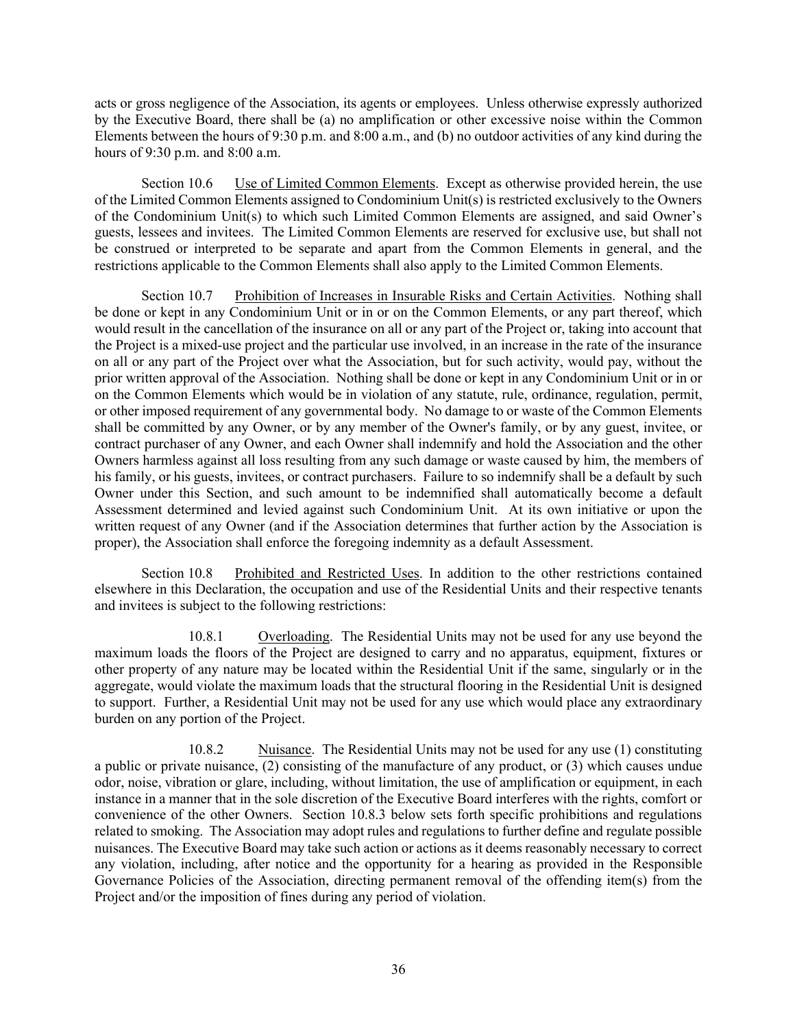acts or gross negligence of the Association, its agents or employees. Unless otherwise expressly authorized by the Executive Board, there shall be (a) no amplification or other excessive noise within the Common Elements between the hours of 9:30 p.m. and 8:00 a.m., and (b) no outdoor activities of any kind during the hours of 9:30 p.m. and 8:00 a.m.

Section 10.6 Use of Limited Common Elements. Except as otherwise provided herein, the use of the Limited Common Elements assigned to Condominium Unit(s) is restricted exclusively to the Owners of the Condominium Unit(s) to which such Limited Common Elements are assigned, and said Owner's guests, lessees and invitees. The Limited Common Elements are reserved for exclusive use, but shall not be construed or interpreted to be separate and apart from the Common Elements in general, and the restrictions applicable to the Common Elements shall also apply to the Limited Common Elements.

Section 10.7 Prohibition of Increases in Insurable Risks and Certain Activities. Nothing shall be done or kept in any Condominium Unit or in or on the Common Elements, or any part thereof, which would result in the cancellation of the insurance on all or any part of the Project or, taking into account that the Project is a mixed-use project and the particular use involved, in an increase in the rate of the insurance on all or any part of the Project over what the Association, but for such activity, would pay, without the prior written approval of the Association. Nothing shall be done or kept in any Condominium Unit or in or on the Common Elements which would be in violation of any statute, rule, ordinance, regulation, permit, or other imposed requirement of any governmental body. No damage to or waste of the Common Elements shall be committed by any Owner, or by any member of the Owner's family, or by any guest, invitee, or contract purchaser of any Owner, and each Owner shall indemnify and hold the Association and the other Owners harmless against all loss resulting from any such damage or waste caused by him, the members of his family, or his guests, invitees, or contract purchasers. Failure to so indemnify shall be a default by such Owner under this Section, and such amount to be indemnified shall automatically become a default Assessment determined and levied against such Condominium Unit. At its own initiative or upon the written request of any Owner (and if the Association determines that further action by the Association is proper), the Association shall enforce the foregoing indemnity as a default Assessment.

Section 10.8 Prohibited and Restricted Uses. In addition to the other restrictions contained elsewhere in this Declaration, the occupation and use of the Residential Units and their respective tenants and invitees is subject to the following restrictions:

10.8.1 Overloading. The Residential Units may not be used for any use beyond the maximum loads the floors of the Project are designed to carry and no apparatus, equipment, fixtures or other property of any nature may be located within the Residential Unit if the same, singularly or in the aggregate, would violate the maximum loads that the structural flooring in the Residential Unit is designed to support. Further, a Residential Unit may not be used for any use which would place any extraordinary burden on any portion of the Project.

10.8.2 Nuisance. The Residential Units may not be used for any use (1) constituting a public or private nuisance, (2) consisting of the manufacture of any product, or (3) which causes undue odor, noise, vibration or glare, including, without limitation, the use of amplification or equipment, in each instance in a manner that in the sole discretion of the Executive Board interferes with the rights, comfort or convenience of the other Owners. Section 10.8.3 below sets forth specific prohibitions and regulations related to smoking. The Association may adopt rules and regulations to further define and regulate possible nuisances. The Executive Board may take such action or actions as it deems reasonably necessary to correct any violation, including, after notice and the opportunity for a hearing as provided in the Responsible Governance Policies of the Association, directing permanent removal of the offending item(s) from the Project and/or the imposition of fines during any period of violation.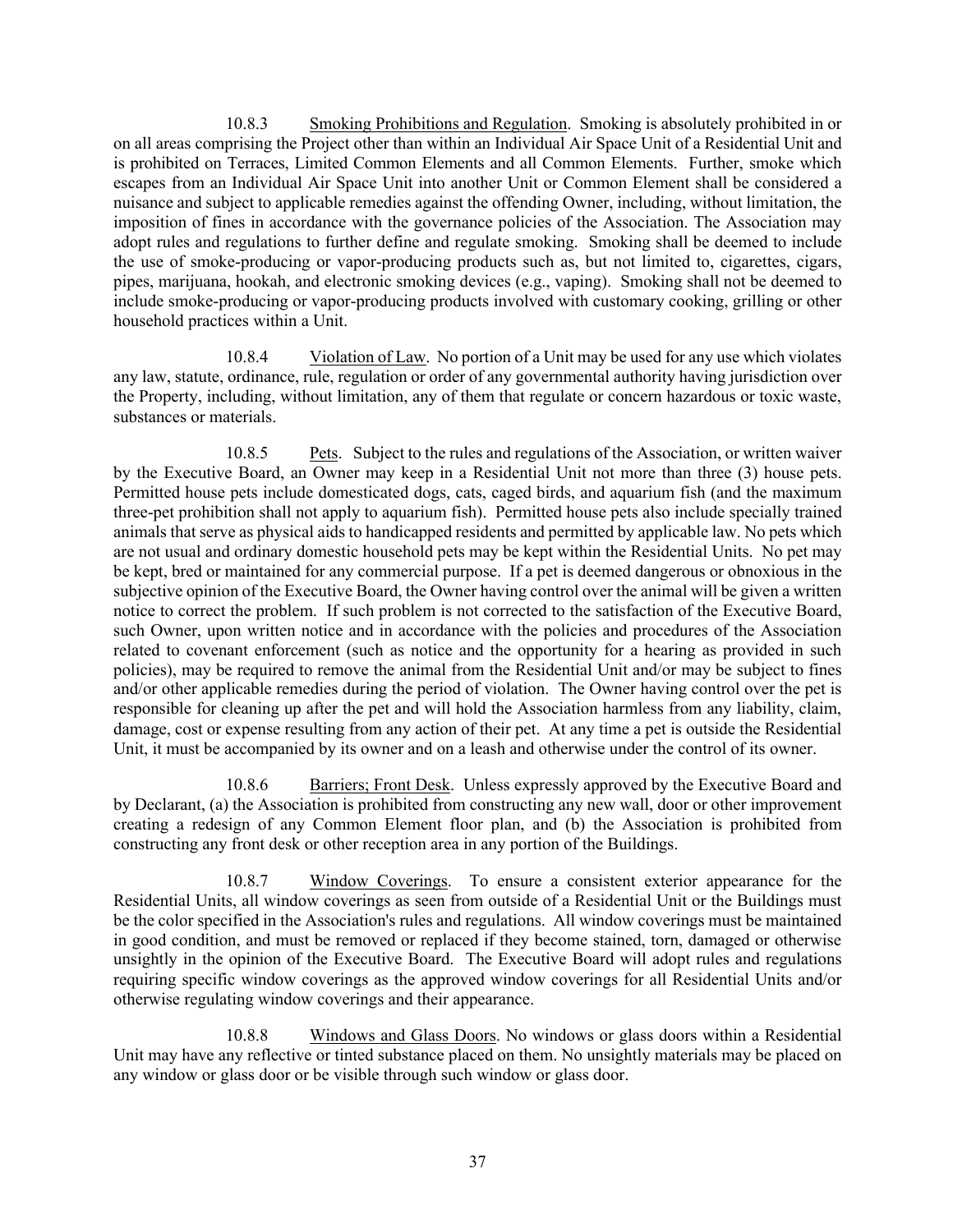10.8.3 Smoking Prohibitions and Regulation. Smoking is absolutely prohibited in or on all areas comprising the Project other than within an Individual Air Space Unit of a Residential Unit and is prohibited on Terraces, Limited Common Elements and all Common Elements. Further, smoke which escapes from an Individual Air Space Unit into another Unit or Common Element shall be considered a nuisance and subject to applicable remedies against the offending Owner, including, without limitation, the imposition of fines in accordance with the governance policies of the Association. The Association may adopt rules and regulations to further define and regulate smoking. Smoking shall be deemed to include the use of smoke-producing or vapor-producing products such as, but not limited to, cigarettes, cigars, pipes, marijuana, hookah, and electronic smoking devices (e.g., vaping). Smoking shall not be deemed to include smoke-producing or vapor-producing products involved with customary cooking, grilling or other household practices within a Unit.

10.8.4 Violation of Law. No portion of a Unit may be used for any use which violates any law, statute, ordinance, rule, regulation or order of any governmental authority having jurisdiction over the Property, including, without limitation, any of them that regulate or concern hazardous or toxic waste, substances or materials.

10.8.5 Pets. Subject to the rules and regulations of the Association, or written waiver by the Executive Board, an Owner may keep in a Residential Unit not more than three (3) house pets. Permitted house pets include domesticated dogs, cats, caged birds, and aquarium fish (and the maximum three-pet prohibition shall not apply to aquarium fish). Permitted house pets also include specially trained animals that serve as physical aids to handicapped residents and permitted by applicable law. No pets which are not usual and ordinary domestic household pets may be kept within the Residential Units. No pet may be kept, bred or maintained for any commercial purpose. If a pet is deemed dangerous or obnoxious in the subjective opinion of the Executive Board, the Owner having control over the animal will be given a written notice to correct the problem. If such problem is not corrected to the satisfaction of the Executive Board, such Owner, upon written notice and in accordance with the policies and procedures of the Association related to covenant enforcement (such as notice and the opportunity for a hearing as provided in such policies), may be required to remove the animal from the Residential Unit and/or may be subject to fines and/or other applicable remedies during the period of violation. The Owner having control over the pet is responsible for cleaning up after the pet and will hold the Association harmless from any liability, claim, damage, cost or expense resulting from any action of their pet. At any time a pet is outside the Residential Unit, it must be accompanied by its owner and on a leash and otherwise under the control of its owner.

10.8.6 Barriers; Front Desk. Unless expressly approved by the Executive Board and by Declarant, (a) the Association is prohibited from constructing any new wall, door or other improvement creating a redesign of any Common Element floor plan, and (b) the Association is prohibited from constructing any front desk or other reception area in any portion of the Buildings.

10.8.7 Window Coverings. To ensure a consistent exterior appearance for the Residential Units, all window coverings as seen from outside of a Residential Unit or the Buildings must be the color specified in the Association's rules and regulations. All window coverings must be maintained in good condition, and must be removed or replaced if they become stained, torn, damaged or otherwise unsightly in the opinion of the Executive Board. The Executive Board will adopt rules and regulations requiring specific window coverings as the approved window coverings for all Residential Units and/or otherwise regulating window coverings and their appearance.

10.8.8 Windows and Glass Doors. No windows or glass doors within a Residential Unit may have any reflective or tinted substance placed on them. No unsightly materials may be placed on any window or glass door or be visible through such window or glass door.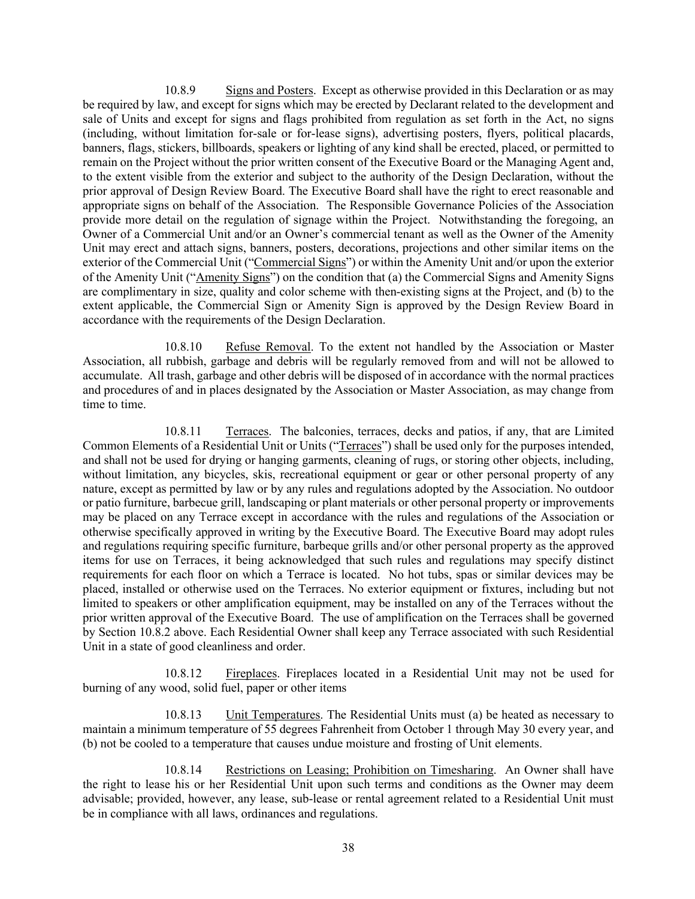10.8.9 Signs and Posters. Except as otherwise provided in this Declaration or as may be required by law, and except for signs which may be erected by Declarant related to the development and sale of Units and except for signs and flags prohibited from regulation as set forth in the Act, no signs (including, without limitation for-sale or for-lease signs), advertising posters, flyers, political placards, banners, flags, stickers, billboards, speakers or lighting of any kind shall be erected, placed, or permitted to remain on the Project without the prior written consent of the Executive Board or the Managing Agent and, to the extent visible from the exterior and subject to the authority of the Design Declaration, without the prior approval of Design Review Board. The Executive Board shall have the right to erect reasonable and appropriate signs on behalf of the Association. The Responsible Governance Policies of the Association provide more detail on the regulation of signage within the Project. Notwithstanding the foregoing, an Owner of a Commercial Unit and/or an Owner's commercial tenant as well as the Owner of the Amenity Unit may erect and attach signs, banners, posters, decorations, projections and other similar items on the exterior of the Commercial Unit ("Commercial Signs") or within the Amenity Unit and/or upon the exterior of the Amenity Unit ("Amenity Signs") on the condition that (a) the Commercial Signs and Amenity Signs are complimentary in size, quality and color scheme with then-existing signs at the Project, and (b) to the extent applicable, the Commercial Sign or Amenity Sign is approved by the Design Review Board in accordance with the requirements of the Design Declaration.

10.8.10 Refuse Removal. To the extent not handled by the Association or Master Association, all rubbish, garbage and debris will be regularly removed from and will not be allowed to accumulate. All trash, garbage and other debris will be disposed of in accordance with the normal practices and procedures of and in places designated by the Association or Master Association, as may change from time to time.

10.8.11 Terraces. The balconies, terraces, decks and patios, if any, that are Limited Common Elements of a Residential Unit or Units ("Terraces") shall be used only for the purposes intended, and shall not be used for drying or hanging garments, cleaning of rugs, or storing other objects, including, without limitation, any bicycles, skis, recreational equipment or gear or other personal property of any nature, except as permitted by law or by any rules and regulations adopted by the Association. No outdoor or patio furniture, barbecue grill, landscaping or plant materials or other personal property or improvements may be placed on any Terrace except in accordance with the rules and regulations of the Association or otherwise specifically approved in writing by the Executive Board. The Executive Board may adopt rules and regulations requiring specific furniture, barbeque grills and/or other personal property as the approved items for use on Terraces, it being acknowledged that such rules and regulations may specify distinct requirements for each floor on which a Terrace is located. No hot tubs, spas or similar devices may be placed, installed or otherwise used on the Terraces. No exterior equipment or fixtures, including but not limited to speakers or other amplification equipment, may be installed on any of the Terraces without the prior written approval of the Executive Board. The use of amplification on the Terraces shall be governed by Section 10.8.2 above. Each Residential Owner shall keep any Terrace associated with such Residential Unit in a state of good cleanliness and order.

10.8.12 Fireplaces. Fireplaces located in a Residential Unit may not be used for burning of any wood, solid fuel, paper or other items

10.8.13 Unit Temperatures. The Residential Units must (a) be heated as necessary to maintain a minimum temperature of 55 degrees Fahrenheit from October 1 through May 30 every year, and (b) not be cooled to a temperature that causes undue moisture and frosting of Unit elements.

10.8.14 Restrictions on Leasing; Prohibition on Timesharing. An Owner shall have the right to lease his or her Residential Unit upon such terms and conditions as the Owner may deem advisable; provided, however, any lease, sub-lease or rental agreement related to a Residential Unit must be in compliance with all laws, ordinances and regulations.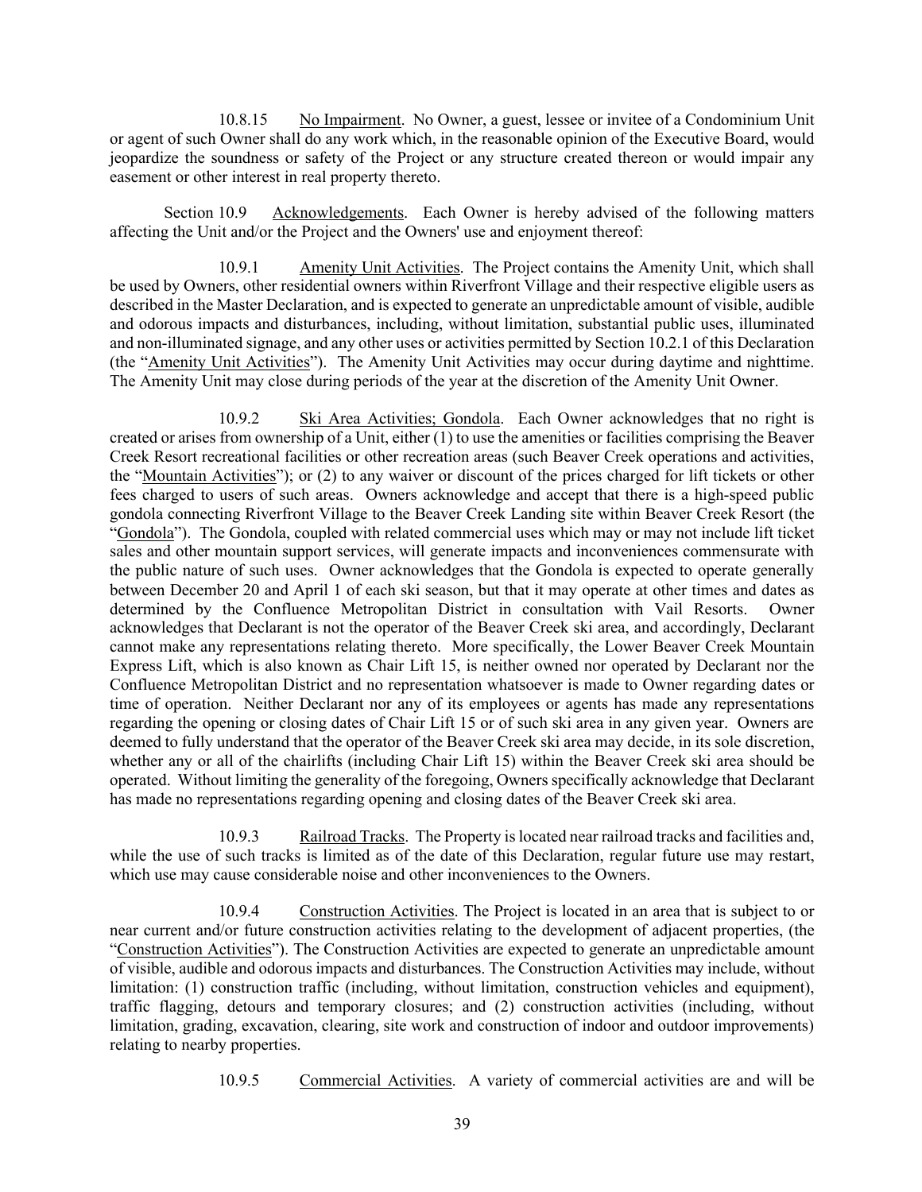10.8.15 No Impairment. No Owner, a guest, lessee or invitee of a Condominium Unit or agent of such Owner shall do any work which, in the reasonable opinion of the Executive Board, would jeopardize the soundness or safety of the Project or any structure created thereon or would impair any easement or other interest in real property thereto.

Section 10.9 Acknowledgements. Each Owner is hereby advised of the following matters affecting the Unit and/or the Project and the Owners' use and enjoyment thereof:

10.9.1 Amenity Unit Activities. The Project contains the Amenity Unit, which shall be used by Owners, other residential owners within Riverfront Village and their respective eligible users as described in the Master Declaration, and is expected to generate an unpredictable amount of visible, audible and odorous impacts and disturbances, including, without limitation, substantial public uses, illuminated and non-illuminated signage, and any other uses or activities permitted by Section 10.2.1 of this Declaration (the "Amenity Unit Activities"). The Amenity Unit Activities may occur during daytime and nighttime. The Amenity Unit may close during periods of the year at the discretion of the Amenity Unit Owner.

10.9.2 Ski Area Activities; Gondola. Each Owner acknowledges that no right is created or arises from ownership of a Unit, either (1) to use the amenities or facilities comprising the Beaver Creek Resort recreational facilities or other recreation areas (such Beaver Creek operations and activities, the "Mountain Activities"); or (2) to any waiver or discount of the prices charged for lift tickets or other fees charged to users of such areas. Owners acknowledge and accept that there is a high-speed public gondola connecting Riverfront Village to the Beaver Creek Landing site within Beaver Creek Resort (the "Gondola"). The Gondola, coupled with related commercial uses which may or may not include lift ticket sales and other mountain support services, will generate impacts and inconveniences commensurate with the public nature of such uses. Owner acknowledges that the Gondola is expected to operate generally between December 20 and April 1 of each ski season, but that it may operate at other times and dates as determined by the Confluence Metropolitan District in consultation with Vail Resorts. Owner acknowledges that Declarant is not the operator of the Beaver Creek ski area, and accordingly, Declarant cannot make any representations relating thereto. More specifically, the Lower Beaver Creek Mountain Express Lift, which is also known as Chair Lift 15, is neither owned nor operated by Declarant nor the Confluence Metropolitan District and no representation whatsoever is made to Owner regarding dates or time of operation. Neither Declarant nor any of its employees or agents has made any representations regarding the opening or closing dates of Chair Lift 15 or of such ski area in any given year. Owners are deemed to fully understand that the operator of the Beaver Creek ski area may decide, in its sole discretion, whether any or all of the chairlifts (including Chair Lift 15) within the Beaver Creek ski area should be operated. Without limiting the generality of the foregoing, Owners specifically acknowledge that Declarant has made no representations regarding opening and closing dates of the Beaver Creek ski area.

10.9.3 Railroad Tracks. The Property is located near railroad tracks and facilities and, while the use of such tracks is limited as of the date of this Declaration, regular future use may restart, which use may cause considerable noise and other inconveniences to the Owners.

10.9.4 Construction Activities. The Project is located in an area that is subject to or near current and/or future construction activities relating to the development of adjacent properties, (the "Construction Activities"). The Construction Activities are expected to generate an unpredictable amount of visible, audible and odorous impacts and disturbances. The Construction Activities may include, without limitation: (1) construction traffic (including, without limitation, construction vehicles and equipment), traffic flagging, detours and temporary closures; and (2) construction activities (including, without limitation, grading, excavation, clearing, site work and construction of indoor and outdoor improvements) relating to nearby properties.

10.9.5 Commercial Activities. A variety of commercial activities are and will be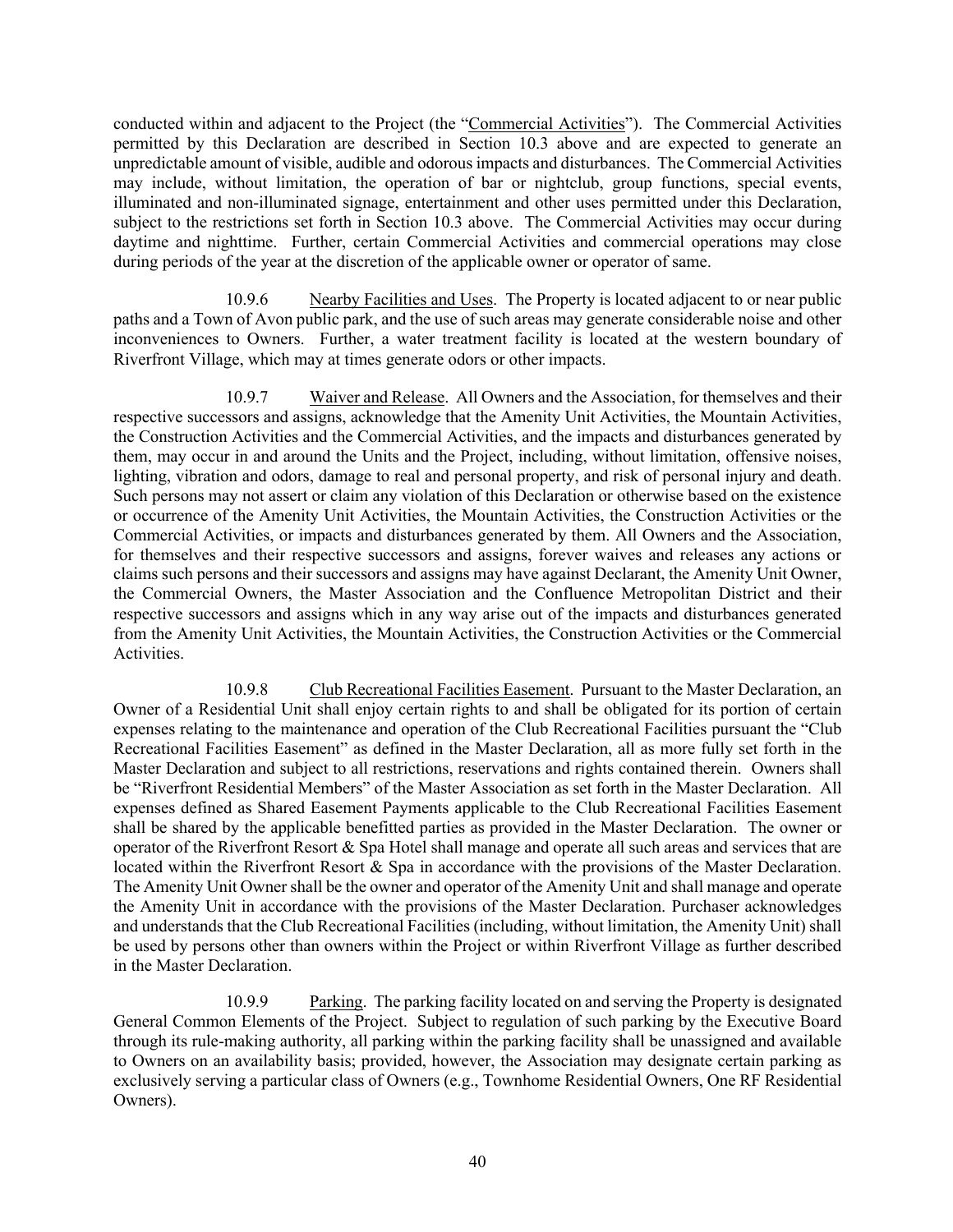conducted within and adjacent to the Project (the "Commercial Activities"). The Commercial Activities permitted by this Declaration are described in Section 10.3 above and are expected to generate an unpredictable amount of visible, audible and odorous impacts and disturbances. The Commercial Activities may include, without limitation, the operation of bar or nightclub, group functions, special events, illuminated and non-illuminated signage, entertainment and other uses permitted under this Declaration, subject to the restrictions set forth in Section 10.3 above. The Commercial Activities may occur during daytime and nighttime. Further, certain Commercial Activities and commercial operations may close during periods of the year at the discretion of the applicable owner or operator of same.

10.9.6 Nearby Facilities and Uses. The Property is located adjacent to or near public paths and a Town of Avon public park, and the use of such areas may generate considerable noise and other inconveniences to Owners. Further, a water treatment facility is located at the western boundary of Riverfront Village, which may at times generate odors or other impacts.

10.9.7 Waiver and Release. All Owners and the Association, for themselves and their respective successors and assigns, acknowledge that the Amenity Unit Activities, the Mountain Activities, the Construction Activities and the Commercial Activities, and the impacts and disturbances generated by them, may occur in and around the Units and the Project, including, without limitation, offensive noises, lighting, vibration and odors, damage to real and personal property, and risk of personal injury and death. Such persons may not assert or claim any violation of this Declaration or otherwise based on the existence or occurrence of the Amenity Unit Activities, the Mountain Activities, the Construction Activities or the Commercial Activities, or impacts and disturbances generated by them. All Owners and the Association, for themselves and their respective successors and assigns, forever waives and releases any actions or claims such persons and their successors and assigns may have against Declarant, the Amenity Unit Owner, the Commercial Owners, the Master Association and the Confluence Metropolitan District and their respective successors and assigns which in any way arise out of the impacts and disturbances generated from the Amenity Unit Activities, the Mountain Activities, the Construction Activities or the Commercial Activities.

10.9.8 Club Recreational Facilities Easement. Pursuant to the Master Declaration, an Owner of a Residential Unit shall enjoy certain rights to and shall be obligated for its portion of certain expenses relating to the maintenance and operation of the Club Recreational Facilities pursuant the "Club Recreational Facilities Easement" as defined in the Master Declaration, all as more fully set forth in the Master Declaration and subject to all restrictions, reservations and rights contained therein. Owners shall be "Riverfront Residential Members" of the Master Association as set forth in the Master Declaration. All expenses defined as Shared Easement Payments applicable to the Club Recreational Facilities Easement shall be shared by the applicable benefitted parties as provided in the Master Declaration. The owner or operator of the Riverfront Resort & Spa Hotel shall manage and operate all such areas and services that are located within the Riverfront Resort & Spa in accordance with the provisions of the Master Declaration. The Amenity Unit Owner shall be the owner and operator of the Amenity Unit and shall manage and operate the Amenity Unit in accordance with the provisions of the Master Declaration. Purchaser acknowledges and understands that the Club Recreational Facilities (including, without limitation, the Amenity Unit) shall be used by persons other than owners within the Project or within Riverfront Village as further described in the Master Declaration.

10.9.9 Parking. The parking facility located on and serving the Property is designated General Common Elements of the Project. Subject to regulation of such parking by the Executive Board through its rule-making authority, all parking within the parking facility shall be unassigned and available to Owners on an availability basis; provided, however, the Association may designate certain parking as exclusively serving a particular class of Owners (e.g., Townhome Residential Owners, One RF Residential Owners).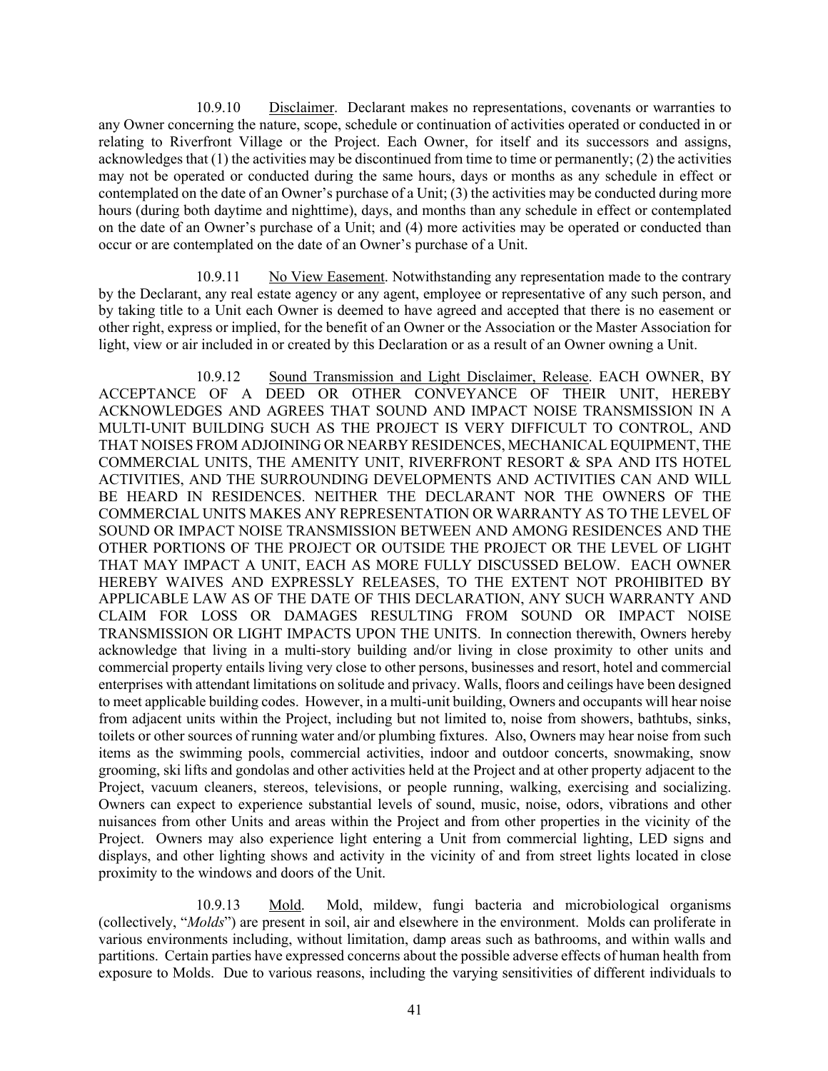10.9.10 Disclaimer. Declarant makes no representations, covenants or warranties to any Owner concerning the nature, scope, schedule or continuation of activities operated or conducted in or relating to Riverfront Village or the Project. Each Owner, for itself and its successors and assigns, acknowledges that (1) the activities may be discontinued from time to time or permanently; (2) the activities may not be operated or conducted during the same hours, days or months as any schedule in effect or contemplated on the date of an Owner's purchase of a Unit; (3) the activities may be conducted during more hours (during both daytime and nighttime), days, and months than any schedule in effect or contemplated on the date of an Owner's purchase of a Unit; and (4) more activities may be operated or conducted than occur or are contemplated on the date of an Owner's purchase of a Unit.

10.9.11 No View Easement. Notwithstanding any representation made to the contrary by the Declarant, any real estate agency or any agent, employee or representative of any such person, and by taking title to a Unit each Owner is deemed to have agreed and accepted that there is no easement or other right, express or implied, for the benefit of an Owner or the Association or the Master Association for light, view or air included in or created by this Declaration or as a result of an Owner owning a Unit.

10.9.12 Sound Transmission and Light Disclaimer, Release. EACH OWNER, BY ACCEPTANCE OF A DEED OR OTHER CONVEYANCE OF THEIR UNIT, HEREBY ACKNOWLEDGES AND AGREES THAT SOUND AND IMPACT NOISE TRANSMISSION IN A MULTI-UNIT BUILDING SUCH AS THE PROJECT IS VERY DIFFICULT TO CONTROL, AND THAT NOISES FROM ADJOINING OR NEARBY RESIDENCES, MECHANICAL EQUIPMENT, THE COMMERCIAL UNITS, THE AMENITY UNIT, RIVERFRONT RESORT & SPA AND ITS HOTEL ACTIVITIES, AND THE SURROUNDING DEVELOPMENTS AND ACTIVITIES CAN AND WILL BE HEARD IN RESIDENCES. NEITHER THE DECLARANT NOR THE OWNERS OF THE COMMERCIAL UNITS MAKES ANY REPRESENTATION OR WARRANTY AS TO THE LEVEL OF SOUND OR IMPACT NOISE TRANSMISSION BETWEEN AND AMONG RESIDENCES AND THE OTHER PORTIONS OF THE PROJECT OR OUTSIDE THE PROJECT OR THE LEVEL OF LIGHT THAT MAY IMPACT A UNIT, EACH AS MORE FULLY DISCUSSED BELOW. EACH OWNER HEREBY WAIVES AND EXPRESSLY RELEASES, TO THE EXTENT NOT PROHIBITED BY APPLICABLE LAW AS OF THE DATE OF THIS DECLARATION, ANY SUCH WARRANTY AND CLAIM FOR LOSS OR DAMAGES RESULTING FROM SOUND OR IMPACT NOISE TRANSMISSION OR LIGHT IMPACTS UPON THE UNITS. In connection therewith, Owners hereby acknowledge that living in a multi-story building and/or living in close proximity to other units and commercial property entails living very close to other persons, businesses and resort, hotel and commercial enterprises with attendant limitations on solitude and privacy. Walls, floors and ceilings have been designed to meet applicable building codes. However, in a multi-unit building, Owners and occupants will hear noise from adjacent units within the Project, including but not limited to, noise from showers, bathtubs, sinks, toilets or other sources of running water and/or plumbing fixtures. Also, Owners may hear noise from such items as the swimming pools, commercial activities, indoor and outdoor concerts, snowmaking, snow grooming, ski lifts and gondolas and other activities held at the Project and at other property adjacent to the Project, vacuum cleaners, stereos, televisions, or people running, walking, exercising and socializing. Owners can expect to experience substantial levels of sound, music, noise, odors, vibrations and other nuisances from other Units and areas within the Project and from other properties in the vicinity of the Project. Owners may also experience light entering a Unit from commercial lighting, LED signs and displays, and other lighting shows and activity in the vicinity of and from street lights located in close proximity to the windows and doors of the Unit.

10.9.13 Mold. Mold, mildew, fungi bacteria and microbiological organisms (collectively, "*Molds*") are present in soil, air and elsewhere in the environment. Molds can proliferate in various environments including, without limitation, damp areas such as bathrooms, and within walls and partitions. Certain parties have expressed concerns about the possible adverse effects of human health from exposure to Molds. Due to various reasons, including the varying sensitivities of different individuals to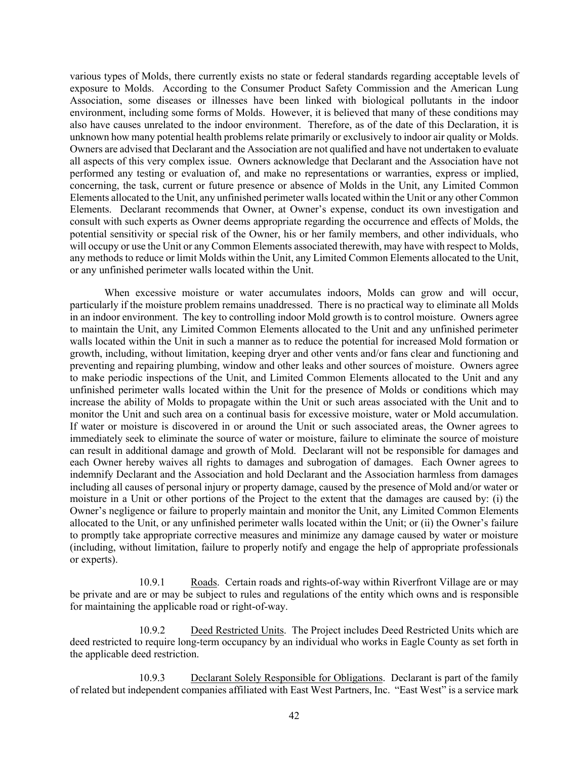various types of Molds, there currently exists no state or federal standards regarding acceptable levels of exposure to Molds. According to the Consumer Product Safety Commission and the American Lung Association, some diseases or illnesses have been linked with biological pollutants in the indoor environment, including some forms of Molds. However, it is believed that many of these conditions may also have causes unrelated to the indoor environment. Therefore, as of the date of this Declaration, it is unknown how many potential health problems relate primarily or exclusively to indoor air quality or Molds. Owners are advised that Declarant and the Association are not qualified and have not undertaken to evaluate all aspects of this very complex issue. Owners acknowledge that Declarant and the Association have not performed any testing or evaluation of, and make no representations or warranties, express or implied, concerning, the task, current or future presence or absence of Molds in the Unit, any Limited Common Elements allocated to the Unit, any unfinished perimeter walls located within the Unit or any other Common Elements. Declarant recommends that Owner, at Owner's expense, conduct its own investigation and consult with such experts as Owner deems appropriate regarding the occurrence and effects of Molds, the potential sensitivity or special risk of the Owner, his or her family members, and other individuals, who will occupy or use the Unit or any Common Elements associated therewith, may have with respect to Molds, any methods to reduce or limit Molds within the Unit, any Limited Common Elements allocated to the Unit, or any unfinished perimeter walls located within the Unit.

When excessive moisture or water accumulates indoors, Molds can grow and will occur, particularly if the moisture problem remains unaddressed. There is no practical way to eliminate all Molds in an indoor environment. The key to controlling indoor Mold growth is to control moisture. Owners agree to maintain the Unit, any Limited Common Elements allocated to the Unit and any unfinished perimeter walls located within the Unit in such a manner as to reduce the potential for increased Mold formation or growth, including, without limitation, keeping dryer and other vents and/or fans clear and functioning and preventing and repairing plumbing, window and other leaks and other sources of moisture. Owners agree to make periodic inspections of the Unit, and Limited Common Elements allocated to the Unit and any unfinished perimeter walls located within the Unit for the presence of Molds or conditions which may increase the ability of Molds to propagate within the Unit or such areas associated with the Unit and to monitor the Unit and such area on a continual basis for excessive moisture, water or Mold accumulation. If water or moisture is discovered in or around the Unit or such associated areas, the Owner agrees to immediately seek to eliminate the source of water or moisture, failure to eliminate the source of moisture can result in additional damage and growth of Mold. Declarant will not be responsible for damages and each Owner hereby waives all rights to damages and subrogation of damages. Each Owner agrees to indemnify Declarant and the Association and hold Declarant and the Association harmless from damages including all causes of personal injury or property damage, caused by the presence of Mold and/or water or moisture in a Unit or other portions of the Project to the extent that the damages are caused by: (i) the Owner's negligence or failure to properly maintain and monitor the Unit, any Limited Common Elements allocated to the Unit, or any unfinished perimeter walls located within the Unit; or (ii) the Owner's failure to promptly take appropriate corrective measures and minimize any damage caused by water or moisture (including, without limitation, failure to properly notify and engage the help of appropriate professionals or experts).

10.9.1 Roads. Certain roads and rights-of-way within Riverfront Village are or may be private and are or may be subject to rules and regulations of the entity which owns and is responsible for maintaining the applicable road or right-of-way.

10.9.2 Deed Restricted Units. The Project includes Deed Restricted Units which are deed restricted to require long-term occupancy by an individual who works in Eagle County as set forth in the applicable deed restriction.

10.9.3 Declarant Solely Responsible for Obligations. Declarant is part of the family of related but independent companies affiliated with East West Partners, Inc. "East West" is a service mark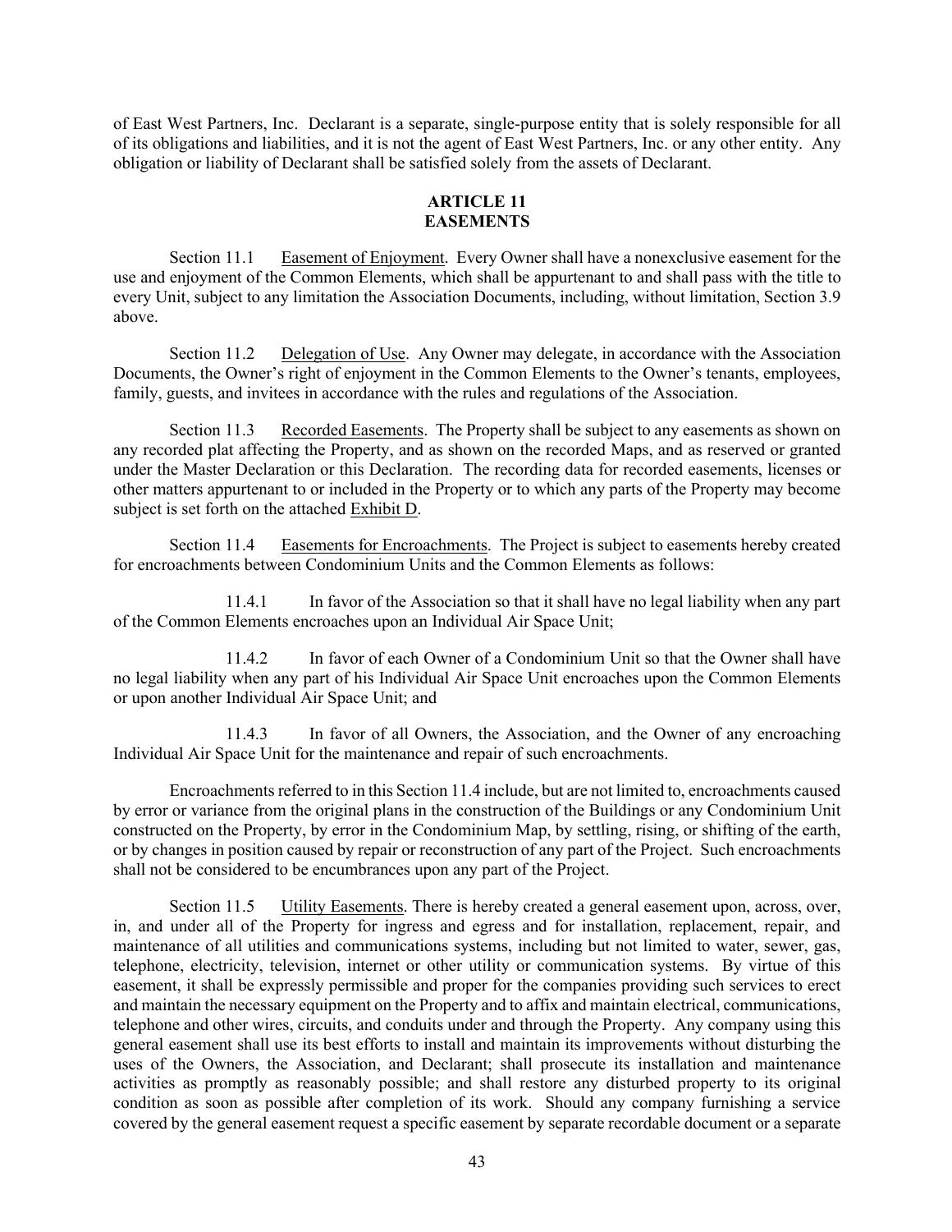of East West Partners, Inc. Declarant is a separate, single-purpose entity that is solely responsible for all of its obligations and liabilities, and it is not the agent of East West Partners, Inc. or any other entity. Any obligation or liability of Declarant shall be satisfied solely from the assets of Declarant.

## ARTICLE 11
## EASEMENTS

Section 11.1 Easement of Enjoyment. Every Owner shall have a nonexclusive easement for the use and enjoyment of the Common Elements, which shall be appurtenant to and shall pass with the title to every Unit, subject to any limitation the Association Documents, including, without limitation, Section 3.9 above.

Section 11.2 Delegation of Use. Any Owner may delegate, in accordance with the Association Documents, the Owner's right of enjoyment in the Common Elements to the Owner's tenants, employees, family, guests, and invitees in accordance with the rules and regulations of the Association.

Section 11.3 Recorded Easements. The Property shall be subject to any easements as shown on any recorded plat affecting the Property, and as shown on the recorded Maps, and as reserved or granted under the Master Declaration or this Declaration. The recording data for recorded easements, licenses or other matters appurtenant to or included in the Property or to which any parts of the Property may become subject is set forth on the attached Exhibit D.

Section 11.4 Easements for Encroachments. The Project is subject to easements hereby created for encroachments between Condominium Units and the Common Elements as follows:

11.4.1 In favor of the Association so that it shall have no legal liability when any part of the Common Elements encroaches upon an Individual Air Space Unit;

11.4.2 In favor of each Owner of a Condominium Unit so that the Owner shall have no legal liability when any part of his Individual Air Space Unit encroaches upon the Common Elements or upon another Individual Air Space Unit; and

11.4.3 In favor of all Owners, the Association, and the Owner of any encroaching Individual Air Space Unit for the maintenance and repair of such encroachments.

Encroachments referred to in this Section 11.4 include, but are not limited to, encroachments caused by error or variance from the original plans in the construction of the Buildings or any Condominium Unit constructed on the Property, by error in the Condominium Map, by settling, rising, or shifting of the earth, or by changes in position caused by repair or reconstruction of any part of the Project. Such encroachments shall not be considered to be encumbrances upon any part of the Project.

Section 11.5 Utility Easements. There is hereby created a general easement upon, across, over, in, and under all of the Property for ingress and egress and for installation, replacement, repair, and maintenance of all utilities and communications systems, including but not limited to water, sewer, gas, telephone, electricity, television, internet or other utility or communication systems. By virtue of this easement, it shall be expressly permissible and proper for the companies providing such services to erect and maintain the necessary equipment on the Property and to affix and maintain electrical, communications, telephone and other wires, circuits, and conduits under and through the Property. Any company using this general easement shall use its best efforts to install and maintain its improvements without disturbing the uses of the Owners, the Association, and Declarant; shall prosecute its installation and maintenance activities as promptly as reasonably possible; and shall restore any disturbed property to its original condition as soon as possible after completion of its work. Should any company furnishing a service covered by the general easement request a specific easement by separate recordable document or a separate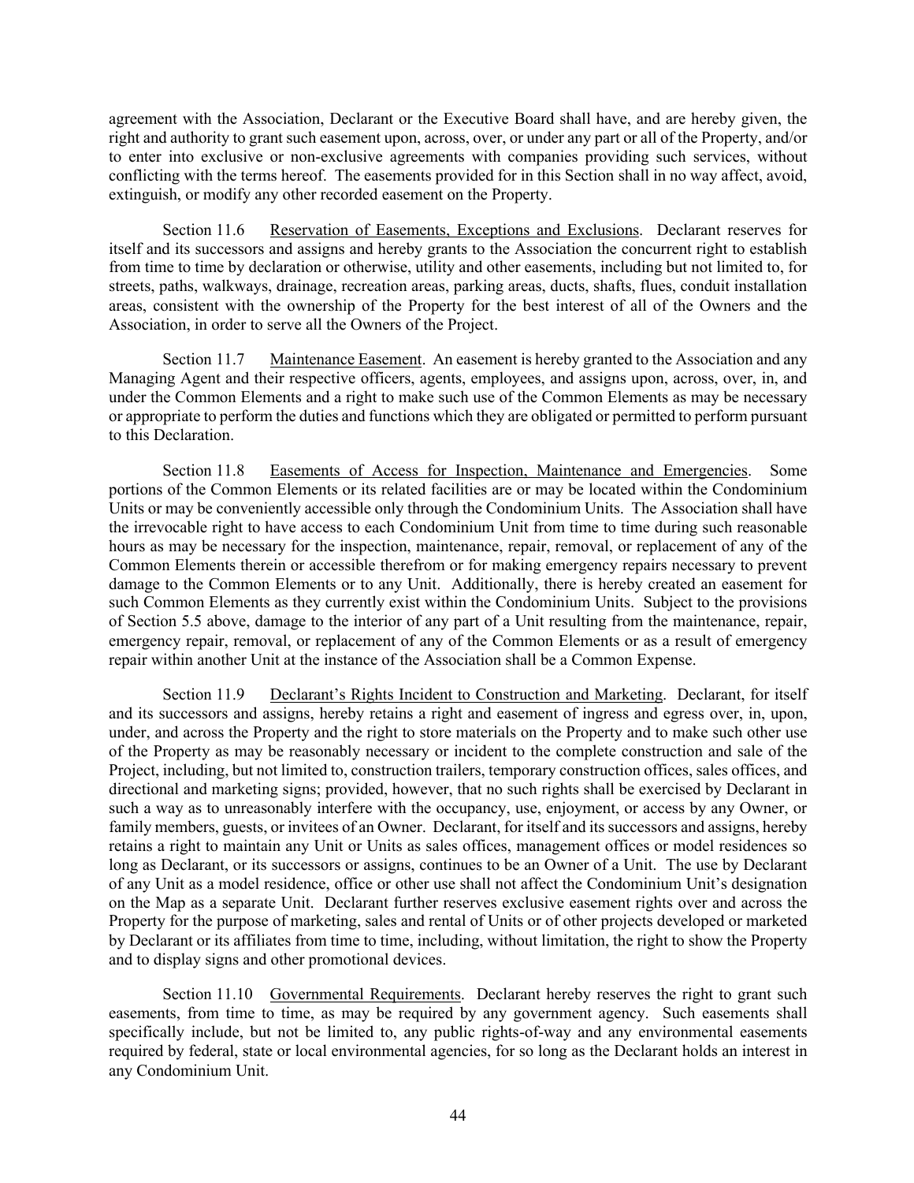agreement with the Association, Declarant or the Executive Board shall have, and are hereby given, the right and authority to grant such easement upon, across, over, or under any part or all of the Property, and/or to enter into exclusive or non-exclusive agreements with companies providing such services, without conflicting with the terms hereof. The easements provided for in this Section shall in no way affect, avoid, extinguish, or modify any other recorded easement on the Property.

Section 11.6 Reservation of Easements, Exceptions and Exclusions. Declarant reserves for itself and its successors and assigns and hereby grants to the Association the concurrent right to establish from time to time by declaration or otherwise, utility and other easements, including but not limited to, for streets, paths, walkways, drainage, recreation areas, parking areas, ducts, shafts, flues, conduit installation areas, consistent with the ownership of the Property for the best interest of all of the Owners and the Association, in order to serve all the Owners of the Project.

Section 11.7 Maintenance Easement. An easement is hereby granted to the Association and any Managing Agent and their respective officers, agents, employees, and assigns upon, across, over, in, and under the Common Elements and a right to make such use of the Common Elements as may be necessary or appropriate to perform the duties and functions which they are obligated or permitted to perform pursuant to this Declaration.

Section 11.8 Easements of Access for Inspection, Maintenance and Emergencies. Some portions of the Common Elements or its related facilities are or may be located within the Condominium Units or may be conveniently accessible only through the Condominium Units. The Association shall have the irrevocable right to have access to each Condominium Unit from time to time during such reasonable hours as may be necessary for the inspection, maintenance, repair, removal, or replacement of any of the Common Elements therein or accessible therefrom or for making emergency repairs necessary to prevent damage to the Common Elements or to any Unit. Additionally, there is hereby created an easement for such Common Elements as they currently exist within the Condominium Units. Subject to the provisions of Section 5.5 above, damage to the interior of any part of a Unit resulting from the maintenance, repair, emergency repair, removal, or replacement of any of the Common Elements or as a result of emergency repair within another Unit at the instance of the Association shall be a Common Expense.

Section 11.9 Declarant's Rights Incident to Construction and Marketing. Declarant, for itself and its successors and assigns, hereby retains a right and easement of ingress and egress over, in, upon, under, and across the Property and the right to store materials on the Property and to make such other use of the Property as may be reasonably necessary or incident to the complete construction and sale of the Project, including, but not limited to, construction trailers, temporary construction offices, sales offices, and directional and marketing signs; provided, however, that no such rights shall be exercised by Declarant in such a way as to unreasonably interfere with the occupancy, use, enjoyment, or access by any Owner, or family members, guests, or invitees of an Owner. Declarant, for itself and its successors and assigns, hereby retains a right to maintain any Unit or Units as sales offices, management offices or model residences so long as Declarant, or its successors or assigns, continues to be an Owner of a Unit. The use by Declarant of any Unit as a model residence, office or other use shall not affect the Condominium Unit's designation on the Map as a separate Unit. Declarant further reserves exclusive easement rights over and across the Property for the purpose of marketing, sales and rental of Units or of other projects developed or marketed by Declarant or its affiliates from time to time, including, without limitation, the right to show the Property and to display signs and other promotional devices.

Section 11.10 Governmental Requirements. Declarant hereby reserves the right to grant such easements, from time to time, as may be required by any government agency. Such easements shall specifically include, but not be limited to, any public rights-of-way and any environmental easements required by federal, state or local environmental agencies, for so long as the Declarant holds an interest in any Condominium Unit.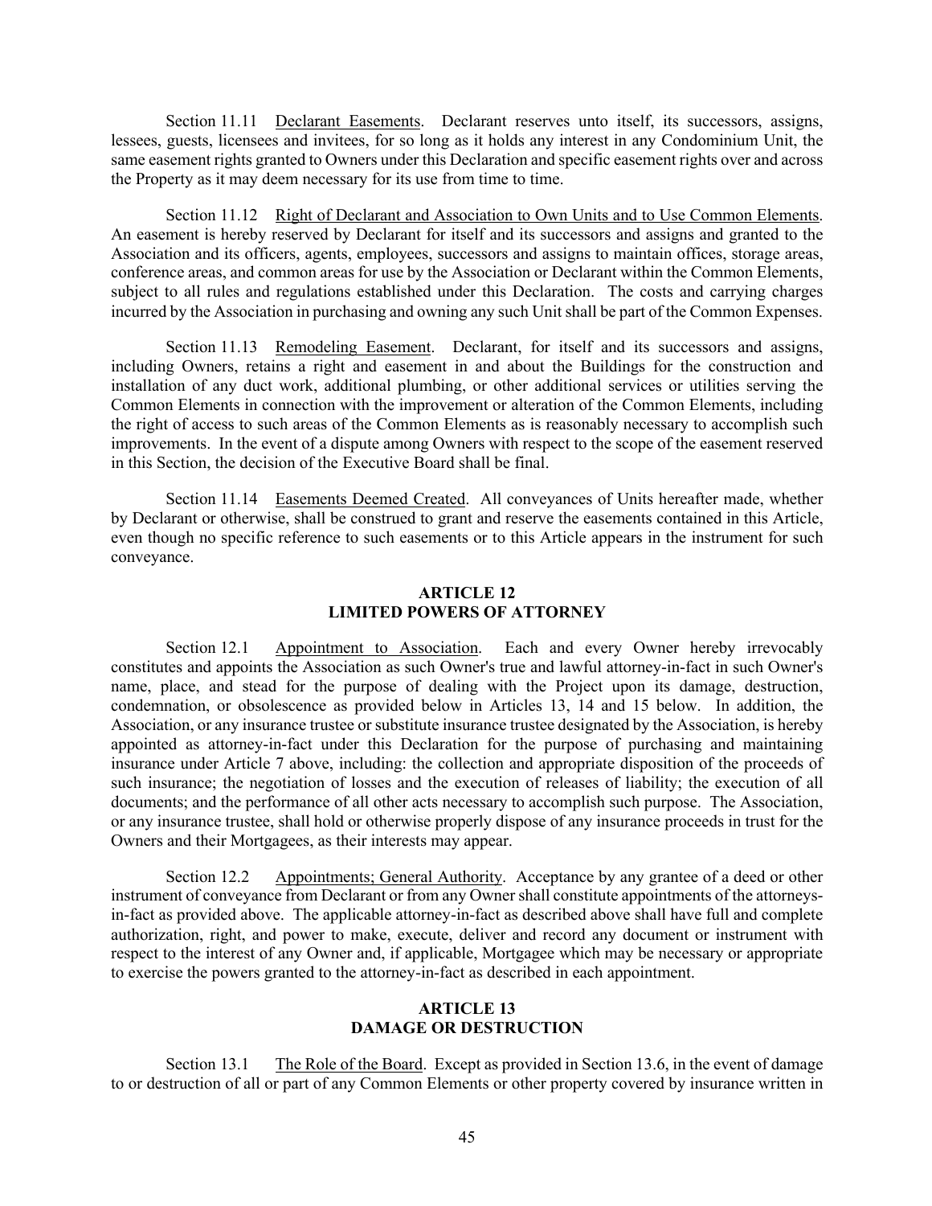Section 11.11 Declarant Easements. Declarant reserves unto itself, its successors, assigns, lessees, guests, licensees and invitees, for so long as it holds any interest in any Condominium Unit, the same easement rights granted to Owners under this Declaration and specific easement rights over and across the Property as it may deem necessary for its use from time to time.

Section 11.12 Right of Declarant and Association to Own Units and to Use Common Elements. An easement is hereby reserved by Declarant for itself and its successors and assigns and granted to the Association and its officers, agents, employees, successors and assigns to maintain offices, storage areas, conference areas, and common areas for use by the Association or Declarant within the Common Elements, subject to all rules and regulations established under this Declaration. The costs and carrying charges incurred by the Association in purchasing and owning any such Unit shall be part of the Common Expenses.

Section 11.13 Remodeling Easement. Declarant, for itself and its successors and assigns, including Owners, retains a right and easement in and about the Buildings for the construction and installation of any duct work, additional plumbing, or other additional services or utilities serving the Common Elements in connection with the improvement or alteration of the Common Elements, including the right of access to such areas of the Common Elements as is reasonably necessary to accomplish such improvements. In the event of a dispute among Owners with respect to the scope of the easement reserved in this Section, the decision of the Executive Board shall be final.

Section 11.14 Easements Deemed Created. All conveyances of Units hereafter made, whether by Declarant or otherwise, shall be construed to grant and reserve the easements contained in this Article, even though no specific reference to such easements or to this Article appears in the instrument for such conveyance.

## ARTICLE 12
## LIMITED POWERS OF ATTORNEY

Section 12.1 Appointment to Association. Each and every Owner hereby irrevocably constitutes and appoints the Association as such Owner's true and lawful attorney-in-fact in such Owner's name, place, and stead for the purpose of dealing with the Project upon its damage, destruction, condemnation, or obsolescence as provided below in Articles 13, 14 and 15 below. In addition, the Association, or any insurance trustee or substitute insurance trustee designated by the Association, is hereby appointed as attorney-in-fact under this Declaration for the purpose of purchasing and maintaining insurance under Article 7 above, including: the collection and appropriate disposition of the proceeds of such insurance; the negotiation of losses and the execution of releases of liability; the execution of all documents; and the performance of all other acts necessary to accomplish such purpose. The Association, or any insurance trustee, shall hold or otherwise properly dispose of any insurance proceeds in trust for the Owners and their Mortgagees, as their interests may appear.

Section 12.2 Appointments; General Authority. Acceptance by any grantee of a deed or other instrument of conveyance from Declarant or from any Owner shall constitute appointments of the attorneys-in-fact as provided above. The applicable attorney-in-fact as described above shall have full and complete authorization, right, and power to make, execute, deliver and record any document or instrument with respect to the interest of any Owner and, if applicable, Mortgagee which may be necessary or appropriate to exercise the powers granted to the attorney-in-fact as described in each appointment.

## ARTICLE 13
## DAMAGE OR DESTRUCTION

Section 13.1 The Role of the Board. Except as provided in Section 13.6, in the event of damage to or destruction of all or part of any Common Elements or other property covered by insurance written in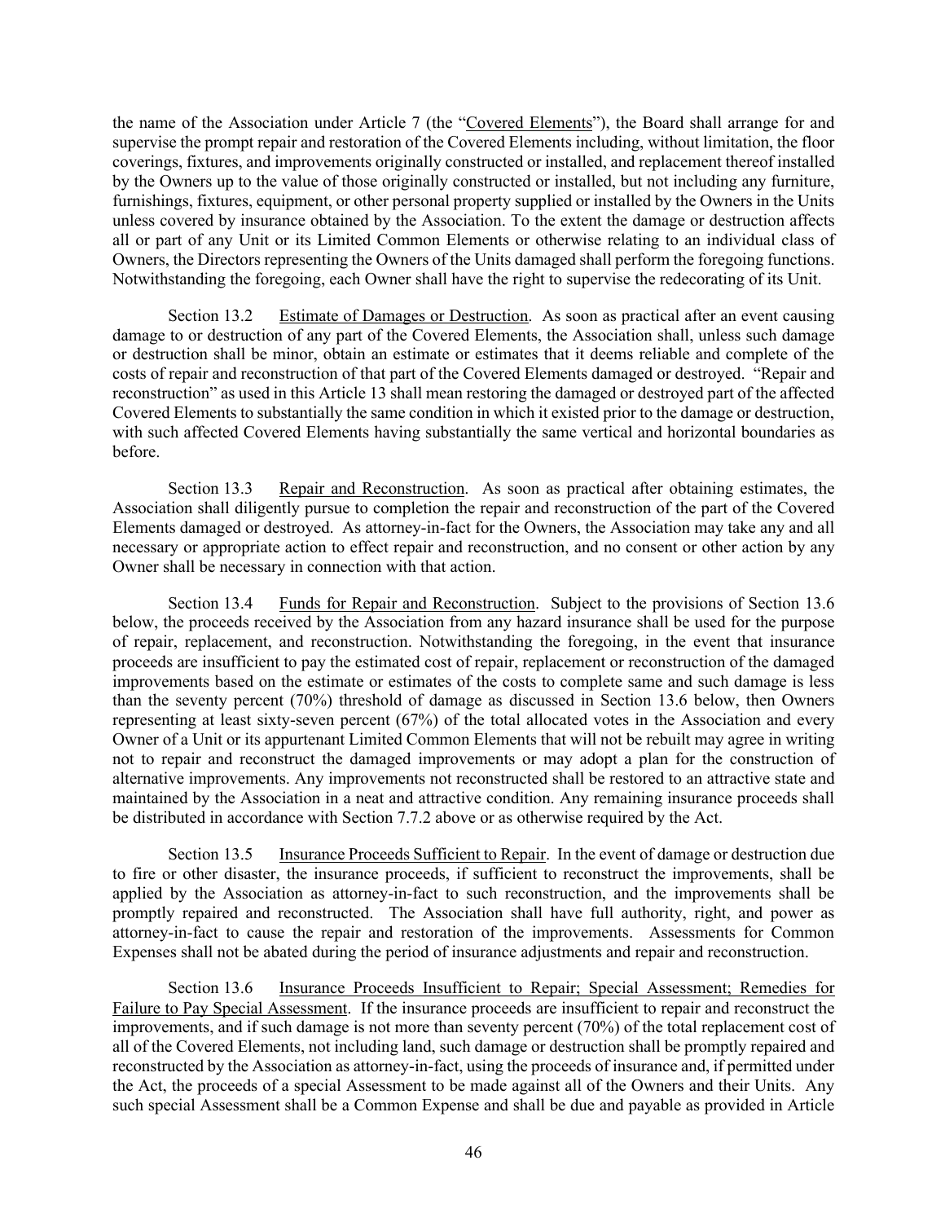the name of the Association under Article 7 (the "Covered Elements"), the Board shall arrange for and supervise the prompt repair and restoration of the Covered Elements including, without limitation, the floor coverings, fixtures, and improvements originally constructed or installed, and replacement thereof installed by the Owners up to the value of those originally constructed or installed, but not including any furniture, furnishings, fixtures, equipment, or other personal property supplied or installed by the Owners in the Units unless covered by insurance obtained by the Association. To the extent the damage or destruction affects all or part of any Unit or its Limited Common Elements or otherwise relating to an individual class of Owners, the Directors representing the Owners of the Units damaged shall perform the foregoing functions. Notwithstanding the foregoing, each Owner shall have the right to supervise the redecorating of its Unit.

Section 13.2 Estimate of Damages or Destruction. As soon as practical after an event causing damage to or destruction of any part of the Covered Elements, the Association shall, unless such damage or destruction shall be minor, obtain an estimate or estimates that it deems reliable and complete of the costs of repair and reconstruction of that part of the Covered Elements damaged or destroyed. "Repair and reconstruction" as used in this Article 13 shall mean restoring the damaged or destroyed part of the affected Covered Elements to substantially the same condition in which it existed prior to the damage or destruction, with such affected Covered Elements having substantially the same vertical and horizontal boundaries as before.

Section 13.3 Repair and Reconstruction. As soon as practical after obtaining estimates, the Association shall diligently pursue to completion the repair and reconstruction of the part of the Covered Elements damaged or destroyed. As attorney-in-fact for the Owners, the Association may take any and all necessary or appropriate action to effect repair and reconstruction, and no consent or other action by any Owner shall be necessary in connection with that action.

Section 13.4 Funds for Repair and Reconstruction. Subject to the provisions of Section 13.6 below, the proceeds received by the Association from any hazard insurance shall be used for the purpose of repair, replacement, and reconstruction. Notwithstanding the foregoing, in the event that insurance proceeds are insufficient to pay the estimated cost of repair, replacement or reconstruction of the damaged improvements based on the estimate or estimates of the costs to complete same and such damage is less than the seventy percent (70%) threshold of damage as discussed in Section 13.6 below, then Owners representing at least sixty-seven percent (67%) of the total allocated votes in the Association and every Owner of a Unit or its appurtenant Limited Common Elements that will not be rebuilt may agree in writing not to repair and reconstruct the damaged improvements or may adopt a plan for the construction of alternative improvements. Any improvements not reconstructed shall be restored to an attractive state and maintained by the Association in a neat and attractive condition. Any remaining insurance proceeds shall be distributed in accordance with Section 7.7.2 above or as otherwise required by the Act.

Section 13.5 Insurance Proceeds Sufficient to Repair. In the event of damage or destruction due to fire or other disaster, the insurance proceeds, if sufficient to reconstruct the improvements, shall be applied by the Association as attorney-in-fact to such reconstruction, and the improvements shall be promptly repaired and reconstructed. The Association shall have full authority, right, and power as attorney-in-fact to cause the repair and restoration of the improvements. Assessments for Common Expenses shall not be abated during the period of insurance adjustments and repair and reconstruction.

Section 13.6 Insurance Proceeds Insufficient to Repair; Special Assessment; Remedies for Failure to Pay Special Assessment. If the insurance proceeds are insufficient to repair and reconstruct the improvements, and if such damage is not more than seventy percent (70%) of the total replacement cost of all of the Covered Elements, not including land, such damage or destruction shall be promptly repaired and reconstructed by the Association as attorney-in-fact, using the proceeds of insurance and, if permitted under the Act, the proceeds of a special Assessment to be made against all of the Owners and their Units. Any such special Assessment shall be a Common Expense and shall be due and payable as provided in Article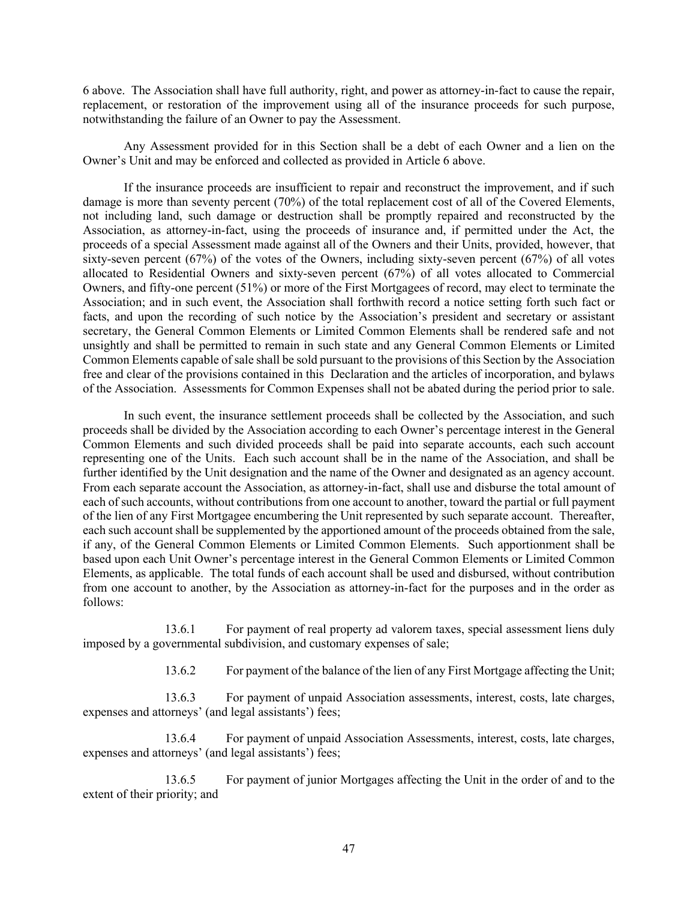6 above. The Association shall have full authority, right, and power as attorney-in-fact to cause the repair, replacement, or restoration of the improvement using all of the insurance proceeds for such purpose, notwithstanding the failure of an Owner to pay the Assessment.

Any Assessment provided for in this Section shall be a debt of each Owner and a lien on the Owner's Unit and may be enforced and collected as provided in Article 6 above.

If the insurance proceeds are insufficient to repair and reconstruct the improvement, and if such damage is more than seventy percent (70%) of the total replacement cost of all of the Covered Elements, not including land, such damage or destruction shall be promptly repaired and reconstructed by the Association, as attorney-in-fact, using the proceeds of insurance and, if permitted under the Act, the proceeds of a special Assessment made against all of the Owners and their Units, provided, however, that sixty-seven percent (67%) of the votes of the Owners, including sixty-seven percent (67%) of all votes allocated to Residential Owners and sixty-seven percent (67%) of all votes allocated to Commercial Owners, and fifty-one percent (51%) or more of the First Mortgagees of record, may elect to terminate the Association; and in such event, the Association shall forthwith record a notice setting forth such fact or facts, and upon the recording of such notice by the Association's president and secretary or assistant secretary, the General Common Elements or Limited Common Elements shall be rendered safe and not unsightly and shall be permitted to remain in such state and any General Common Elements or Limited Common Elements capable of sale shall be sold pursuant to the provisions of this Section by the Association free and clear of the provisions contained in this Declaration and the articles of incorporation, and bylaws of the Association. Assessments for Common Expenses shall not be abated during the period prior to sale.

In such event, the insurance settlement proceeds shall be collected by the Association, and such proceeds shall be divided by the Association according to each Owner's percentage interest in the General Common Elements and such divided proceeds shall be paid into separate accounts, each such account representing one of the Units. Each such account shall be in the name of the Association, and shall be further identified by the Unit designation and the name of the Owner and designated as an agency account. From each separate account the Association, as attorney-in-fact, shall use and disburse the total amount of each of such accounts, without contributions from one account to another, toward the partial or full payment of the lien of any First Mortgagee encumbering the Unit represented by such separate account. Thereafter, each such account shall be supplemented by the apportioned amount of the proceeds obtained from the sale, if any, of the General Common Elements or Limited Common Elements. Such apportionment shall be based upon each Unit Owner's percentage interest in the General Common Elements or Limited Common Elements, as applicable. The total funds of each account shall be used and disbursed, without contribution from one account to another, by the Association as attorney-in-fact for the purposes and in the order as follows:

13.6.1 For payment of real property ad valorem taxes, special assessment liens duly imposed by a governmental subdivision, and customary expenses of sale;

13.6.2 For payment of the balance of the lien of any First Mortgage affecting the Unit;

13.6.3 For payment of unpaid Association assessments, interest, costs, late charges, expenses and attorneys' (and legal assistants') fees;

13.6.4 For payment of unpaid Association Assessments, interest, costs, late charges, expenses and attorneys' (and legal assistants') fees;

13.6.5 For payment of junior Mortgages affecting the Unit in the order of and to the extent of their priority; and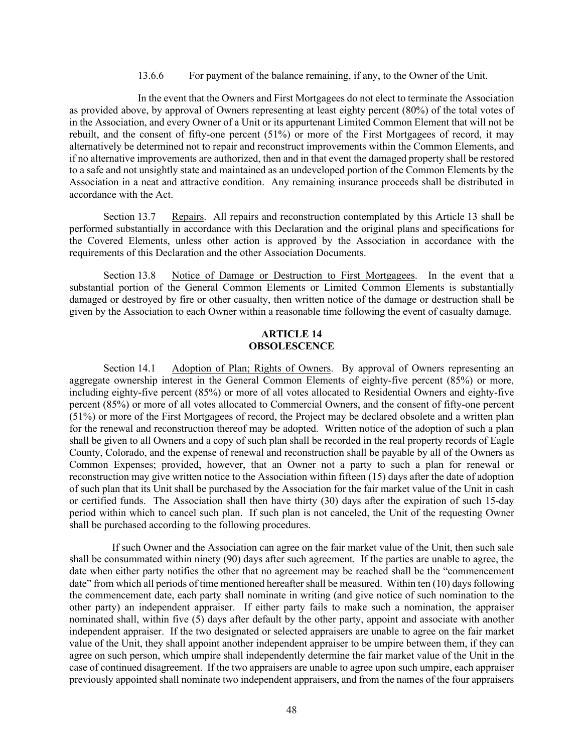13.6.6 For payment of the balance remaining, if any, to the Owner of the Unit.

In the event that the Owners and First Mortgagees do not elect to terminate the Association as provided above, by approval of Owners representing at least eighty percent (80%) of the total votes of in the Association, and every Owner of a Unit or its appurtenant Limited Common Element that will not be rebuilt, and the consent of fifty-one percent (51%) or more of the First Mortgagees of record, it may alternatively be determined not to repair and reconstruct improvements within the Common Elements, and if no alternative improvements are authorized, then and in that event the damaged property shall be restored to a safe and not unsightly state and maintained as an undeveloped portion of the Common Elements by the Association in a neat and attractive condition. Any remaining insurance proceeds shall be distributed in accordance with the Act.

Section 13.7 Repairs. All repairs and reconstruction contemplated by this Article 13 shall be performed substantially in accordance with this Declaration and the original plans and specifications for the Covered Elements, unless other action is approved by the Association in accordance with the requirements of this Declaration and the other Association Documents.

Section 13.8 Notice of Damage or Destruction to First Mortgagees. In the event that a substantial portion of the General Common Elements or Limited Common Elements is substantially damaged or destroyed by fire or other casualty, then written notice of the damage or destruction shall be given by the Association to each Owner within a reasonable time following the event of casualty damage.

## ARTICLE 14
## OBSOLESCENCE

Section 14.1 Adoption of Plan; Rights of Owners. By approval of Owners representing an aggregate ownership interest in the General Common Elements of eighty-five percent (85%) or more, including eighty-five percent (85%) or more of all votes allocated to Residential Owners and eighty-five percent (85%) or more of all votes allocated to Commercial Owners, and the consent of fifty-one percent (51%) or more of the First Mortgagees of record, the Project may be declared obsolete and a written plan for the renewal and reconstruction thereof may be adopted. Written notice of the adoption of such a plan shall be given to all Owners and a copy of such plan shall be recorded in the real property records of Eagle County, Colorado, and the expense of renewal and reconstruction shall be payable by all of the Owners as Common Expenses; provided, however, that an Owner not a party to such a plan for renewal or reconstruction may give written notice to the Association within fifteen (15) days after the date of adoption of such plan that its Unit shall be purchased by the Association for the fair market value of the Unit in cash or certified funds. The Association shall then have thirty (30) days after the expiration of such 15-day period within which to cancel such plan. If such plan is not canceled, the Unit of the requesting Owner shall be purchased according to the following procedures.

If such Owner and the Association can agree on the fair market value of the Unit, then such sale shall be consummated within ninety (90) days after such agreement. If the parties are unable to agree, the date when either party notifies the other that no agreement may be reached shall be the "commencement date" from which all periods of time mentioned hereafter shall be measured. Within ten (10) days following the commencement date, each party shall nominate in writing (and give notice of such nomination to the other party) an independent appraiser. If either party fails to make such a nomination, the appraiser nominated shall, within five (5) days after default by the other party, appoint and associate with another independent appraiser. If the two designated or selected appraisers are unable to agree on the fair market value of the Unit, they shall appoint another independent appraiser to be umpire between them, if they can agree on such person, which umpire shall independently determine the fair market value of the Unit in the case of continued disagreement. If the two appraisers are unable to agree upon such umpire, each appraiser previously appointed shall nominate two independent appraisers, and from the names of the four appraisers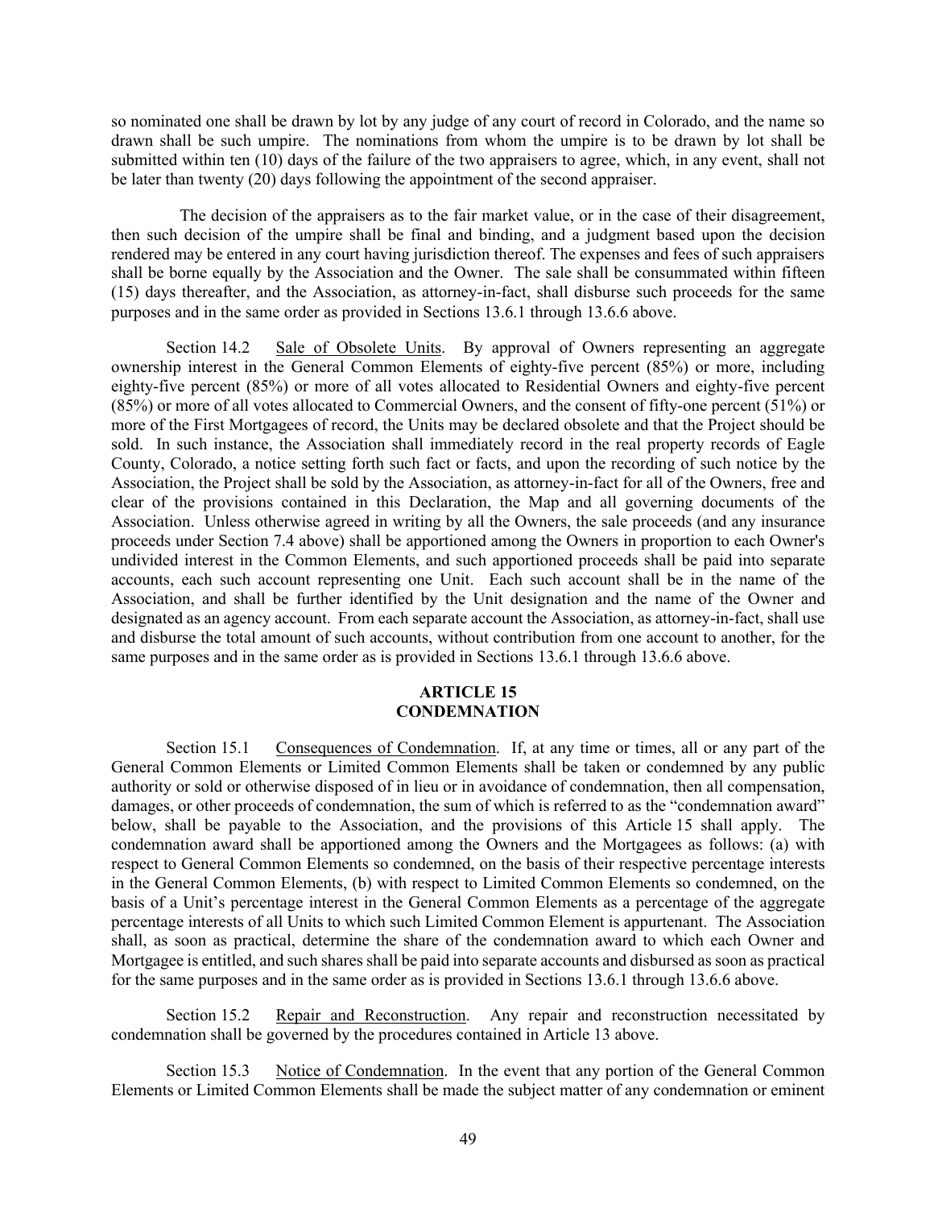so nominated one shall be drawn by lot by any judge of any court of record in Colorado, and the name so drawn shall be such umpire. The nominations from whom the umpire is to be drawn by lot shall be submitted within ten (10) days of the failure of the two appraisers to agree, which, in any event, shall not be later than twenty (20) days following the appointment of the second appraiser.

The decision of the appraisers as to the fair market value, or in the case of their disagreement, then such decision of the umpire shall be final and binding, and a judgment based upon the decision rendered may be entered in any court having jurisdiction thereof. The expenses and fees of such appraisers shall be borne equally by the Association and the Owner. The sale shall be consummated within fifteen (15) days thereafter, and the Association, as attorney-in-fact, shall disburse such proceeds for the same purposes and in the same order as provided in Sections 13.6.1 through 13.6.6 above.

Section 14.2 Sale of Obsolete Units. By approval of Owners representing an aggregate ownership interest in the General Common Elements of eighty-five percent (85%) or more, including eighty-five percent (85%) or more of all votes allocated to Residential Owners and eighty-five percent (85%) or more of all votes allocated to Commercial Owners, and the consent of fifty-one percent (51%) or more of the First Mortgagees of record, the Units may be declared obsolete and that the Project should be sold. In such instance, the Association shall immediately record in the real property records of Eagle County, Colorado, a notice setting forth such fact or facts, and upon the recording of such notice by the Association, the Project shall be sold by the Association, as attorney-in-fact for all of the Owners, free and clear of the provisions contained in this Declaration, the Map and all governing documents of the Association. Unless otherwise agreed in writing by all the Owners, the sale proceeds (and any insurance proceeds under Section 7.4 above) shall be apportioned among the Owners in proportion to each Owner's undivided interest in the Common Elements, and such apportioned proceeds shall be paid into separate accounts, each such account representing one Unit. Each such account shall be in the name of the Association, and shall be further identified by the Unit designation and the name of the Owner and designated as an agency account. From each separate account the Association, as attorney-in-fact, shall use and disburse the total amount of such accounts, without contribution from one account to another, for the same purposes and in the same order as is provided in Sections 13.6.1 through 13.6.6 above.

## ARTICLE 15
## CONDEMNATION

Section 15.1 Consequences of Condemnation. If, at any time or times, all or any part of the General Common Elements or Limited Common Elements shall be taken or condemned by any public authority or sold or otherwise disposed of in lieu or in avoidance of condemnation, then all compensation, damages, or other proceeds of condemnation, the sum of which is referred to as the "condemnation award" below, shall be payable to the Association, and the provisions of this Article 15 shall apply. The condemnation award shall be apportioned among the Owners and the Mortgagees as follows: (a) with respect to General Common Elements so condemned, on the basis of their respective percentage interests in the General Common Elements, (b) with respect to Limited Common Elements so condemned, on the basis of a Unit's percentage interest in the General Common Elements as a percentage of the aggregate percentage interests of all Units to which such Limited Common Element is appurtenant. The Association shall, as soon as practical, determine the share of the condemnation award to which each Owner and Mortgagee is entitled, and such shares shall be paid into separate accounts and disbursed as soon as practical for the same purposes and in the same order as is provided in Sections 13.6.1 through 13.6.6 above.

Section 15.2 Repair and Reconstruction. Any repair and reconstruction necessitated by condemnation shall be governed by the procedures contained in Article 13 above.

Section 15.3 Notice of Condemnation. In the event that any portion of the General Common Elements or Limited Common Elements shall be made the subject matter of any condemnation or eminent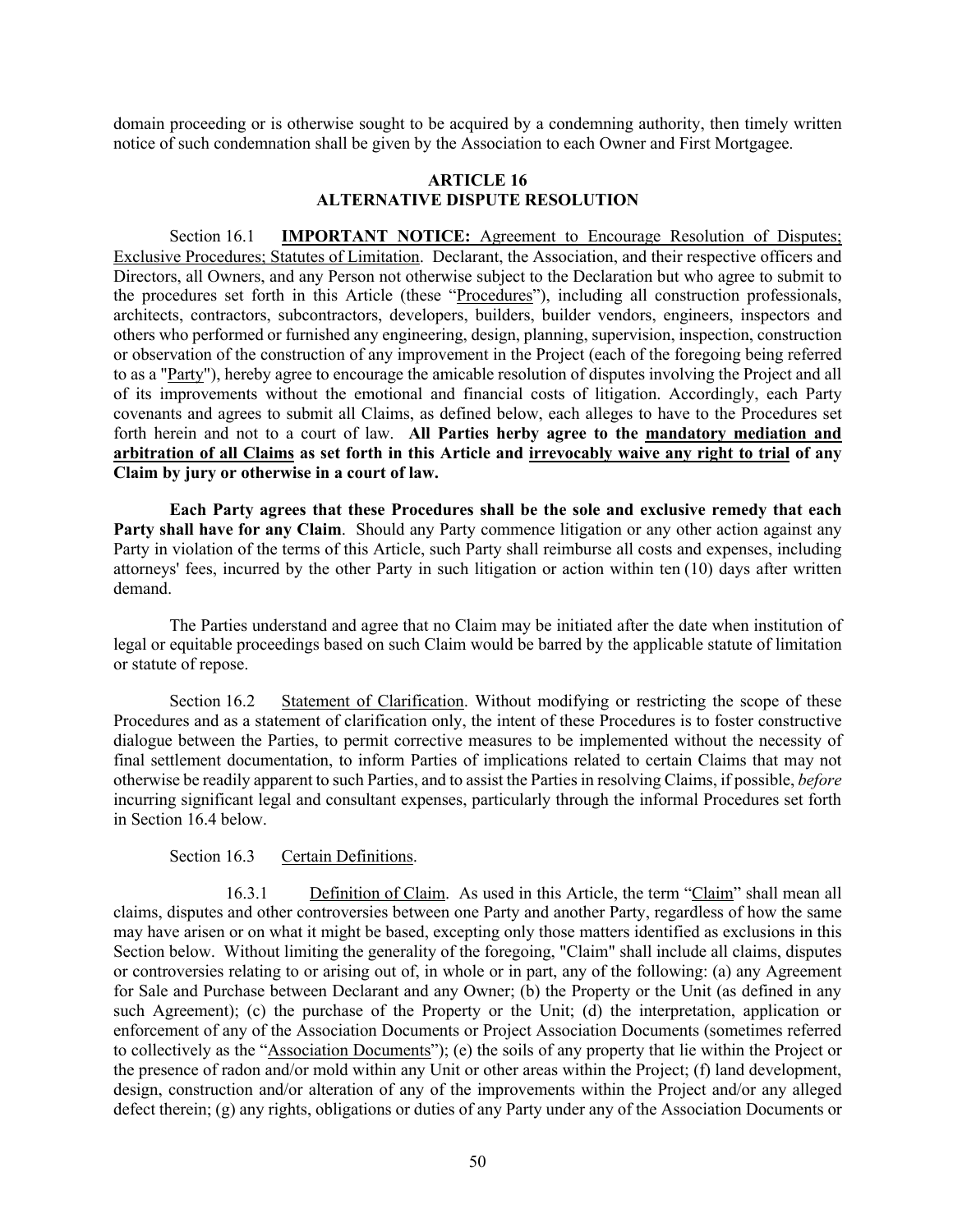domain proceeding or is otherwise sought to be acquired by a condemning authority, then timely written notice of such condemnation shall be given by the Association to each Owner and First Mortgagee.

## ARTICLE 16
## ALTERNATIVE DISPUTE RESOLUTION

Section 16.1 **IMPORTANT NOTICE:** Agreement to Encourage Resolution of Disputes; Exclusive Procedures; Statutes of Limitation. Declarant, the Association, and their respective officers and Directors, all Owners, and any Person not otherwise subject to the Declaration but who agree to submit to the procedures set forth in this Article (these "Procedures"), including all construction professionals, architects, contractors, subcontractors, developers, builders, builder vendors, engineers, inspectors and others who performed or furnished any engineering, design, planning, supervision, inspection, construction or observation of the construction of any improvement in the Project (each of the foregoing being referred to as a "Party"), hereby agree to encourage the amicable resolution of disputes involving the Project and all of its improvements without the emotional and financial costs of litigation. Accordingly, each Party covenants and agrees to submit all Claims, as defined below, each alleges to have to the Procedures set forth herein and not to a court of law. **All Parties herby agree to the mandatory mediation and arbitration of all Claims as set forth in this Article and irrevocably waive any right to trial of any Claim by jury or otherwise in a court of law.**

**Each Party agrees that these Procedures shall be the sole and exclusive remedy that each Party shall have for any Claim**. Should any Party commence litigation or any other action against any Party in violation of the terms of this Article, such Party shall reimburse all costs and expenses, including attorneys' fees, incurred by the other Party in such litigation or action within ten (10) days after written demand.

The Parties understand and agree that no Claim may be initiated after the date when institution of legal or equitable proceedings based on such Claim would be barred by the applicable statute of limitation or statute of repose.

Section 16.2 Statement of Clarification. Without modifying or restricting the scope of these Procedures and as a statement of clarification only, the intent of these Procedures is to foster constructive dialogue between the Parties, to permit corrective measures to be implemented without the necessity of final settlement documentation, to inform Parties of implications related to certain Claims that may not otherwise be readily apparent to such Parties, and to assist the Parties in resolving Claims, if possible, *before* incurring significant legal and consultant expenses, particularly through the informal Procedures set forth in Section 16.4 below.

Section 16.3 Certain Definitions.

16.3.1 Definition of Claim. As used in this Article, the term "Claim" shall mean all claims, disputes and other controversies between one Party and another Party, regardless of how the same may have arisen or on what it might be based, excepting only those matters identified as exclusions in this Section below. Without limiting the generality of the foregoing, "Claim" shall include all claims, disputes or controversies relating to or arising out of, in whole or in part, any of the following: (a) any Agreement for Sale and Purchase between Declarant and any Owner; (b) the Property or the Unit (as defined in any such Agreement); (c) the purchase of the Property or the Unit; (d) the interpretation, application or enforcement of any of the Association Documents or Project Association Documents (sometimes referred to collectively as the "Association Documents"); (e) the soils of any property that lie within the Project or the presence of radon and/or mold within any Unit or other areas within the Project; (f) land development, design, construction and/or alteration of any of the improvements within the Project and/or any alleged defect therein; (g) any rights, obligations or duties of any Party under any of the Association Documents or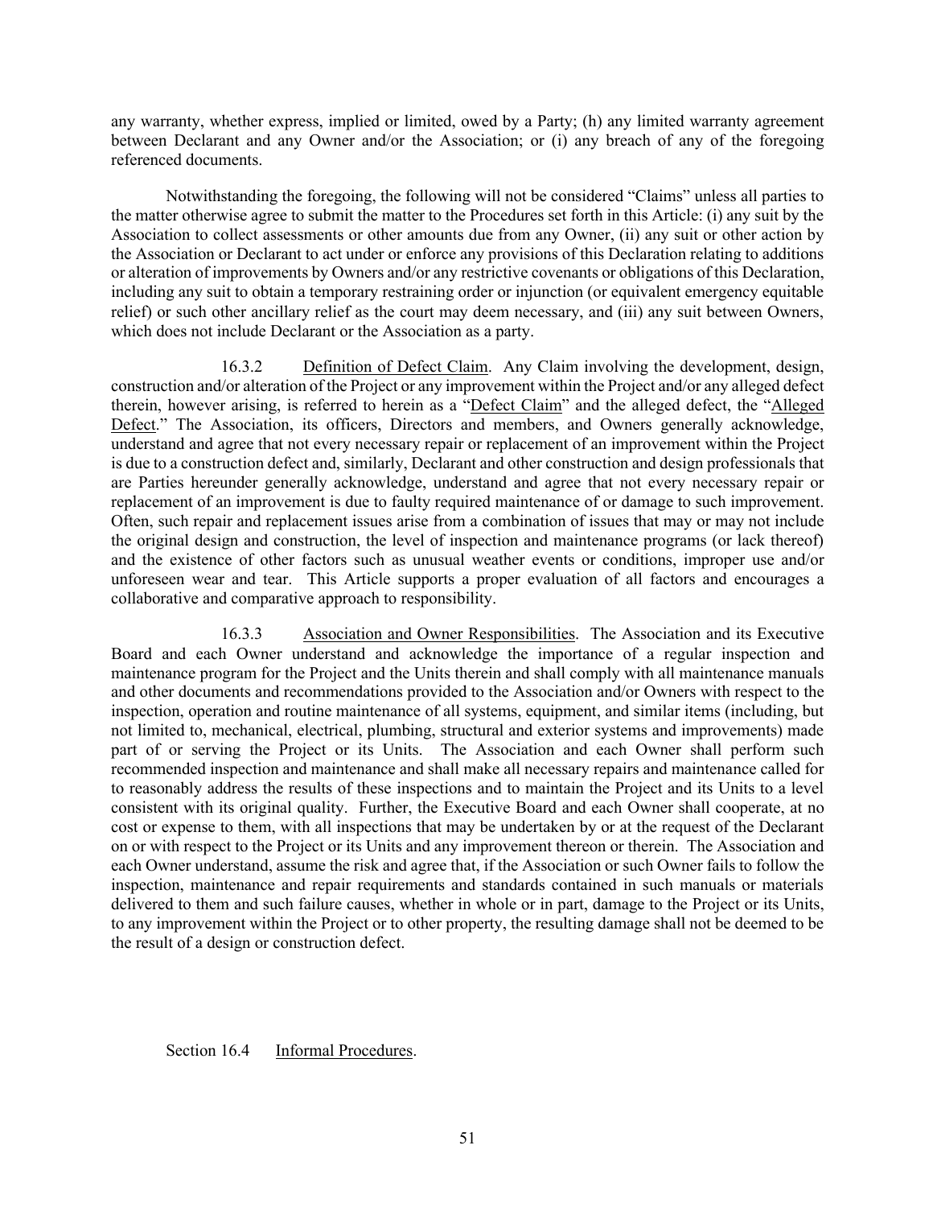any warranty, whether express, implied or limited, owed by a Party; (h) any limited warranty agreement between Declarant and any Owner and/or the Association; or (i) any breach of any of the foregoing referenced documents.

Notwithstanding the foregoing, the following will not be considered "Claims" unless all parties to the matter otherwise agree to submit the matter to the Procedures set forth in this Article: (i) any suit by the Association to collect assessments or other amounts due from any Owner, (ii) any suit or other action by the Association or Declarant to act under or enforce any provisions of this Declaration relating to additions or alteration of improvements by Owners and/or any restrictive covenants or obligations of this Declaration, including any suit to obtain a temporary restraining order or injunction (or equivalent emergency equitable relief) or such other ancillary relief as the court may deem necessary, and (iii) any suit between Owners, which does not include Declarant or the Association as a party.

16.3.2 Definition of Defect Claim. Any Claim involving the development, design, construction and/or alteration of the Project or any improvement within the Project and/or any alleged defect therein, however arising, is referred to herein as a "Defect Claim" and the alleged defect, the "Alleged Defect." The Association, its officers, Directors and members, and Owners generally acknowledge, understand and agree that not every necessary repair or replacement of an improvement within the Project is due to a construction defect and, similarly, Declarant and other construction and design professionals that are Parties hereunder generally acknowledge, understand and agree that not every necessary repair or replacement of an improvement is due to faulty required maintenance of or damage to such improvement. Often, such repair and replacement issues arise from a combination of issues that may or may not include the original design and construction, the level of inspection and maintenance programs (or lack thereof) and the existence of other factors such as unusual weather events or conditions, improper use and/or unforeseen wear and tear. This Article supports a proper evaluation of all factors and encourages a collaborative and comparative approach to responsibility.

16.3.3 Association and Owner Responsibilities. The Association and its Executive Board and each Owner understand and acknowledge the importance of a regular inspection and maintenance program for the Project and the Units therein and shall comply with all maintenance manuals and other documents and recommendations provided to the Association and/or Owners with respect to the inspection, operation and routine maintenance of all systems, equipment, and similar items (including, but not limited to, mechanical, electrical, plumbing, structural and exterior systems and improvements) made part of or serving the Project or its Units. The Association and each Owner shall perform such recommended inspection and maintenance and shall make all necessary repairs and maintenance called for to reasonably address the results of these inspections and to maintain the Project and its Units to a level consistent with its original quality. Further, the Executive Board and each Owner shall cooperate, at no cost or expense to them, with all inspections that may be undertaken by or at the request of the Declarant on or with respect to the Project or its Units and any improvement thereon or therein. The Association and each Owner understand, assume the risk and agree that, if the Association or such Owner fails to follow the inspection, maintenance and repair requirements and standards contained in such manuals or materials delivered to them and such failure causes, whether in whole or in part, damage to the Project or its Units, to any improvement within the Project or to other property, the resulting damage shall not be deemed to be the result of a design or construction defect.

Section 16.4 Informal Procedures.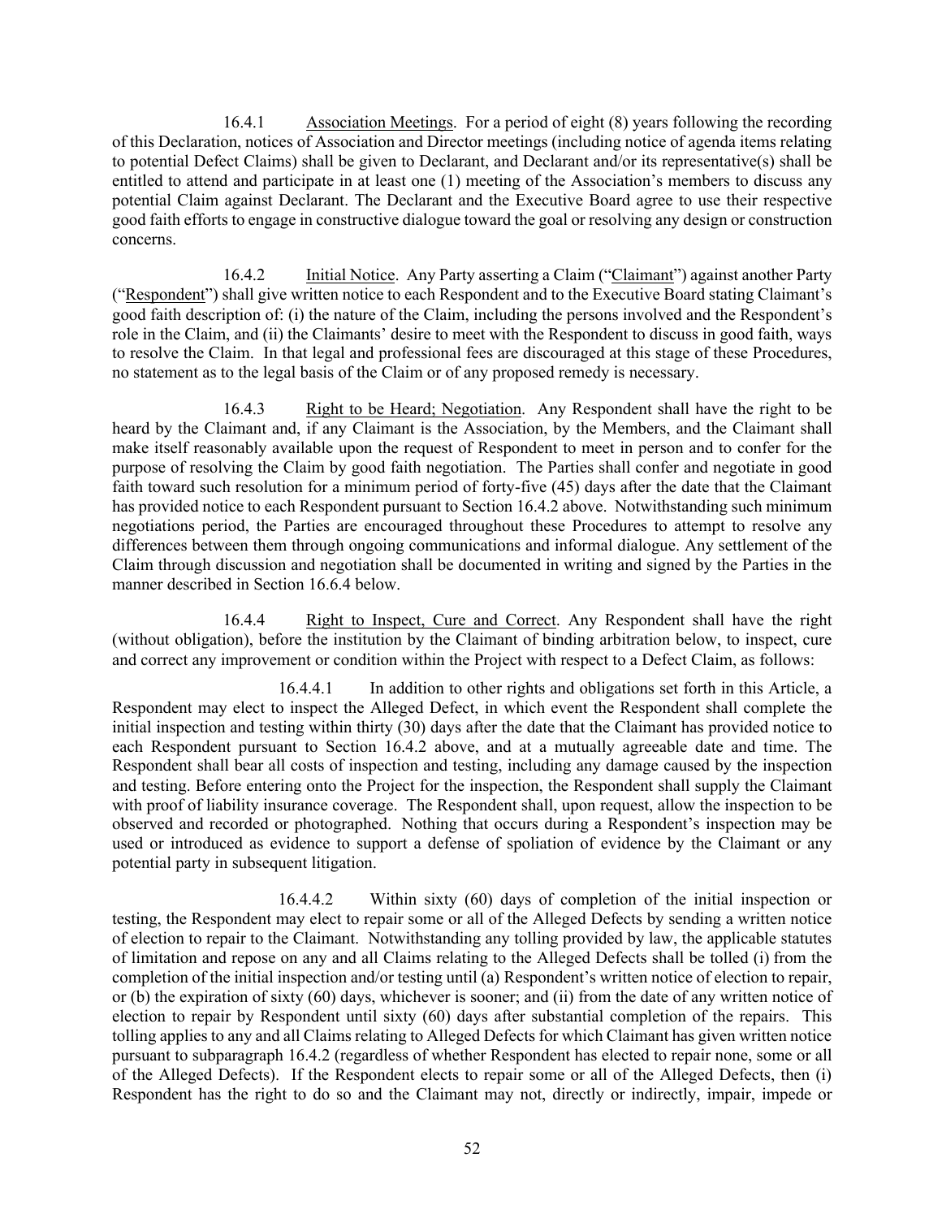16.4.1 Association Meetings. For a period of eight (8) years following the recording of this Declaration, notices of Association and Director meetings (including notice of agenda items relating to potential Defect Claims) shall be given to Declarant, and Declarant and/or its representative(s) shall be entitled to attend and participate in at least one (1) meeting of the Association's members to discuss any potential Claim against Declarant. The Declarant and the Executive Board agree to use their respective good faith efforts to engage in constructive dialogue toward the goal or resolving any design or construction concerns.

16.4.2 Initial Notice. Any Party asserting a Claim ("Claimant") against another Party ("Respondent") shall give written notice to each Respondent and to the Executive Board stating Claimant's good faith description of: (i) the nature of the Claim, including the persons involved and the Respondent's role in the Claim, and (ii) the Claimants' desire to meet with the Respondent to discuss in good faith, ways to resolve the Claim. In that legal and professional fees are discouraged at this stage of these Procedures, no statement as to the legal basis of the Claim or of any proposed remedy is necessary.

16.4.3 Right to be Heard; Negotiation. Any Respondent shall have the right to be heard by the Claimant and, if any Claimant is the Association, by the Members, and the Claimant shall make itself reasonably available upon the request of Respondent to meet in person and to confer for the purpose of resolving the Claim by good faith negotiation. The Parties shall confer and negotiate in good faith toward such resolution for a minimum period of forty-five (45) days after the date that the Claimant has provided notice to each Respondent pursuant to Section 16.4.2 above. Notwithstanding such minimum negotiations period, the Parties are encouraged throughout these Procedures to attempt to resolve any differences between them through ongoing communications and informal dialogue. Any settlement of the Claim through discussion and negotiation shall be documented in writing and signed by the Parties in the manner described in Section 16.6.4 below.

16.4.4 Right to Inspect, Cure and Correct. Any Respondent shall have the right (without obligation), before the institution by the Claimant of binding arbitration below, to inspect, cure and correct any improvement or condition within the Project with respect to a Defect Claim, as follows:

16.4.4.1 In addition to other rights and obligations set forth in this Article, a Respondent may elect to inspect the Alleged Defect, in which event the Respondent shall complete the initial inspection and testing within thirty (30) days after the date that the Claimant has provided notice to each Respondent pursuant to Section 16.4.2 above, and at a mutually agreeable date and time. The Respondent shall bear all costs of inspection and testing, including any damage caused by the inspection and testing. Before entering onto the Project for the inspection, the Respondent shall supply the Claimant with proof of liability insurance coverage. The Respondent shall, upon request, allow the inspection to be observed and recorded or photographed. Nothing that occurs during a Respondent's inspection may be used or introduced as evidence to support a defense of spoliation of evidence by the Claimant or any potential party in subsequent litigation.

16.4.4.2 Within sixty (60) days of completion of the initial inspection or testing, the Respondent may elect to repair some or all of the Alleged Defects by sending a written notice of election to repair to the Claimant. Notwithstanding any tolling provided by law, the applicable statutes of limitation and repose on any and all Claims relating to the Alleged Defects shall be tolled (i) from the completion of the initial inspection and/or testing until (a) Respondent's written notice of election to repair, or (b) the expiration of sixty (60) days, whichever is sooner; and (ii) from the date of any written notice of election to repair by Respondent until sixty (60) days after substantial completion of the repairs. This tolling applies to any and all Claims relating to Alleged Defects for which Claimant has given written notice pursuant to subparagraph 16.4.2 (regardless of whether Respondent has elected to repair none, some or all of the Alleged Defects). If the Respondent elects to repair some or all of the Alleged Defects, then (i) Respondent has the right to do so and the Claimant may not, directly or indirectly, impair, impede or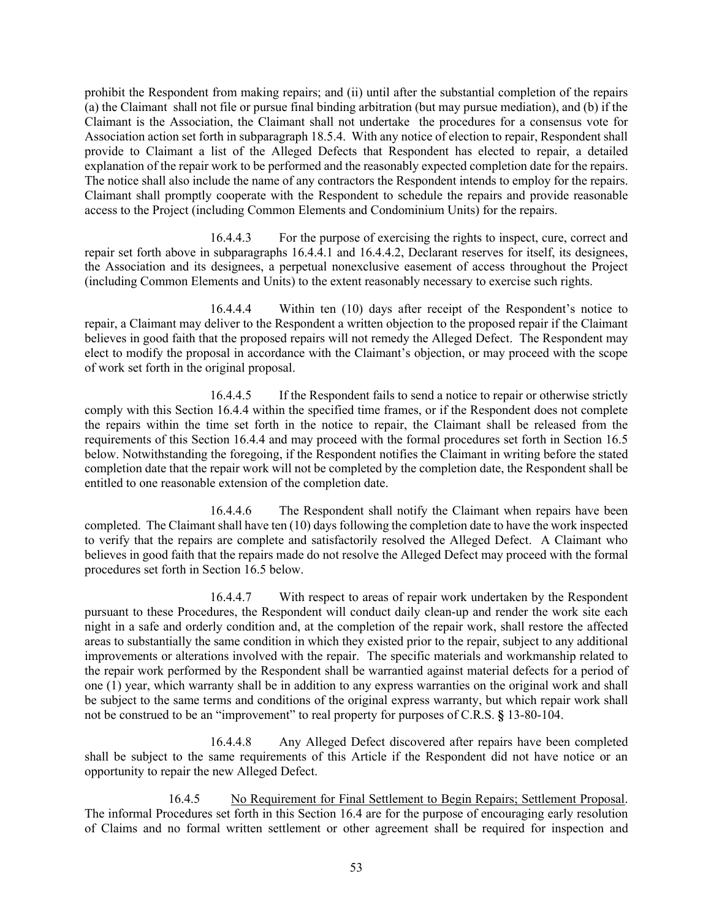prohibit the Respondent from making repairs; and (ii) until after the substantial completion of the repairs (a) the Claimant shall not file or pursue final binding arbitration (but may pursue mediation), and (b) if the Claimant is the Association, the Claimant shall not undertake the procedures for a consensus vote for Association action set forth in subparagraph 18.5.4. With any notice of election to repair, Respondent shall provide to Claimant a list of the Alleged Defects that Respondent has elected to repair, a detailed explanation of the repair work to be performed and the reasonably expected completion date for the repairs. The notice shall also include the name of any contractors the Respondent intends to employ for the repairs. Claimant shall promptly cooperate with the Respondent to schedule the repairs and provide reasonable access to the Project (including Common Elements and Condominium Units) for the repairs.

16.4.4.3 For the purpose of exercising the rights to inspect, cure, correct and repair set forth above in subparagraphs 16.4.4.1 and 16.4.4.2, Declarant reserves for itself, its designees, the Association and its designees, a perpetual nonexclusive easement of access throughout the Project (including Common Elements and Units) to the extent reasonably necessary to exercise such rights.

16.4.4.4 Within ten (10) days after receipt of the Respondent's notice to repair, a Claimant may deliver to the Respondent a written objection to the proposed repair if the Claimant believes in good faith that the proposed repairs will not remedy the Alleged Defect. The Respondent may elect to modify the proposal in accordance with the Claimant's objection, or may proceed with the scope of work set forth in the original proposal.

16.4.4.5 If the Respondent fails to send a notice to repair or otherwise strictly comply with this Section 16.4.4 within the specified time frames, or if the Respondent does not complete the repairs within the time set forth in the notice to repair, the Claimant shall be released from the requirements of this Section 16.4.4 and may proceed with the formal procedures set forth in Section 16.5 below. Notwithstanding the foregoing, if the Respondent notifies the Claimant in writing before the stated completion date that the repair work will not be completed by the completion date, the Respondent shall be entitled to one reasonable extension of the completion date.

16.4.4.6 The Respondent shall notify the Claimant when repairs have been completed. The Claimant shall have ten (10) days following the completion date to have the work inspected to verify that the repairs are complete and satisfactorily resolved the Alleged Defect. A Claimant who believes in good faith that the repairs made do not resolve the Alleged Defect may proceed with the formal procedures set forth in Section 16.5 below.

16.4.4.7 With respect to areas of repair work undertaken by the Respondent pursuant to these Procedures, the Respondent will conduct daily clean-up and render the work site each night in a safe and orderly condition and, at the completion of the repair work, shall restore the affected areas to substantially the same condition in which they existed prior to the repair, subject to any additional improvements or alterations involved with the repair. The specific materials and workmanship related to the repair work performed by the Respondent shall be warrantied against material defects for a period of one (1) year, which warranty shall be in addition to any express warranties on the original work and shall be subject to the same terms and conditions of the original express warranty, but which repair work shall not be construed to be an "improvement" to real property for purposes of C.R.S. **§** 13-80-104.

16.4.4.8 Any Alleged Defect discovered after repairs have been completed shall be subject to the same requirements of this Article if the Respondent did not have notice or an opportunity to repair the new Alleged Defect.

16.4.5 No Requirement for Final Settlement to Begin Repairs; Settlement Proposal. The informal Procedures set forth in this Section 16.4 are for the purpose of encouraging early resolution of Claims and no formal written settlement or other agreement shall be required for inspection and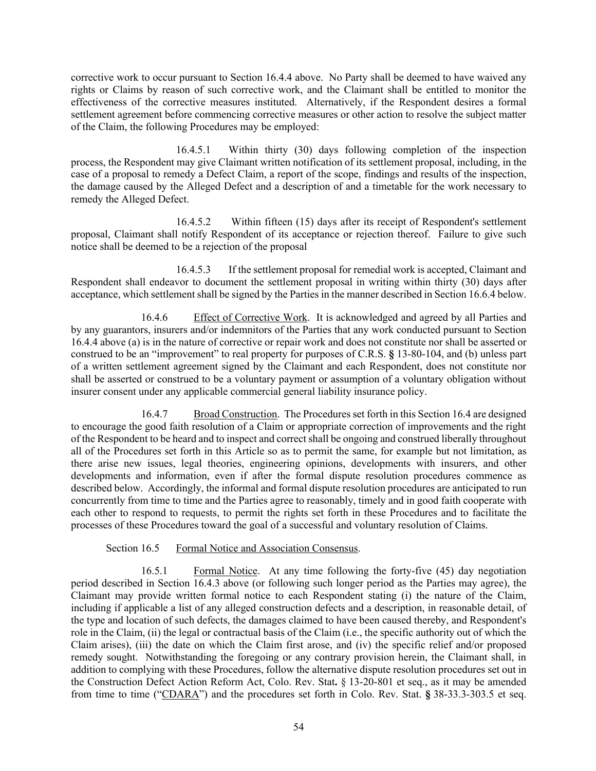corrective work to occur pursuant to Section 16.4.4 above. No Party shall be deemed to have waived any rights or Claims by reason of such corrective work, and the Claimant shall be entitled to monitor the effectiveness of the corrective measures instituted. Alternatively, if the Respondent desires a formal settlement agreement before commencing corrective measures or other action to resolve the subject matter of the Claim, the following Procedures may be employed:

16.4.5.1 Within thirty (30) days following completion of the inspection process, the Respondent may give Claimant written notification of its settlement proposal, including, in the case of a proposal to remedy a Defect Claim, a report of the scope, findings and results of the inspection, the damage caused by the Alleged Defect and a description of and a timetable for the work necessary to remedy the Alleged Defect.

16.4.5.2 Within fifteen (15) days after its receipt of Respondent's settlement proposal, Claimant shall notify Respondent of its acceptance or rejection thereof. Failure to give such notice shall be deemed to be a rejection of the proposal

16.4.5.3 If the settlement proposal for remedial work is accepted, Claimant and Respondent shall endeavor to document the settlement proposal in writing within thirty (30) days after acceptance, which settlement shall be signed by the Parties in the manner described in Section 16.6.4 below.

16.4.6 Effect of Corrective Work. It is acknowledged and agreed by all Parties and by any guarantors, insurers and/or indemnitors of the Parties that any work conducted pursuant to Section 16.4.4 above (a) is in the nature of corrective or repair work and does not constitute nor shall be asserted or construed to be an "improvement" to real property for purposes of C.R.S. **§** 13-80-104, and (b) unless part of a written settlement agreement signed by the Claimant and each Respondent, does not constitute nor shall be asserted or construed to be a voluntary payment or assumption of a voluntary obligation without insurer consent under any applicable commercial general liability insurance policy.

16.4.7 Broad Construction. The Procedures set forth in this Section 16.4 are designed to encourage the good faith resolution of a Claim or appropriate correction of improvements and the right of the Respondent to be heard and to inspect and correct shall be ongoing and construed liberally throughout all of the Procedures set forth in this Article so as to permit the same, for example but not limitation, as there arise new issues, legal theories, engineering opinions, developments with insurers, and other developments and information, even if after the formal dispute resolution procedures commence as described below. Accordingly, the informal and formal dispute resolution procedures are anticipated to run concurrently from time to time and the Parties agree to reasonably, timely and in good faith cooperate with each other to respond to requests, to permit the rights set forth in these Procedures and to facilitate the processes of these Procedures toward the goal of a successful and voluntary resolution of Claims.

Section 16.5 Formal Notice and Association Consensus.

16.5.1 Formal Notice. At any time following the forty-five (45) day negotiation period described in Section 16.4.3 above (or following such longer period as the Parties may agree), the Claimant may provide written formal notice to each Respondent stating (i) the nature of the Claim, including if applicable a list of any alleged construction defects and a description, in reasonable detail, of the type and location of such defects, the damages claimed to have been caused thereby, and Respondent's role in the Claim, (ii) the legal or contractual basis of the Claim (i.e., the specific authority out of which the Claim arises), (iii) the date on which the Claim first arose, and (iv) the specific relief and/or proposed remedy sought. Notwithstanding the foregoing or any contrary provision herein, the Claimant shall, in addition to complying with these Procedures, follow the alternative dispute resolution procedures set out in the Construction Defect Action Reform Act, Colo. Rev. Stat**.** § 13-20-801 et seq., as it may be amended from time to time ("CDARA") and the procedures set forth in Colo. Rev. Stat. **§** 38-33.3-303.5 et seq.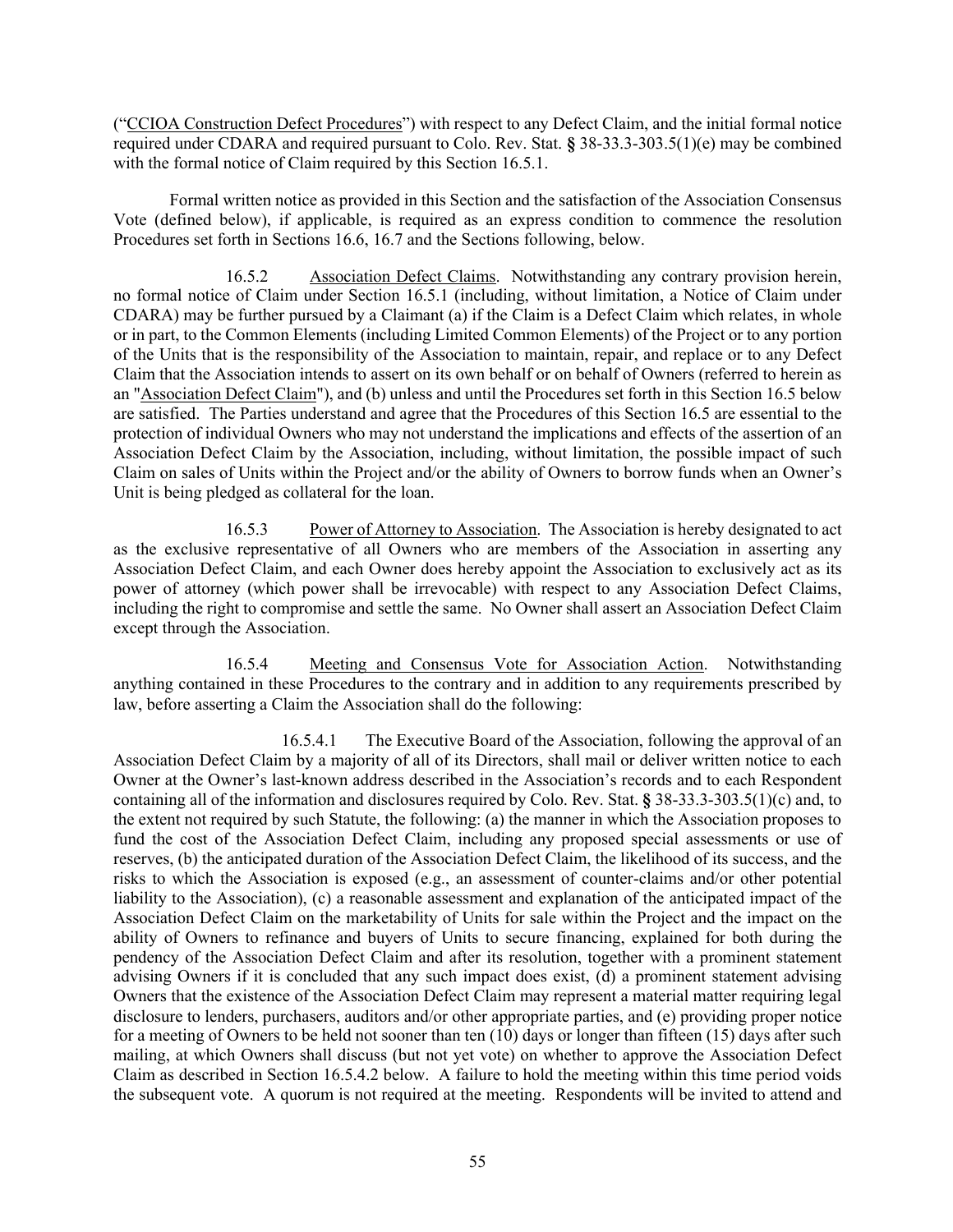("CCIOA Construction Defect Procedures") with respect to any Defect Claim, and the initial formal notice required under CDARA and required pursuant to Colo. Rev. Stat. **§** 38-33.3-303.5(1)(e) may be combined with the formal notice of Claim required by this Section 16.5.1.

Formal written notice as provided in this Section and the satisfaction of the Association Consensus Vote (defined below), if applicable, is required as an express condition to commence the resolution Procedures set forth in Sections 16.6, 16.7 and the Sections following, below.

16.5.2 Association Defect Claims. Notwithstanding any contrary provision herein, no formal notice of Claim under Section 16.5.1 (including, without limitation, a Notice of Claim under CDARA) may be further pursued by a Claimant (a) if the Claim is a Defect Claim which relates, in whole or in part, to the Common Elements (including Limited Common Elements) of the Project or to any portion of the Units that is the responsibility of the Association to maintain, repair, and replace or to any Defect Claim that the Association intends to assert on its own behalf or on behalf of Owners (referred to herein as an "Association Defect Claim"), and (b) unless and until the Procedures set forth in this Section 16.5 below are satisfied. The Parties understand and agree that the Procedures of this Section 16.5 are essential to the protection of individual Owners who may not understand the implications and effects of the assertion of an Association Defect Claim by the Association, including, without limitation, the possible impact of such Claim on sales of Units within the Project and/or the ability of Owners to borrow funds when an Owner's Unit is being pledged as collateral for the loan.

16.5.3 Power of Attorney to Association. The Association is hereby designated to act as the exclusive representative of all Owners who are members of the Association in asserting any Association Defect Claim, and each Owner does hereby appoint the Association to exclusively act as its power of attorney (which power shall be irrevocable) with respect to any Association Defect Claims, including the right to compromise and settle the same. No Owner shall assert an Association Defect Claim except through the Association.

16.5.4 Meeting and Consensus Vote for Association Action. Notwithstanding anything contained in these Procedures to the contrary and in addition to any requirements prescribed by law, before asserting a Claim the Association shall do the following:

16.5.4.1 The Executive Board of the Association, following the approval of an Association Defect Claim by a majority of all of its Directors, shall mail or deliver written notice to each Owner at the Owner's last-known address described in the Association's records and to each Respondent containing all of the information and disclosures required by Colo. Rev. Stat. **§** 38-33.3-303.5(1)(c) and, to the extent not required by such Statute, the following: (a) the manner in which the Association proposes to fund the cost of the Association Defect Claim, including any proposed special assessments or use of reserves, (b) the anticipated duration of the Association Defect Claim, the likelihood of its success, and the risks to which the Association is exposed (e.g., an assessment of counter-claims and/or other potential liability to the Association), (c) a reasonable assessment and explanation of the anticipated impact of the Association Defect Claim on the marketability of Units for sale within the Project and the impact on the ability of Owners to refinance and buyers of Units to secure financing, explained for both during the pendency of the Association Defect Claim and after its resolution, together with a prominent statement advising Owners if it is concluded that any such impact does exist, (d) a prominent statement advising Owners that the existence of the Association Defect Claim may represent a material matter requiring legal disclosure to lenders, purchasers, auditors and/or other appropriate parties, and (e) providing proper notice for a meeting of Owners to be held not sooner than ten (10) days or longer than fifteen (15) days after such mailing, at which Owners shall discuss (but not yet vote) on whether to approve the Association Defect Claim as described in Section 16.5.4.2 below. A failure to hold the meeting within this time period voids the subsequent vote. A quorum is not required at the meeting. Respondents will be invited to attend and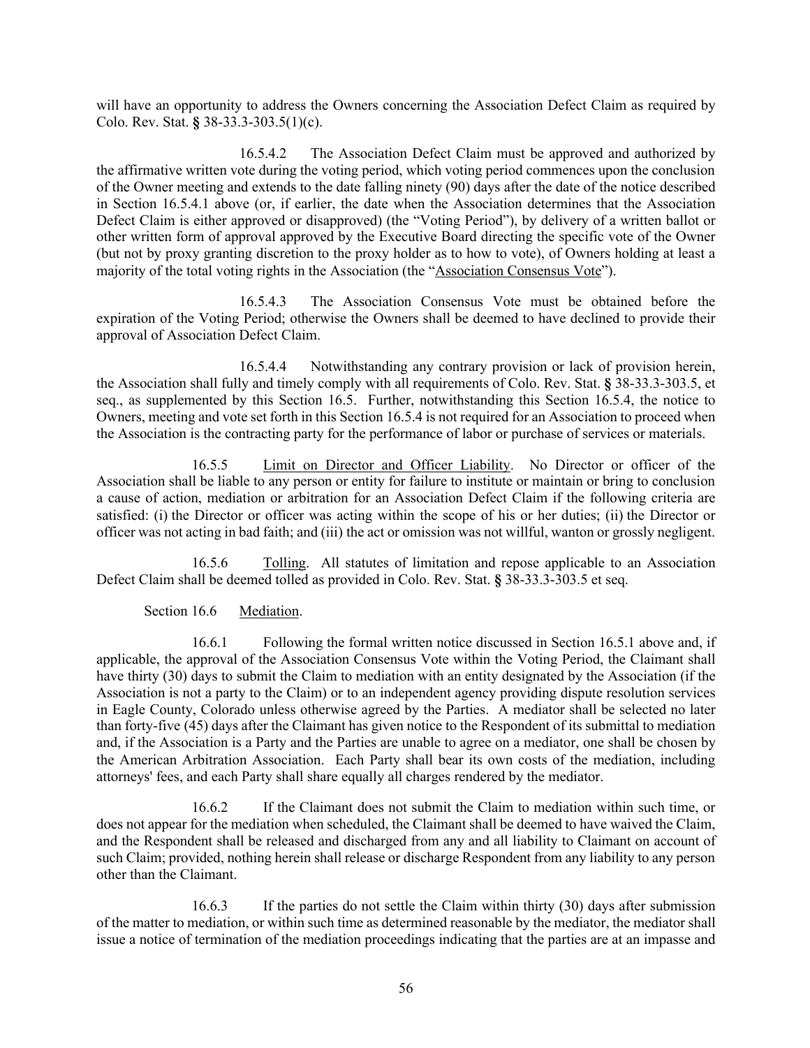will have an opportunity to address the Owners concerning the Association Defect Claim as required by Colo. Rev. Stat. **§** 38-33.3-303.5(1)(c).

16.5.4.2 The Association Defect Claim must be approved and authorized by the affirmative written vote during the voting period, which voting period commences upon the conclusion of the Owner meeting and extends to the date falling ninety (90) days after the date of the notice described in Section 16.5.4.1 above (or, if earlier, the date when the Association determines that the Association Defect Claim is either approved or disapproved) (the "Voting Period"), by delivery of a written ballot or other written form of approval approved by the Executive Board directing the specific vote of the Owner (but not by proxy granting discretion to the proxy holder as to how to vote), of Owners holding at least a majority of the total voting rights in the Association (the "Association Consensus Vote").

16.5.4.3 The Association Consensus Vote must be obtained before the expiration of the Voting Period; otherwise the Owners shall be deemed to have declined to provide their approval of Association Defect Claim.

16.5.4.4 Notwithstanding any contrary provision or lack of provision herein, the Association shall fully and timely comply with all requirements of Colo. Rev. Stat. **§** 38-33.3-303.5, et seq., as supplemented by this Section 16.5. Further, notwithstanding this Section 16.5.4, the notice to Owners, meeting and vote set forth in this Section 16.5.4 is not required for an Association to proceed when the Association is the contracting party for the performance of labor or purchase of services or materials.

16.5.5 Limit on Director and Officer Liability. No Director or officer of the Association shall be liable to any person or entity for failure to institute or maintain or bring to conclusion a cause of action, mediation or arbitration for an Association Defect Claim if the following criteria are satisfied: (i) the Director or officer was acting within the scope of his or her duties; (ii) the Director or officer was not acting in bad faith; and (iii) the act or omission was not willful, wanton or grossly negligent.

16.5.6 Tolling. All statutes of limitation and repose applicable to an Association Defect Claim shall be deemed tolled as provided in Colo. Rev. Stat. **§** 38-33.3-303.5 et seq.

Section 16.6 Mediation.

16.6.1 Following the formal written notice discussed in Section 16.5.1 above and, if applicable, the approval of the Association Consensus Vote within the Voting Period, the Claimant shall have thirty (30) days to submit the Claim to mediation with an entity designated by the Association (if the Association is not a party to the Claim) or to an independent agency providing dispute resolution services in Eagle County, Colorado unless otherwise agreed by the Parties. A mediator shall be selected no later than forty-five (45) days after the Claimant has given notice to the Respondent of its submittal to mediation and, if the Association is a Party and the Parties are unable to agree on a mediator, one shall be chosen by the American Arbitration Association. Each Party shall bear its own costs of the mediation, including attorneys' fees, and each Party shall share equally all charges rendered by the mediator.

16.6.2 If the Claimant does not submit the Claim to mediation within such time, or does not appear for the mediation when scheduled, the Claimant shall be deemed to have waived the Claim, and the Respondent shall be released and discharged from any and all liability to Claimant on account of such Claim; provided, nothing herein shall release or discharge Respondent from any liability to any person other than the Claimant.

16.6.3 If the parties do not settle the Claim within thirty (30) days after submission of the matter to mediation, or within such time as determined reasonable by the mediator, the mediator shall issue a notice of termination of the mediation proceedings indicating that the parties are at an impasse and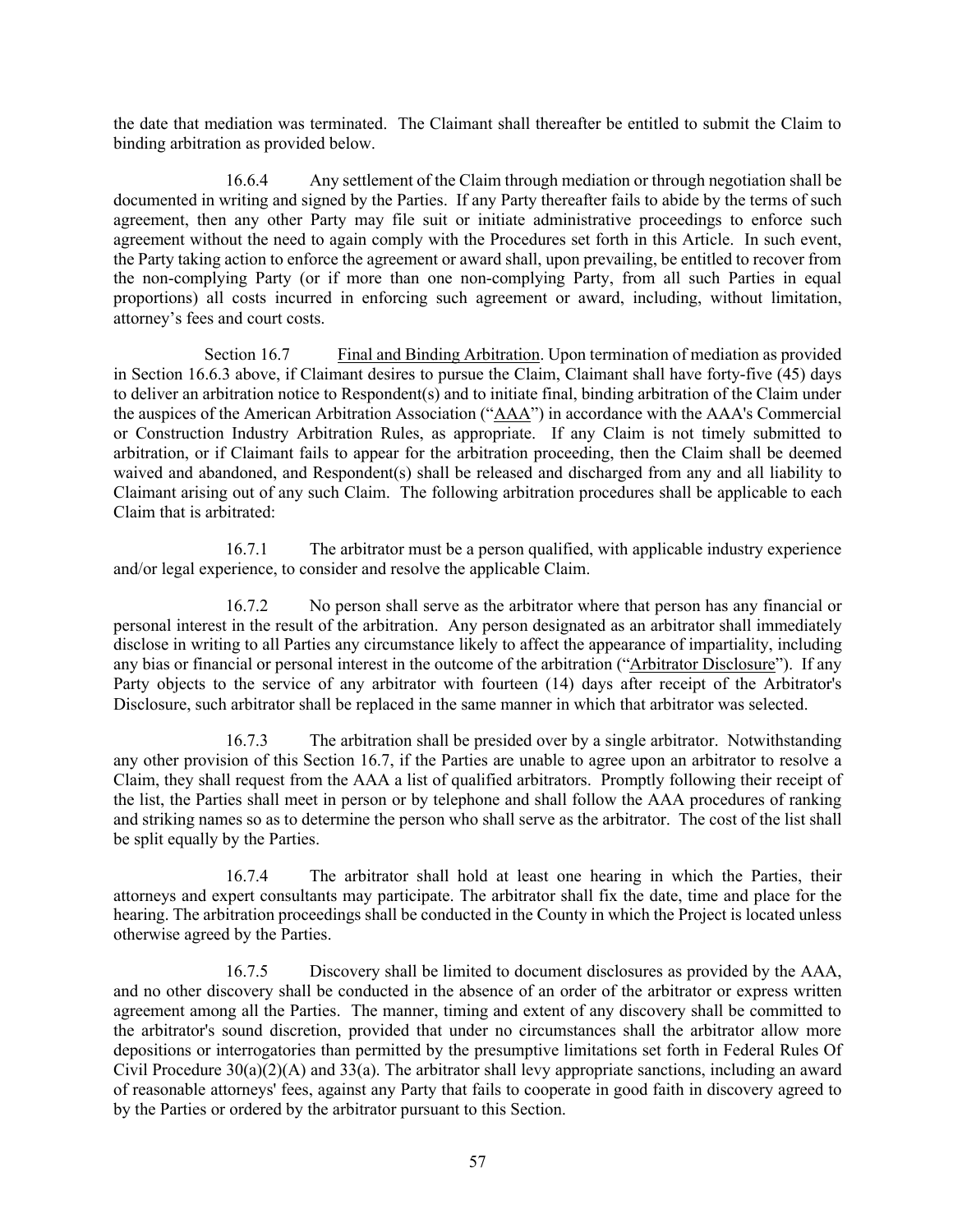the date that mediation was terminated. The Claimant shall thereafter be entitled to submit the Claim to binding arbitration as provided below.

16.6.4 Any settlement of the Claim through mediation or through negotiation shall be documented in writing and signed by the Parties. If any Party thereafter fails to abide by the terms of such agreement, then any other Party may file suit or initiate administrative proceedings to enforce such agreement without the need to again comply with the Procedures set forth in this Article. In such event, the Party taking action to enforce the agreement or award shall, upon prevailing, be entitled to recover from the non-complying Party (or if more than one non-complying Party, from all such Parties in equal proportions) all costs incurred in enforcing such agreement or award, including, without limitation, attorney's fees and court costs.

Section 16.7 Final and Binding Arbitration. Upon termination of mediation as provided in Section 16.6.3 above, if Claimant desires to pursue the Claim, Claimant shall have forty-five (45) days to deliver an arbitration notice to Respondent(s) and to initiate final, binding arbitration of the Claim under the auspices of the American Arbitration Association ("AAA") in accordance with the AAA's Commercial or Construction Industry Arbitration Rules, as appropriate. If any Claim is not timely submitted to arbitration, or if Claimant fails to appear for the arbitration proceeding, then the Claim shall be deemed waived and abandoned, and Respondent(s) shall be released and discharged from any and all liability to Claimant arising out of any such Claim. The following arbitration procedures shall be applicable to each Claim that is arbitrated:

16.7.1 The arbitrator must be a person qualified, with applicable industry experience and/or legal experience, to consider and resolve the applicable Claim.

16.7.2 No person shall serve as the arbitrator where that person has any financial or personal interest in the result of the arbitration. Any person designated as an arbitrator shall immediately disclose in writing to all Parties any circumstance likely to affect the appearance of impartiality, including any bias or financial or personal interest in the outcome of the arbitration ("Arbitrator Disclosure"). If any Party objects to the service of any arbitrator with fourteen (14) days after receipt of the Arbitrator's Disclosure, such arbitrator shall be replaced in the same manner in which that arbitrator was selected.

16.7.3 The arbitration shall be presided over by a single arbitrator. Notwithstanding any other provision of this Section 16.7, if the Parties are unable to agree upon an arbitrator to resolve a Claim, they shall request from the AAA a list of qualified arbitrators. Promptly following their receipt of the list, the Parties shall meet in person or by telephone and shall follow the AAA procedures of ranking and striking names so as to determine the person who shall serve as the arbitrator. The cost of the list shall be split equally by the Parties.

16.7.4 The arbitrator shall hold at least one hearing in which the Parties, their attorneys and expert consultants may participate. The arbitrator shall fix the date, time and place for the hearing. The arbitration proceedings shall be conducted in the County in which the Project is located unless otherwise agreed by the Parties.

16.7.5 Discovery shall be limited to document disclosures as provided by the AAA, and no other discovery shall be conducted in the absence of an order of the arbitrator or express written agreement among all the Parties. The manner, timing and extent of any discovery shall be committed to the arbitrator's sound discretion, provided that under no circumstances shall the arbitrator allow more depositions or interrogatories than permitted by the presumptive limitations set forth in Federal Rules Of Civil Procedure 30(a)(2)(A) and 33(a). The arbitrator shall levy appropriate sanctions, including an award of reasonable attorneys' fees, against any Party that fails to cooperate in good faith in discovery agreed to by the Parties or ordered by the arbitrator pursuant to this Section.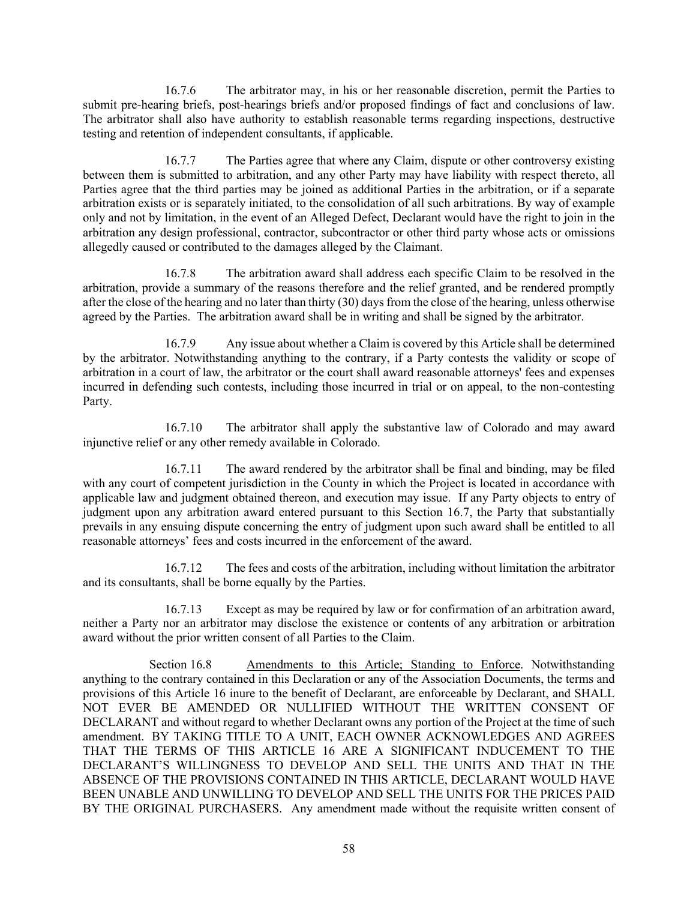16.7.6 The arbitrator may, in his or her reasonable discretion, permit the Parties to submit pre-hearing briefs, post-hearings briefs and/or proposed findings of fact and conclusions of law. The arbitrator shall also have authority to establish reasonable terms regarding inspections, destructive testing and retention of independent consultants, if applicable.

16.7.7 The Parties agree that where any Claim, dispute or other controversy existing between them is submitted to arbitration, and any other Party may have liability with respect thereto, all Parties agree that the third parties may be joined as additional Parties in the arbitration, or if a separate arbitration exists or is separately initiated, to the consolidation of all such arbitrations. By way of example only and not by limitation, in the event of an Alleged Defect, Declarant would have the right to join in the arbitration any design professional, contractor, subcontractor or other third party whose acts or omissions allegedly caused or contributed to the damages alleged by the Claimant.

16.7.8 The arbitration award shall address each specific Claim to be resolved in the arbitration, provide a summary of the reasons therefore and the relief granted, and be rendered promptly after the close of the hearing and no later than thirty (30) days from the close of the hearing, unless otherwise agreed by the Parties. The arbitration award shall be in writing and shall be signed by the arbitrator.

16.7.9 Any issue about whether a Claim is covered by this Article shall be determined by the arbitrator. Notwithstanding anything to the contrary, if a Party contests the validity or scope of arbitration in a court of law, the arbitrator or the court shall award reasonable attorneys' fees and expenses incurred in defending such contests, including those incurred in trial or on appeal, to the non-contesting Party.

16.7.10 The arbitrator shall apply the substantive law of Colorado and may award injunctive relief or any other remedy available in Colorado.

16.7.11 The award rendered by the arbitrator shall be final and binding, may be filed with any court of competent jurisdiction in the County in which the Project is located in accordance with applicable law and judgment obtained thereon, and execution may issue. If any Party objects to entry of judgment upon any arbitration award entered pursuant to this Section 16.7, the Party that substantially prevails in any ensuing dispute concerning the entry of judgment upon such award shall be entitled to all reasonable attorneys' fees and costs incurred in the enforcement of the award.

16.7.12 The fees and costs of the arbitration, including without limitation the arbitrator and its consultants, shall be borne equally by the Parties.

16.7.13 Except as may be required by law or for confirmation of an arbitration award, neither a Party nor an arbitrator may disclose the existence or contents of any arbitration or arbitration award without the prior written consent of all Parties to the Claim.

Section 16.8 Amendments to this Article; Standing to Enforce. Notwithstanding anything to the contrary contained in this Declaration or any of the Association Documents, the terms and provisions of this Article 16 inure to the benefit of Declarant, are enforceable by Declarant, and SHALL NOT EVER BE AMENDED OR NULLIFIED WITHOUT THE WRITTEN CONSENT OF DECLARANT and without regard to whether Declarant owns any portion of the Project at the time of such amendment. BY TAKING TITLE TO A UNIT, EACH OWNER ACKNOWLEDGES AND AGREES THAT THE TERMS OF THIS ARTICLE 16 ARE A SIGNIFICANT INDUCEMENT TO THE DECLARANT'S WILLINGNESS TO DEVELOP AND SELL THE UNITS AND THAT IN THE ABSENCE OF THE PROVISIONS CONTAINED IN THIS ARTICLE, DECLARANT WOULD HAVE BEEN UNABLE AND UNWILLING TO DEVELOP AND SELL THE UNITS FOR THE PRICES PAID BY THE ORIGINAL PURCHASERS. Any amendment made without the requisite written consent of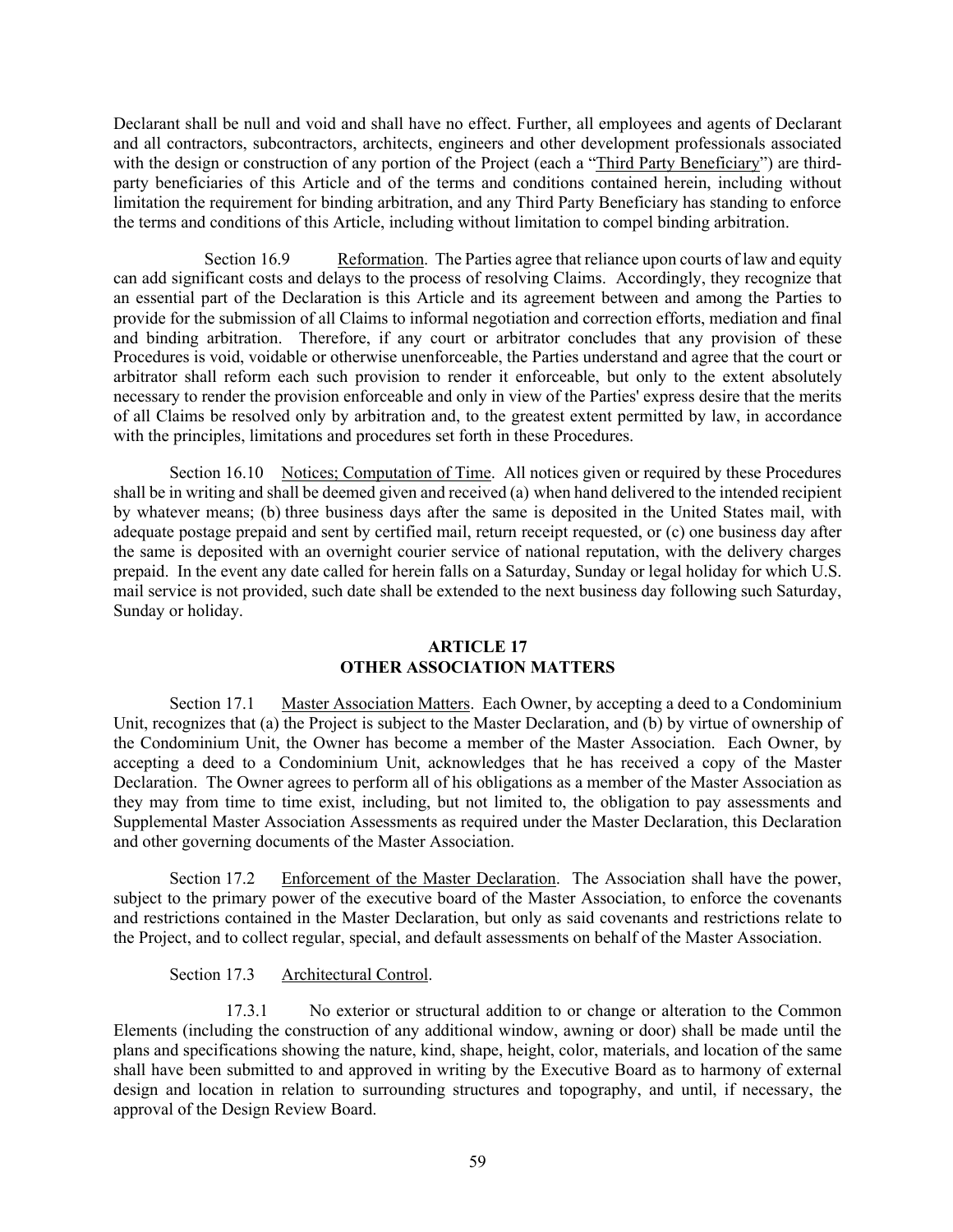Declarant shall be null and void and shall have no effect. Further, all employees and agents of Declarant and all contractors, subcontractors, architects, engineers and other development professionals associated with the design or construction of any portion of the Project (each a "Third Party Beneficiary") are third-party beneficiaries of this Article and of the terms and conditions contained herein, including without limitation the requirement for binding arbitration, and any Third Party Beneficiary has standing to enforce the terms and conditions of this Article, including without limitation to compel binding arbitration.

Section 16.9 Reformation. The Parties agree that reliance upon courts of law and equity can add significant costs and delays to the process of resolving Claims. Accordingly, they recognize that an essential part of the Declaration is this Article and its agreement between and among the Parties to provide for the submission of all Claims to informal negotiation and correction efforts, mediation and final and binding arbitration. Therefore, if any court or arbitrator concludes that any provision of these Procedures is void, voidable or otherwise unenforceable, the Parties understand and agree that the court or arbitrator shall reform each such provision to render it enforceable, but only to the extent absolutely necessary to render the provision enforceable and only in view of the Parties' express desire that the merits of all Claims be resolved only by arbitration and, to the greatest extent permitted by law, in accordance with the principles, limitations and procedures set forth in these Procedures.

Section 16.10 Notices; Computation of Time. All notices given or required by these Procedures shall be in writing and shall be deemed given and received (a) when hand delivered to the intended recipient by whatever means; (b) three business days after the same is deposited in the United States mail, with adequate postage prepaid and sent by certified mail, return receipt requested, or (c) one business day after the same is deposited with an overnight courier service of national reputation, with the delivery charges prepaid. In the event any date called for herein falls on a Saturday, Sunday or legal holiday for which U.S. mail service is not provided, such date shall be extended to the next business day following such Saturday, Sunday or holiday.

## ARTICLE 17
## OTHER ASSOCIATION MATTERS

Section 17.1 Master Association Matters. Each Owner, by accepting a deed to a Condominium Unit, recognizes that (a) the Project is subject to the Master Declaration, and (b) by virtue of ownership of the Condominium Unit, the Owner has become a member of the Master Association. Each Owner, by accepting a deed to a Condominium Unit, acknowledges that he has received a copy of the Master Declaration. The Owner agrees to perform all of his obligations as a member of the Master Association as they may from time to time exist, including, but not limited to, the obligation to pay assessments and Supplemental Master Association Assessments as required under the Master Declaration, this Declaration and other governing documents of the Master Association.

Section 17.2 Enforcement of the Master Declaration. The Association shall have the power, subject to the primary power of the executive board of the Master Association, to enforce the covenants and restrictions contained in the Master Declaration, but only as said covenants and restrictions relate to the Project, and to collect regular, special, and default assessments on behalf of the Master Association.

Section 17.3 Architectural Control.

17.3.1 No exterior or structural addition to or change or alteration to the Common Elements (including the construction of any additional window, awning or door) shall be made until the plans and specifications showing the nature, kind, shape, height, color, materials, and location of the same shall have been submitted to and approved in writing by the Executive Board as to harmony of external design and location in relation to surrounding structures and topography, and until, if necessary, the approval of the Design Review Board.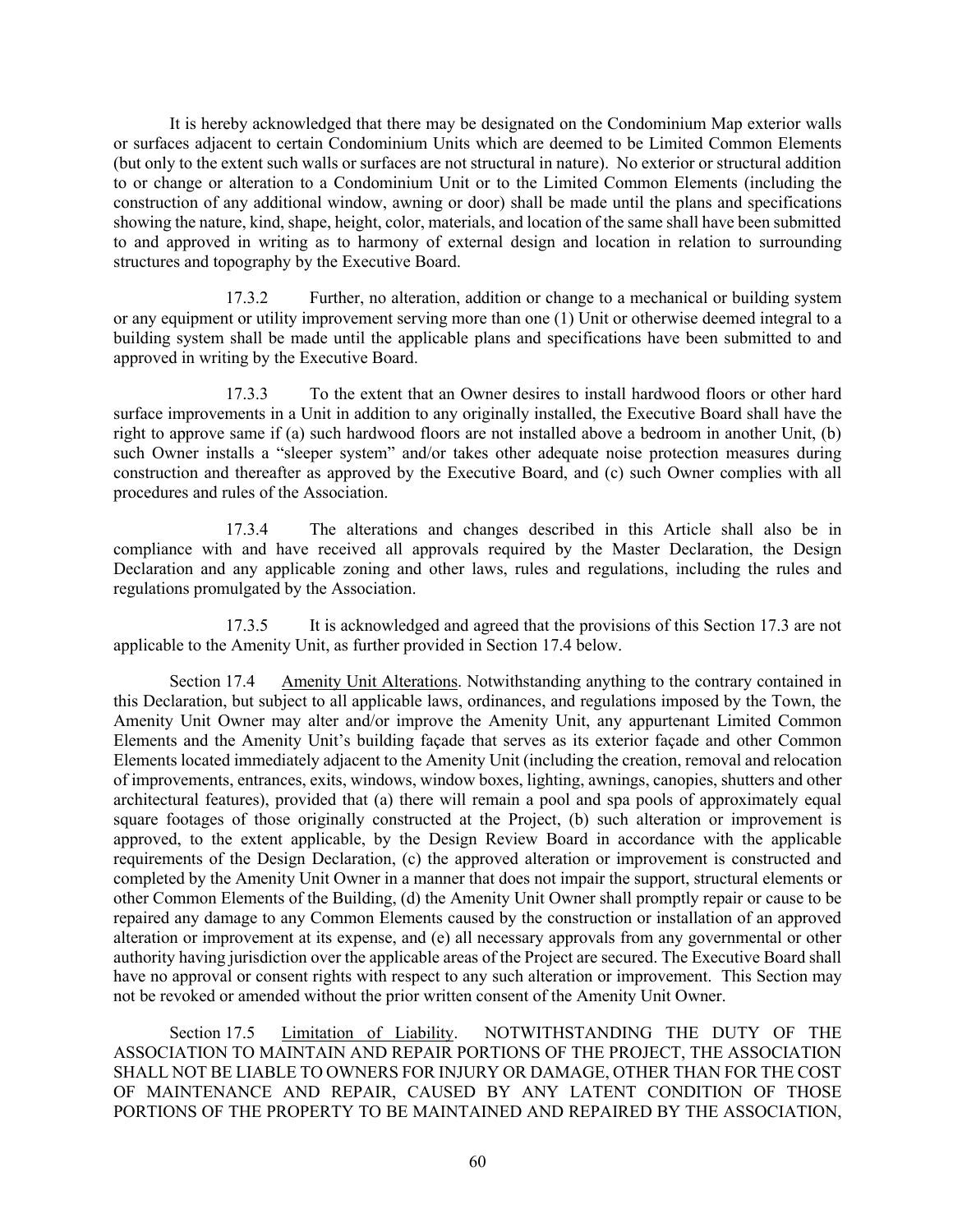It is hereby acknowledged that there may be designated on the Condominium Map exterior walls or surfaces adjacent to certain Condominium Units which are deemed to be Limited Common Elements (but only to the extent such walls or surfaces are not structural in nature). No exterior or structural addition to or change or alteration to a Condominium Unit or to the Limited Common Elements (including the construction of any additional window, awning or door) shall be made until the plans and specifications showing the nature, kind, shape, height, color, materials, and location of the same shall have been submitted to and approved in writing as to harmony of external design and location in relation to surrounding structures and topography by the Executive Board.

17.3.2 Further, no alteration, addition or change to a mechanical or building system or any equipment or utility improvement serving more than one (1) Unit or otherwise deemed integral to a building system shall be made until the applicable plans and specifications have been submitted to and approved in writing by the Executive Board.

17.3.3 To the extent that an Owner desires to install hardwood floors or other hard surface improvements in a Unit in addition to any originally installed, the Executive Board shall have the right to approve same if (a) such hardwood floors are not installed above a bedroom in another Unit, (b) such Owner installs a "sleeper system" and/or takes other adequate noise protection measures during construction and thereafter as approved by the Executive Board, and (c) such Owner complies with all procedures and rules of the Association.

17.3.4 The alterations and changes described in this Article shall also be in compliance with and have received all approvals required by the Master Declaration, the Design Declaration and any applicable zoning and other laws, rules and regulations, including the rules and regulations promulgated by the Association.

17.3.5 It is acknowledged and agreed that the provisions of this Section 17.3 are not applicable to the Amenity Unit, as further provided in Section 17.4 below.

Section 17.4 Amenity Unit Alterations. Notwithstanding anything to the contrary contained in this Declaration, but subject to all applicable laws, ordinances, and regulations imposed by the Town, the Amenity Unit Owner may alter and/or improve the Amenity Unit, any appurtenant Limited Common Elements and the Amenity Unit's building façade that serves as its exterior façade and other Common Elements located immediately adjacent to the Amenity Unit (including the creation, removal and relocation of improvements, entrances, exits, windows, window boxes, lighting, awnings, canopies, shutters and other architectural features), provided that (a) there will remain a pool and spa pools of approximately equal square footages of those originally constructed at the Project, (b) such alteration or improvement is approved, to the extent applicable, by the Design Review Board in accordance with the applicable requirements of the Design Declaration, (c) the approved alteration or improvement is constructed and completed by the Amenity Unit Owner in a manner that does not impair the support, structural elements or other Common Elements of the Building, (d) the Amenity Unit Owner shall promptly repair or cause to be repaired any damage to any Common Elements caused by the construction or installation of an approved alteration or improvement at its expense, and (e) all necessary approvals from any governmental or other authority having jurisdiction over the applicable areas of the Project are secured. The Executive Board shall have no approval or consent rights with respect to any such alteration or improvement. This Section may not be revoked or amended without the prior written consent of the Amenity Unit Owner.

Section 17.5 Limitation of Liability. NOTWITHSTANDING THE DUTY OF THE ASSOCIATION TO MAINTAIN AND REPAIR PORTIONS OF THE PROJECT, THE ASSOCIATION SHALL NOT BE LIABLE TO OWNERS FOR INJURY OR DAMAGE, OTHER THAN FOR THE COST OF MAINTENANCE AND REPAIR, CAUSED BY ANY LATENT CONDITION OF THOSE PORTIONS OF THE PROPERTY TO BE MAINTAINED AND REPAIRED BY THE ASSOCIATION,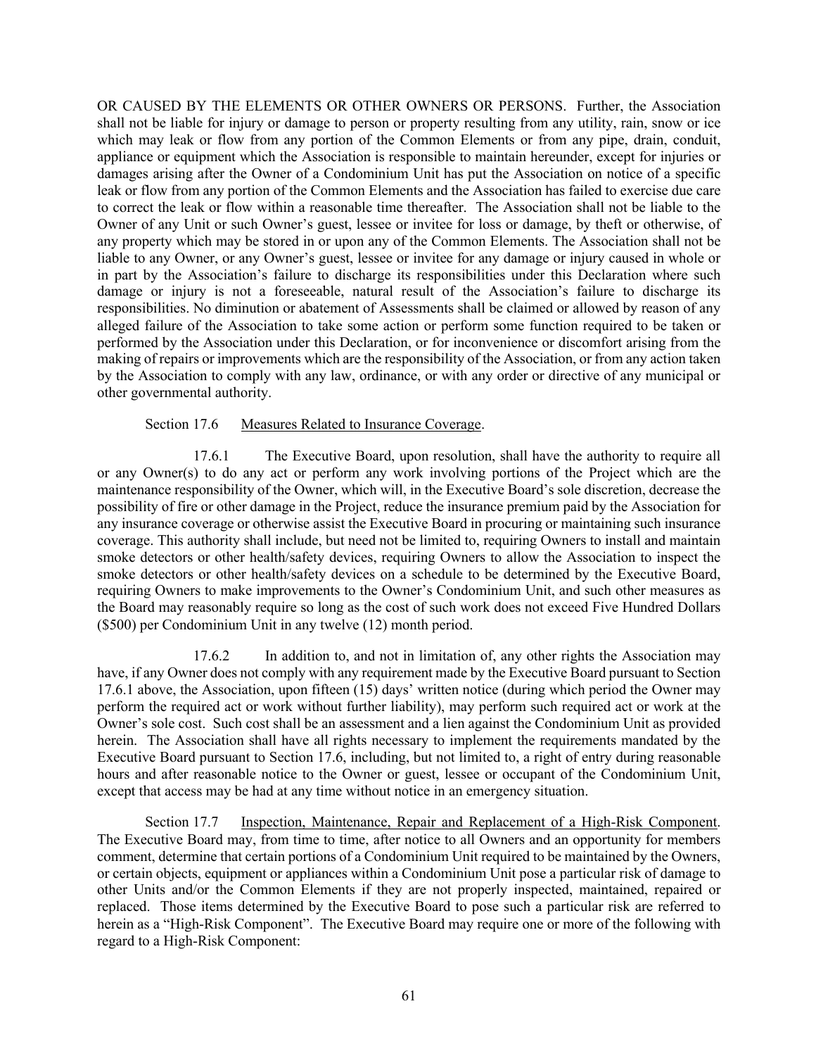OR CAUSED BY THE ELEMENTS OR OTHER OWNERS OR PERSONS. Further, the Association shall not be liable for injury or damage to person or property resulting from any utility, rain, snow or ice which may leak or flow from any portion of the Common Elements or from any pipe, drain, conduit, appliance or equipment which the Association is responsible to maintain hereunder, except for injuries or damages arising after the Owner of a Condominium Unit has put the Association on notice of a specific leak or flow from any portion of the Common Elements and the Association has failed to exercise due care to correct the leak or flow within a reasonable time thereafter. The Association shall not be liable to the Owner of any Unit or such Owner's guest, lessee or invitee for loss or damage, by theft or otherwise, of any property which may be stored in or upon any of the Common Elements. The Association shall not be liable to any Owner, or any Owner's guest, lessee or invitee for any damage or injury caused in whole or in part by the Association's failure to discharge its responsibilities under this Declaration where such damage or injury is not a foreseeable, natural result of the Association's failure to discharge its responsibilities. No diminution or abatement of Assessments shall be claimed or allowed by reason of any alleged failure of the Association to take some action or perform some function required to be taken or performed by the Association under this Declaration, or for inconvenience or discomfort arising from the making of repairs or improvements which are the responsibility of the Association, or from any action taken by the Association to comply with any law, ordinance, or with any order or directive of any municipal or other governmental authority.

Section 17.6 Measures Related to Insurance Coverage.

17.6.1 The Executive Board, upon resolution, shall have the authority to require all or any Owner(s) to do any act or perform any work involving portions of the Project which are the maintenance responsibility of the Owner, which will, in the Executive Board's sole discretion, decrease the possibility of fire or other damage in the Project, reduce the insurance premium paid by the Association for any insurance coverage or otherwise assist the Executive Board in procuring or maintaining such insurance coverage. This authority shall include, but need not be limited to, requiring Owners to install and maintain smoke detectors or other health/safety devices, requiring Owners to allow the Association to inspect the smoke detectors or other health/safety devices on a schedule to be determined by the Executive Board, requiring Owners to make improvements to the Owner's Condominium Unit, and such other measures as the Board may reasonably require so long as the cost of such work does not exceed Five Hundred Dollars ($500) per Condominium Unit in any twelve (12) month period.

17.6.2 In addition to, and not in limitation of, any other rights the Association may have, if any Owner does not comply with any requirement made by the Executive Board pursuant to Section 17.6.1 above, the Association, upon fifteen (15) days' written notice (during which period the Owner may perform the required act or work without further liability), may perform such required act or work at the Owner's sole cost. Such cost shall be an assessment and a lien against the Condominium Unit as provided herein. The Association shall have all rights necessary to implement the requirements mandated by the Executive Board pursuant to Section 17.6, including, but not limited to, a right of entry during reasonable hours and after reasonable notice to the Owner or guest, lessee or occupant of the Condominium Unit, except that access may be had at any time without notice in an emergency situation.

Section 17.7 Inspection, Maintenance, Repair and Replacement of a High-Risk Component. The Executive Board may, from time to time, after notice to all Owners and an opportunity for members comment, determine that certain portions of a Condominium Unit required to be maintained by the Owners, or certain objects, equipment or appliances within a Condominium Unit pose a particular risk of damage to other Units and/or the Common Elements if they are not properly inspected, maintained, repaired or replaced. Those items determined by the Executive Board to pose such a particular risk are referred to herein as a "High-Risk Component". The Executive Board may require one or more of the following with regard to a High-Risk Component: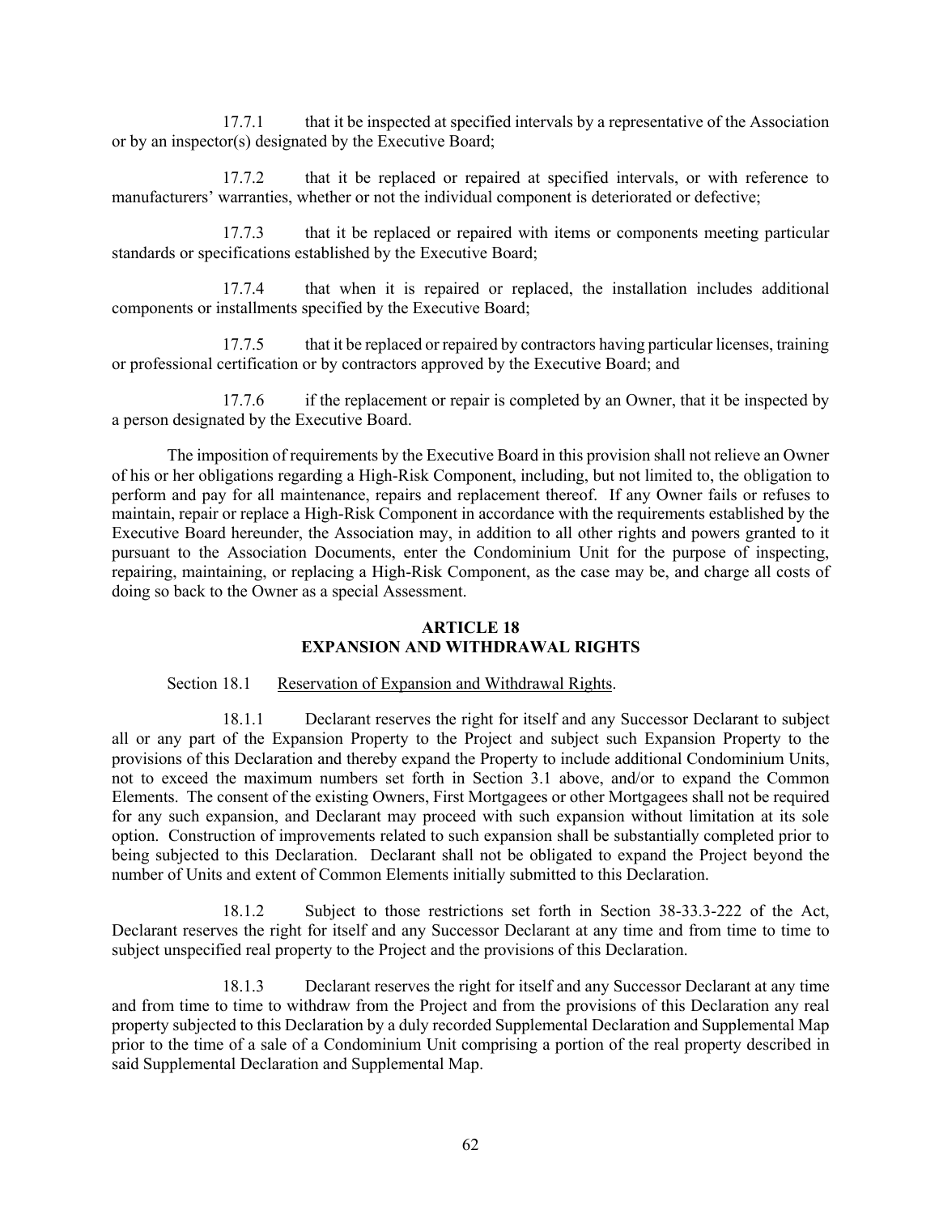17.7.1 that it be inspected at specified intervals by a representative of the Association or by an inspector(s) designated by the Executive Board;

17.7.2 that it be replaced or repaired at specified intervals, or with reference to manufacturers' warranties, whether or not the individual component is deteriorated or defective;

17.7.3 that it be replaced or repaired with items or components meeting particular standards or specifications established by the Executive Board;

17.7.4 that when it is repaired or replaced, the installation includes additional components or installments specified by the Executive Board;

17.7.5 that it be replaced or repaired by contractors having particular licenses, training or professional certification or by contractors approved by the Executive Board; and

17.7.6 if the replacement or repair is completed by an Owner, that it be inspected by a person designated by the Executive Board.

The imposition of requirements by the Executive Board in this provision shall not relieve an Owner of his or her obligations regarding a High-Risk Component, including, but not limited to, the obligation to perform and pay for all maintenance, repairs and replacement thereof. If any Owner fails or refuses to maintain, repair or replace a High-Risk Component in accordance with the requirements established by the Executive Board hereunder, the Association may, in addition to all other rights and powers granted to it pursuant to the Association Documents, enter the Condominium Unit for the purpose of inspecting, repairing, maintaining, or replacing a High-Risk Component, as the case may be, and charge all costs of doing so back to the Owner as a special Assessment.

## ARTICLE 18
## EXPANSION AND WITHDRAWAL RIGHTS

Section 18.1 Reservation of Expansion and Withdrawal Rights.

18.1.1 Declarant reserves the right for itself and any Successor Declarant to subject all or any part of the Expansion Property to the Project and subject such Expansion Property to the provisions of this Declaration and thereby expand the Property to include additional Condominium Units, not to exceed the maximum numbers set forth in Section 3.1 above, and/or to expand the Common Elements. The consent of the existing Owners, First Mortgagees or other Mortgagees shall not be required for any such expansion, and Declarant may proceed with such expansion without limitation at its sole option. Construction of improvements related to such expansion shall be substantially completed prior to being subjected to this Declaration. Declarant shall not be obligated to expand the Project beyond the number of Units and extent of Common Elements initially submitted to this Declaration.

18.1.2 Subject to those restrictions set forth in Section 38-33.3-222 of the Act, Declarant reserves the right for itself and any Successor Declarant at any time and from time to time to subject unspecified real property to the Project and the provisions of this Declaration.

18.1.3 Declarant reserves the right for itself and any Successor Declarant at any time and from time to time to withdraw from the Project and from the provisions of this Declaration any real property subjected to this Declaration by a duly recorded Supplemental Declaration and Supplemental Map prior to the time of a sale of a Condominium Unit comprising a portion of the real property described in said Supplemental Declaration and Supplemental Map.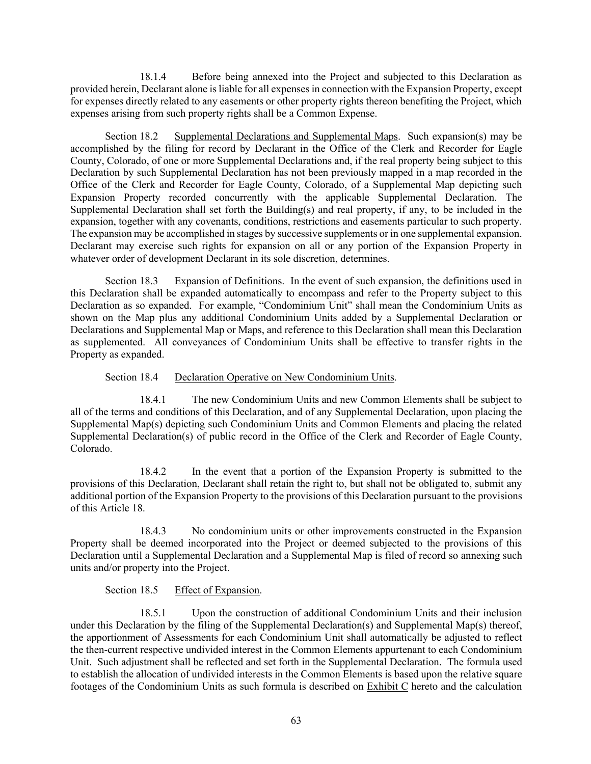18.1.4 Before being annexed into the Project and subjected to this Declaration as provided herein, Declarant alone is liable for all expenses in connection with the Expansion Property, except for expenses directly related to any easements or other property rights thereon benefiting the Project, which expenses arising from such property rights shall be a Common Expense.

Section 18.2 Supplemental Declarations and Supplemental Maps. Such expansion(s) may be accomplished by the filing for record by Declarant in the Office of the Clerk and Recorder for Eagle County, Colorado, of one or more Supplemental Declarations and, if the real property being subject to this Declaration by such Supplemental Declaration has not been previously mapped in a map recorded in the Office of the Clerk and Recorder for Eagle County, Colorado, of a Supplemental Map depicting such Expansion Property recorded concurrently with the applicable Supplemental Declaration. The Supplemental Declaration shall set forth the Building(s) and real property, if any, to be included in the expansion, together with any covenants, conditions, restrictions and easements particular to such property. The expansion may be accomplished in stages by successive supplements or in one supplemental expansion. Declarant may exercise such rights for expansion on all or any portion of the Expansion Property in whatever order of development Declarant in its sole discretion, determines.

Section 18.3 Expansion of Definitions. In the event of such expansion, the definitions used in this Declaration shall be expanded automatically to encompass and refer to the Property subject to this Declaration as so expanded. For example, "Condominium Unit" shall mean the Condominium Units as shown on the Map plus any additional Condominium Units added by a Supplemental Declaration or Declarations and Supplemental Map or Maps, and reference to this Declaration shall mean this Declaration as supplemented. All conveyances of Condominium Units shall be effective to transfer rights in the Property as expanded.

Section 18.4 Declaration Operative on New Condominium Units.

18.4.1 The new Condominium Units and new Common Elements shall be subject to all of the terms and conditions of this Declaration, and of any Supplemental Declaration, upon placing the Supplemental Map(s) depicting such Condominium Units and Common Elements and placing the related Supplemental Declaration(s) of public record in the Office of the Clerk and Recorder of Eagle County, Colorado.

18.4.2 In the event that a portion of the Expansion Property is submitted to the provisions of this Declaration, Declarant shall retain the right to, but shall not be obligated to, submit any additional portion of the Expansion Property to the provisions of this Declaration pursuant to the provisions of this Article 18.

18.4.3 No condominium units or other improvements constructed in the Expansion Property shall be deemed incorporated into the Project or deemed subjected to the provisions of this Declaration until a Supplemental Declaration and a Supplemental Map is filed of record so annexing such units and/or property into the Project.

Section 18.5 Effect of Expansion.

18.5.1 Upon the construction of additional Condominium Units and their inclusion under this Declaration by the filing of the Supplemental Declaration(s) and Supplemental Map(s) thereof, the apportionment of Assessments for each Condominium Unit shall automatically be adjusted to reflect the then-current respective undivided interest in the Common Elements appurtenant to each Condominium Unit. Such adjustment shall be reflected and set forth in the Supplemental Declaration. The formula used to establish the allocation of undivided interests in the Common Elements is based upon the relative square footages of the Condominium Units as such formula is described on Exhibit C hereto and the calculation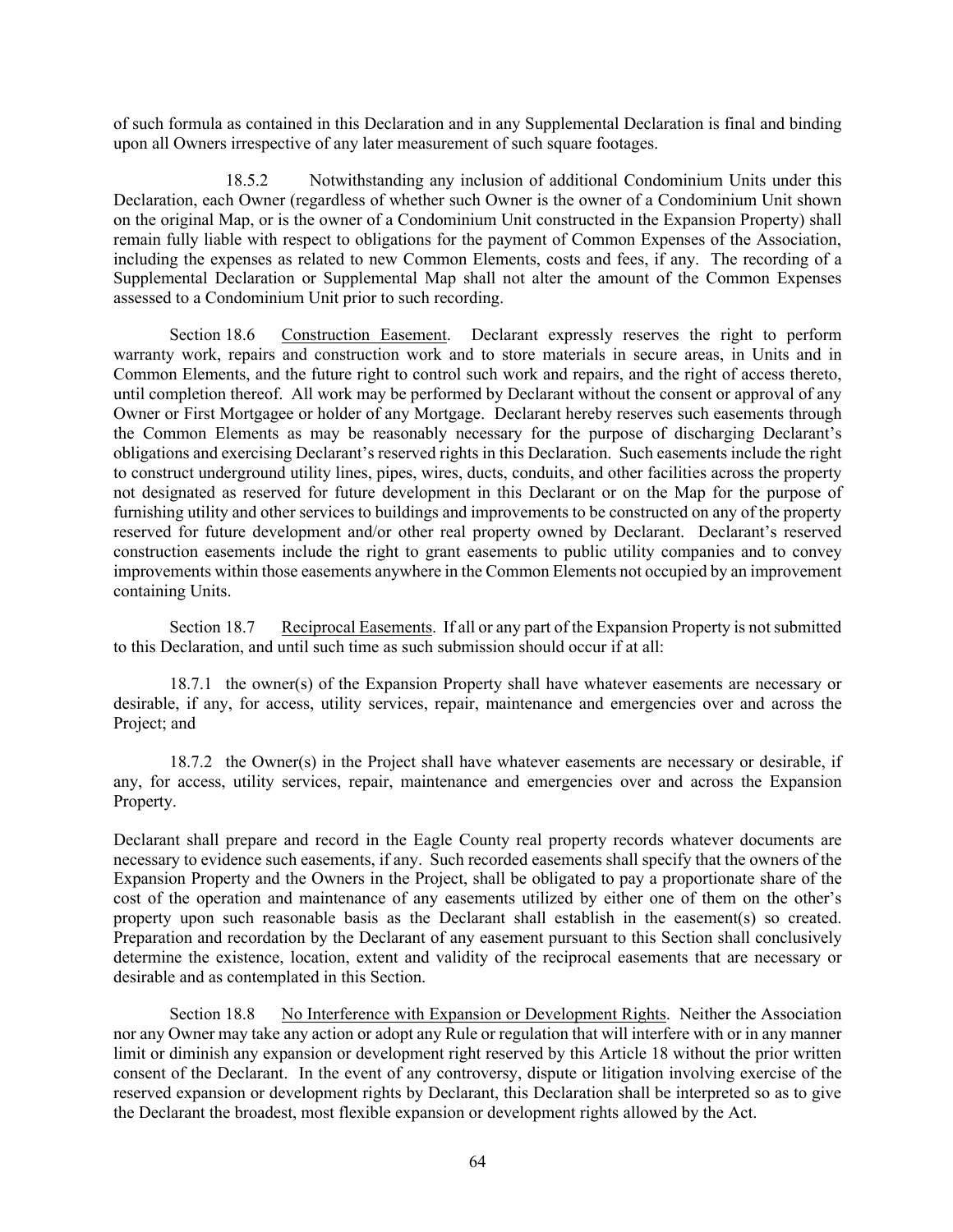of such formula as contained in this Declaration and in any Supplemental Declaration is final and binding upon all Owners irrespective of any later measurement of such square footages.

18.5.2 Notwithstanding any inclusion of additional Condominium Units under this Declaration, each Owner (regardless of whether such Owner is the owner of a Condominium Unit shown on the original Map, or is the owner of a Condominium Unit constructed in the Expansion Property) shall remain fully liable with respect to obligations for the payment of Common Expenses of the Association, including the expenses as related to new Common Elements, costs and fees, if any. The recording of a Supplemental Declaration or Supplemental Map shall not alter the amount of the Common Expenses assessed to a Condominium Unit prior to such recording.

Section 18.6 Construction Easement. Declarant expressly reserves the right to perform warranty work, repairs and construction work and to store materials in secure areas, in Units and in Common Elements, and the future right to control such work and repairs, and the right of access thereto, until completion thereof. All work may be performed by Declarant without the consent or approval of any Owner or First Mortgagee or holder of any Mortgage. Declarant hereby reserves such easements through the Common Elements as may be reasonably necessary for the purpose of discharging Declarant's obligations and exercising Declarant's reserved rights in this Declaration. Such easements include the right to construct underground utility lines, pipes, wires, ducts, conduits, and other facilities across the property not designated as reserved for future development in this Declarant or on the Map for the purpose of furnishing utility and other services to buildings and improvements to be constructed on any of the property reserved for future development and/or other real property owned by Declarant. Declarant's reserved construction easements include the right to grant easements to public utility companies and to convey improvements within those easements anywhere in the Common Elements not occupied by an improvement containing Units.

Section 18.7 Reciprocal Easements. If all or any part of the Expansion Property is not submitted to this Declaration, and until such time as such submission should occur if at all:

18.7.1 the owner(s) of the Expansion Property shall have whatever easements are necessary or desirable, if any, for access, utility services, repair, maintenance and emergencies over and across the Project; and

18.7.2 the Owner(s) in the Project shall have whatever easements are necessary or desirable, if any, for access, utility services, repair, maintenance and emergencies over and across the Expansion Property.

Declarant shall prepare and record in the Eagle County real property records whatever documents are necessary to evidence such easements, if any. Such recorded easements shall specify that the owners of the Expansion Property and the Owners in the Project, shall be obligated to pay a proportionate share of the cost of the operation and maintenance of any easements utilized by either one of them on the other's property upon such reasonable basis as the Declarant shall establish in the easement(s) so created. Preparation and recordation by the Declarant of any easement pursuant to this Section shall conclusively determine the existence, location, extent and validity of the reciprocal easements that are necessary or desirable and as contemplated in this Section.

Section 18.8 No Interference with Expansion or Development Rights. Neither the Association nor any Owner may take any action or adopt any Rule or regulation that will interfere with or in any manner limit or diminish any expansion or development right reserved by this Article 18 without the prior written consent of the Declarant. In the event of any controversy, dispute or litigation involving exercise of the reserved expansion or development rights by Declarant, this Declaration shall be interpreted so as to give the Declarant the broadest, most flexible expansion or development rights allowed by the Act.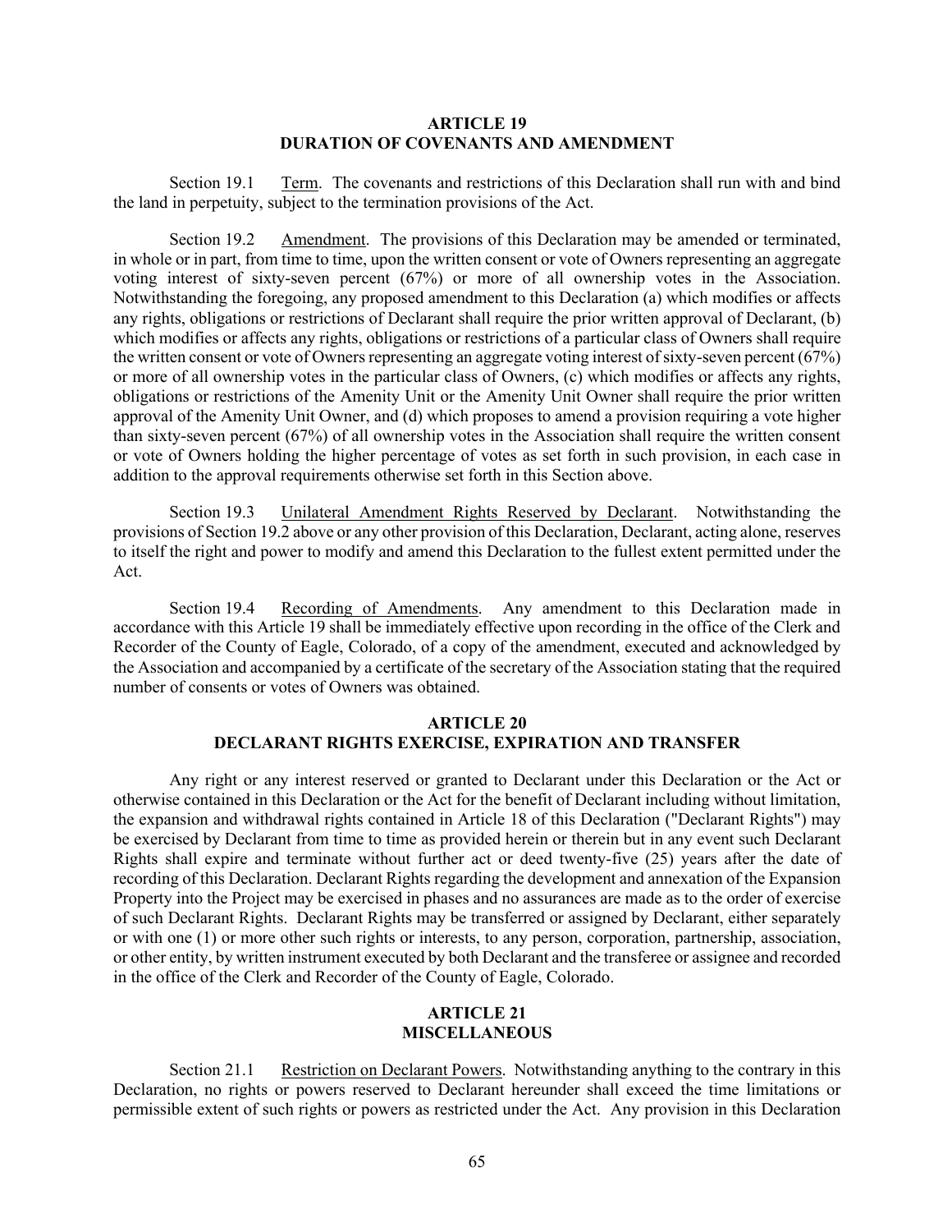## ARTICLE 19
## DURATION OF COVENANTS AND AMENDMENT

Section 19.1 Term. The covenants and restrictions of this Declaration shall run with and bind the land in perpetuity, subject to the termination provisions of the Act.

Section 19.2 Amendment. The provisions of this Declaration may be amended or terminated, in whole or in part, from time to time, upon the written consent or vote of Owners representing an aggregate voting interest of sixty-seven percent (67%) or more of all ownership votes in the Association. Notwithstanding the foregoing, any proposed amendment to this Declaration (a) which modifies or affects any rights, obligations or restrictions of Declarant shall require the prior written approval of Declarant, (b) which modifies or affects any rights, obligations or restrictions of a particular class of Owners shall require the written consent or vote of Owners representing an aggregate voting interest of sixty-seven percent (67%) or more of all ownership votes in the particular class of Owners, (c) which modifies or affects any rights, obligations or restrictions of the Amenity Unit or the Amenity Unit Owner shall require the prior written approval of the Amenity Unit Owner, and (d) which proposes to amend a provision requiring a vote higher than sixty-seven percent (67%) of all ownership votes in the Association shall require the written consent or vote of Owners holding the higher percentage of votes as set forth in such provision, in each case in addition to the approval requirements otherwise set forth in this Section above.

Section 19.3 Unilateral Amendment Rights Reserved by Declarant. Notwithstanding the provisions of Section 19.2 above or any other provision of this Declaration, Declarant, acting alone, reserves to itself the right and power to modify and amend this Declaration to the fullest extent permitted under the Act.

Section 19.4 Recording of Amendments. Any amendment to this Declaration made in accordance with this Article 19 shall be immediately effective upon recording in the office of the Clerk and Recorder of the County of Eagle, Colorado, of a copy of the amendment, executed and acknowledged by the Association and accompanied by a certificate of the secretary of the Association stating that the required number of consents or votes of Owners was obtained.

## ARTICLE 20
## DECLARANT RIGHTS EXERCISE, EXPIRATION AND TRANSFER

Any right or any interest reserved or granted to Declarant under this Declaration or the Act or otherwise contained in this Declaration or the Act for the benefit of Declarant including without limitation, the expansion and withdrawal rights contained in Article 18 of this Declaration ("Declarant Rights") may be exercised by Declarant from time to time as provided herein or therein but in any event such Declarant Rights shall expire and terminate without further act or deed twenty-five (25) years after the date of recording of this Declaration. Declarant Rights regarding the development and annexation of the Expansion Property into the Project may be exercised in phases and no assurances are made as to the order of exercise of such Declarant Rights. Declarant Rights may be transferred or assigned by Declarant, either separately or with one (1) or more other such rights or interests, to any person, corporation, partnership, association, or other entity, by written instrument executed by both Declarant and the transferee or assignee and recorded in the office of the Clerk and Recorder of the County of Eagle, Colorado.

## ARTICLE 21
## MISCELLANEOUS

Section 21.1 Restriction on Declarant Powers. Notwithstanding anything to the contrary in this Declaration, no rights or powers reserved to Declarant hereunder shall exceed the time limitations or permissible extent of such rights or powers as restricted under the Act. Any provision in this Declaration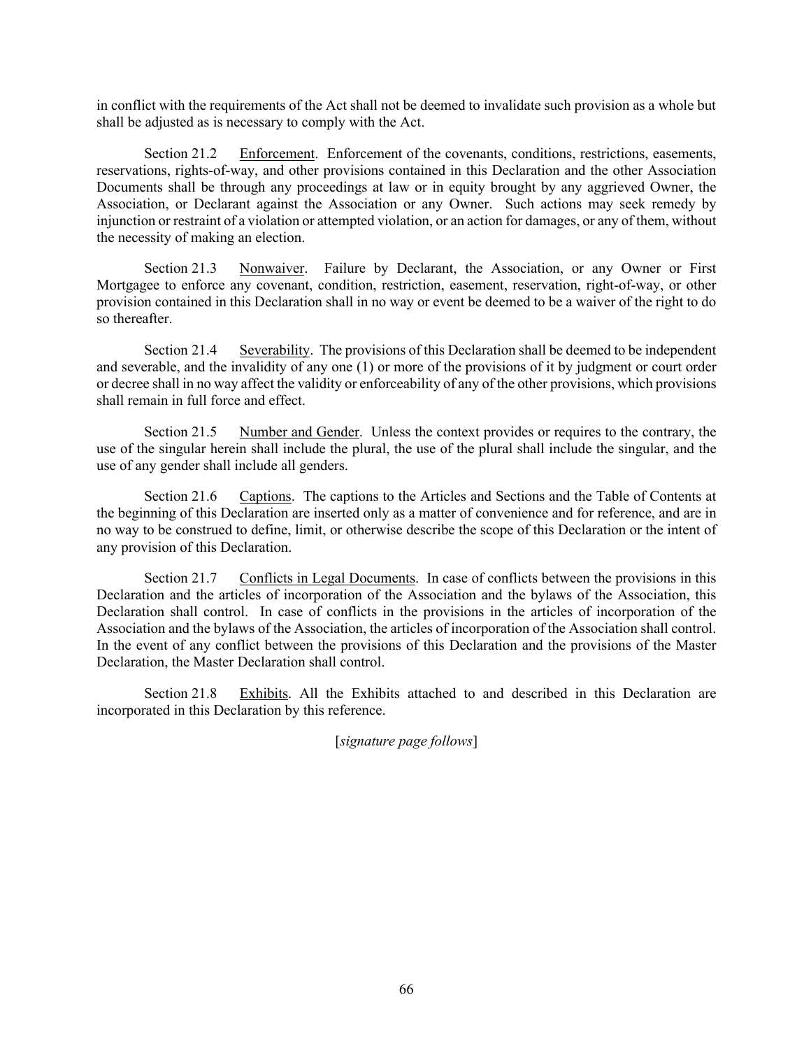in conflict with the requirements of the Act shall not be deemed to invalidate such provision as a whole but shall be adjusted as is necessary to comply with the Act.

Section 21.2 Enforcement. Enforcement of the covenants, conditions, restrictions, easements, reservations, rights-of-way, and other provisions contained in this Declaration and the other Association Documents shall be through any proceedings at law or in equity brought by any aggrieved Owner, the Association, or Declarant against the Association or any Owner. Such actions may seek remedy by injunction or restraint of a violation or attempted violation, or an action for damages, or any of them, without the necessity of making an election.

Section 21.3 Nonwaiver. Failure by Declarant, the Association, or any Owner or First Mortgagee to enforce any covenant, condition, restriction, easement, reservation, right-of-way, or other provision contained in this Declaration shall in no way or event be deemed to be a waiver of the right to do so thereafter.

Section 21.4 Severability. The provisions of this Declaration shall be deemed to be independent and severable, and the invalidity of any one (1) or more of the provisions of it by judgment or court order or decree shall in no way affect the validity or enforceability of any of the other provisions, which provisions shall remain in full force and effect.

Section 21.5 Number and Gender. Unless the context provides or requires to the contrary, the use of the singular herein shall include the plural, the use of the plural shall include the singular, and the use of any gender shall include all genders.

Section 21.6 Captions. The captions to the Articles and Sections and the Table of Contents at the beginning of this Declaration are inserted only as a matter of convenience and for reference, and are in no way to be construed to define, limit, or otherwise describe the scope of this Declaration or the intent of any provision of this Declaration.

Section 21.7 Conflicts in Legal Documents. In case of conflicts between the provisions in this Declaration and the articles of incorporation of the Association and the bylaws of the Association, this Declaration shall control. In case of conflicts in the provisions in the articles of incorporation of the Association and the bylaws of the Association, the articles of incorporation of the Association shall control. In the event of any conflict between the provisions of this Declaration and the provisions of the Master Declaration, the Master Declaration shall control.

Section 21.8 Exhibits. All the Exhibits attached to and described in this Declaration are incorporated in this Declaration by this reference.

[*signature page follows*]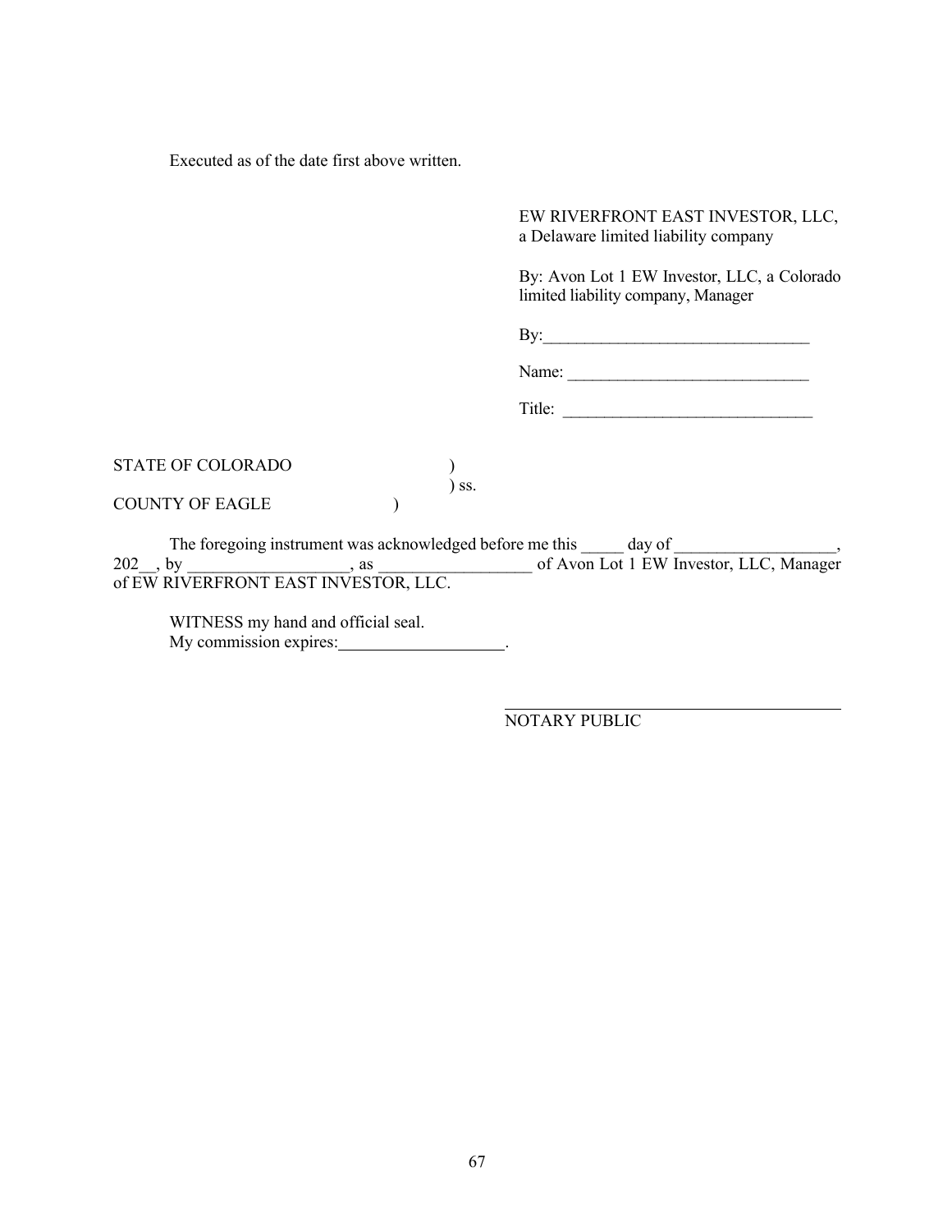Executed as of the date first above written.

EW RIVERFRONT EAST INVESTOR, LLC,
a Delaware limited liability company

By: Avon Lot 1 EW Investor, LLC, a Colorado limited liability company, Manager

By:________________________________

Name: ______________________________

Title: ______________________________

STATE OF COLORADO )
) ss.
COUNTY OF EAGLE )

The foregoing instrument was acknowledged before me this _____ day of ___________________, 202__, by ___________________, as _________________ of Avon Lot 1 EW Investor, LLC, Manager of EW RIVERFRONT EAST INVESTOR, LLC.

WITNESS my hand and official seal.
My commission expires:____________________.

_________________________________________
NOTARY PUBLIC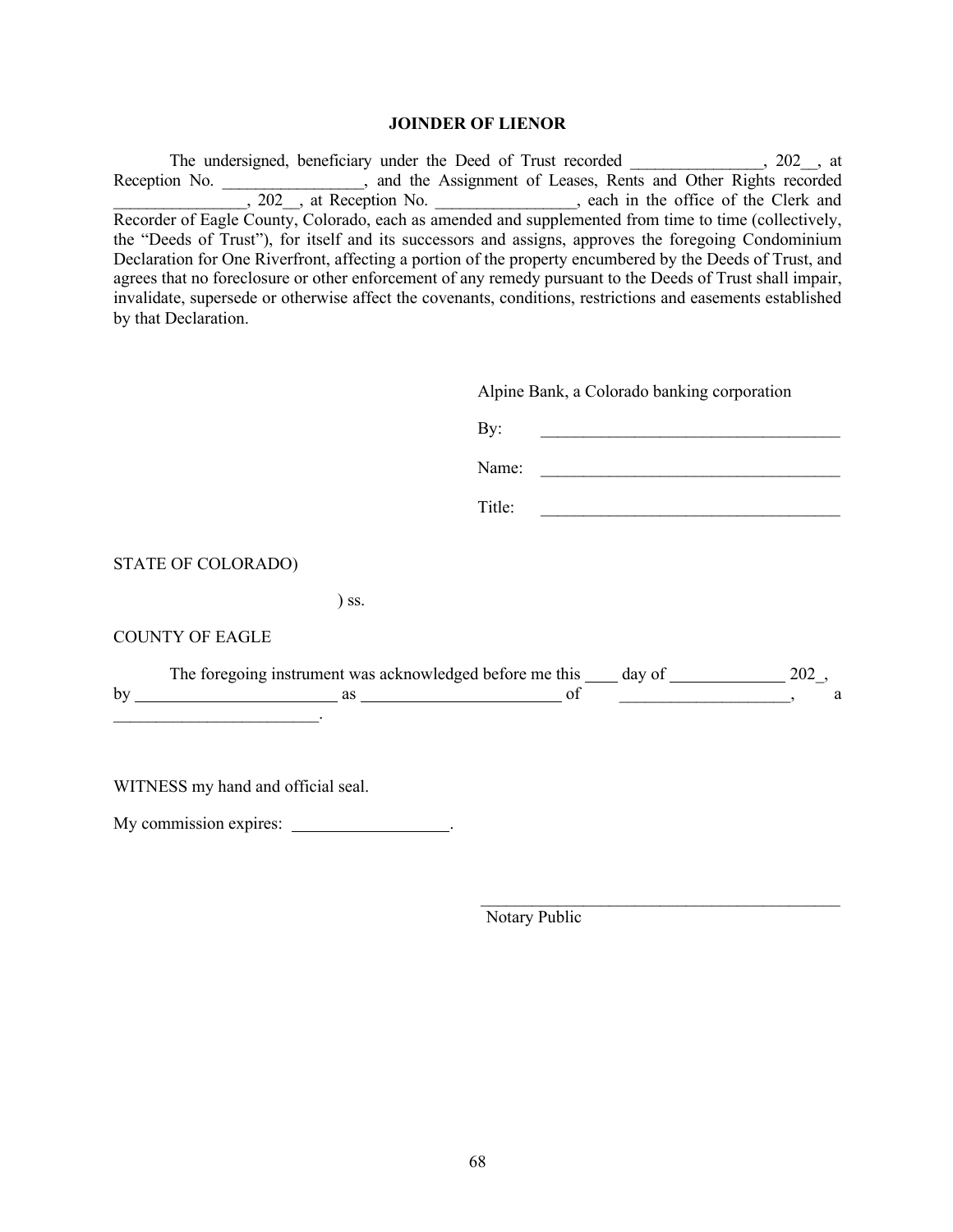**JOINDER OF LIENOR**

The undersigned, beneficiary under the Deed of Trust recorded ________________, 202__, at Reception No. _________________, and the Assignment of Leases, Rents and Other Rights recorded ________________, 202__, at Reception No. _________________, each in the office of the Clerk and Recorder of Eagle County, Colorado, each as amended and supplemented from time to time (collectively, the "Deeds of Trust"), for itself and its successors and assigns, approves the foregoing Condominium Declaration for One Riverfront, affecting a portion of the property encumbered by the Deeds of Trust, and agrees that no foreclosure or other enforcement of any remedy pursuant to the Deeds of Trust shall impair, invalidate, supersede or otherwise affect the covenants, conditions, restrictions and easements established by that Declaration.

Alpine Bank, a Colorado banking corporation

By: ____________________________________

Name: ____________________________________

Title: ____________________________________

STATE OF COLORADO)

) ss.

COUNTY OF EAGLE

The foregoing instrument was acknowledged before me this ____ day of ______________ 202_, by ________________________ as ________________________ of ____________________, a ________________________.

WITNESS my hand and official seal.

My commission expires: ___________________.

____________________________________________

Notary Public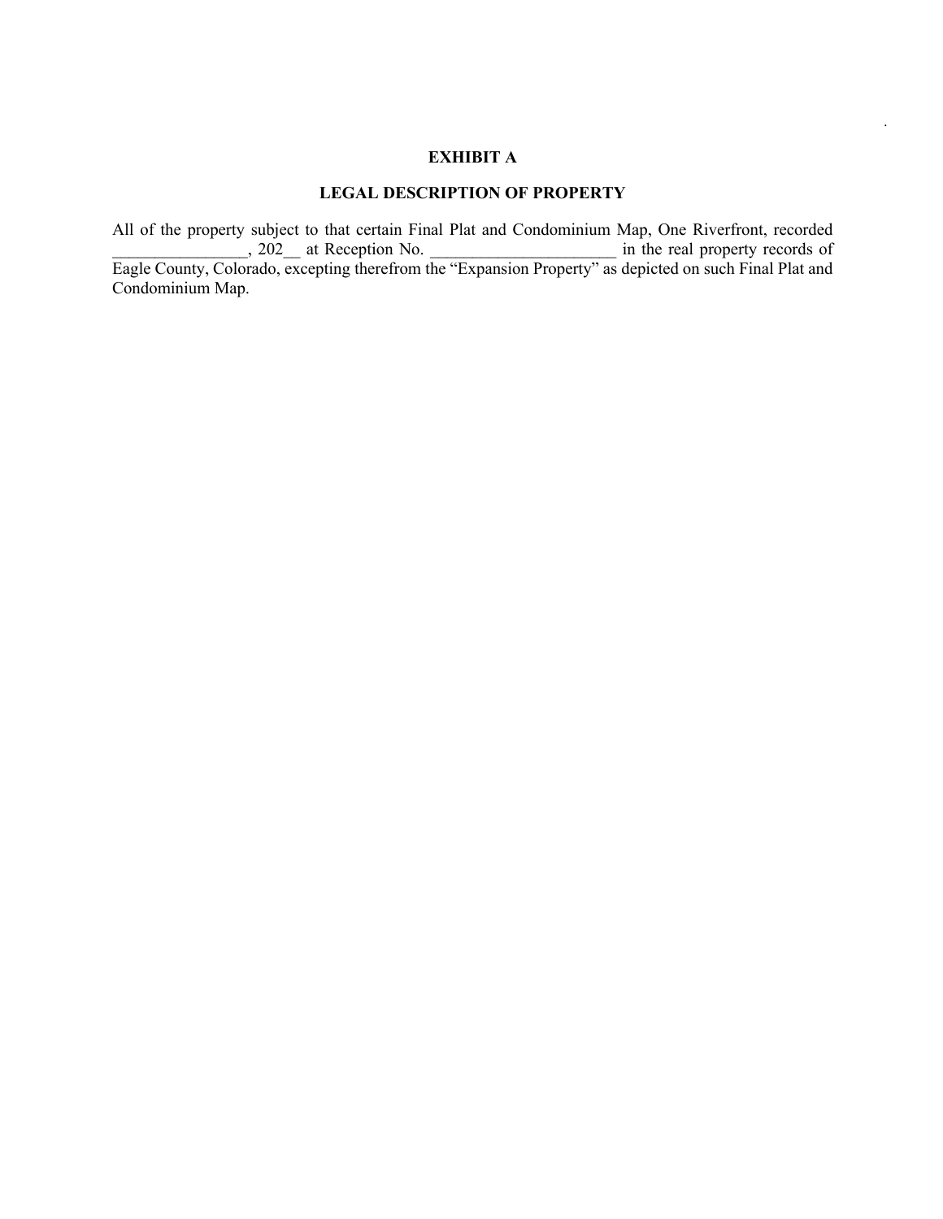# EXHIBIT A

## LEGAL DESCRIPTION OF PROPERTY

All of the property subject to that certain Final Plat and Condominium Map, One Riverfront, recorded ________________, 202__ at Reception No. ______________________ in the real property records of Eagle County, Colorado, excepting therefrom the "Expansion Property" as depicted on such Final Plat and Condominium Map.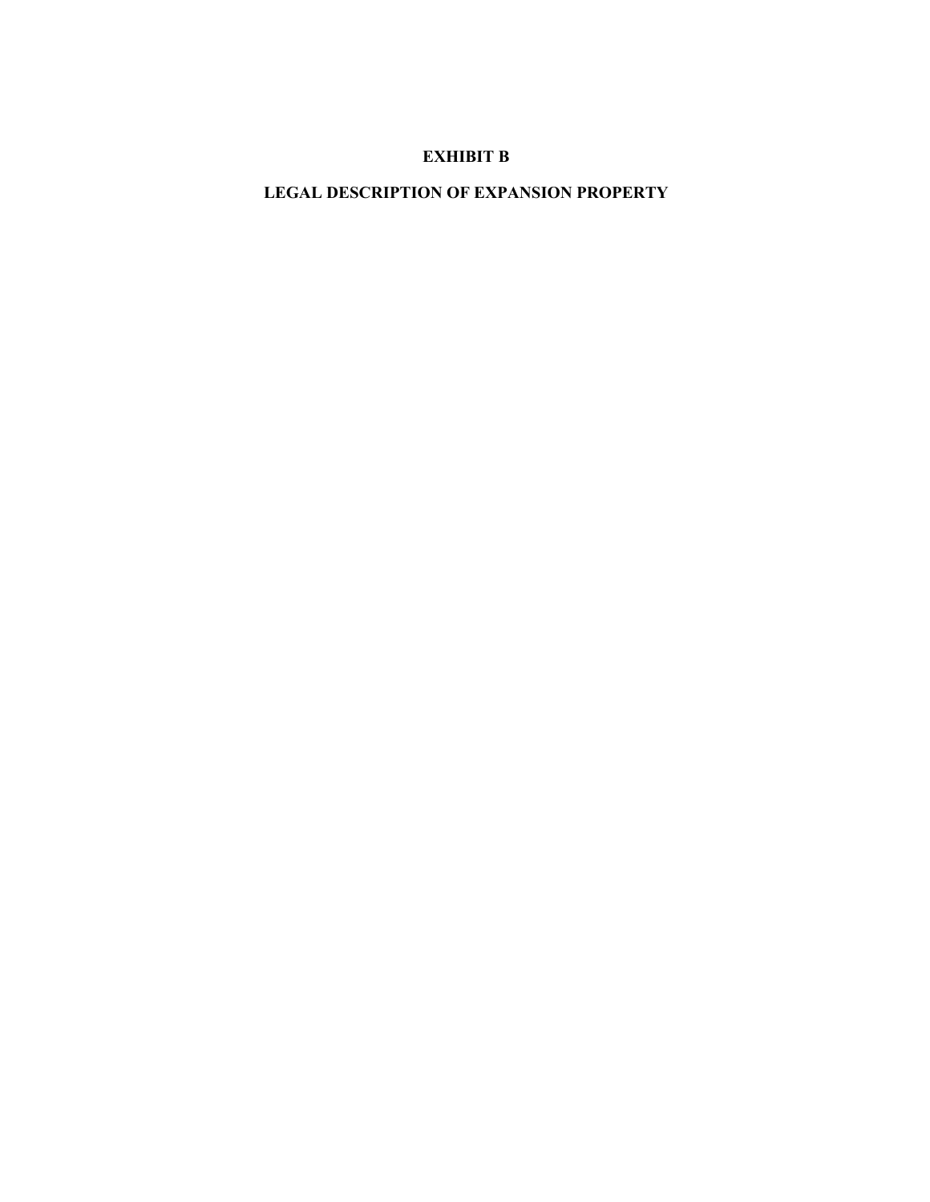# EXHIBIT B

## LEGAL DESCRIPTION OF EXPANSION PROPERTY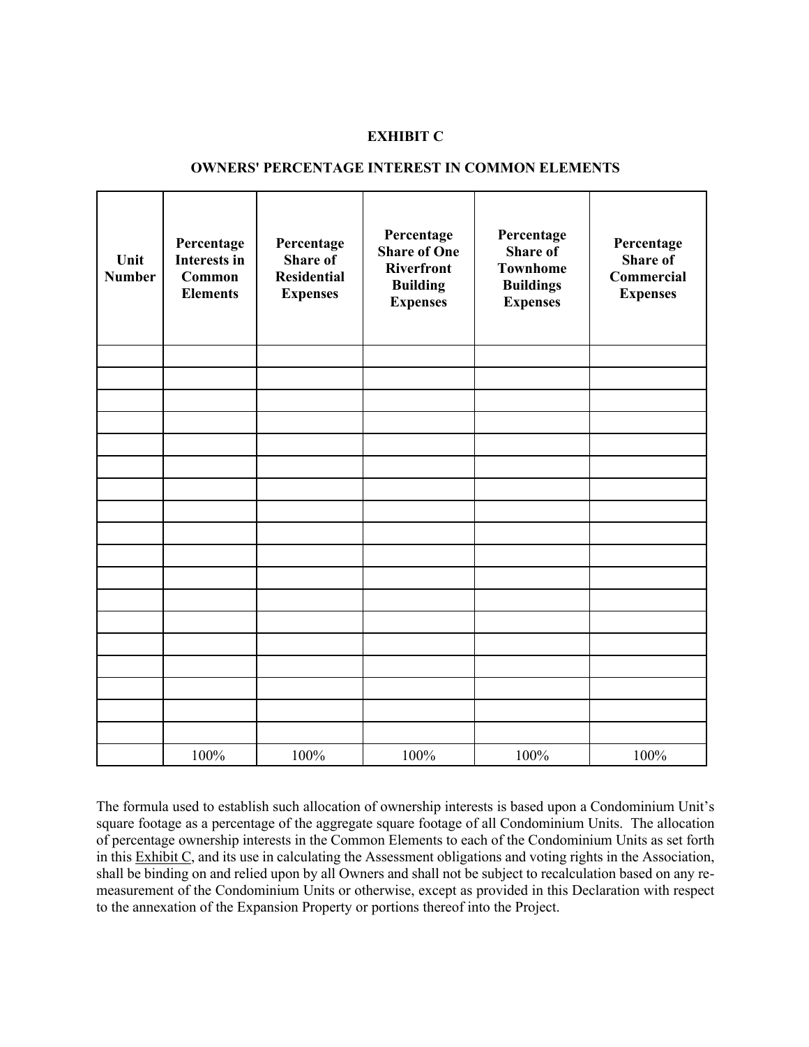**EXHIBIT C**

**OWNERS' PERCENTAGE INTEREST IN COMMON ELEMENTS**

| Unit Number | Percentage Interests in Common Elements | Percentage Share of Residential Expenses | Percentage Share of One Riverfront Building Expenses | Percentage Share of Townhome Buildings Expenses | Percentage Share of Commercial Expenses |
|---|---|---|---|---|---|
| | | | | | |
| | | | | | |
| | | | | | |
| | | | | | |
| | | | | | |
| | | | | | |
| | | | | | |
| | | | | | |
| | | | | | |
| | | | | | |
| | | | | | |
| | | | | | |
| | | | | | |
| | | | | | |
| | | | | | |
| | | | | | |
| | | | | | |
| | | | | | |
| | 100% | 100% | 100% | 100% | 100% |

The formula used to establish such allocation of ownership interests is based upon a Condominium Unit's square footage as a percentage of the aggregate square footage of all Condominium Units. The allocation of percentage ownership interests in the Common Elements to each of the Condominium Units as set forth in this Exhibit C, and its use in calculating the Assessment obligations and voting rights in the Association, shall be binding on and relied upon by all Owners and shall not be subject to recalculation based on any re-measurement of the Condominium Units or otherwise, except as provided in this Declaration with respect to the annexation of the Expansion Property or portions thereof into the Project.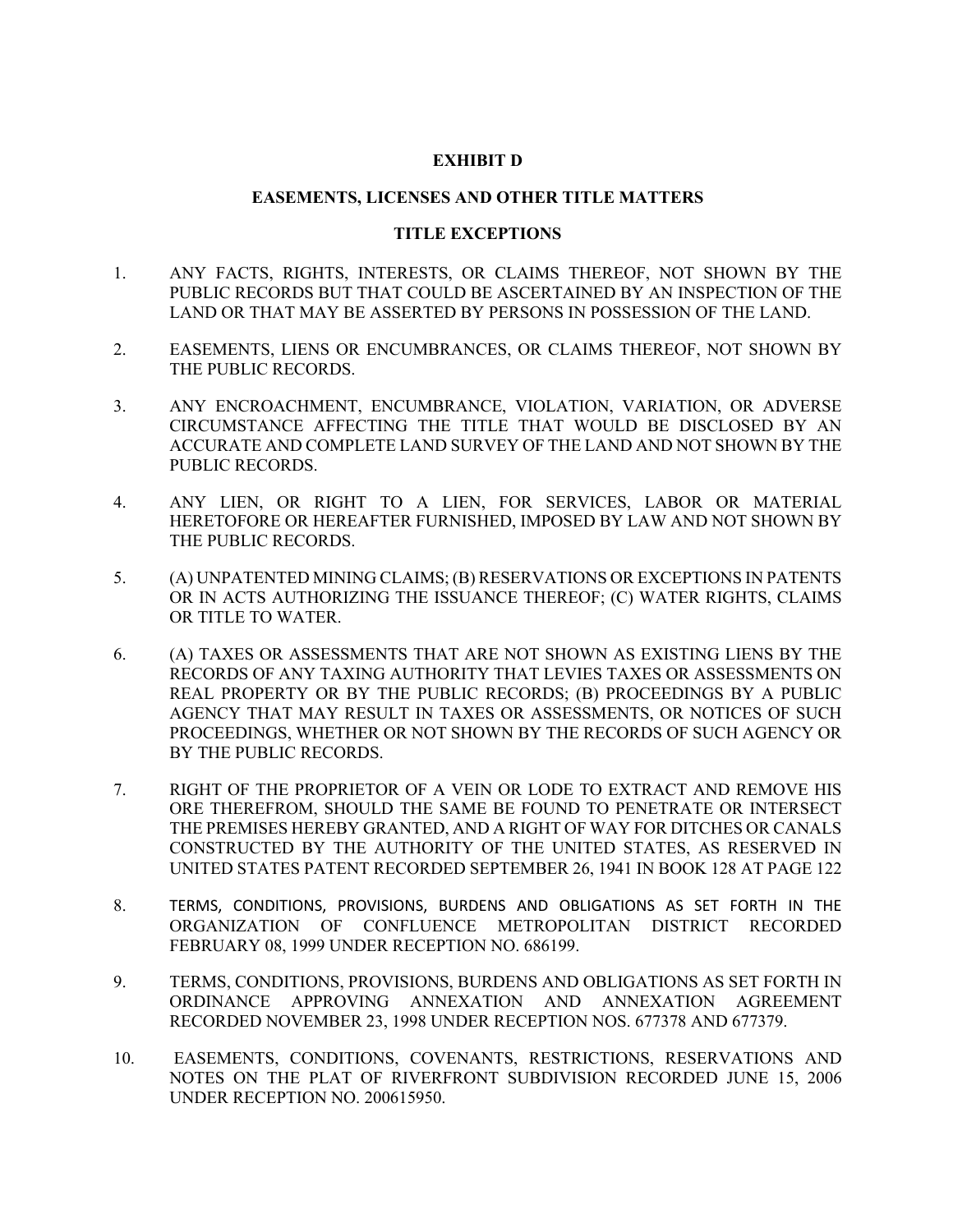# EXHIBIT D

## EASEMENTS, LICENSES AND OTHER TITLE MATTERS

### TITLE EXCEPTIONS

1. ANY FACTS, RIGHTS, INTERESTS, OR CLAIMS THEREOF, NOT SHOWN BY THE PUBLIC RECORDS BUT THAT COULD BE ASCERTAINED BY AN INSPECTION OF THE LAND OR THAT MAY BE ASSERTED BY PERSONS IN POSSESSION OF THE LAND.

2. EASEMENTS, LIENS OR ENCUMBRANCES, OR CLAIMS THEREOF, NOT SHOWN BY THE PUBLIC RECORDS.

3. ANY ENCROACHMENT, ENCUMBRANCE, VIOLATION, VARIATION, OR ADVERSE CIRCUMSTANCE AFFECTING THE TITLE THAT WOULD BE DISCLOSED BY AN ACCURATE AND COMPLETE LAND SURVEY OF THE LAND AND NOT SHOWN BY THE PUBLIC RECORDS.

4. ANY LIEN, OR RIGHT TO A LIEN, FOR SERVICES, LABOR OR MATERIAL HERETOFORE OR HEREAFTER FURNISHED, IMPOSED BY LAW AND NOT SHOWN BY THE PUBLIC RECORDS.

5. (A) UNPATENTED MINING CLAIMS; (B) RESERVATIONS OR EXCEPTIONS IN PATENTS OR IN ACTS AUTHORIZING THE ISSUANCE THEREOF; (C) WATER RIGHTS, CLAIMS OR TITLE TO WATER.

6. (A) TAXES OR ASSESSMENTS THAT ARE NOT SHOWN AS EXISTING LIENS BY THE RECORDS OF ANY TAXING AUTHORITY THAT LEVIES TAXES OR ASSESSMENTS ON REAL PROPERTY OR BY THE PUBLIC RECORDS; (B) PROCEEDINGS BY A PUBLIC AGENCY THAT MAY RESULT IN TAXES OR ASSESSMENTS, OR NOTICES OF SUCH PROCEEDINGS, WHETHER OR NOT SHOWN BY THE RECORDS OF SUCH AGENCY OR BY THE PUBLIC RECORDS.

7. RIGHT OF THE PROPRIETOR OF A VEIN OR LODE TO EXTRACT AND REMOVE HIS ORE THEREFROM, SHOULD THE SAME BE FOUND TO PENETRATE OR INTERSECT THE PREMISES HEREBY GRANTED, AND A RIGHT OF WAY FOR DITCHES OR CANALS CONSTRUCTED BY THE AUTHORITY OF THE UNITED STATES, AS RESERVED IN UNITED STATES PATENT RECORDED SEPTEMBER 26, 1941 IN BOOK 128 AT PAGE 122

8. TERMS, CONDITIONS, PROVISIONS, BURDENS AND OBLIGATIONS AS SET FORTH IN THE ORGANIZATION OF CONFLUENCE METROPOLITAN DISTRICT RECORDED FEBRUARY 08, 1999 UNDER RECEPTION NO. 686199.

9. TERMS, CONDITIONS, PROVISIONS, BURDENS AND OBLIGATIONS AS SET FORTH IN ORDINANCE APPROVING ANNEXATION AND ANNEXATION AGREEMENT RECORDED NOVEMBER 23, 1998 UNDER RECEPTION NOS. 677378 AND 677379.

10. EASEMENTS, CONDITIONS, COVENANTS, RESTRICTIONS, RESERVATIONS AND NOTES ON THE PLAT OF RIVERFRONT SUBDIVISION RECORDED JUNE 15, 2006 UNDER RECEPTION NO. 200615950.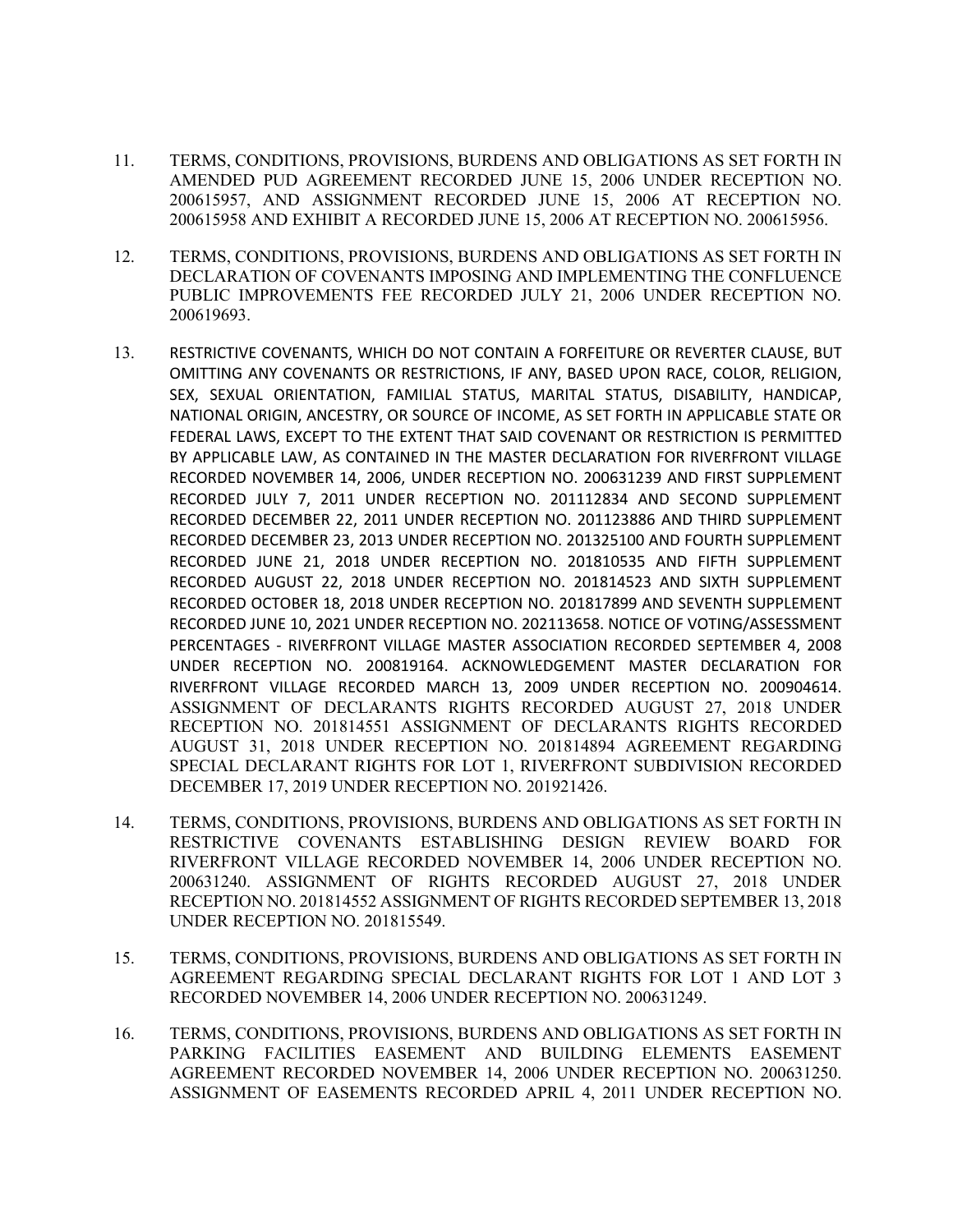11. TERMS, CONDITIONS, PROVISIONS, BURDENS AND OBLIGATIONS AS SET FORTH IN AMENDED PUD AGREEMENT RECORDED JUNE 15, 2006 UNDER RECEPTION NO. 200615957, AND ASSIGNMENT RECORDED JUNE 15, 2006 AT RECEPTION NO. 200615958 AND EXHIBIT A RECORDED JUNE 15, 2006 AT RECEPTION NO. 200615956.

12. TERMS, CONDITIONS, PROVISIONS, BURDENS AND OBLIGATIONS AS SET FORTH IN DECLARATION OF COVENANTS IMPOSING AND IMPLEMENTING THE CONFLUENCE PUBLIC IMPROVEMENTS FEE RECORDED JULY 21, 2006 UNDER RECEPTION NO. 200619693.

13. RESTRICTIVE COVENANTS, WHICH DO NOT CONTAIN A FORFEITURE OR REVERTER CLAUSE, BUT OMITTING ANY COVENANTS OR RESTRICTIONS, IF ANY, BASED UPON RACE, COLOR, RELIGION, SEX, SEXUAL ORIENTATION, FAMILIAL STATUS, MARITAL STATUS, DISABILITY, HANDICAP, NATIONAL ORIGIN, ANCESTRY, OR SOURCE OF INCOME, AS SET FORTH IN APPLICABLE STATE OR FEDERAL LAWS, EXCEPT TO THE EXTENT THAT SAID COVENANT OR RESTRICTION IS PERMITTED BY APPLICABLE LAW, AS CONTAINED IN THE MASTER DECLARATION FOR RIVERFRONT VILLAGE RECORDED NOVEMBER 14, 2006, UNDER RECEPTION NO. 200631239 AND FIRST SUPPLEMENT RECORDED JULY 7, 2011 UNDER RECEPTION NO. 201112834 AND SECOND SUPPLEMENT RECORDED DECEMBER 22, 2011 UNDER RECEPTION NO. 201123886 AND THIRD SUPPLEMENT RECORDED DECEMBER 23, 2013 UNDER RECEPTION NO. 201325100 AND FOURTH SUPPLEMENT RECORDED JUNE 21, 2018 UNDER RECEPTION NO. 201810535 AND FIFTH SUPPLEMENT RECORDED AUGUST 22, 2018 UNDER RECEPTION NO. 201814523 AND SIXTH SUPPLEMENT RECORDED OCTOBER 18, 2018 UNDER RECEPTION NO. 201817899 AND SEVENTH SUPPLEMENT RECORDED JUNE 10, 2021 UNDER RECEPTION NO. 202113658. NOTICE OF VOTING/ASSESSMENT PERCENTAGES - RIVERFRONT VILLAGE MASTER ASSOCIATION RECORDED SEPTEMBER 4, 2008 UNDER RECEPTION NO. 200819164. ACKNOWLEDGEMENT MASTER DECLARATION FOR RIVERFRONT VILLAGE RECORDED MARCH 13, 2009 UNDER RECEPTION NO. 200904614. ASSIGNMENT OF DECLARANTS RIGHTS RECORDED AUGUST 27, 2018 UNDER RECEPTION NO. 201814551 ASSIGNMENT OF DECLARANTS RIGHTS RECORDED AUGUST 31, 2018 UNDER RECEPTION NO. 201814894 AGREEMENT REGARDING SPECIAL DECLARANT RIGHTS FOR LOT 1, RIVERFRONT SUBDIVISION RECORDED DECEMBER 17, 2019 UNDER RECEPTION NO. 201921426.

14. TERMS, CONDITIONS, PROVISIONS, BURDENS AND OBLIGATIONS AS SET FORTH IN RESTRICTIVE COVENANTS ESTABLISHING DESIGN REVIEW BOARD FOR RIVERFRONT VILLAGE RECORDED NOVEMBER 14, 2006 UNDER RECEPTION NO. 200631240. ASSIGNMENT OF RIGHTS RECORDED AUGUST 27, 2018 UNDER RECEPTION NO. 201814552 ASSIGNMENT OF RIGHTS RECORDED SEPTEMBER 13, 2018 UNDER RECEPTION NO. 201815549.

15. TERMS, CONDITIONS, PROVISIONS, BURDENS AND OBLIGATIONS AS SET FORTH IN AGREEMENT REGARDING SPECIAL DECLARANT RIGHTS FOR LOT 1 AND LOT 3 RECORDED NOVEMBER 14, 2006 UNDER RECEPTION NO. 200631249.

16. TERMS, CONDITIONS, PROVISIONS, BURDENS AND OBLIGATIONS AS SET FORTH IN PARKING FACILITIES EASEMENT AND BUILDING ELEMENTS EASEMENT AGREEMENT RECORDED NOVEMBER 14, 2006 UNDER RECEPTION NO. 200631250. ASSIGNMENT OF EASEMENTS RECORDED APRIL 4, 2011 UNDER RECEPTION NO.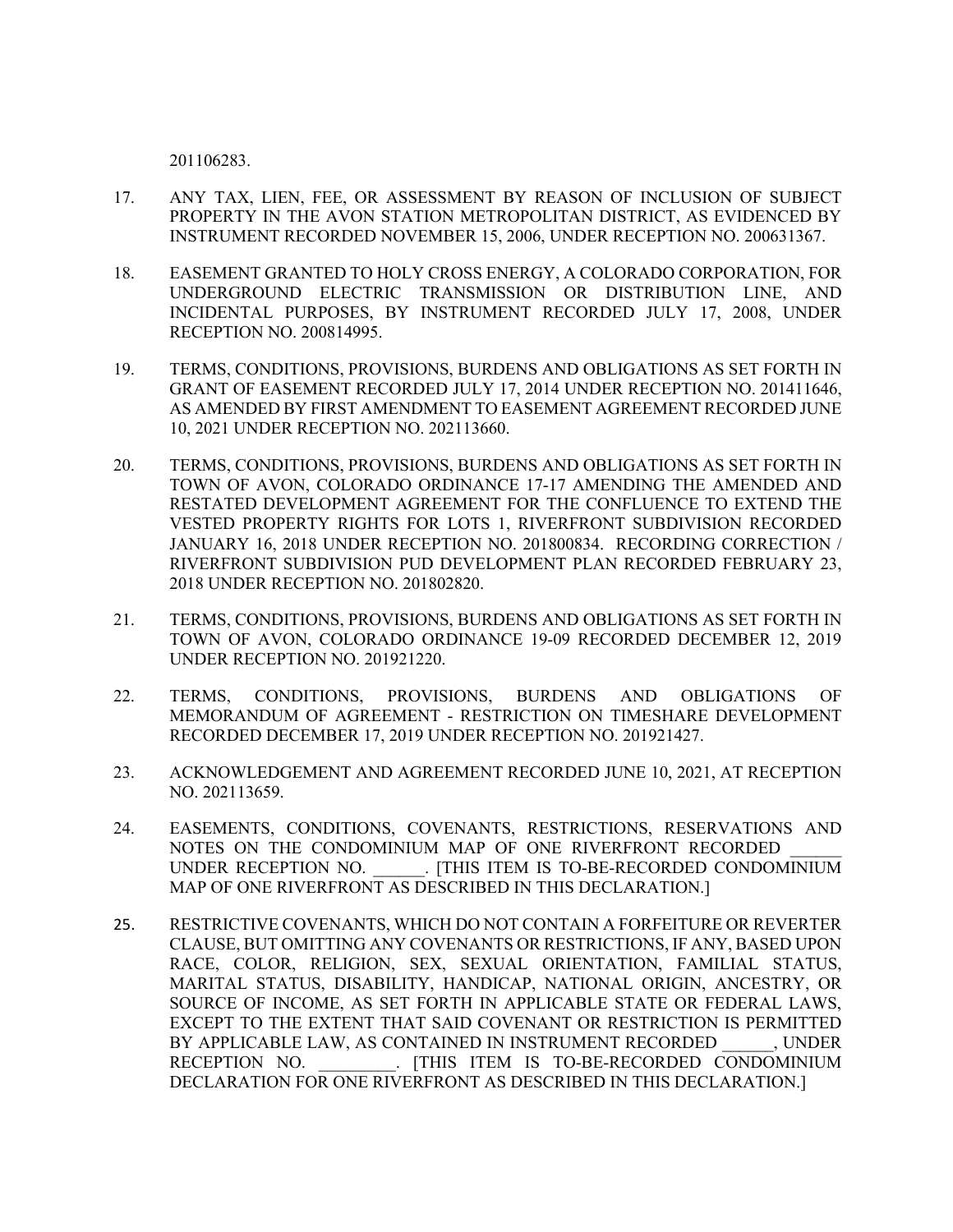201106283.

17. ANY TAX, LIEN, FEE, OR ASSESSMENT BY REASON OF INCLUSION OF SUBJECT PROPERTY IN THE AVON STATION METROPOLITAN DISTRICT, AS EVIDENCED BY INSTRUMENT RECORDED NOVEMBER 15, 2006, UNDER RECEPTION NO. 200631367.

18. EASEMENT GRANTED TO HOLY CROSS ENERGY, A COLORADO CORPORATION, FOR UNDERGROUND ELECTRIC TRANSMISSION OR DISTRIBUTION LINE, AND INCIDENTAL PURPOSES, BY INSTRUMENT RECORDED JULY 17, 2008, UNDER RECEPTION NO. 200814995.

19. TERMS, CONDITIONS, PROVISIONS, BURDENS AND OBLIGATIONS AS SET FORTH IN GRANT OF EASEMENT RECORDED JULY 17, 2014 UNDER RECEPTION NO. 201411646, AS AMENDED BY FIRST AMENDMENT TO EASEMENT AGREEMENT RECORDED JUNE 10, 2021 UNDER RECEPTION NO. 202113660.

20. TERMS, CONDITIONS, PROVISIONS, BURDENS AND OBLIGATIONS AS SET FORTH IN TOWN OF AVON, COLORADO ORDINANCE 17-17 AMENDING THE AMENDED AND RESTATED DEVELOPMENT AGREEMENT FOR THE CONFLUENCE TO EXTEND THE VESTED PROPERTY RIGHTS FOR LOTS 1, RIVERFRONT SUBDIVISION RECORDED JANUARY 16, 2018 UNDER RECEPTION NO. 201800834. RECORDING CORRECTION / RIVERFRONT SUBDIVISION PUD DEVELOPMENT PLAN RECORDED FEBRUARY 23, 2018 UNDER RECEPTION NO. 201802820.

21. TERMS, CONDITIONS, PROVISIONS, BURDENS AND OBLIGATIONS AS SET FORTH IN TOWN OF AVON, COLORADO ORDINANCE 19-09 RECORDED DECEMBER 12, 2019 UNDER RECEPTION NO. 201921220.

22. TERMS, CONDITIONS, PROVISIONS, BURDENS AND OBLIGATIONS OF MEMORANDUM OF AGREEMENT - RESTRICTION ON TIMESHARE DEVELOPMENT RECORDED DECEMBER 17, 2019 UNDER RECEPTION NO. 201921427.

23. ACKNOWLEDGEMENT AND AGREEMENT RECORDED JUNE 10, 2021, AT RECEPTION NO. 202113659.

24. EASEMENTS, CONDITIONS, COVENANTS, RESTRICTIONS, RESERVATIONS AND NOTES ON THE CONDOMINIUM MAP OF ONE RIVERFRONT RECORDED ______ UNDER RECEPTION NO. ______. [THIS ITEM IS TO-BE-RECORDED CONDOMINIUM MAP OF ONE RIVERFRONT AS DESCRIBED IN THIS DECLARATION.]

25. RESTRICTIVE COVENANTS, WHICH DO NOT CONTAIN A FORFEITURE OR REVERTER CLAUSE, BUT OMITTING ANY COVENANTS OR RESTRICTIONS, IF ANY, BASED UPON RACE, COLOR, RELIGION, SEX, SEXUAL ORIENTATION, FAMILIAL STATUS, MARITAL STATUS, DISABILITY, HANDICAP, NATIONAL ORIGIN, ANCESTRY, OR SOURCE OF INCOME, AS SET FORTH IN APPLICABLE STATE OR FEDERAL LAWS, EXCEPT TO THE EXTENT THAT SAID COVENANT OR RESTRICTION IS PERMITTED BY APPLICABLE LAW, AS CONTAINED IN INSTRUMENT RECORDED ______, UNDER RECEPTION NO. _________. [THIS ITEM IS TO-BE-RECORDED CONDOMINIUM DECLARATION FOR ONE RIVERFRONT AS DESCRIBED IN THIS DECLARATION.]